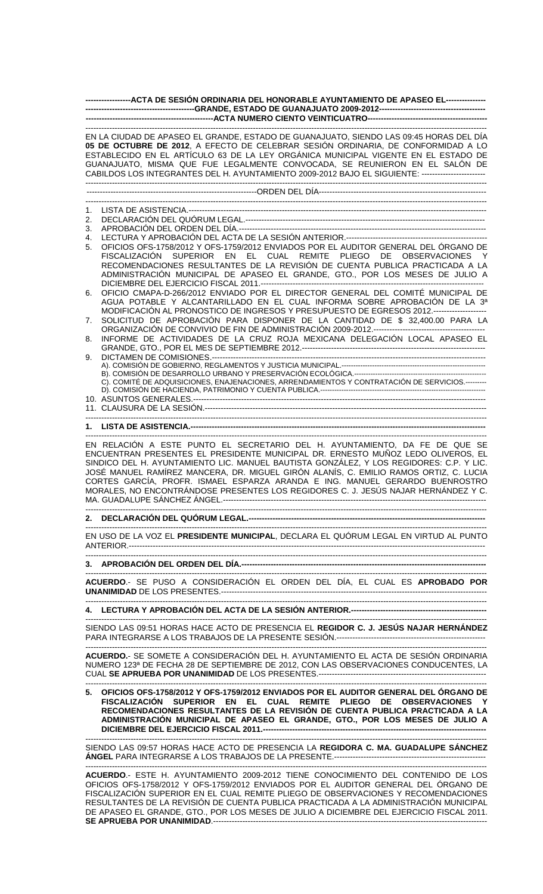**ACTA DE SESIÓN ORDINARIA DEL HONORABLE AYUNTAMIENTO DE APASEO EL GRANDE, ESTADO DE GUANAJUATO 2009-2012**

**ACTA NUMERO CIENTO VEINTICUATRO**

EN LA CIUDAD DE APASEO EL GRANDE, ESTADO DE GUANAJUATO, SIENDO LAS 09:45 HORAS DEL DÍA **05 DE OCTUBRE DE 2012**, A EFECTO DE CELEBRAR SESIÓN ORDINARIA, DE CONFORMIDAD A LO ESTABLECIDO EN EL ARTÍCULO 63 DE LA LEY ORGÁNICA MUNICIPAL VIGENTE EN EL ESTADO DE GUANAJUATO, MISMA QUE FUE LEGALMENTE CONVOCADA, SE REUNIERON EN EL SALÓN DE CABILDOS LOS INTEGRANTES DEL H. AYUNTAMIENTO 2009-2012 BAJO EL SIGUIENTE:

ORDEN DEL DÍA

1. LISTA DE ASISTENCIA.
2. DECLARACIÓN DEL QUÓRUM LEGAL.
3. APROBACIÓN DEL ORDEN DEL DÍA.
4. LECTURA Y APROBACIÓN DEL ACTA DE LA SESIÓN ANTERIOR.
5. OFICIOS OFS-1758/2012 Y OFS-1759/2012 ENVIADOS POR EL AUDITOR GENERAL DEL ÓRGANO DE FISCALIZACIÓN SUPERIOR EN EL CUAL REMITE PLIEGO DE OBSERVACIONES Y RECOMENDACIONES RESULTANTES DE LA REVISIÓN DE CUENTA PUBLICA PRACTICADA A LA ADMINISTRACIÓN MUNICIPAL DE APASEO EL GRANDE, GTO., POR LOS MESES DE JULIO A DICIEMBRE DEL EJERCICIO FISCAL 2011.
6. OFICIO CMAPA-D-266/2012 ENVIADO POR EL DIRECTOR GENERAL DEL COMITÉ MUNICIPAL DE AGUA POTABLE Y ALCANTARILLADO EN EL CUAL INFORMA SOBRE APROBACIÓN DE LA 3ª MODIFICACIÓN AL PRONOSTICO DE INGRESOS Y PRESUPUESTO DE EGRESOS 2012.
7. SOLICITUD DE APROBACIÓN PARA DISPONER DE LA CANTIDAD DE $ 32,400.00 PARA LA ORGANIZACIÓN DE CONVIVIO DE FIN DE ADMINISTRACIÓN 2009-2012.
8. INFORME DE ACTIVIDADES DE LA CRUZ ROJA MEXICANA DELEGACIÓN LOCAL APASEO EL GRANDE, GTO., POR EL MES DE SEPTIEMBRE 2012.
9. DICTAMEN DE COMISIONES.
   A). COMISIÓN DE GOBIERNO, REGLAMENTOS Y JUSTICIA MUNICIPAL.
   B). COMISIÓN DE DESARROLLO URBANO Y PRESERVACIÓN ECOLÓGICA.
   C). COMITÉ DE ADQUISICIONES, ENAJENACIONES, ARRENDAMIENTOS Y CONTRATACIÓN DE SERVICIOS.
   D). COMISIÓN DE HACIENDA, PATRIMONIO Y CUENTA PUBLICA.
10. ASUNTOS GENERALES.
11. CLAUSURA DE LA SESIÓN.

**1. LISTA DE ASISTENCIA.**

EN RELACIÓN A ESTE PUNTO EL SECRETARIO DEL H. AYUNTAMIENTO, DA FE DE QUE SE ENCUENTRAN PRESENTES EL PRESIDENTE MUNICIPAL DR. ERNESTO MUÑOZ LEDO OLIVEROS, EL SINDICO DEL H. AYUNTAMIENTO LIC. MANUEL BAUTISTA GONZÁLEZ, Y LOS REGIDORES: C.P. Y LIC. JOSÉ MANUEL RAMÍREZ MANCERA, DR. MIGUEL GIRÓN ALANÍS, C. EMILIO RAMOS ORTIZ, C. LUCIA CORTES GARCÍA, PROFR. ISMAEL ESPARZA ARANDA E ING. MANUEL GERARDO BUENROSTRO MORALES, NO ENCONTRÁNDOSE PRESENTES LOS REGIDORES C. J. JESÚS NAJAR HERNÁNDEZ Y C. MA. GUADALUPE SÁNCHEZ ÁNGEL.

**2. DECLARACIÓN DEL QUÓRUM LEGAL.**

EN USO DE LA VOZ EL **PRESIDENTE MUNICIPAL**, DECLARA EL QUÓRUM LEGAL EN VIRTUD AL PUNTO ANTERIOR.

**3. APROBACIÓN DEL ORDEN DEL DÍA.**

**ACUERDO**.- SE PUSO A CONSIDERACIÓN EL ORDEN DEL DÍA, EL CUAL ES **APROBADO POR UNANIMIDAD** DE LOS PRESENTES.

**4. LECTURA Y APROBACIÓN DEL ACTA DE LA SESIÓN ANTERIOR.**

SIENDO LAS 09:51 HORAS HACE ACTO DE PRESENCIA EL **REGIDOR C. J. JESÚS NAJAR HERNÁNDEZ** PARA INTEGRARSE A LOS TRABAJOS DE LA PRESENTE SESIÓN.

**ACUERDO.**- SE SOMETE A CONSIDERACIÓN DEL H. AYUNTAMIENTO EL ACTA DE SESIÓN ORDINARIA NUMERO 123ª DE FECHA 28 DE SEPTIEMBRE DE 2012, CON LAS OBSERVACIONES CONDUCENTES, LA CUAL **SE APRUEBA POR UNANIMIDAD** DE LOS PRESENTES.

**5. OFICIOS OFS-1758/2012 Y OFS-1759/2012 ENVIADOS POR EL AUDITOR GENERAL DEL ÓRGANO DE FISCALIZACIÓN SUPERIOR EN EL CUAL REMITE PLIEGO DE OBSERVACIONES Y RECOMENDACIONES RESULTANTES DE LA REVISIÓN DE CUENTA PUBLICA PRACTICADA A LA ADMINISTRACIÓN MUNICIPAL DE APASEO EL GRANDE, GTO., POR LOS MESES DE JULIO A DICIEMBRE DEL EJERCICIO FISCAL 2011.**

SIENDO LAS 09:57 HORAS HACE ACTO DE PRESENCIA LA **REGIDORA C. MA. GUADALUPE SÁNCHEZ ÁNGEL** PARA INTEGRARSE A LOS TRABAJOS DE LA PRESENTE.

**ACUERDO**.- ESTE H. AYUNTAMIENTO 2009-2012 TIENE CONOCIMIENTO DEL CONTENIDO DE LOS OFICIOS OFS-1758/2012 Y OFS-1759/2012 ENVIADOS POR EL AUDITOR GENERAL DEL ÓRGANO DE FISCALIZACIÓN SUPERIOR EN EL CUAL REMITE PLIEGO DE OBSERVACIONES Y RECOMENDACIONES RESULTANTES DE LA REVISIÓN DE CUENTA PUBLICA PRACTICADA A LA ADMINISTRACIÓN MUNICIPAL DE APASEO EL GRANDE, GTO., POR LOS MESES DE JULIO A DICIEMBRE DEL EJERCICIO FISCAL 2011. **SE APRUEBA POR UNANIMIDAD**.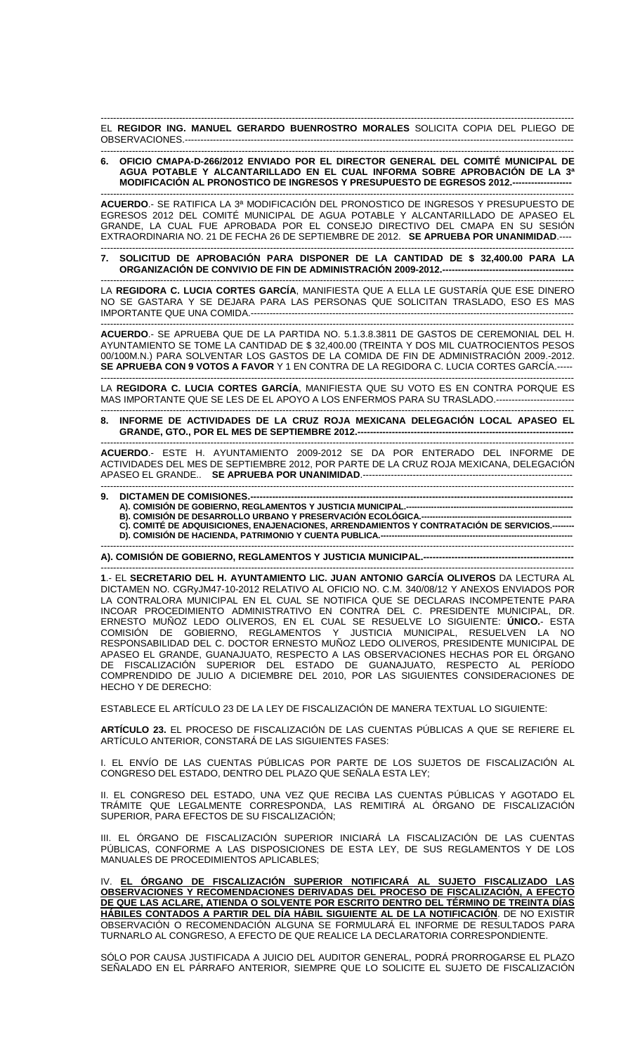EL **REGIDOR ING. MANUEL GERARDO BUENROSTRO MORALES** SOLICITA COPIA DEL PLIEGO DE OBSERVACIONES.---------------------------------------------------------------------------------------------------------------------

**6. OFICIO CMAPA-D-266/2012 ENVIADO POR EL DIRECTOR GENERAL DEL COMITÉ MUNICIPAL DE AGUA POTABLE Y ALCANTARILLADO EN EL CUAL INFORMA SOBRE APROBACIÓN DE LA 3ª MODIFICACIÓN AL PRONOSTICO DE INGRESOS Y PRESUPUESTO DE EGRESOS 2012.-------------------**

**ACUERDO**.- SE RATIFICA LA 3ª MODIFICACIÓN DEL PRONOSTICO DE INGRESOS Y PRESUPUESTO DE EGRESOS 2012 DEL COMITÉ MUNICIPAL DE AGUA POTABLE Y ALCANTARILLADO DE APASEO EL GRANDE, LA CUAL FUE APROBADA POR EL CONSEJO DIRECTIVO DEL CMAPA EN SU SESIÓN EXTRAORDINARIA NO. 21 DE FECHA 26 DE SEPTIEMBRE DE 2012. **SE APRUEBA POR UNANIMIDAD**.----

**7. SOLICITUD DE APROBACIÓN PARA DISPONER DE LA CANTIDAD DE $ 32,400.00 PARA LA ORGANIZACIÓN DE CONVIVIO DE FIN DE ADMINISTRACIÓN 2009-2012.------------------------------------------**

LA **REGIDORA C. LUCIA CORTES GARCÍA**, MANIFIESTA QUE A ELLA LE GUSTARÍA QUE ESE DINERO NO SE GASTARA Y SE DEJARA PARA LAS PERSONAS QUE SOLICITAN TRASLADO, ESO ES MAS IMPORTANTE QUE UNA COMIDA.----------------------------------------------------------------------------------------------------

**ACUERDO**.- SE APRUEBA QUE DE LA PARTIDA NO. 5.1.3.8.3811 DE GASTOS DE CEREMONIAL DEL H. AYUNTAMIENTO SE TOME LA CANTIDAD DE $ 32,400.00 (TREINTA Y DOS MIL CUATROCIENTOS PESOS 00/100M.N.) PARA SOLVENTAR LOS GASTOS DE LA COMIDA DE FIN DE ADMINISTRACIÓN 2009.-2012. **SE APRUEBA CON 9 VOTOS A FAVOR** Y 1 EN CONTRA DE LA REGIDORA C. LUCIA CORTES GARCÍA.-----

LA **REGIDORA C. LUCIA CORTES GARCÍA**, MANIFIESTA QUE SU VOTO ES EN CONTRA PORQUE ES MAS IMPORTANTE QUE SE LES DE EL APOYO A LOS ENFERMOS PARA SU TRASLADO.-------------------------

**8. INFORME DE ACTIVIDADES DE LA CRUZ ROJA MEXICANA DELEGACIÓN LOCAL APASEO EL GRANDE, GTO., POR EL MES DE SEPTIEMBRE 2012.-----------------------------------------------------------------**

**ACUERDO**.- ESTE H. AYUNTAMIENTO 2009-2012 SE DA POR ENTERADO DEL INFORME DE ACTIVIDADES DEL MES DE SEPTIEMBRE 2012, POR PARTE DE LA CRUZ ROJA MEXICANA, DELEGACIÓN APASEO EL GRANDE.. **SE APRUEBA POR UNANIMIDAD**.-------------------------------------------------------------------

**9. DICTAMEN DE COMISIONES.----------------------------------------------------------------------------------------------------**
**A). COMISIÓN DE GOBIERNO, REGLAMENTOS Y JUSTICIA MUNICIPAL.----------------------------------------------------------**
**B). COMISIÓN DE DESARROLLO URBANO Y PRESERVACIÓN ECOLÓGICA.--------------------------------------------------------**
**C). COMITÉ DE ADQUISICIONES, ENAJENACIONES, ARRENDAMIENTOS Y CONTRATACIÓN DE SERVICIOS.--------**
**D). COMISIÓN DE HACIENDA, PATRIMONIO Y CUENTA PUBLICA.-------------------------------------------------------------------**

**A). COMISIÓN DE GOBIERNO, REGLAMENTOS Y JUSTICIA MUNICIPAL.----------------------------------------------**

**1**.- EL **SECRETARIO DEL H. AYUNTAMIENTO LIC. JUAN ANTONIO GARCÍA OLIVEROS** DA LECTURA AL DICTAMEN NO. CGRyJM47-10-2012 RELATIVO AL OFICIO NO. C.M. 340/08/12 Y ANEXOS ENVIADOS POR LA CONTRALORA MUNICIPAL EN EL CUAL SE NOTIFICA QUE SE DECLARAS INCOMPETENTE PARA INCOAR PROCEDIMIENTO ADMINISTRATIVO EN CONTRA DEL C. PRESIDENTE MUNICIPAL, DR. ERNESTO MUÑOZ LEDO OLIVEROS, EN EL CUAL SE RESUELVE LO SIGUIENTE: **ÚNICO.**- ESTA COMISIÓN DE GOBIERNO, REGLAMENTOS Y JUSTICIA MUNICIPAL, RESUELVEN LA NO RESPONSABILIDAD DEL C. DOCTOR ERNESTO MUÑOZ LEDO OLIVEROS, PRESIDENTE MUNICIPAL DE APASEO EL GRANDE, GUANAJUATO, RESPECTO A LAS OBSERVACIONES HECHAS POR EL ÓRGANO DE FISCALIZACIÓN SUPERIOR DEL ESTADO DE GUANAJUATO, RESPECTO AL PERÍODO COMPRENDIDO DE JULIO A DICIEMBRE DEL 2010, POR LAS SIGUIENTES CONSIDERACIONES DE HECHO Y DE DERECHO:

ESTABLECE EL ARTÍCULO 23 DE LA LEY DE FISCALIZACIÓN DE MANERA TEXTUAL LO SIGUIENTE:

**ARTÍCULO 23.** EL PROCESO DE FISCALIZACIÓN DE LAS CUENTAS PÚBLICAS A QUE SE REFIERE EL ARTÍCULO ANTERIOR, CONSTARÁ DE LAS SIGUIENTES FASES:

I. EL ENVÍO DE LAS CUENTAS PÚBLICAS POR PARTE DE LOS SUJETOS DE FISCALIZACIÓN AL CONGRESO DEL ESTADO, DENTRO DEL PLAZO QUE SEÑALA ESTA LEY;

II. EL CONGRESO DEL ESTADO, UNA VEZ QUE RECIBA LAS CUENTAS PÚBLICAS Y AGOTADO EL TRÁMITE QUE LEGALMENTE CORRESPONDA, LAS REMITIRÁ AL ÓRGANO DE FISCALIZACIÓN SUPERIOR, PARA EFECTOS DE SU FISCALIZACIÓN;

III. EL ÓRGANO DE FISCALIZACIÓN SUPERIOR INICIARÁ LA FISCALIZACIÓN DE LAS CUENTAS PÚBLICAS, CONFORME A LAS DISPOSICIONES DE ESTA LEY, DE SUS REGLAMENTOS Y DE LOS MANUALES DE PROCEDIMIENTOS APLICABLES;

IV. **<u>EL ÓRGANO DE FISCALIZACIÓN SUPERIOR NOTIFICARÁ AL SUJETO FISCALIZADO LAS OBSERVACIONES Y RECOMENDACIONES DERIVADAS DEL PROCESO DE FISCALIZACIÓN, A EFECTO DE QUE LAS ACLARE, ATIENDA O SOLVENTE POR ESCRITO DENTRO DEL TÉRMINO DE TREINTA DÍAS HÁBILES CONTADOS A PARTIR DEL DÍA HÁBIL SIGUIENTE AL DE LA NOTIFICACIÓN</u>**. DE NO EXISTIR OBSERVACIÓN O RECOMENDACIÓN ALGUNA SE FORMULARÁ EL INFORME DE RESULTADOS PARA TURNARLO AL CONGRESO, A EFECTO DE QUE REALICE LA DECLARATORIA CORRESPONDIENTE.

SÓLO POR CAUSA JUSTIFICADA A JUICIO DEL AUDITOR GENERAL, PODRÁ PRORROGARSE EL PLAZO SEÑALADO EN EL PÁRRAFO ANTERIOR, SIEMPRE QUE LO SOLICITE EL SUJETO DE FISCALIZACIÓN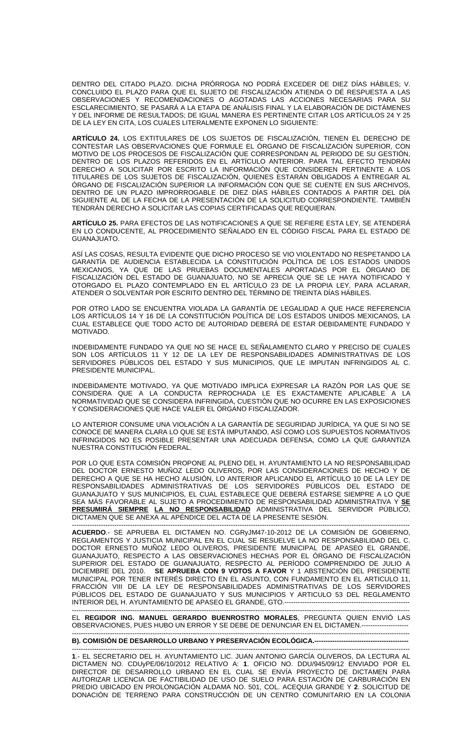DENTRO DEL CITADO PLAZO. DICHA PRÓRROGA NO PODRÁ EXCEDER DE DIEZ DÍAS HÁBILES; V. CONCLUIDO EL PLAZO PARA QUE EL SUJETO DE FISCALIZACIÓN ATIENDA O DÉ RESPUESTA A LAS OBSERVACIONES Y RECOMENDACIONES O AGOTADAS LAS ACCIONES NECESARIAS PARA SU ESCLARECIMIENTO, SE PASARÁ A LA ETAPA DE ANÁLISIS FINAL Y LA ELABORACIÓN DE DICTÁMENES Y DEL INFORME DE RESULTADOS; DE IGUAL MANERA ES PERTINENTE CITAR LOS ARTÍCULOS 24 Y 25 DE LA LEY EN CITA, LOS CUALES LITERALMENTE EXPONEN LO SIGUIENTE:

**ARTÍCULO 24.** LOS EXTITULARES DE LOS SUJETOS DE FISCALIZACIÓN, TIENEN EL DERECHO DE CONTESTAR LAS OBSERVACIONES QUE FORMULE EL ÓRGANO DE FISCALIZACIÓN SUPERIOR, CON MOTIVO DE LOS PROCESOS DE FISCALIZACIÓN QUE CORRESPONDAN AL PERIODO DE SU GESTIÓN, DENTRO DE LOS PLAZOS REFERIDOS EN EL ARTÍCULO ANTERIOR. PARA TAL EFECTO TENDRÁN DERECHO A SOLICITAR POR ESCRITO LA INFORMACIÓN QUE CONSIDEREN PERTINENTE A LOS TITULARES DE LOS SUJETOS DE FISCALIZACIÓN, QUIENES ESTARÁN OBLIGADOS A ENTREGAR AL ÓRGANO DE FISCALIZACIÓN SUPERIOR LA INFORMACIÓN CON QUE SE CUENTE EN SUS ARCHIVOS, DENTRO DE UN PLAZO IMPRORROGABLE DE DIEZ DÍAS HÁBILES CONTADOS A PARTIR DEL DÍA SIGUIENTE AL DE LA FECHA DE LA PRESENTACIÓN DE LA SOLICITUD CORRESPONDIENTE. TAMBIÉN TENDRÁN DERECHO A SOLICITAR LAS COPIAS CERTIFICADAS QUE REQUIERAN.

**ARTÍCULO 25.** PARA EFECTOS DE LAS NOTIFICACIONES A QUE SE REFIERE ESTA LEY, SE ATENDERÁ EN LO CONDUCENTE, AL PROCEDIMIENTO SEÑALADO EN EL CÓDIGO FISCAL PARA EL ESTADO DE GUANAJUATO.

ASÍ LAS COSAS, RESULTA EVIDENTE QUE DICHO PROCESO SE VIO VIOLENTADO NO RESPETANDO LA GARANTÍA DE AUDIENCIA ESTABLECIDA LA CONSTITUCIÓN POLÍTICA DE LOS ESTADOS UNIDOS MEXICANOS, YA QUE DE LAS PRUEBAS DOCUMENTALES APORTADAS POR EL ÓRGANO DE FISCALIZACIÓN DEL ESTADO DE GUANAJUATO, NO SE APRECIA QUE SE LE HAYA NOTIFICADO Y OTORGADO EL PLAZO CONTEMPLADO EN EL ARTÍCULO 23 DE LA PROPIA LEY, PARA ACLARAR, ATENDER O SOLVENTAR POR ESCRITO DENTRO DEL TÉRMINO DE TREINTA DÍAS HÁBILES.

POR OTRO LADO SE ENCUENTRA VIOLADA LA GARANTÍA DE LEGALIDAD A QUE HACE REFERENCIA LOS ARTÍCULOS 14 Y 16 DE LA CONSTITUCIÓN POLÍTICA DE LOS ESTADOS UNIDOS MEXICANOS, LA CUAL ESTABLECE QUE TODO ACTO DE AUTORIDAD DEBERÁ DE ESTAR DEBIDAMENTE FUNDADO Y MOTIVADO.

INDEBIDAMENTE FUNDADO YA QUE NO SE HACE EL SEÑALAMIENTO CLARO Y PRECISO DE CUALES SON LOS ARTÍCULOS 11 Y 12 DE LA LEY DE RESPONSABILIDADES ADMINISTRATIVAS DE LOS SERVIDORES PÚBLICOS DEL ESTADO Y SUS MUNICIPIOS, QUE LE IMPUTAN INFRINGIDOS AL C. PRESIDENTE MUNICIPAL.

INDEBIDAMENTE MOTIVADO, YA QUE MOTIVADO IMPLICA EXPRESAR LA RAZÓN POR LAS QUE SE CONSIDERA QUE A LA CONDUCTA REPROCHADA LE ES EXACTAMENTE APLICABLE A LA NORMATIVIDAD QUE SE CONSIDERA INFRINGIDA, CUESTIÓN QUE NO OCURRE EN LAS EXPOSICIONES Y CONSIDERACIONES QUE HACE VALER EL ÓRGANO FISCALIZADOR.

LO ANTERIOR CONSUME UNA VIOLACIÓN A LA GARANTÍA DE SEGURIDAD JURÍDICA, YA QUE SI NO SE CONOCE DE MANERA CLARA LO QUE SE ESTÁ IMPUTANDO, ASÍ COMO LOS SUPUESTOS NORMATIVOS INFRINGIDOS NO ES POSIBLE PRESENTAR UNA ADECUADA DEFENSA, COMO LA QUE GARANTIZA NUESTRA CONSTITUCIÓN FEDERAL.

POR LO QUE ESTA COMISIÓN PROPONE AL PLENO DEL H. AYUNTAMIENTO LA NO RESPONSABILIDAD DEL DOCTOR ERNESTO MUÑOZ LEDO OLIVEROS, POR LAS CONSIDERACIONES DE HECHO Y DE DERECHO A QUE SE HA HECHO ALUSIÓN, LO ANTERIOR APLICANDO EL ARTÍCULO 10 DE LA LEY DE RESPONSABILIDADES ADMINISTRATIVAS DE LOS SERVIDORES PÚBLICOS DEL ESTADO DE GUANAJUATO Y SUS MUNICIPIOS, EL CUAL ESTABLECE QUE DEBERÁ ESTARSE SIEMPRE A LO QUE SEA MÁS FAVORABLE AL SUJETO A PROCEDIMIENTO DE RESPONSABILIDAD ADMINISTRATIVA Y **SE PRESUMIRÁ SIEMPRE LA NO RESPONSABILIDAD** ADMINISTRATIVA DEL SERVIDOR PÚBLICO, DICTAMEN QUE SE ANEXA AL APÉNDICE DEL ACTA DE LA PRESENTE SESIÓN.

---

**ACUERDO**.- SE APRUEBA EL DICTAMEN NO. CGRyJM47-10-2012 DE LA COMISIÓN DE GOBIERNO, REGLAMENTOS Y JUSTICIA MUNICIPAL EN EL CUAL SE RESUELVE LA NO RESPONSABILIDAD DEL C. DOCTOR ERNESTO MUÑOZ LEDO OLIVEROS, PRESIDENTE MUNICIPAL DE APASEO EL GRANDE, GUANAJUATO, RESPECTO A LAS OBSERVACIONES HECHAS POR EL ÓRGANO DE FISCALIZACIÓN SUPERIOR DEL ESTADO DE GUANAJUATO, RESPECTO AL PERÍODO COMPRENDIDO DE JULIO A DICIEMBRE DEL 2010. **SE APRUEBA CON 9 VOTOS A FAVOR** Y 1 ABSTENCIÓN DEL PRESIDENTE MUNICIPAL POR TENER INTERÉS DIRECTO EN EL ASUNTO, CON FUNDAMENTO EN EL ARTICULO 11, FRACCIÓN VIII DE LA LEY DE RESPONSABILIDADES ADMINISTRATIVAS DE LOS SERVIDORES PÚBLICOS DEL ESTADO DE GUANAJUATO Y SUS MUNICIPIOS Y ARTICULO 53 DEL REGLAMENTO INTERIOR DEL H. AYUNTAMIENTO DE APASEO EL GRANDE, GTO.---

---

EL **REGIDOR ING. MANUEL GERARDO BUENROSTRO MORALES**, PREGUNTA QUIEN ENVIÓ LAS OBSERVACIONES, PUES HUBO UN ERROR Y SE DEBE DE DENUNCIAR EN EL DICTAMEN.---

---

**B). COMISIÓN DE DESARROLLO URBANO Y PRESERVACIÓN ECOLÓGICA.---**

---

**1**.- EL SECRETARIO DEL H. AYUNTAMIENTO LIC. JUAN ANTONIO GARCÍA OLIVEROS, DA LECTURA AL DICTAMEN NO. CDUyPE/06/10/2012 RELATIVO A: **1**. OFICIO NO. DDU/945/09/12 ENVIADO POR EL DIRECTOR DE DESARROLLO URBANO EN EL CUAL SE ENVÍA PROYECTO DE DICTAMEN PARA AUTORIZAR LICENCIA DE FACTIBILIDAD DE USO DE SUELO PARA ESTACIÓN DE CARBURACIÓN EN PREDIO UBICADO EN PROLONGACIÓN ALDAMA NO. 501, COL. ACEQUIA GRANDE Y **2**. SOLICITUD DE DONACIÓN DE TERRENO PARA CONSTRUCCIÓN DE UN CENTRO COMUNITARIO EN LA COLONIA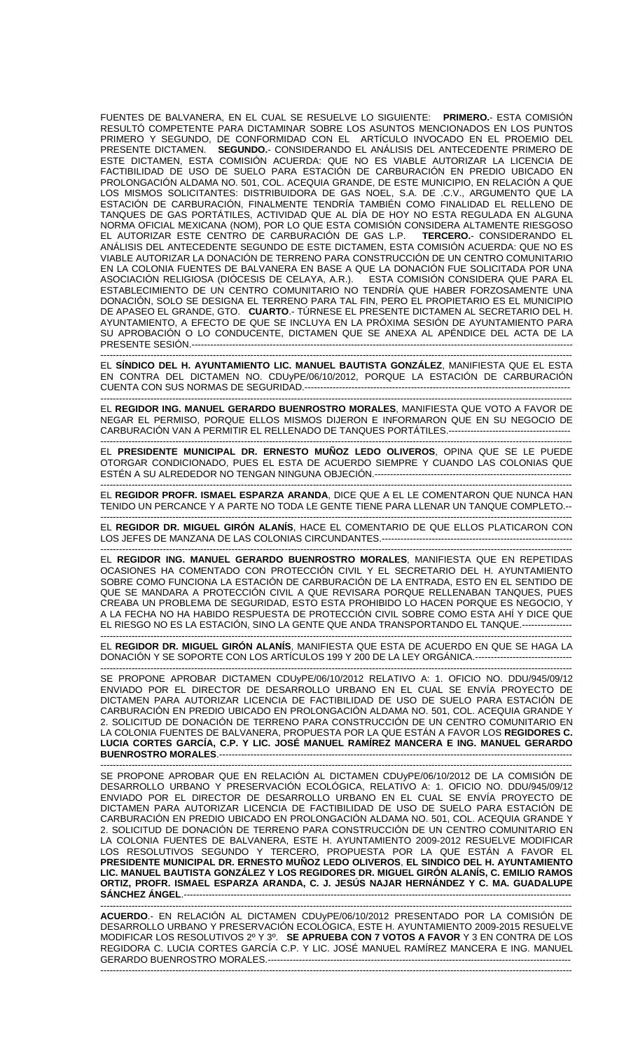FUENTES DE BALVANERA, EN EL CUAL SE RESUELVE LO SIGUIENTE: **PRIMERO.**- ESTA COMISIÓN RESULTÓ COMPETENTE PARA DICTAMINAR SOBRE LOS ASUNTOS MENCIONADOS EN LOS PUNTOS PRIMERO Y SEGUNDO, DE CONFORMIDAD CON EL ARTÍCULO INVOCADO EN EL PROEMIO DEL PRESENTE DICTAMEN. **SEGUNDO.**- CONSIDERANDO EL ANÁLISIS DEL ANTECEDENTE PRIMERO DE ESTE DICTAMEN, ESTA COMISIÓN ACUERDA: QUE NO ES VIABLE AUTORIZAR LA LICENCIA DE FACTIBILIDAD DE USO DE SUELO PARA ESTACIÓN DE CARBURACIÓN EN PREDIO UBICADO EN PROLONGACIÓN ALDAMA NO. 501, COL. ACEQUIA GRANDE, DE ESTE MUNICIPIO, EN RELACIÓN A QUE LOS MISMOS SOLICITANTES: DISTRIBUIDORA DE GAS NOEL, S.A. DE .C.V., ARGUMENTO QUE LA ESTACIÓN DE CARBURACIÓN, FINALMENTE TENDRÍA TAMBIÉN COMO FINALIDAD EL RELLENO DE TANQUES DE GAS PORTÁTILES, ACTIVIDAD QUE AL DÍA DE HOY NO ESTA REGULADA EN ALGUNA NORMA OFICIAL MEXICANA (NOM), POR LO QUE ESTA COMISIÓN CONSIDERA ALTAMENTE RIESGOSO EL AUTORIZAR ESTE CENTRO DE CARBURACIÓN DE GAS L.P. **TERCERO.**- CONSIDERANDO EL ANÁLISIS DEL ANTECEDENTE SEGUNDO DE ESTE DICTAMEN, ESTA COMISIÓN ACUERDA: QUE NO ES VIABLE AUTORIZAR LA DONACIÓN DE TERRENO PARA CONSTRUCCIÓN DE UN CENTRO COMUNITARIO EN LA COLONIA FUENTES DE BALVANERA EN BASE A QUE LA DONACIÓN FUE SOLICITADA POR UNA ASOCIACIÓN RELIGIOSA (DIÓCESIS DE CELAYA, A.R.). ESTA COMISIÓN CONSIDERA QUE PARA EL ESTABLECIMIENTO DE UN CENTRO COMUNITARIO NO TENDRÍA QUE HABER FORZOSAMENTE UNA DONACIÓN, SOLO SE DESIGNA EL TERRENO PARA TAL FIN, PERO EL PROPIETARIO ES EL MUNICIPIO DE APASEO EL GRANDE, GTO. **CUARTO**.- TÚRNESE EL PRESENTE DICTAMEN AL SECRETARIO DEL H. AYUNTAMIENTO, A EFECTO DE QUE SE INCLUYA EN LA PRÓXIMA SESIÓN DE AYUNTAMIENTO PARA SU APROBACIÓN O LO CONDUCENTE, DICTAMEN QUE SE ANEXA AL APÉNDICE DEL ACTA DE LA PRESENTE SESIÓN.----------------------------------------------------------------------------------------------------------------

EL **SÍNDICO DEL H. AYUNTAMIENTO LIC. MANUEL BAUTISTA GONZÁLEZ**, MANIFIESTA QUE EL ESTA EN CONTRA DEL DICTAMEN NO. CDUyPE/06/10/2012, PORQUE LA ESTACIÓN DE CARBURACIÓN CUENTA CON SUS NORMAS DE SEGURIDAD.---------------------------------------------------------------------------------------

EL **REGIDOR ING. MANUEL GERARDO BUENROSTRO MORALES**, MANIFIESTA QUE VOTO A FAVOR DE NEGAR EL PERMISO, PORQUE ELLOS MISMOS DIJERON E INFORMARON QUE EN SU NEGOCIO DE CARBURACIÓN VAN A PERMITIR EL RELLENADO DE TANQUES PORTÁTILES.----------------------------------------

EL **PRESIDENTE MUNICIPAL DR. ERNESTO MUÑOZ LEDO OLIVEROS**, OPINA QUE SE LE PUEDE OTORGAR CONDICIONADO, PUES EL ESTA DE ACUERDO SIEMPRE Y CUANDO LAS COLONIAS QUE ESTÉN A SU ALREDEDOR NO TENGAN NINGUNA OBJECIÓN.-----------------------------------------------------------

EL **REGIDOR PROFR. ISMAEL ESPARZA ARANDA**, DICE QUE A EL LE COMENTARON QUE NUNCA HAN TENIDO UN PERCANCE Y A PARTE NO TODA LE GENTE TIENE PARA LLENAR UN TANQUE COMPLETO.--

EL **REGIDOR DR. MIGUEL GIRÓN ALANÍS**, HACE EL COMENTARIO DE QUE ELLOS PLATICARON CON LOS JEFES DE MANZANA DE LAS COLONIAS CIRCUNDANTES.---------------------------------------------------------

EL **REGIDOR ING. MANUEL GERARDO BUENROSTRO MORALES**, MANIFIESTA QUE EN REPETIDAS OCASIONES HA COMENTADO CON PROTECCIÓN CIVIL Y EL SECRETARIO DEL H. AYUNTAMIENTO SOBRE COMO FUNCIONA LA ESTACIÓN DE CARBURACIÓN DE LA ENTRADA, ESTO EN EL SENTIDO DE QUE SE MANDARA A PROTECCIÓN CIVIL A QUE REVISARA PORQUE RELLENABAN TANQUES, PUES CREABA UN PROBLEMA DE SEGURIDAD, ESTO ESTA PROHIBIDO LO HACEN PORQUE ES NEGOCIO, Y A LA FECHA NO HA HABIDO RESPUESTA DE PROTECCIÓN CIVIL SOBRE COMO ESTA AHÍ Y DICE QUE EL RIESGO NO ES LA ESTACIÓN, SINO LA GENTE QUE ANDA TRANSPORTANDO EL TANQUE.----------------

EL **REGIDOR DR. MIGUEL GIRÓN ALANÍS**, MANIFIESTA QUE ESTA DE ACUERDO EN QUE SE HAGA LA DONACIÓN Y SE SOPORTE CON LOS ARTÍCULOS 199 Y 200 DE LA LEY ORGÁNICA.-------------------------------

SE PROPONE APROBAR DICTAMEN CDUyPE/06/10/2012 RELATIVO A: 1. OFICIO NO. DDU/945/09/12 ENVIADO POR EL DIRECTOR DE DESARROLLO URBANO EN EL CUAL SE ENVÍA PROYECTO DE DICTAMEN PARA AUTORIZAR LICENCIA DE FACTIBILIDAD DE USO DE SUELO PARA ESTACIÓN DE CARBURACIÓN EN PREDIO UBICADO EN PROLONGACIÓN ALDAMA NO. 501, COL. ACEQUIA GRANDE Y 2. SOLICITUD DE DONACIÓN DE TERRENO PARA CONSTRUCCIÓN DE UN CENTRO COMUNITARIO EN LA COLONIA FUENTES DE BALVANERA, PROPUESTA POR LA QUE ESTÁN A FAVOR LOS **REGIDORES C. LUCIA CORTES GARCÍA, C.P. Y LIC. JOSÉ MANUEL RAMÍREZ MANCERA E ING. MANUEL GERARDO BUENROSTRO MORALES**.----------------------------------------------------------------------------------------------------------

SE PROPONE APROBAR QUE EN RELACIÓN AL DICTAMEN CDUyPE/06/10/2012 DE LA COMISIÓN DE DESARROLLO URBANO Y PRESERVACIÓN ECOLÓGICA, RELATIVO A: 1. OFICIO NO. DDU/945/09/12 ENVIADO POR EL DIRECTOR DE DESARROLLO URBANO EN EL CUAL SE ENVÍA PROYECTO DE DICTAMEN PARA AUTORIZAR LICENCIA DE FACTIBILIDAD DE USO DE SUELO PARA ESTACIÓN DE CARBURACIÓN EN PREDIO UBICADO EN PROLONGACIÓN ALDAMA NO. 501, COL. ACEQUIA GRANDE Y 2. SOLICITUD DE DONACIÓN DE TERRENO PARA CONSTRUCCIÓN DE UN CENTRO COMUNITARIO EN LA COLONIA FUENTES DE BALVANERA, ESTE H. AYUNTAMIENTO 2009-2012 RESUELVE MODIFICAR LOS RESOLUTIVOS SEGUNDO Y TERCERO, PROPUESTA POR LA QUE ESTÁN A FAVOR EL **PRESIDENTE MUNICIPAL DR. ERNESTO MUÑOZ LEDO OLIVEROS**, **EL SINDICO DEL H. AYUNTAMIENTO LIC. MANUEL BAUTISTA GONZÁLEZ Y LOS REGIDORES DR. MIGUEL GIRÓN ALANÍS, C. EMILIO RAMOS ORTIZ, PROFR. ISMAEL ESPARZA ARANDA, C. J. JESÚS NAJAR HERNÁNDEZ Y C. MA. GUADALUPE SÁNCHEZ ÁNGEL**.----------------------------------------------------------------------------------------------------------------

**ACUERDO**.- EN RELACIÓN AL DICTAMEN CDUyPE/06/10/2012 PRESENTADO POR LA COMISIÓN DE DESARROLLO URBANO Y PRESERVACIÓN ECOLÓGICA, ESTE H. AYUNTAMIENTO 2009-2015 RESUELVE MODIFICAR LOS RESOLUTIVOS 2º Y 3º. **SE APRUEBA CON 7 VOTOS A FAVOR** Y 3 EN CONTRA DE LOS REGIDORA C. LUCIA CORTES GARCÍA C.P. Y LIC. JOSÉ MANUEL RAMÍREZ MANCERA E ING. MANUEL GERARDO BUENROSTRO MORALES.-----------------------------------------------------------------------------------------------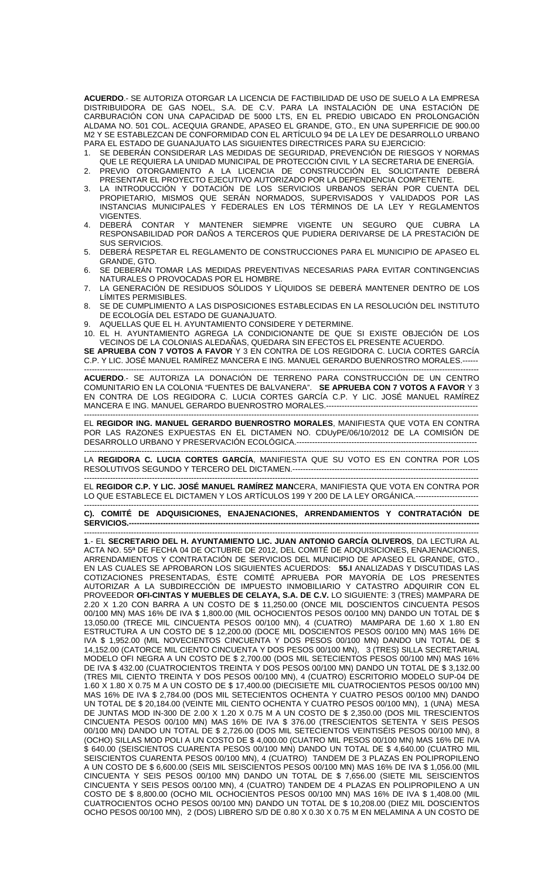**ACUERDO**.- SE AUTORIZA OTORGAR LA LICENCIA DE FACTIBILIDAD DE USO DE SUELO A LA EMPRESA DISTRIBUIDORA DE GAS NOEL, S.A. DE C.V. PARA LA INSTALACIÓN DE UNA ESTACIÓN DE CARBURACIÓN CON UNA CAPACIDAD DE 5000 LTS, EN EL PREDIO UBICADO EN PROLONGACIÓN ALDAMA NO. 501 COL. ACEQUIA GRANDE, APASEO EL GRANDE, GTO., EN UNA SUPERFICIE DE 900.00 M2 Y SE ESTABLEZCAN DE CONFORMIDAD CON EL ARTÍCULO 94 DE LA LEY DE DESARROLLO URBANO PARA EL ESTADO DE GUANAJUATO LAS SIGUIENTES DIRECTRICES PARA SU EJERCICIO:

1. SE DEBERÁN CONSIDERAR LAS MEDIDAS DE SEGURIDAD, PREVENCIÓN DE RIESGOS Y NORMAS QUE LE REQUIERA LA UNIDAD MUNICIPAL DE PROTECCIÓN CIVIL Y LA SECRETARIA DE ENERGÍA.
2. PREVIO OTORGAMIENTO A LA LICENCIA DE CONSTRUCCIÓN EL SOLICITANTE DEBERÁ PRESENTAR EL PROYECTO EJECUTIVO AUTORIZADO POR LA DEPENDENCIA COMPETENTE.
3. LA INTRODUCCIÓN Y DOTACIÓN DE LOS SERVICIOS URBANOS SERÁN POR CUENTA DEL PROPIETARIO, MISMOS QUE SERÁN NORMADOS, SUPERVISADOS Y VALIDADOS POR LAS INSTANCIAS MUNICIPALES Y FEDERALES EN LOS TÉRMINOS DE LA LEY Y REGLAMENTOS VIGENTES.
4. DEBERÁ CONTAR Y MANTENER SIEMPRE VIGENTE UN SEGURO QUE CUBRA LA RESPONSABILIDAD POR DAÑOS A TERCEROS QUE PUDIERA DERIVARSE DE LA PRESTACIÓN DE SUS SERVICIOS.
5. DEBERÁ RESPETAR EL REGLAMENTO DE CONSTRUCCIONES PARA EL MUNICIPIO DE APASEO EL GRANDE, GTO.
6. SE DEBERÁN TOMAR LAS MEDIDAS PREVENTIVAS NECESARIAS PARA EVITAR CONTINGENCIAS NATURALES O PROVOCADAS POR EL HOMBRE.
7. LA GENERACIÓN DE RESIDUOS SÓLIDOS Y LÍQUIDOS SE DEBERÁ MANTENER DENTRO DE LOS LÍMITES PERMISIBLES.
8. SE DE CUMPLIMIENTO A LAS DISPOSICIONES ESTABLECIDAS EN LA RESOLUCIÓN DEL INSTITUTO DE ECOLOGÍA DEL ESTADO DE GUANAJUATO.
9. AQUELLAS QUE EL H. AYUNTAMIENTO CONSIDERE Y DETERMINE.
10. EL H. AYUNTAMIENTO AGREGA LA CONDICIONANTE DE QUE SI EXISTE OBJECIÓN DE LOS VECINOS DE LA COLONIAS ALEDAÑAS, QUEDARA SIN EFECTOS EL PRESENTE ACUERDO.

**SE APRUEBA CON 7 VOTOS A FAVOR** Y 3 EN CONTRA DE LOS REGIDORA C. LUCIA CORTES GARCÍA C.P. Y LIC. JOSÉ MANUEL RAMÍREZ MANCERA E ING. MANUEL GERARDO BUENROSTRO MORALES.------

---

**ACUERDO**.- SE AUTORIZA LA DONACIÓN DE TERRENO PARA CONSTRUCCIÓN DE UN CENTRO COMUNITARIO EN LA COLONIA "FUENTES DE BALVANERA". **SE APRUEBA CON 7 VOTOS A FAVOR** Y 3 EN CONTRA DE LOS REGIDORA C. LUCIA CORTES GARCÍA C.P. Y LIC. JOSÉ MANUEL RAMÍREZ MANCERA E ING. MANUEL GERARDO BUENROSTRO MORALES.---------------------------------------------------------

---

EL **REGIDOR ING. MANUEL GERARDO BUENROSTRO MORALES**, MANIFIESTA QUE VOTA EN CONTRA POR LAS RAZONES EXPUESTAS EN EL DICTAMEN NO. CDUyPE/06/10/2012 DE LA COMISIÓN DE DESARROLLO URBANO Y PRESERVACIÓN ECOLÓGICA.-------------------------------------------------------------------

---

LA **REGIDORA C. LUCIA CORTES GARCÍA**, MANIFIESTA QUE SU VOTO ES EN CONTRA POR LOS RESOLUTIVOS SEGUNDO Y TERCERO DEL DICTAMEN.------------------------------------------------------------------

---

EL **REGIDOR C.P. Y LIC. JOSÉ MANUEL RAMÍREZ MAN**CERA, MANIFIESTA QUE VOTA EN CONTRA POR LO QUE ESTABLECE EL DICTAMEN Y LOS ARTÍCULOS 199 Y 200 DE LA LEY ORGÁNICA.------------------------

---

**C). COMITÉ DE ADQUISICIONES, ENAJENACIONES, ARRENDAMIENTOS Y CONTRATACIÓN DE SERVICIOS.-----------------------------------------------------------------------------------------------------------------------------**

---

**1**.- EL **SECRETARIO DEL H. AYUNTAMIENTO LIC. JUAN ANTONIO GARCÍA OLIVEROS**, DA LECTURA AL ACTA NO. 55ª DE FECHA 04 DE OCTUBRE DE 2012, DEL COMITÉ DE ADQUISICIONES, ENAJENACIONES, ARRENDAMIENTOS Y CONTRATACIÓN DE SERVICIOS DEL MUNICIPIO DE APASEO EL GRANDE, GTO., EN LAS CUALES SE APROBARON LOS SIGUIENTES ACUERDOS: **55.I** ANALIZADAS Y DISCUTIDAS LAS COTIZACIONES PRESENTADAS, ÉSTE COMITÉ APRUEBA POR MAYORÍA DE LOS PRESENTES AUTORIZAR A LA SUBDIRECCIÓN DE IMPUESTO INMOBILIARIO Y CATASTRO ADQUIRIR CON EL PROVEEDOR **OFI-CINTAS Y MUEBLES DE CELAYA, S.A. DE C.V.** LO SIGUIENTE: 3 (TRES) MAMPARA DE 2.20 X 1.20 CON BARRA A UN COSTO DE $ 11,250.00 (ONCE MIL DOSCIENTOS CINCUENTA PESOS 00/100 MN) MAS 16% DE IVA $ 1,800.00 (MIL OCHOCIENTOS PESOS 00/100 MN) DANDO UN TOTAL DE $ 13,050.00 (TRECE MIL CINCUENTA PESOS 00/100 MN), 4 (CUATRO) MAMPARA DE 1.60 X 1.80 EN ESTRUCTURA A UN COSTO DE $ 12,200.00 (DOCE MIL DOSCIENTOS PESOS 00/100 MN) MAS 16% DE IVA $ 1,952.00 (MIL NOVECIENTOS CINCUENTA Y DOS PESOS 00/100 MN) DANDO UN TOTAL DE $ 14,152.00 (CATORCE MIL CIENTO CINCUENTA Y DOS PESOS 00/100 MN), 3 (TRES) SILLA SECRETARIAL MODELO OFI NEGRA A UN COSTO DE $ 2,700.00 (DOS MIL SETECIENTOS PESOS 00/100 MN) MAS 16% DE IVA $ 432.00 (CUATROCIENTOS TREINTA Y DOS PESOS 00/100 MN) DANDO UN TOTAL DE $ 3,132.00 (TRES MIL CIENTO TREINTA Y DOS PESOS 00/100 MN), 4 (CUATRO) ESCRITORIO MODELO SUP-04 DE 1.60 X 1.80 X 0.75 M A UN COSTO DE $ 17,400.00 (DIECISIETE MIL CUATROCIENTOS PESOS 00/100 MN) MAS 16% DE IVA $ 2,784.00 (DOS MIL SETECIENTOS OCHENTA Y CUATRO PESOS 00/100 MN) DANDO UN TOTAL DE $ 20,184.00 (VEINTE MIL CIENTO OCHENTA Y CUATRO PESOS 00/100 MN), 1 (UNA) MESA DE JUNTAS MOD IN-300 DE 2.00 X 1.20 X 0.75 M A UN COSTO DE $ 2,350.00 (DOS MIL TRESCIENTOS CINCUENTA PESOS 00/100 MN) MAS 16% DE IVA $ 376.00 (TRESCIENTOS SETENTA Y SEIS PESOS 00/100 MN) DANDO UN TOTAL DE $ 2,726.00 (DOS MIL SETECIENTOS VEINTISÉIS PESOS 00/100 MN), 8 (OCHO) SILLAS MOD POLI A UN COSTO DE $ 4,000.00 (CUATRO MIL PESOS 00/100 MN) MAS 16% DE IVA $ 640.00 (SEISCIENTOS CUARENTA PESOS 00/100 MN) DANDO UN TOTAL DE $ 4,640.00 (CUATRO MIL SEISCIENTOS CUARENTA PESOS 00/100 MN), 4 (CUATRO) TANDEM DE 3 PLAZAS EN POLIPROPILENO A UN COSTO DE $ 6,600.00 (SEIS MIL SEISCIENTOS PESOS 00/100 MN) MAS 16% DE IVA $ 1,056.00 (MIL CINCUENTA Y SEIS PESOS 00/100 MN) DANDO UN TOTAL DE $ 7,656.00 (SIETE MIL SEISCIENTOS CINCUENTA Y SEIS PESOS 00/100 MN), 4 (CUATRO) TANDEM DE 4 PLAZAS EN POLIPROPILENO A UN COSTO DE $ 8,800.00 (OCHO MIL OCHOCIENTOS PESOS 00/100 MN) MAS 16% DE IVA $ 1,408.00 (MIL CUATROCIENTOS OCHO PESOS 00/100 MN) DANDO UN TOTAL DE $ 10,208.00 (DIEZ MIL DOSCIENTOS OCHO PESOS 00/100 MN), 2 (DOS) LIBRERO S/D DE 0.80 X 0.30 X 0.75 M EN MELAMINA A UN COSTO DE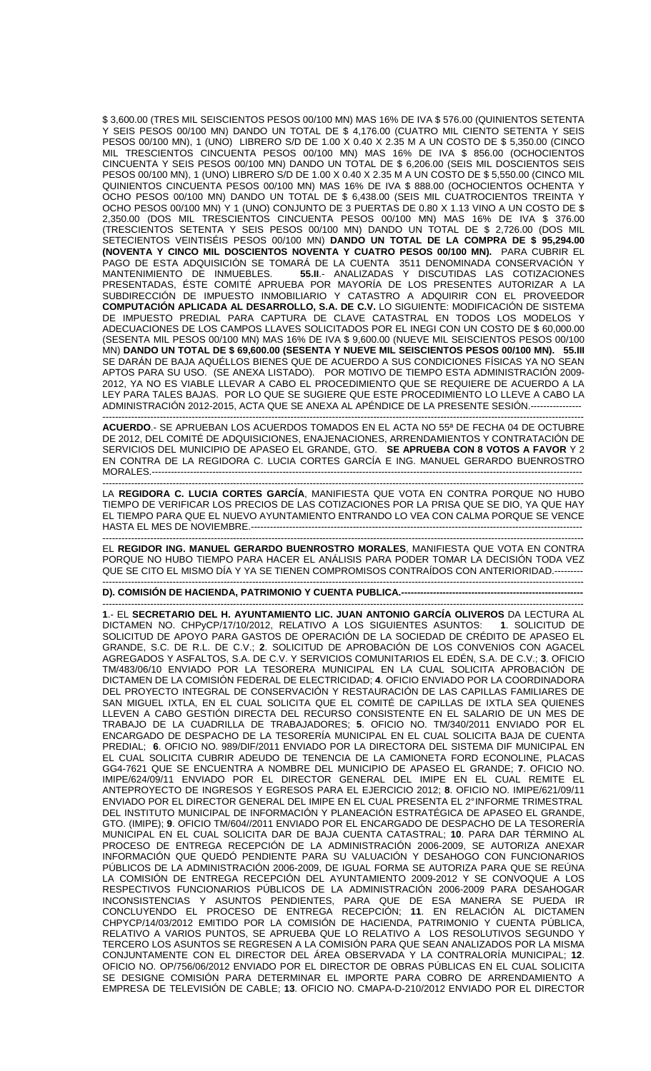$ 3,600.00 (TRES MIL SEISCIENTOS PESOS 00/100 MN) MAS 16% DE IVA $ 576.00 (QUINIENTOS SETENTA Y SEIS PESOS 00/100 MN) DANDO UN TOTAL DE $ 4,176.00 (CUATRO MIL CIENTO SETENTA Y SEIS PESOS 00/100 MN), 1 (UNO) LIBRERO S/D DE 1.00 X 0.40 X 2.35 M A UN COSTO DE $ 5,350.00 (CINCO MIL TRESCIENTOS CINCUENTA PESOS 00/100 MN) MAS 16% DE IVA $ 856.00 (OCHOCIENTOS CINCUENTA Y SEIS PESOS 00/100 MN) DANDO UN TOTAL DE $ 6,206.00 (SEIS MIL DOSCIENTOS SEIS PESOS 00/100 MN), 1 (UNO) LIBRERO S/D DE 1.00 X 0.40 X 2.35 M A UN COSTO DE $ 5,550.00 (CINCO MIL QUINIENTOS CINCUENTA PESOS 00/100 MN) MAS 16% DE IVA $ 888.00 (OCHOCIENTOS OCHENTA Y OCHO PESOS 00/100 MN) DANDO UN TOTAL DE $ 6,438.00 (SEIS MIL CUATROCIENTOS TREINTA Y OCHO PESOS 00/100 MN) Y 1 (UNO) CONJUNTO DE 3 PUERTAS DE 0.80 X 1.13 VINO A UN COSTO DE $ 2,350.00 (DOS MIL TRESCIENTOS CINCUENTA PESOS 00/100 MN) MAS 16% DE IVA $ 376.00 (TRESCIENTOS SETENTA Y SEIS PESOS 00/100 MN) DANDO UN TOTAL DE $ 2,726.00 (DOS MIL SETECIENTOS VEINTISÉIS PESOS 00/100 MN) **DANDO UN TOTAL DE LA COMPRA DE $ 95,294.00 (NOVENTA Y CINCO MIL DOSCIENTOS NOVENTA Y CUATRO PESOS 00/100 MN).** PARA CUBRIR EL PAGO DE ESTA ADQUISICIÓN SE TOMARÁ DE LA CUENTA 3511 DENOMINADA CONSERVACIÓN Y MANTENIMIENTO DE INMUEBLES. **55.II**.- ANALIZADAS Y DISCUTIDAS LAS COTIZACIONES PRESENTADAS, ÉSTE COMITÉ APRUEBA POR MAYORÍA DE LOS PRESENTES AUTORIZAR A LA SUBDIRECCIÓN DE IMPUESTO INMOBILIARIO Y CATASTRO A ADQUIRIR CON EL PROVEEDOR **COMPUTACIÓN APLICADA AL DESARROLLO, S.A. DE C.V.** LO SIGUIENTE: MODIFICACIÓN DE SISTEMA DE IMPUESTO PREDIAL PARA CAPTURA DE CLAVE CATASTRAL EN TODOS LOS MODELOS Y ADECUACIONES DE LOS CAMPOS LLAVES SOLICITADOS POR EL INEGI CON UN COSTO DE $ 60,000.00 (SESENTA MIL PESOS 00/100 MN) MAS 16% DE IVA $ 9,600.00 (NUEVE MIL SEISCIENTOS PESOS 00/100 MN) **DANDO UN TOTAL DE $ 69,600.00 (SESENTA Y NUEVE MIL SEISCIENTOS PESOS 00/100 MN). 55.III** SE DARÁN DE BAJA AQUÉLLOS BIENES QUE DE ACUERDO A SUS CONDICIONES FÍSICAS YA NO SEAN APTOS PARA SU USO. (SE ANEXA LISTADO). POR MOTIVO DE TIEMPO ESTA ADMINISTRACIÓN 2009-2012, YA NO ES VIABLE LLEVAR A CABO EL PROCEDIMIENTO QUE SE REQUIERE DE ACUERDO A LA LEY PARA TALES BAJAS. POR LO QUE SE SUGIERE QUE ESTE PROCEDIMIENTO LO LLEVE A CABO LA ADMINISTRACIÓN 2012-2015, ACTA QUE SE ANEXA AL APÉNDICE DE LA PRESENTE SESIÓN.----------------

---

**ACUERDO**.- SE APRUEBAN LOS ACUERDOS TOMADOS EN EL ACTA NO 55ª DE FECHA 04 DE OCTUBRE DE 2012, DEL COMITÉ DE ADQUISICIONES, ENAJENACIONES, ARRENDAMIENTOS Y CONTRATACIÓN DE SERVICIOS DEL MUNICIPIO DE APASEO EL GRANDE, GTO. **SE APRUEBA CON 8 VOTOS A FAVOR** Y 2 EN CONTRA DE LA REGIDORA C. LUCIA CORTES GARCÍA E ING. MANUEL GERARDO BUENROSTRO MORALES.-----------------------------------------------------------------------------------------------------------------------------

---

LA **REGIDORA C. LUCIA CORTES GARCÍA**, MANIFIESTA QUE VOTA EN CONTRA PORQUE NO HUBO TIEMPO DE VERIFICAR LOS PRECIOS DE LAS COTIZACIONES POR LA PRISA QUE SE DIO, YA QUE HAY EL TIEMPO PARA QUE EL NUEVO AYUNTAMIENTO ENTRANDO LO VEA CON CALMA PORQUE SE VENCE HASTA EL MES DE NOVIEMBRE.---------------------------------------------------------------------------------------------------------

---

EL **REGIDOR ING. MANUEL GERARDO BUENROSTRO MORALES**, MANIFIESTA QUE VOTA EN CONTRA PORQUE NO HUBO TIEMPO PARA HACER EL ANÁLISIS PARA PODER TOMAR LA DECISIÓN TODA VEZ QUE SE CITO EL MISMO DÍA Y YA SE TIENEN COMPROMISOS CONTRAÍDOS CON ANTERIORIDAD.---------

---

**D). COMISIÓN DE HACIENDA, PATRIMONIO Y CUENTA PUBLICA.---------------------------------------------------------**

---

**1**.- EL **SECRETARIO DEL H. AYUNTAMIENTO LIC. JUAN ANTONIO GARCÍA OLIVEROS** DA LECTURA AL DICTAMEN NO. CHPyCP/17/10/2012, RELATIVO A LOS SIGUIENTES ASUNTOS: **1**. SOLICITUD DE SOLICITUD DE APOYO PARA GASTOS DE OPERACIÓN DE LA SOCIEDAD DE CRÉDITO DE APASEO EL GRANDE, S.C. DE R.L. DE C.V.; **2**. SOLICITUD DE APROBACIÓN DE LOS CONVENIOS CON AGACEL AGREGADOS Y ASFALTOS, S.A. DE C.V. Y SERVICIOS COMUNITARIOS EL EDÉN, S.A. DE C.V.; **3**. OFICIO TM/483/06/10 ENVIADO POR LA TESORERA MUNICIPAL EN LA CUAL SOLICITA APROBACIÓN DE DICTAMEN DE LA COMISIÓN FEDERAL DE ELECTRICIDAD; **4**. OFICIO ENVIADO POR LA COORDINADORA DEL PROYECTO INTEGRAL DE CONSERVACIÓN Y RESTAURACIÓN DE LAS CAPILLAS FAMILIARES DE SAN MIGUEL IXTLA, EN EL CUAL SOLICITA QUE EL COMITÉ DE CAPILLAS DE IXTLA SEA QUIENES LLEVEN A CABO GESTIÓN DIRECTA DEL RECURSO CONSISTENTE EN EL SALARIO DE UN MES DE TRABAJO DE LA CUADRILLA DE TRABAJADORES; **5**. OFICIO NO. TM/340/2011 ENVIADO POR EL ENCARGADO DE DESPACHO DE LA TESORERÍA MUNICIPAL EN EL CUAL SOLICITA BAJA DE CUENTA PREDIAL; **6**. OFICIO NO. 989/DIF/2011 ENVIADO POR LA DIRECTORA DEL SISTEMA DIF MUNICIPAL EN EL CUAL SOLICITA CUBRIR ADEUDO DE TENENCIA DE LA CAMIONETA FORD ECONOLINE, PLACAS GG4-7621 QUE SE ENCUENTRA A NOMBRE DEL MUNICIPIO DE APASEO EL GRANDE; **7**. OFICIO NO. IMIPE/624/09/11 ENVIADO POR EL DIRECTOR GENERAL DEL IMIPE EN EL CUAL REMITE EL ANTEPROYECTO DE INGRESOS Y EGRESOS PARA EL EJERCICIO 2012; **8**. OFICIO NO. IMIPE/621/09/11 ENVIADO POR EL DIRECTOR GENERAL DEL IMIPE EN EL CUAL PRESENTA EL 2°INFORME TRIMESTRAL DEL INSTITUTO MUNICIPAL DE INFORMACIÓN Y PLANEACIÓN ESTRATÉGICA DE APASEO EL GRANDE, GTO. (IMIPE); **9**. OFICIO TM/604//2011 ENVIADO POR EL ENCARGADO DE DESPACHO DE LA TESORERÍA MUNICIPAL EN EL CUAL SOLICITA DAR DE BAJA CUENTA CATASTRAL; **10**. PARA DAR TÉRMINO AL PROCESO DE ENTREGA RECEPCIÓN DE LA ADMINISTRACIÓN 2006-2009, SE AUTORIZA ANEXAR INFORMACIÓN QUE QUEDÓ PENDIENTE PARA SU VALUACIÓN Y DESAHOGO CON FUNCIONARIOS PÚBLICOS DE LA ADMINISTRACIÓN 2006-2009, DE IGUAL FORMA SE AUTORIZA PARA QUE SE REÚNA LA COMISIÓN DE ENTREGA RECEPCIÓN DEL AYUNTAMIENTO 2009-2012 Y SE CONVOQUE A LOS RESPECTIVOS FUNCIONARIOS PÚBLICOS DE LA ADMINISTRACIÓN 2006-2009 PARA DESAHOGAR INCONSISTENCIAS Y ASUNTOS PENDIENTES, PARA QUE DE ESA MANERA SE PUEDA IR CONCLUYENDO EL PROCESO DE ENTREGA RECEPCIÓN; **11**. EN RELACIÓN AL DICTAMEN CHPYCP/14/03/2012 EMITIDO POR LA COMISIÓN DE HACIENDA, PATRIMONIO Y CUENTA PÚBLICA, RELATIVO A VARIOS PUNTOS, SE APRUEBA QUE LO RELATIVO A LOS RESOLUTIVOS SEGUNDO Y TERCERO LOS ASUNTOS SE REGRESEN A LA COMISIÓN PARA QUE SEAN ANALIZADOS POR LA MISMA CONJUNTAMENTE CON EL DIRECTOR DEL ÁREA OBSERVADA Y LA CONTRALORÍA MUNICIPAL; **12**. OFICIO NO. OP/756/06/2012 ENVIADO POR EL DIRECTOR DE OBRAS PÚBLICAS EN EL CUAL SOLICITA SE DESIGNE COMISIÓN PARA DETERMINAR EL IMPORTE PARA COBRO DE ARRENDAMIENTO A EMPRESA DE TELEVISIÓN DE CABLE; **13**. OFICIO NO. CMAPA-D-210/2012 ENVIADO POR EL DIRECTOR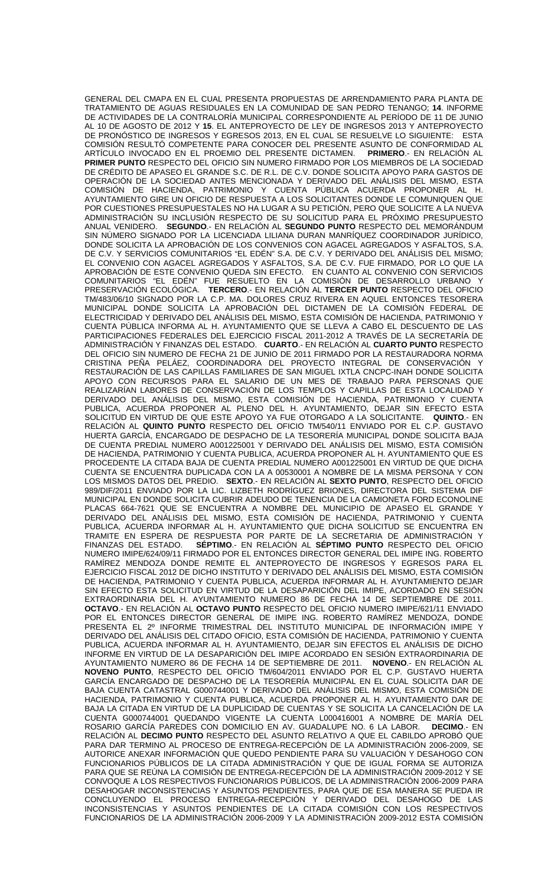GENERAL DEL CMAPA EN EL CUAL PRESENTA PROPUESTAS DE ARRENDAMIENTO PARA PLANTA DE TRATAMIENTO DE AGUAS RESIDUALES EN LA COMUNIDAD DE SAN PEDRO TENANGO; **14**. INFORME DE ACTIVIDADES DE LA CONTRALORÍA MUNICIPAL CORRESPONDIENTE AL PERÍODO DE 11 DE JUNIO AL 10 DE AGOSTO DE 2012 Y **15**. EL ANTEPROYECTO DE LEY DE INGRESOS 2013 Y ANTEPROYECTO DE PRONÓSTICO DE INGRESOS Y EGRESOS 2013, EN EL CUAL SE RESUELVE LO SIGUIENTE: ESTA COMISIÓN RESULTÓ COMPETENTE PARA CONOCER DEL PRESENTE ASUNTO DE CONFORMIDAD AL ARTÍCULO INVOCADO EN EL PROEMIO DEL PRESENTE DICTAMEN. **PRIMERO**.- EN RELACIÓN AL **PRIMER PUNTO** RESPECTO DEL OFICIO SIN NUMERO FIRMADO POR LOS MIEMBROS DE LA SOCIEDAD DE CRÉDITO DE APASEO EL GRANDE S.C. DE R.L. DE C.V. DONDE SOLICITA APOYO PARA GASTOS DE OPERACIÓN DE LA SOCIEDAD ANTES MENCIONADA Y DERIVADO DEL ANÁLISIS DEL MISMO, ESTA COMISIÓN DE HACIENDA, PATRIMONIO Y CUENTA PÚBLICA ACUERDA PROPONER AL H. AYUNTAMIENTO GIRE UN OFICIO DE RESPUESTA A LOS SOLICITANTES DONDE LE COMUNIQUEN QUE POR CUESTIONES PRESUPUESTALES NO HA LUGAR A SU PETICIÓN, PERO QUE SOLICITE A LA NUEVA ADMINISTRACIÓN SU INCLUSIÓN RESPECTO DE SU SOLICITUD PARA EL PRÓXIMO PRESUPUESTO ANUAL VENIDERO. **SEGUNDO**.- EN RELACIÓN AL **SEGUNDO PUNTO** RESPECTO DEL MEMORÁNDUM SIN NÚMERO SIGNADO POR LA LICENCIADA LILIANA DURAN MANRÍQUEZ COORDINADOR JURÍDICO, DONDE SOLICITA LA APROBACIÓN DE LOS CONVENIOS CON AGACEL AGREGADOS Y ASFALTOS, S.A. DE C.V. Y SERVICIOS COMUNITARIOS "EL EDÉN" S.A. DE C.V. Y DERIVADO DEL ANÁLISIS DEL MISMO; EL CONVENIO CON AGACEL AGREGADOS Y ASFALTOS, S.A. DE C.V. FUE FIRMADO, POR LO QUE LA APROBACIÓN DE ESTE CONVENIO QUEDA SIN EFECTO. EN CUANTO AL CONVENIO CON SERVICIOS COMUNITARIOS "EL EDÉN" FUE RESUELTO EN LA COMISIÓN DE DESARROLLO URBANO Y PRESERVACIÓN ECOLÓGICA. **TERCERO**.- EN RELACIÓN AL **TERCER PUNTO** RESPECTO DEL OFICIO TM/483/06/10 SIGNADO POR LA C.P. MA. DOLORES CRUZ RIVERA EN AQUEL ENTONCES TESORERA MUNICIPAL DONDE SOLICITA LA APROBACIÓN DEL DICTAMEN DE LA COMISIÓN FEDERAL DE ELECTRICIDAD Y DERIVADO DEL ANÁLISIS DEL MISMO, ESTA COMISIÓN DE HACIENDA, PATRIMONIO Y CUENTA PÚBLICA INFORMA AL H. AYUNTAMIENTO QUE SE LLEVA A CABO EL DESCUENTO DE LAS PARTICIPACIONES FEDERALES DEL EJERCICIO FISCAL 2011-2012 A TRAVÉS DE LA SECRETARÍA DE ADMINISTRACIÓN Y FINANZAS DEL ESTADO. **CUARTO**.- EN RELACIÓN AL **CUARTO PUNTO** RESPECTO DEL OFICIO SIN NUMERO DE FECHA 21 DE JUNIO DE 2011 FIRMADO POR LA RESTAURADORA NORMA CRISTINA PEÑA PELÁEZ, COORDINADORA DEL PROYECTO INTEGRAL DE CONSERVACIÓN Y RESTAURACIÓN DE LAS CAPILLAS FAMILIARES DE SAN MIGUEL IXTLA CNCPC-INAH DONDE SOLICITA APOYO CON RECURSOS PARA EL SALARIO DE UN MES DE TRABAJO PARA PERSONAS QUE REALIZARÍAN LABORES DE CONSERVACIÓN DE LOS TEMPLOS Y CAPILLAS DE ESTA LOCALIDAD Y DERIVADO DEL ANÁLISIS DEL MISMO, ESTA COMISIÓN DE HACIENDA, PATRIMONIO Y CUENTA PUBLICA, ACUERDA PROPONER AL PLENO DEL H. AYUNTAMIENTO, DEJAR SIN EFECTO ESTA SOLICITUD EN VIRTUD DE QUE ESTE APOYO YA FUE OTORGADO A LA SOLICITANTE. **QUINTO**.- EN RELACIÓN AL **QUINTO PUNTO** RESPECTO DEL OFICIO TM/540/11 ENVIADO POR EL C.P. GUSTAVO HUERTA GARCÍA, ENCARGADO DE DESPACHO DE LA TESORERÍA MUNICIPAL DONDE SOLICITA BAJA DE CUENTA PREDIAL NUMERO A001225001 Y DERIVADO DEL ANÁLISIS DEL MISMO, ESTA COMISIÓN DE HACIENDA, PATRIMONIO Y CUENTA PUBLICA, ACUERDA PROPONER AL H. AYUNTAMIENTO QUE ES PROCEDENTE LA CITADA BAJA DE CUENTA PREDIAL NUMERO A001225001 EN VIRTUD DE QUE DICHA CUENTA SE ENCUENTRA DUPLICADA CON LA A 00530001 A NOMBRE DE LA MISMA PERSONA Y CON LOS MISMOS DATOS DEL PREDIO. **SEXTO**.- EN RELACIÓN AL **SEXTO PUNTO**, RESPECTO DEL OFICIO 989/DIF/2011 ENVIADO POR LA LIC. LIZBETH RODRÍGUEZ BRIONES, DIRECTORA DEL SISTEMA DIF MUNICIPAL EN DONDE SOLICITA CUBRIR ADEUDO DE TENENCIA DE LA CAMIONETA FORD ECONOLINE PLACAS 664-7621 QUE SE ENCUENTRA A NOMBRE DEL MUNICIPIO DE APASEO EL GRANDE Y DERIVADO DEL ANÁLISIS DEL MISMO, ESTA COMISIÓN DE HACIENDA, PATRIMONIO Y CUENTA PUBLICA, ACUERDA INFORMAR AL H. AYUNTAMIENTO QUE DICHA SOLICITUD SE ENCUENTRA EN TRAMITE EN ESPERA DE RESPUESTA POR PARTE DE LA SECRETARIA DE ADMINISTRACIÓN Y FINANZAS DEL ESTADO. **SÉPTIMO**.- EN RELACIÓN AL **SÉPTIMO PUNTO** RESPECTO DEL OFICIO NUMERO IMIPE/624/09/11 FIRMADO POR EL ENTONCES DIRECTOR GENERAL DEL IMIPE ING. ROBERTO RAMÍREZ MENDOZA DONDE REMITE EL ANTEPROYECTO DE INGRESOS Y EGRESOS PARA EL EJERCICIO FISCAL 2012 DE DICHO INSTITUTO Y DERIVADO DEL ANÁLISIS DEL MISMO, ESTA COMISIÓN DE HACIENDA, PATRIMONIO Y CUENTA PUBLICA, ACUERDA INFORMAR AL H. AYUNTAMIENTO DEJAR SIN EFECTO ESTA SOLICITUD EN VIRTUD DE LA DESAPARICIÓN DEL IMIPE, ACORDADO EN SESIÓN EXTRAORDINARIA DEL H. AYUNTAMIENTO NUMERO 86 DE FECHA 14 DE SEPTIEMBRE DE 2011. **OCTAVO**.- EN RELACIÓN AL **OCTAVO PUNTO** RESPECTO DEL OFICIO NUMERO IMIPE/621/11 ENVIADO POR EL ENTONCES DIRECTOR GENERAL DE IMIPE ING. ROBERTO RAMÍREZ MENDOZA, DONDE PRESENTA EL 2º INFORME TRIMESTRAL DEL INSTITUTO MUNICIPAL DE INFORMACIÓN IMIPE Y DERIVADO DEL ANÁLISIS DEL CITADO OFICIO, ESTA COMISIÓN DE HACIENDA, PATRIMONIO Y CUENTA PUBLICA, ACUERDA INFORMAR AL H. AYUNTAMIENTO, DEJAR SIN EFECTOS EL ANÁLISIS DE DICHO INFORME EN VIRTUD DE LA DESAPARICIÓN DEL IMIPE ACORDADO EN SESIÓN EXTRAORDINARIA DE AYUNTAMIENTO NUMERO 86 DE FECHA 14 DE SEPTIEMBRE DE 2011. **NOVENO**.- EN RELACIÓN AL **NOVENO PUNTO**, RESPECTO DEL OFICIO TM/604/2011 ENVIADO POR EL C.P. GUSTAVO HUERTA GARCÍA ENCARGADO DE DESPACHO DE LA TESORERÍA MUNICIPAL EN EL CUAL SOLICITA DAR DE BAJA CUENTA CATASTRAL G000744001 Y DERIVADO DEL ANÁLISIS DEL MISMO, ESTA COMISIÓN DE HACIENDA, PATRIMONIO Y CUENTA PUBLICA, ACUERDA PROPONER AL H. AYUNTAMIENTO DAR DE BAJA LA CITADA EN VIRTUD DE LA DUPLICIDAD DE CUENTAS Y SE SOLICITA LA CANCELACIÓN DE LA CUENTA G000744001 QUEDANDO VIGENTE LA CUENTA L000416001 A NOMBRE DE MARÍA DEL ROSARIO GARCÍA PAREDES CON DOMICILIO EN AV. GUADALUPE NO. 6 LA LABOR. **DECIMO**.- EN RELACIÓN AL **DECIMO PUNTO** RESPECTO DEL ASUNTO RELATIVO A QUE EL CABILDO APROBÓ QUE PARA DAR TERMINO AL PROCESO DE ENTREGA-RECEPCIÓN DE LA ADMINISTRACIÓN 2006-2009, SE AUTORICE ANEXAR INFORMACIÓN QUE QUEDO PENDIENTE PARA SU VALUACIÓN Y DESAHOGO CON FUNCIONARIOS PÚBLICOS DE LA CITADA ADMINISTRACIÓN Y QUE DE IGUAL FORMA SE AUTORIZA PARA QUE SE REÚNA LA COMISIÓN DE ENTREGA-RECEPCIÓN DE LA ADMINISTRACIÓN 2009-2012 Y SE CONVOQUE A LOS RESPECTIVOS FUNCIONARIOS PÚBLICOS, DE LA ADMINISTRACIÓN 2006-2009 PARA DESAHOGAR INCONSISTENCIAS Y ASUNTOS PENDIENTES, PARA QUE DE ESA MANERA SE PUEDA IR CONCLUYENDO EL PROCESO ENTREGA-RECEPCIÓN Y DERIVADO DEL DESAHOGO DE LAS INCONSISTENCIAS Y ASUNTOS PENDIENTES DE LA CITADA COMISIÓN CON LOS RESPECTIVOS FUNCIONARIOS DE LA ADMINISTRACIÓN 2006-2009 Y LA ADMINISTRACIÓN 2009-2012 ESTA COMISIÓN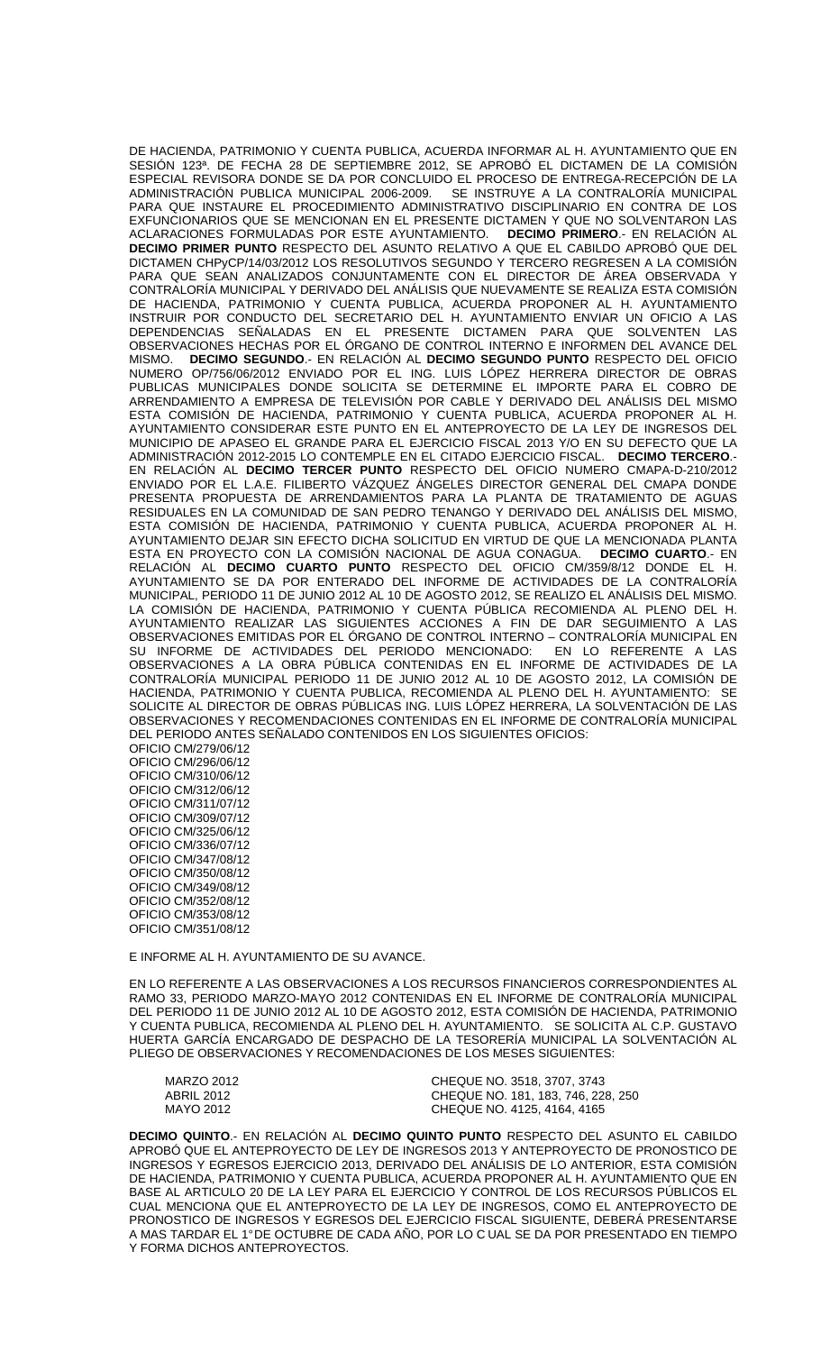DE HACIENDA, PATRIMONIO Y CUENTA PUBLICA, ACUERDA INFORMAR AL H. AYUNTAMIENTO QUE EN SESIÓN 123ª. DE FECHA 28 DE SEPTIEMBRE 2012, SE APROBÓ EL DICTAMEN DE LA COMISIÓN ESPECIAL REVISORA DONDE SE DA POR CONCLUIDO EL PROCESO DE ENTREGA-RECEPCIÓN DE LA ADMINISTRACIÓN PUBLICA MUNICIPAL 2006-2009. SE INSTRUYE A LA CONTRALORÍA MUNICIPAL PARA QUE INSTAURE EL PROCEDIMIENTO ADMINISTRATIVO DISCIPLINARIO EN CONTRA DE LOS EXFUNCIONARIOS QUE SE MENCIONAN EN EL PRESENTE DICTAMEN Y QUE NO SOLVENTARON LAS ACLARACIONES FORMULADAS POR ESTE AYUNTAMIENTO. **DECIMO PRIMERO**.- EN RELACIÓN AL **DECIMO PRIMER PUNTO** RESPECTO DEL ASUNTO RELATIVO A QUE EL CABILDO APROBÓ QUE DEL DICTAMEN CHPyCP/14/03/2012 LOS RESOLUTIVOS SEGUNDO Y TERCERO REGRESEN A LA COMISIÓN PARA QUE SEAN ANALIZADOS CONJUNTAMENTE CON EL DIRECTOR DE ÁREA OBSERVADA Y CONTRALORÍA MUNICIPAL Y DERIVADO DEL ANÁLISIS QUE NUEVAMENTE SE REALIZA ESTA COMISIÓN DE HACIENDA, PATRIMONIO Y CUENTA PUBLICA, ACUERDA PROPONER AL H. AYUNTAMIENTO INSTRUIR POR CONDUCTO DEL SECRETARIO DEL H. AYUNTAMIENTO ENVIAR UN OFICIO A LAS DEPENDENCIAS SEÑALADAS EN EL PRESENTE DICTAMEN PARA QUE SOLVENTEN LAS OBSERVACIONES HECHAS POR EL ÓRGANO DE CONTROL INTERNO E INFORMEN DEL AVANCE DEL MISMO. **DECIMO SEGUNDO**.- EN RELACIÓN AL **DECIMO SEGUNDO PUNTO** RESPECTO DEL OFICIO NUMERO OP/756/06/2012 ENVIADO POR EL ING. LUIS LÓPEZ HERRERA DIRECTOR DE OBRAS PUBLICAS MUNICIPALES DONDE SOLICITA SE DETERMINE EL IMPORTE PARA EL COBRO DE ARRENDAMIENTO A EMPRESA DE TELEVISIÓN POR CABLE Y DERIVADO DEL ANÁLISIS DEL MISMO ESTA COMISIÓN DE HACIENDA, PATRIMONIO Y CUENTA PUBLICA, ACUERDA PROPONER AL H. AYUNTAMIENTO CONSIDERAR ESTE PUNTO EN EL ANTEPROYECTO DE LA LEY DE INGRESOS DEL MUNICIPIO DE APASEO EL GRANDE PARA EL EJERCICIO FISCAL 2013 Y/O EN SU DEFECTO QUE LA ADMINISTRACIÓN 2012-2015 LO CONTEMPLE EN EL CITADO EJERCICIO FISCAL. **DECIMO TERCERO**.- EN RELACIÓN AL **DECIMO TERCER PUNTO** RESPECTO DEL OFICIO NUMERO CMAPA-D-210/2012 ENVIADO POR EL L.A.E. FILIBERTO VÁZQUEZ ÁNGELES DIRECTOR GENERAL DEL CMAPA DONDE PRESENTA PROPUESTA DE ARRENDAMIENTOS PARA LA PLANTA DE TRATAMIENTO DE AGUAS RESIDUALES EN LA COMUNIDAD DE SAN PEDRO TENANGO Y DERIVADO DEL ANÁLISIS DEL MISMO, ESTA COMISIÓN DE HACIENDA, PATRIMONIO Y CUENTA PUBLICA, ACUERDA PROPONER AL H. AYUNTAMIENTO DEJAR SIN EFECTO DICHA SOLICITUD EN VIRTUD DE QUE LA MENCIONADA PLANTA ESTA EN PROYECTO CON LA COMISIÓN NACIONAL DE AGUA CONAGUA. **DECIMO CUARTO**.- EN RELACIÓN AL **DECIMO CUARTO PUNTO** RESPECTO DEL OFICIO CM/359/8/12 DONDE EL H. AYUNTAMIENTO SE DA POR ENTERADO DEL INFORME DE ACTIVIDADES DE LA CONTRALORÍA MUNICIPAL, PERIODO 11 DE JUNIO 2012 AL 10 DE AGOSTO 2012, SE REALIZO EL ANÁLISIS DEL MISMO. LA COMISIÓN DE HACIENDA, PATRIMONIO Y CUENTA PÚBLICA RECOMIENDA AL PLENO DEL H. AYUNTAMIENTO REALIZAR LAS SIGUIENTES ACCIONES A FIN DE DAR SEGUIMIENTO A LAS OBSERVACIONES EMITIDAS POR EL ÓRGANO DE CONTROL INTERNO – CONTRALORÍA MUNICIPAL EN SU INFORME DE ACTIVIDADES DEL PERIODO MENCIONADO: EN LO REFERENTE A LAS OBSERVACIONES A LA OBRA PÚBLICA CONTENIDAS EN EL INFORME DE ACTIVIDADES DE LA CONTRALORÍA MUNICIPAL PERIODO 11 DE JUNIO 2012 AL 10 DE AGOSTO 2012, LA COMISIÓN DE HACIENDA, PATRIMONIO Y CUENTA PUBLICA, RECOMIENDA AL PLENO DEL H. AYUNTAMIENTO: SE SOLICITE AL DIRECTOR DE OBRAS PÚBLICAS ING. LUIS LÓPEZ HERRERA, LA SOLVENTACIÓN DE LAS OBSERVACIONES Y RECOMENDACIONES CONTENIDAS EN EL INFORME DE CONTRALORÍA MUNICIPAL DEL PERIODO ANTES SEÑALADO CONTENIDOS EN LOS SIGUIENTES OFICIOS:

OFICIO CM/279/06/12
OFICIO CM/296/06/12
OFICIO CM/310/06/12
OFICIO CM/312/06/12
OFICIO CM/311/07/12
OFICIO CM/309/07/12
OFICIO CM/325/06/12
OFICIO CM/336/07/12
OFICIO CM/347/08/12
OFICIO CM/350/08/12
OFICIO CM/349/08/12
OFICIO CM/352/08/12
OFICIO CM/353/08/12
OFICIO CM/351/08/12

E INFORME AL H. AYUNTAMIENTO DE SU AVANCE.

EN LO REFERENTE A LAS OBSERVACIONES A LOS RECURSOS FINANCIEROS CORRESPONDIENTES AL RAMO 33, PERIODO MARZO-MAYO 2012 CONTENIDAS EN EL INFORME DE CONTRALORÍA MUNICIPAL DEL PERIODO 11 DE JUNIO 2012 AL 10 DE AGOSTO 2012, ESTA COMISIÓN DE HACIENDA, PATRIMONIO Y CUENTA PUBLICA, RECOMIENDA AL PLENO DEL H. AYUNTAMIENTO. SE SOLICITA AL C.P. GUSTAVO HUERTA GARCÍA ENCARGADO DE DESPACHO DE LA TESORERÍA MUNICIPAL LA SOLVENTACIÓN AL PLIEGO DE OBSERVACIONES Y RECOMENDACIONES DE LOS MESES SIGUIENTES:

| | |
|---|---|
| MARZO 2012 | CHEQUE NO. 3518, 3707, 3743 |
| ABRIL 2012 | CHEQUE NO. 181, 183, 746, 228, 250 |
| MAYO 2012 | CHEQUE NO. 4125, 4164, 4165 |

**DECIMO QUINTO**.- EN RELACIÓN AL **DECIMO QUINTO PUNTO** RESPECTO DEL ASUNTO EL CABILDO APROBÓ QUE EL ANTEPROYECTO DE LEY DE INGRESOS 2013 Y ANTEPROYECTO DE PRONOSTICO DE INGRESOS Y EGRESOS EJERCICIO 2013, DERIVADO DEL ANÁLISIS DE LO ANTERIOR, ESTA COMISIÓN DE HACIENDA, PATRIMONIO Y CUENTA PUBLICA, ACUERDA PROPONER AL H. AYUNTAMIENTO QUE EN BASE AL ARTICULO 20 DE LA LEY PARA EL EJERCICIO Y CONTROL DE LOS RECURSOS PÚBLICOS EL CUAL MENCIONA QUE EL ANTEPROYECTO DE LA LEY DE INGRESOS, COMO EL ANTEPROYECTO DE PRONOSTICO DE INGRESOS Y EGRESOS DEL EJERCICIO FISCAL SIGUIENTE, DEBERÁ PRESENTARSE A MAS TARDAR EL 1° DE OCTUBRE DE CADA AÑO, POR LO C UAL SE DA POR PRESENTADO EN TIEMPO Y FORMA DICHOS ANTEPROYECTOS.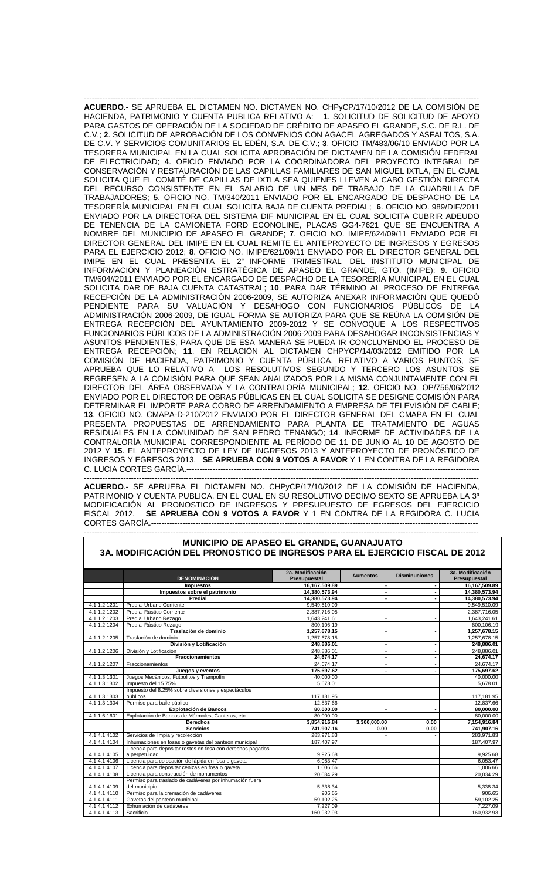---

**ACUERDO**.- SE APRUEBA EL DICTAMEN NO. DICTAMEN NO. CHPyCP/17/10/2012 DE LA COMISIÓN DE HACIENDA, PATRIMONIO Y CUENTA PUBLICA RELATIVO A: **1**. SOLICITUD DE SOLICITUD DE APOYO PARA GASTOS DE OPERACIÓN DE LA SOCIEDAD DE CRÉDITO DE APASEO EL GRANDE, S.C. DE R.L. DE C.V.; **2**. SOLICITUD DE APROBACIÓN DE LOS CONVENIOS CON AGACEL AGREGADOS Y ASFALTOS, S.A. DE C.V. Y SERVICIOS COMUNITARIOS EL EDÉN, S.A. DE C.V.; **3**. OFICIO TM/483/06/10 ENVIADO POR LA TESORERA MUNICIPAL EN LA CUAL SOLICITA APROBACIÓN DE DICTAMEN DE LA COMISIÓN FEDERAL DE ELECTRICIDAD; **4**. OFICIO ENVIADO POR LA COORDINADORA DEL PROYECTO INTEGRAL DE CONSERVACIÓN Y RESTAURACIÓN DE LAS CAPILLAS FAMILIARES DE SAN MIGUEL IXTLA, EN EL CUAL SOLICITA QUE EL COMITÉ DE CAPILLAS DE IXTLA SEA QUIENES LLEVEN A CABO GESTIÓN DIRECTA DEL RECURSO CONSISTENTE EN EL SALARIO DE UN MES DE TRABAJO DE LA CUADRILLA DE TRABAJADORES; **5**. OFICIO NO. TM/340/2011 ENVIADO POR EL ENCARGADO DE DESPACHO DE LA TESORERÍA MUNICIPAL EN EL CUAL SOLICITA BAJA DE CUENTA PREDIAL; **6**. OFICIO NO. 989/DIF/2011 ENVIADO POR LA DIRECTORA DEL SISTEMA DIF MUNICIPAL EN EL CUAL SOLICITA CUBRIR ADEUDO DE TENENCIA DE LA CAMIONETA FORD ECONOLINE, PLACAS GG4-7621 QUE SE ENCUENTRA A NOMBRE DEL MUNICIPIO DE APASEO EL GRANDE; **7**. OFICIO NO. IMIPE/624/09/11 ENVIADO POR EL DIRECTOR GENERAL DEL IMIPE EN EL CUAL REMITE EL ANTEPROYECTO DE INGRESOS Y EGRESOS PARA EL EJERCICIO 2012; **8**. OFICIO NO. IMIPE/621/09/11 ENVIADO POR EL DIRECTOR GENERAL DEL IMIPE EN EL CUAL PRESENTA EL 2° INFORME TRIMESTRAL DEL INSTITUTO MUNICIPAL DE INFORMACIÓN Y PLANEACIÓN ESTRATÉGICA DE APASEO EL GRANDE, GTO. (IMIPE); **9**. OFICIO TM/604//2011 ENVIADO POR EL ENCARGADO DE DESPACHO DE LA TESORERÍA MUNICIPAL EN EL CUAL SOLICITA DAR DE BAJA CUENTA CATASTRAL; **10**. PARA DAR TÉRMINO AL PROCESO DE ENTREGA RECEPCIÓN DE LA ADMINISTRACIÓN 2006-2009, SE AUTORIZA ANEXAR INFORMACIÓN QUE QUEDÓ PENDIENTE PARA SU VALUACIÓN Y DESAHOGO CON FUNCIONARIOS PÚBLICOS DE LA ADMINISTRACIÓN 2006-2009, DE IGUAL FORMA SE AUTORIZA PARA QUE SE REÚNA LA COMISIÓN DE ENTREGA RECEPCIÓN DEL AYUNTAMIENTO 2009-2012 Y SE CONVOQUE A LOS RESPECTIVOS FUNCIONARIOS PÚBLICOS DE LA ADMINISTRACIÓN 2006-2009 PARA DESAHOGAR INCONSISTENCIAS Y ASUNTOS PENDIENTES, PARA QUE DE ESA MANERA SE PUEDA IR CONCLUYENDO EL PROCESO DE ENTREGA RECEPCIÓN; **11**. EN RELACIÓN AL DICTAMEN CHPYCP/14/03/2012 EMITIDO POR LA COMISIÓN DE HACIENDA, PATRIMONIO Y CUENTA PÚBLICA, RELATIVO A VARIOS PUNTOS, SE APRUEBA QUE LO RELATIVO A LOS RESOLUTIVOS SEGUNDO Y TERCERO LOS ASUNTOS SE REGRESEN A LA COMISIÓN PARA QUE SEAN ANALIZADOS POR LA MISMA CONJUNTAMENTE CON EL DIRECTOR DEL ÁREA OBSERVADA Y LA CONTRALORÍA MUNICIPAL; **12**. OFICIO NO. OP/756/06/2012 ENVIADO POR EL DIRECTOR DE OBRAS PÚBLICAS EN EL CUAL SOLICITA SE DESIGNE COMISIÓN PARA DETERMINAR EL IMPORTE PARA COBRO DE ARRENDAMIENTO A EMPRESA DE TELEVISIÓN DE CABLE; **13**. OFICIO NO. CMAPA-D-210/2012 ENVIADO POR EL DIRECTOR GENERAL DEL CMAPA EN EL CUAL PRESENTA PROPUESTAS DE ARRENDAMIENTO PARA PLANTA DE TRATAMIENTO DE AGUAS RESIDUALES EN LA COMUNIDAD DE SAN PEDRO TENANGO; **14**. INFORME DE ACTIVIDADES DE LA CONTRALORÍA MUNICIPAL CORRESPONDIENTE AL PERÍODO DE 11 DE JUNIO AL 10 DE AGOSTO DE 2012 Y **15**. EL ANTEPROYECTO DE LEY DE INGRESOS 2013 Y ANTEPROYECTO DE PRONÓSTICO DE INGRESOS Y EGRESOS 2013. **SE APRUEBA CON 9 VOTOS A FAVOR** Y 1 EN CONTRA DE LA REGIDORA C. LUCIA CORTES GARCÍA.---

---

**ACUERDO**.- SE APRUEBA EL DICTAMEN NO. CHPyCP/17/10/2012 DE LA COMISIÓN DE HACIENDA, PATRIMONIO Y CUENTA PUBLICA, EN EL CUAL EN SU RESOLUTIVO DECIMO SEXTO SE APRUEBA LA 3ª MODIFICACIÓN AL PRONOSTICO DE INGRESOS Y PRESUPUESTO DE EGRESOS DEL EJERCICIO FISCAL 2012. **SE APRUEBA CON 9 VOTOS A FAVOR** Y 1 EN CONTRA DE LA REGIDORA C. LUCIA CORTES GARCÍA.---

---

**MUNICIPIO DE APASEO EL GRANDE, GUANAJUATO**
**3A. MODIFICACIÓN DEL PRONOSTICO DE INGRESOS PARA EL EJERCICIO FISCAL DE 2012**

| | DENOMINACIÓN | 2a. Modificación Presupuestal | Aumentos | Disminuciones | 3a. Modificación Presupuestal |
|---|---|---|---|---|---|
| | **Impuestos** | **16,167,509.89** | **-** | **-** | **16,167,509.89** |
| | **Impuestos sobre el patrimonio** | **14,380,573.94** | **-** | **-** | **14,380,573.94** |
| | **Predial** | **14,380,573.94** | **-** | **-** | **14,380,573.94** |
| 4.1.1.2.1201 | Predial Urbano Corriente | 9,549,510.09 | | - | 9,549,510.09 |
| 4.1.1.2.1202 | Predial Rústico Corriente | 2,387,716.05 | - | - | 2,387,716.05 |
| 4.1.1.2.1203 | Predial Urbano Rezago | 1,643,241.61 | - | - | 1,643,241.61 |
| 4.1.1.2.1204 | Predial Rústico Rezago | 800,106.19 | - | - | 800,106.19 |
| | **Traslación de dominio** | **1,257,678.15** | **-** | **-** | **1,257,678.15** |
| 4.1.1.2.1205 | Traslación de dominio | 1,257,678.15 | - | - | 1,257,678.15 |
| | **División y Lotificación** | **248,886.01** | **-** | **-** | **248,886.01** |
| 4.1.1.2.1206 | División y Lotificación | 248,886.01 | - | - | 248,886.01 |
| | **Fraccionamientos** | **24,674.17** | **-** | **-** | **24,674.17** |
| 4.1.1.2.1207 | Fraccionamientos | 24,674.17 | - | - | 24,674.17 |
| | **Juegos y eventos** | **175,697.62** | **-** | **-** | **175,697.62** |
| 4.1.1.3.1301 | Juegos Mecánicos, Futbolitos y Trampolín | 40,000.00 | | | 40,000.00 |
| 4.1.1.3.1302 | Impuesto del 15.75% | 5,678.01 | | | 5,678.01 |
| 4.1.1.3.1303 | Impuesto del 8.25% sobre diversiones y espectáculos públicos | 117,181.95 | | | 117,181.95 |
| 4.1.1.3.1304 | Permiso para baile público | 12,837.66 | | | 12,837.66 |
| | **Explotación de Bancos** | **80,000.00** | **-** | **-** | **80,000.00** |
| 4.1.1.6.1601 | Explotación de Bancos de Mármoles, Canteras, etc. | 80,000.00 | - | - | 80,000.00 |
| | **Derechos** | **3,854,916.84** | **3,300,000.00** | **0.00** | **7,154,916.84** |
| | **Servicios** | **741,907.16** | **0.00** | **0.00** | **741,907.16** |
| 4.1.4.1.4102 | Servicios de limpia y recolección | 283,971.83 | - | - | 283,971.83 |
| 4.1.4.1.4104 | Inhumaciones en fosas o gavetas del panteón municipal | 187,407.97 | | | 187,407.97 |
| 4.1.4.1.4105 | Licencia para depositar restos en fosa con derechos pagados a perpetuidad | 9,925.68 | | | 9,925.68 |
| 4.1.4.1.4106 | Licencia para colocación de lápida en fosa o gaveta | 6,053.47 | | | 6,053.47 |
| 4.1.4.1.4107 | Licencia para depositar cenizas en fosa o gaveta | 1,006.66 | | | 1,006.66 |
| 4.1.4.1.4108 | Licencia para construcción de monumentos | 20,034.29 | | | 20,034.29 |
| 4.1.4.1.4109 | Permiso para traslado de cadáveres por inhumación fuera del municipio | 5,338.34 | | | 5,338.34 |
| 4.1.4.1.4110 | Permiso para la cremación de cadáveres | 906.65 | | | 906.65 |
| 4.1.4.1.4111 | Gavetas del panteón municipal | 59,102.25 | | | 59,102.25 |
| 4.1.4.1.4112 | Exhumación de cadáveres | 7,227.09 | | | 7,227.09 |
| 4.1.4.1.4113 | Sacrificio | 160,932.93 | | | 160,932.93 |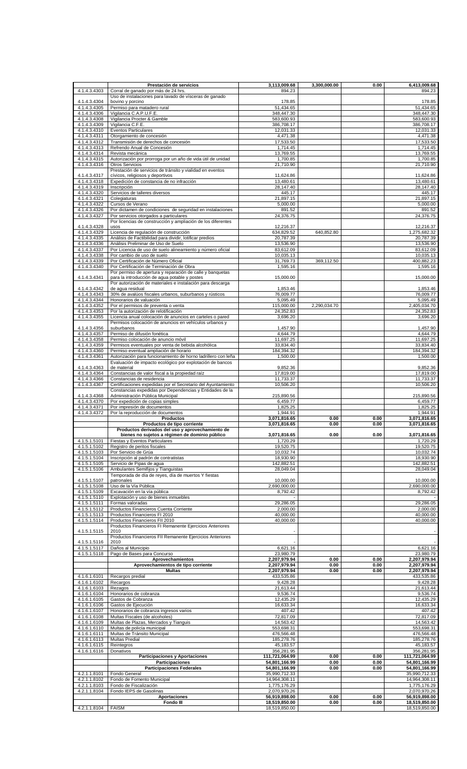| | Prestación de servicios | 3,113,009.68 | 3,300,000.00 | 0.00 | 6,413,009.68 |
|---|---|---|---|---|---|
| 4.1.4.3.4303 | Corral de ganado por más de 24 hrs. | 894.23 | | | 894.23 |
| 4.1.4.3.4304 | Uso de instalaciones para lavado de vísceras de ganado bovino y porcino | 178.85 | | | 178.85 |
| 4.1.4.3.4305 | Permiso para matadero rural | 51,434.65 | | | 51,434.65 |
| 4.1.4.3.4306 | Vigilancia C.A.P.U.F.E. | 348,447.30 | | | 348,447.30 |
| 4.1.4.3.4308 | Vigilancia Procter & Gamble | 583,600.93 | | | 583,600.93 |
| 4.1.4.3.4309 | Vigilancia C.F.E. | 386,708.17 | | | 386,708.17 |
| 4.1.4.3.4310 | Eventos Particulares | 12,031.33 | | | 12,031.33 |
| 4.1.4.3.4311 | Otorgamiento de concesión | 4,471.38 | | | 4,471.38 |
| 4.1.4.3.4312 | Transmisión de derechos de concesión | 17,533.50 | | | 17,533.50 |
| 4.1.4.3.4313 | Refrendo Anual de Concesión | 1,714.45 | | | 1,714.45 |
| 4.1.4.3.4314 | Revista mecánica | 13,769.55 | | | 13,769.55 |
| 4.1.4.3.4315 | Autorización por prorroga por un año de vida útil de unidad | 1,700.85 | | | 1,700.85 |
| 4.1.4.3.4316 | Otros Servicios | 21,710.90 | | | 21,710.90 |
| 4.1.4.3.4317 | Prestación de servicios de tránsito y vialidad en eventos cívicos, religiosos y deportivos | 11,624.86 | | | 11,624.86 |
| 4.1.4.3.4318 | Expedición de constancia de no infracción | 13,480.61 | | | 13,480.61 |
| 4.1.4.3.4319 | Inscripción | 28,147.40 | | | 28,147.40 |
| 4.1.4.3.4320 | Servicios de talleres diversos | 445.17 | | | 445.17 |
| 4.1.4.3.4321 | Colegiaturas | 21,897.15 | | | 21,897.15 |
| 4.1.4.3.4322 | Cursos de Verano | 5,000.00 | | | 5,000.00 |
| 4.1.4.3.4326 | Por dictamen de condiciones de seguridad en instalaciones | 891.52 | | | 891.52 |
| 4.1.4.3.4327 | Por servicios otorgados a particulares | 24,376.75 | | | 24,376.75 |
| 4.1.4.3.4328 | Por licencias de construcción y ampliación de los diferentes usos | 12,216.37 | | | 12,216.37 |
| 4.1.4.3.4329 | Licencia de regulación de construcción | 634,829.52 | 640,852.80 | | 1,275,682.32 |
| 4.1.4.3.4335 | Análisis de Factibilidad para dividir, lotificar predios | 20,787.39 | | | 20,787.39 |
| 4.1.4.3.4336 | Análisis Preliminar de Uso de Suelo | 13,536.90 | | | 13,536.90 |
| 4.1.4.3.4337 | Por Licencia de uso de suelo alineamiento y número oficial | 83,612.09 | | | 83,612.09 |
| 4.1.4.3.4338 | Por cambio de uso de suelo | 10,035.13 | | | 10,035.13 |
| 4.1.4.3.4339 | Por Certificación de Número Oficial | 31,769.73 | 369,112.50 | | 400,882.23 |
| 4.1.4.3.4340 | Por Certificación de Terminación de Obra | 1,595.16 | | | 1,595.16 |
| 4.1.4.3.4341 | Por permiso de apertura y reparación de calle y banquetas para la introducción de agua potable y postes | 15,000.00 | | | 15,000.00 |
| 4.1.4.3.4342 | Por autorización de materiales e instalación para descarga de agua residual | 1,853.46 | | | 1,853.46 |
| 4.1.4.3.4343 | 30% de avalúos fiscales urbanos, suburbanos y rústicos | 76,009.77 | | | 76,009.77 |
| 4.1.4.3.4344 | Honorarios de valuación | 5,095.49 | | | 5,095.49 |
| 4.1.4.3.4352 | Por el permisos de preventa o venta | 115,000.00 | 2,290,034.70 | | 2,405,034.70 |
| 4.1.4.3.4353 | Por la autorización de relotificación | 24,352.83 | | | 24,352.83 |
| 4.1.4.3.4355 | Licencia anual colocación de anuncios en carteles o pared | 3,696.20 | | | 3,696.20 |
| 4.1.4.3.4356 | Permisos colocación de anuncios en vehículos urbanos y suburbanos | 1,457.90 | | | 1,457.90 |
| 4.1.4.3.4357 | Permiso de difusión fonética | 4,644.79 | | | 4,644.79 |
| 4.1.4.3.4358 | Permiso colocación de anuncio móvil | 11,697.25 | | | 11,697.25 |
| 4.1.4.3.4359 | Permisos eventuales por venta de bebida alcohólica | 33,834.40 | | | 33,834.40 |
| 4.1.4.3.4360 | Permiso eventual ampliación de horario | 184,394.32 | | | 184,394.32 |
| 4.1.4.3.4361 | Autorización para funcionamiento de horno ladrillero con leña | 1,500.00 | | | 1,500.00 |
| 4.1.4.3.4363 | Evaluación de impacto ecológico por explotación de bancos de material | 9,852.36 | | | 9,852.36 |
| 4.1.4.3.4364 | Constancias de valor fiscal a la propiedad raíz | 17,819.00 | | | 17,819.00 |
| 4.1.4.3.4366 | Constancias de residencia | 11,733.37 | | | 11,733.37 |
| 4.1.4.3.4367 | Certificaciones expedidas por el Secretario del Ayuntamiento | 10,506.20 | | | 10,506.20 |
| 4.1.4.3.4368 | Constancias expedidas por Dependencias y Entidades de la Administración Pública Municipal | 215,890.56 | | | 215,890.56 |
| 4.1.4.3.4370 | Por expedición de copias simples | 6,459.77 | | | 6,459.77 |
| 4.1.4.3.4371 | Por impresión de documentos | 1,825.25 | | | 1,825.25 |
| 4.1.4.3.4372 | Por la reproducción de documentos | 1,944.91 | | | 1,944.91 |
| | **Productos** | **3,071,816.65** | **0.00** | **0.00** | **3,071,816.65** |
| | **Productos de tipo corriente** | **3,071,816.65** | **0.00** | **0.00** | **3,071,816.65** |
| | **Productos derivados del uso y aprovechamiento de bienes no sujetos a régimen de dominio público** | **3,071,816.65** | **0.00** | **0.00** | **3,071,816.65** |
| 4.1.5.1.5101 | Fiestas y Eventos Particulares | 1,720.29 | | | 1,720.29 |
| 4.1.5.1.5102 | Registro de peritos fiscales | 19,520.75 | | | 19,520.75 |
| 4.1.5.1.5103 | Por Servicio de Grúa | 10,032.74 | | | 10,032.74 |
| 4.1.5.1.5104 | Inscripción al padrón de contratistas | 18,930.90 | | | 18,930.90 |
| 4.1.5.1.5105 | Servicio de Pipas de agua | 142,882.51 | | | 142,882.51 |
| 4.1.5.1.5106 | Ambulantes Semifijos y Tianguistas | 28,049.04 | | | 28,049.04 |
| 4.1.5.1.5107 | Temporada de día de reyes, día de muertos Y fiestas patronales | 10,000.00 | | | 10,000.00 |
| 4.1.5.1.5108 | Uso de la Vía Pública | 2,690,000.00 | | | 2,690,000.00 |
| 4.1.5.1.5109 | Excavación en la vía pública | 8,792.42 | | | 8,792.42 |
| 4.1.5.1.5110 | Explotación y uso de bienes inmuebles | - | | | - |
| 4.1.5.1.5111 | Formas valoradas | 29,286.05 | | | 29,286.05 |
| 4.1.5.1.5112 | Productos Financieros Cuenta Corriente | 2,000.00 | | | 2,000.00 |
| 4.1.5.1.5113 | Productos Financieros FI 2010 | 40,000.00 | | | 40,000.00 |
| 4.1.5.1.5114 | Productos Financieros FII 2010 | 40,000.00 | | | 40,000.00 |
| 4.1.5.1.5115 | Productos Financieros FI Remanente Ejercicios Anteriores 2010 | - | | | - |
| 4.1.5.1.5116 | Productos Financieros FII Remanente Ejercicios Anteriores 2010 | - | | | - |
| 4.1.5.1.5117 | Daños al Municipio | 6,621.16 | | | 6,621.16 |
| 4.1.5.1.5118 | Pago de Bases para Concurso | 23,980.79 | | | 23,980.79 |
| | **Aprovechamientos** | **2,207,979.94** | **0.00** | **0.00** | **2,207,979.94** |
| | **Aprovechamientos de tipo corriente** | **2,207,979.94** | **0.00** | **0.00** | **2,207,979.94** |
| | **Multas** | **2,207,979.94** | **0.00** | **0.00** | **2,207,979.94** |
| 4.1.6.1.6101 | Recargos predial | 433,535.86 | | | 433,535.86 |
| 4.1.6.1.6102 | Recargos | 9,428.28 | | | 9,428.28 |
| 4.1.6.1.6103 | Rezagos | 21,613.44 | | | 21,613.44 |
| 4.1.6.1.6104 | Honorarios de cobranza | 9,536.74 | | | 9,536.74 |
| 4.1.6.1.6105 | Gastos de Cobranza | 12,435.29 | | | 12,435.29 |
| 4.1.6.1.6106 | Gastos de Ejecución | 16,633.34 | | | 16,633.34 |
| 4.1.6.1.6107 | Honorarios de cobranza ingresos varios | 407.42 | | | 407.42 |
| 4.1.6.1.6108 | Multas Fiscales (de alcoholes) | 72,817.09 | | | 72,817.09 |
| 4.1.6.1.6109 | Multas de Plazas, Mercados y Tianguis | 14,563.42 | | | 14,563.42 |
| 4.1.6.1.6110 | Multas de policía municipal | 553,698.31 | | | 553,698.31 |
| 4.1.6.1.6111 | Multas de Tránsito Municipal | 476,566.48 | | | 476,566.48 |
| 4.1.6.1.6113 | Multas Predial | 185,278.76 | | | 185,278.76 |
| 4.1.6.1.6115 | Reintegros | 45,183.57 | | | 45,183.57 |
| 4.1.6.1.6116 | Donativos | 356,281.95 | | | 356,281.95 |
| | **Participaciones y Aportaciones** | **111,721,064.99** | **0.00** | **0.00** | **111,721,064.99** |
| | **Participaciones** | **54,801,166.99** | **0.00** | **0.00** | **54,801,166.99** |
| | **Participaciones Federales** | **54,801,166.99** | **0.00** | **0.00** | **54,801,166.99** |
| 4.2.1.1.8101 | Fondo General | 35,990,712.33 | | | 35,990,712.33 |
| 4.2.1.1.8102 | Fondo de Fomento Municipal | 14,964,308.11 | | | 14,964,308.11 |
| 4.2.1.1.8103 | Fondo de Fiscalización | 1,775,176.29 | | | 1,775,176.29 |
| 4.2.1.1.8104 | Fondo IEPS de Gasolinas | 2,070,970.26 | | | 2,070,970.26 |
| | **Aportaciones** | **56,919,898.00** | **0.00** | **0.00** | **56,919,898.00** |
| | **Fondo III** | **18,519,850.00** | **0.00** | **0.00** | **18,519,850.00** |
| 4.2.1.1.8104 | FAISM | 18,519,850.00 | | | 18,519,850.00 |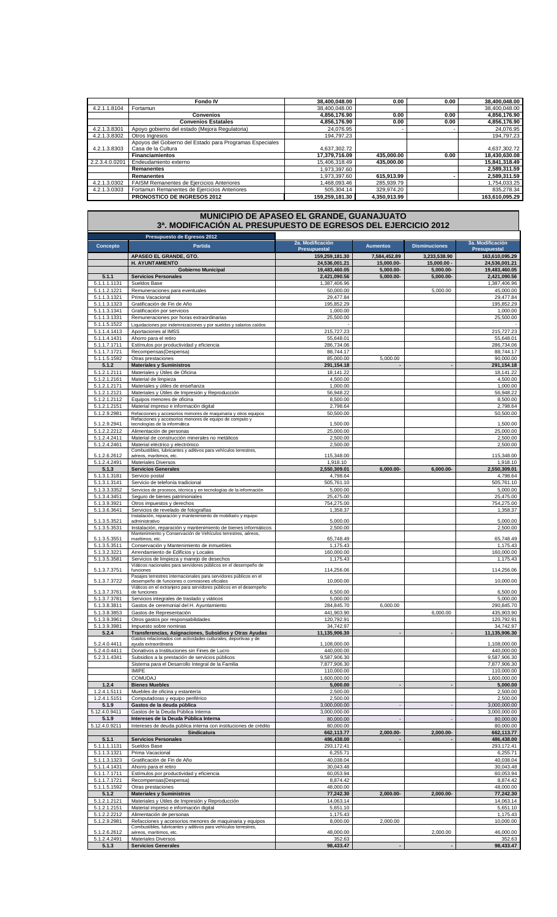| | Fondo IV | 38,400,048.00 | 0.00 | 0.00 | 38,400,048.00 |
|---|---|---|---|---|---|
| 4.2.1.1.8104 | Fortamun | 38,400,048.00 | | | 38,400,048.00 |
| | **Convenios** | **4,856,176.90** | **0.00** | **0.00** | **4,856,176.90** |
| | **Convenios Estatales** | **4,856,176.90** | **0.00** | **0.00** | **4,856,176.90** |
| 4.2.1.3.8301 | Apoyo gobierno del estado (Mejora Regulatoria) | 24,076.95 | - | - | 24,076.95 |
| 4.2.1.3.8302 | Otros Ingresos | 194,797.23 | | | 194,797.23 |
| 4.2.1.3.8303 | Apoyos del Gobierno del Estado para Programas Especiales Casa de la Cultura | 4,637,302.72 | | | 4,637,302.72 |
| | **Financiamientos** | **17,379,716.09** | **435,000.00** | **0.00** | **18,430,630.08** |
| 2.2.3.4.0.0201 | Endeudamiento externo | 15,406,318.49 | 435,000.00 | | 15,841,318.49 |
| | **Remanentes** | 1,973,397.60 | | | **2,589,311.59** |
| | **Remanentes** | 1,973,397.60 | **615,913.99** | - | **2,589,311.59** |
| 4.2.1.3.0302 | FAISM Remanentes de Ejercicios Anteriores | 1,468,093.46 | 285,939.79 | | 1,754,033.25 |
| 4.2.1.3.0303 | Fortamun Remanentes de Ejercicios Anteriores | 505,304.14 | 329,974.20 | | 835,278.34 |
| | **PRONOSTICO DE INGRESOS 2012** | **159,259,181.30** | **4,350,913.99** | | **163,610,095.29** |

## MUNICIPIO DE APASEO EL GRANDE, GUANAJUATO
## 3ª. MODIFICACIÓN AL PRESUPUESTO DE EGRESOS DEL EJERCICIO 2012

**Presupuesto de Egresos 2012**

| Concepto | Partida | 2a. Modificación Presupuestal | Aumentos | Disminuciones | 3a. Modificación Presupuestal |
|---|---|---|---|---|---|
| | **APASEO EL GRANDE, GTO.** | **159,259,181.30** | **7,584,452.89** | **3,233,538.90** | **163,610,095.29** |
| | **H. AYUNTAMIENTO** | **24,536,001.21** | **15,000.00-** | **15,000.00 -** | **24,536,001.21** |
| | **Gobierno Municipal** | **19,483,460.05** | **5,000.00-** | **5,000.00-** | **19,483,460.05** |
| **5.1.1** | **Servicios Personales** | **2,421,090.56** | **5,000.00-** | **5,000.00-** | **2,421,090.56** |
| 5.1.1.1.1131 | Sueldos Base | 1,387,406.96 | | | 1,387,406.96 |
| 5.1.1.2.1221 | Remuneraciones para eventuales | 50,000.00 | | 5,000.00 | 45,000.00 |
| 5.1.1.3.1321 | Prima Vacacional | 29,477.84 | | | 29,477.84 |
| 5.1.1.3.1323 | Gratificación de Fin de Año | 195,852.29 | | | 195,852.29 |
| 5.1.1.3.1341 | Gratificación por servicios | 1,000.00 | | | 1,000.00 |
| 5.1.1.3.1331 | Remuneraciones por horas extraordinarias | 25,500.00 | | | 25,500.00 |
| 5.1.1.5.1522 | Liquidaciones por indemnizaciones y por sueldos y salarios caídos | - | | | - |
| 5.1.1.4.1413 | Aportaciones al IMSS | 215,727.23 | | | 215,727.23 |
| 5.1.1.4.1431 | Ahorro para el retiro | 55,648.01 | | | 55,648.01 |
| 5.1.1.7.1711 | Estímulos por productividad y eficiencia | 286,734.06 | | | 286,734.06 |
| 5.1.1.7.1721 | Recompensas(Despensa) | 88,744.17 | | | 88,744.17 |
| 5.1.1.5.1592 | Otras prestaciones | 85,000.00 | 5,000.00 | | 90,000.00 |
| **5.1.2** | **Materiales y Suministros** | **291,154.18** | **-** | **-** | **291,154.18** |
| 5.1.2.1.2111 | Materiales y Útiles de Oficina | 18,141.22 | | | 18,141.22 |
| 5.1.2.1.2161 | Material de limpieza | 4,500.00 | | | 4,500.00 |
| 5.1.2.1.2171 | Materiales y útiles de enseñanza | 1,000.00 | | | 1,000.00 |
| 5.1.2.1.2121 | Materiales y Útiles de Impresión y Reproducción | 56,948.22 | | | 56,948.22 |
| 5.1.2.1.2112 | Equipos menores de oficina | 8,500.00 | | | 8,500.00 |
| 5.1.2.1.2151 | Material impreso e información digital | 2,798.64 | | | 2,798.64 |
| 5.1.2.9.2981 | Refacciones y accesorios menores de maquinaria y otros equipos | 50,500.00 | | | 50,500.00 |
| 5.1.2.9.2941 | Refacciones y accesorios menores de equipo de computo y tecnologías de la informática | 1,500.00 | | | 1,500.00 |
| 5.1.2.2.2212 | Alimentación de personas | 25,000.00 | | | 25,000.00 |
| 5.1.2.4.2411 | Material de construcción minerales no metálicos | 2,500.00 | | | 2,500.00 |
| 5.1.2.4.2461 | Material eléctrico y electrónico | 2,500.00 | | | 2,500.00 |
| 5.1.2.6.2612 | Combustibles, lubricantes y aditivos para vehículos terrestres, aéreos, marítimos, etc. | 115,348.00 | | | 115,348.00 |
| 5.1.2.4.2491 | Materiales Diversos | 1,918.10 | | | 1,918.10 |
| **5.1.3** | **Servicios Generales** | **2,550,309.01** | **6,000.00-** | **6,000.00-** | **2,550,309.01** |
| 5.1.3.1.3181 | Servicio postal | 4,798.64 | | | 4,798.64 |
| 5.1.3.1.3141 | Servicio de telefonía tradicional | 505,761.10 | | | 505,761.10 |
| 5.1.3.3.3352 | Servicios de procesos, técnica y en tecnologías de la información | 5,000.00 | | | 5,000.00 |
| 5.1.3.4.3451 | Seguro de bienes patrimoniales | 25,475.00 | | | 25,475.00 |
| 5.1.3.9.3921 | Otros impuestos y derechos | 754,275.00 | | | 754,275.00 |
| 5.1.3.6.3641 | Servicios de revelado de fotografías | 1,358.37 | | | 1,358.37 |
| 5.1.3.5.3521 | Instalación, reparación y mantenimiento de mobiliario y equipo administrativo | 5,000.00 | | | 5,000.00 |
| 5.1.3.5.3531 | Instalación, reparación y mantenimiento de bienes informáticos | 2,500.00 | | | 2,500.00 |
| 5.1.3.5.3551 | Mantenimiento y Conservación de Vehículos terrestres, aéreos, marítimos, etc. | 65,748.49 | | | 65,748.49 |
| 5.1.3.5.3511 | Conservación y Mantenimiento de inmuebles | 1,175.43 | | | 1,175.43 |
| 5.1.3.2.3221 | Arrendamiento de Edificios y Locales | 160,000.00 | | | 160,000.00 |
| 5.1.3.5.3581 | Servicios de limpieza y manejo de desechos | 1,175.43 | | | 1,175.43 |
| 5.1.3.7.3751 | Viáticos nacionales para servidores públicos en el desempeño de funciones | 114,256.06 | | | 114,256.06 |
| 5.1.3.7.3722 | Pasajes terrestres internacionales para servidores públicos en el desempeño de funciones o comisiones oficiales | 10,000.00 | | | 10,000.00 |
| 5.1.3.7.3761 | Viáticos en el extranjero para servidores públicos en el desempeño de funciones | 6,500.00 | | | 6,500.00 |
| 5.1.3.7.3781 | Servicios integrales de traslado y viáticos | 5,000.00 | | | 5,000.00 |
| 5.1.3.8.3811 | Gastos de ceremonial del H. Ayuntamiento | 284,845.70 | 6,000.00 | | 290,845.70 |
| 5.1.3.8.3853 | Gastos de Representación | 441,903.90 | | 6,000.00 | 435,903.90 |
| 5.1.3.9.3961 | Otros gastos por responsabilidades | 120,792.91 | | | 120,792.91 |
| 5.1.3.9.3981 | Impuesto sobre nominas | 34,742.97 | | | 34,742.97 |
| **5.2.4** | **Transferencias, Asignaciones, Subsidios y Otras Ayudas** | **11,135,906.30** | **-** | **-** | **11,135,906.30** |
| 5.2.4.0.4411 | Gastos relacionados con actividades culturales, deportivas y de ayuda extraordinaria | 1,108,000.00 | | | 1,108,000.00 |
| 5.2.4.0.4411 | Donativos a Instituciones sin Fines de Lucro | 440,000.00 | | | 440,000.00 |
| 5.2.3.1.4341 | Subsidios a la prestación de servicios públicos | 9,587,906.30 | | | 9,587,906.30 |
| | Sistema para el Desarrollo Integral de la Familia | 7,877,906.30 | | | 7,877,906.30 |
| | IMIPE | 110,000.00 | | | 110,000.00 |
| | COMUDAJ | 1,600,000.00 | | | 1,600,000.00 |
| **1.2.4** | **Bienes Muebles** | **5,000.00** | **-** | **-** | **5,000.00** |
| 1.2.4.1.5111 | Muebles de oficina y estantería | 2,500.00 | | | 2,500.00 |
| 1.2.4.1.5151 | Computadoras y equipo periférico | 2,500.00 | | | 2,500.00 |
| **5.1.9** | **Gastos de la deuda pública** | **3,000,000.00** | - | - | **3,000,000.00** |
| 5.12.4.0.9411 | Gastos de la Deuda Pública Interna | 3,000,000.00 | | | 3,000,000.00 |
| **5.1.9** | **Intereses de la Deuda Pública Interna** | **80,000.00** | - | - | **80,000.00** |
| 5.12.4.0.9211 | Intereses de deuda pública interna con instituciones de crédito | 80,000.00 | | | 80,000.00 |
| | **Sindicatura** | **662,113.77** | **2,000.00-** | **2,000.00-** | **662,113.77** |
| **5.1.1** | **Servicios Personales** | **486,438.00** | **-** | **-** | **486,438.00** |
| 5.1.1.1.1131 | Sueldos Base | 293,172.41 | | | 293,172.41 |
| 5.1.1.3.1321 | Prima Vacacional | 6,255.71 | | | 6,255.71 |
| 5.1.1.3.1323 | Gratificación de Fin de Año | 40,038.04 | | | 40,038.04 |
| 5.1.1.4.1431 | Ahorro para el retiro | 30,043.48 | | | 30,043.48 |
| 5.1.1.7.1711 | Estímulos por productividad y eficiencia | 60,053.94 | | | 60,053.94 |
| 5.1.1.7.1721 | Recompensas(Despensa) | 8,874.42 | | | 8,874.42 |
| 5.1.1.5.1592 | Otras prestaciones | 48,000.00 | | | 48,000.00 |
| **5.1.2** | **Materiales y Suministros** | **77,242.30** | **2,000.00-** | **2,000.00-** | **77,242.30** |
| 5.1.2.1.2121 | Materiales y Útiles de Impresión y Reproducción | 14,063.14 | | | 14,063.14 |
| 5.1.2.1.2151 | Material impreso e información digital | 5,651.10 | | | 5,651.10 |
| 5.1.2.2.2212 | Alimentación de personas | 1,175.43 | | | 1,175.43 |
| 5.1.2.9.2981 | Refacciones y accesorios menores de maquinaria y otros equipos | 8,000.00 | 2,000.00 | | 10,000.00 |
| 5.1.2.6.2612 | Combustibles, lubricantes y aditivos para vehículos terrestres, aéreos, marítimos, etc. | 48,000.00 | | 2,000.00 | 46,000.00 |
| 5.1.2.4.2491 | Materiales Diversos | 352.63 | | | 352.63 |
| **5.1.3** | **Servicios Generales** | **98,433.47** | **-** | **-** | **98,433.47** |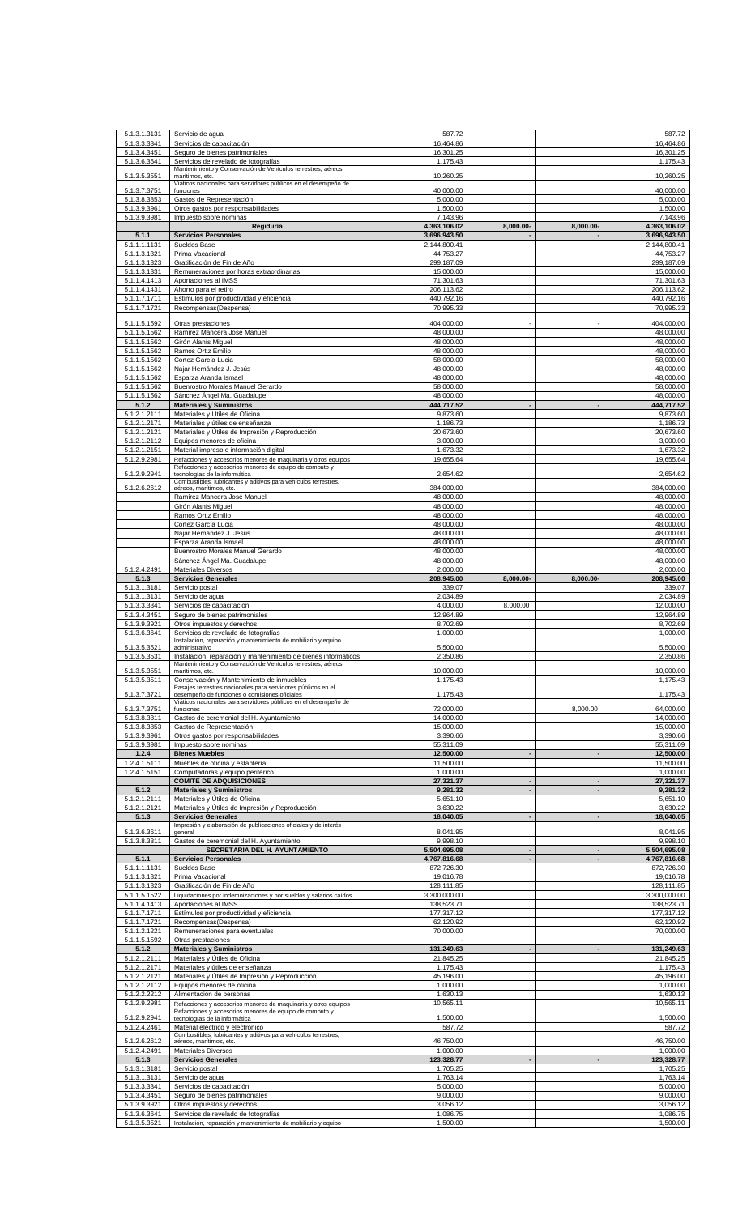| | | | | | |
|---|---|---|---|---|---|
| 5.1.3.1.3131 | Servicio de agua | 587.72 | | | 587.72 |
| 5.1.3.3.3341 | Servicios de capacitación | 16,464.86 | | | 16,464.86 |
| 5.1.3.4.3451 | Seguro de bienes patrimoniales | 16,301.25 | | | 16,301.25 |
| 5.1.3.6.3641 | Servicios de revelado de fotografías | 1,175.43 | | | 1,175.43 |
| 5.1.3.5.3551 | Mantenimiento y Conservación de Vehículos terrestres, aéreos, marítimos, etc. | 10,260.25 | | | 10,260.25 |
| 5.1.3.7.3751 | Viáticos nacionales para servidores públicos en el desempeño de funciones | 40,000.00 | | | 40,000.00 |
| 5.1.3.8.3853 | Gastos de Representación | 5,000.00 | | | 5,000.00 |
| 5.1.3.9.3961 | Otros gastos por responsabilidades | 1,500.00 | | | 1,500.00 |
| 5.1.3.9.3981 | Impuesto sobre nominas | 7,143.96 | | | 7,143.96 |
| | **Regiduría** | **4,363,106.02** | **8,000.00-** | **8,000.00-** | **4,363,106.02** |
| **5.1.1** | **Servicios Personales** | **3,696,943.50** | **-** | **-** | **3,696,943.50** |
| 5.1.1.1.1131 | Sueldos Base | 2,144,800.41 | | | 2,144,800.41 |
| 5.1.1.3.1321 | Prima Vacacional | 44,753.27 | | | 44,753.27 |
| 5.1.1.3.1323 | Gratificación de Fin de Año | 299,187.09 | | | 299,187.09 |
| 5.1.1.3.1331 | Remuneraciones por horas extraordinarias | 15,000.00 | | | 15,000.00 |
| 5.1.1.4.1413 | Aportaciones al IMSS | 71,301.63 | | | 71,301.63 |
| 5.1.1.4.1431 | Ahorro para el retiro | 206,113.62 | | | 206,113.62 |
| 5.1.1.7.1711 | Estímulos por productividad y eficiencia | 440,792.16 | | | 440,792.16 |
| 5.1.1.7.1721 | Recompensas(Despensa) | 70,995.33 | | | 70,995.33 |
| 5.1.1.5.1592 | Otras prestaciones | 404,000.00 | - | - | 404,000.00 |
| 5.1.1.5.1562 | Ramírez Mancera José Manuel | 48,000.00 | | | 48,000.00 |
| 5.1.1.5.1562 | Girón Alanís Miguel | 48,000.00 | | | 48,000.00 |
| 5.1.1.5.1562 | Ramos Ortiz Emilio | 48,000.00 | | | 48,000.00 |
| 5.1.1.5.1562 | Cortez García Lucia | 58,000.00 | | | 58,000.00 |
| 5.1.1.5.1562 | Najar Hernández J. Jesús | 48,000.00 | | | 48,000.00 |
| 5.1.1.5.1562 | Esparza Aranda Ismael | 48,000.00 | | | 48,000.00 |
| 5.1.1.5.1562 | Buenrostro Morales Manuel Gerardo | 58,000.00 | | | 58,000.00 |
| 5.1.1.5.1562 | Sánchez Ángel Ma. Guadalupe | 48,000.00 | | | 48,000.00 |
| **5.1.2** | **Materiales y Suministros** | **444,717.52** | **-** | **-** | **444,717.52** |
| 5.1.2.1.2111 | Materiales y Útiles de Oficina | 9,873.60 | | | 9,873.60 |
| 5.1.2.1.2171 | Materiales y útiles de enseñanza | 1,186.73 | | | 1,186.73 |
| 5.1.2.1.2121 | Materiales y Útiles de Impresión y Reproducción | 20,673.60 | | | 20,673.60 |
| 5.1.2.1.2112 | Equipos menores de oficina | 3,000.00 | | | 3,000.00 |
| 5.1.2.1.2151 | Material impreso e información digital | 1,673.32 | | | 1,673.32 |
| 5.1.2.9.2981 | Refacciones y accesorios menores de maquinaria y otros equipos | 19,655.64 | | | 19,655.64 |
| 5.1.2.9.2941 | Refacciones y accesorios menores de equipo de computo y tecnologías de la informática | 2,654.62 | | | 2,654.62 |
| 5.1.2.6.2612 | Combustibles, lubricantes y aditivos para vehículos terrestres, aéreos, marítimos, etc. | 384,000.00 | | | 384,000.00 |
| | Ramírez Mancera José Manuel | 48,000.00 | | | 48,000.00 |
| | Girón Alanís Miguel | 48,000.00 | | | 48,000.00 |
| | Ramos Ortiz Emilio | 48,000.00 | | | 48,000.00 |
| | Cortez García Lucia | 48,000.00 | | | 48,000.00 |
| | Najar Hernández J. Jesús | 48,000.00 | | | 48,000.00 |
| | Esparza Aranda Ismael | 48,000.00 | | | 48,000.00 |
| | Buenrostro Morales Manuel Gerardo | 48,000.00 | | | 48,000.00 |
| | Sánchez Ángel Ma. Guadalupe | 48,000.00 | | | 48,000.00 |
| 5.1.2.4.2491 | Materiales Diversos | 2,000.00 | | | 2,000.00 |
| **5.1.3** | **Servicios Generales** | **208,945.00** | **8,000.00-** | **8,000.00-** | **208,945.00** |
| 5.1.3.1.3181 | Servicio postal | 339.07 | | | 339.07 |
| 5.1.3.1.3131 | Servicio de agua | 2,034.89 | | | 2,034.89 |
| 5.1.3.3.3341 | Servicios de capacitación | 4,000.00 | 8,000.00 | | 12,000.00 |
| 5.1.3.4.3451 | Seguro de bienes patrimoniales | 12,964.89 | | | 12,964.89 |
| 5.1.3.9.3921 | Otros impuestos y derechos | 8,702.69 | | | 8,702.69 |
| 5.1.3.6.3641 | Servicios de revelado de fotografías | 1,000.00 | | | 1,000.00 |
| 5.1.3.5.3521 | Instalación, reparación y mantenimiento de mobiliario y equipo administrativo | 5,500.00 | | | 5,500.00 |
| 5.1.3.5.3531 | Instalación, reparación y mantenimiento de bienes informáticos | 2,350.86 | | | 2,350.86 |
| 5.1.3.5.3551 | Mantenimiento y Conservación de Vehículos terrestres, aéreos, marítimos, etc. | 10,000.00 | | | 10,000.00 |
| 5.1.3.5.3511 | Conservación y Mantenimiento de inmuebles | 1,175.43 | | | 1,175.43 |
| 5.1.3.7.3721 | Pasajes terrestres nacionales para servidores públicos en el desempeño de funciones o comisiones oficiales | 1,175.43 | | | 1,175.43 |
| 5.1.3.7.3751 | Viáticos nacionales para servidores públicos en el desempeño de funciones | 72,000.00 | | 8,000.00 | 64,000.00 |
| 5.1.3.8.3811 | Gastos de ceremonial del H. Ayuntamiento | 14,000.00 | | | 14,000.00 |
| 5.1.3.8.3853 | Gastos de Representación | 15,000.00 | | | 15,000.00 |
| 5.1.3.9.3961 | Otros gastos por responsabilidades | 3,390.66 | | | 3,390.66 |
| 5.1.3.9.3981 | Impuesto sobre nominas | 55,311.09 | | | 55,311.09 |
| **1.2.4** | **Bienes Muebles** | **12,500.00** | **-** | **-** | **12,500.00** |
| 1.2.4.1.5111 | Muebles de oficina y estantería | 11,500.00 | | | 11,500.00 |
| 1.2.4.1.5151 | Computadoras y equipo periférico | 1,000.00 | | | 1,000.00 |
| | **COMITÉ DE ADQUISICIONES** | **27,321.37** | **-** | **-** | **27,321.37** |
| **5.1.2** | **Materiales y Suministros** | **9,281.32** | **-** | **-** | **9,281.32** |
| 5.1.2.1.2111 | Materiales y Útiles de Oficina | 5,651.10 | | | 5,651.10 |
| 5.1.2.1.2121 | Materiales y Útiles de Impresión y Reproducción | 3,630.22 | | | 3,630.22 |
| **5.1.3** | **Servicios Generales** | **18,040.05** | **-** | **-** | **18,040.05** |
| 5.1.3.6.3611 | Impresión y elaboración de publicaciones oficiales y de interés general | 8,041.95 | | | 8,041.95 |
| 5.1.3.8.3811 | Gastos de ceremonial del H. Ayuntamiento | 9,998.10 | | | 9,998.10 |
| | **SECRETARIA DEL H. AYUNTAMIENTO** | **5,504,695.08** | **-** | **-** | **5,504,695.08** |
| **5.1.1** | **Servicios Personales** | **4,767,816.68** | **-** | **-** | **4,767,816.68** |
| 5.1.1.1.1131 | Sueldos Base | 872,726.30 | | | 872,726.30 |
| 5.1.1.3.1321 | Prima Vacacional | 19,016.78 | | | 19,016.78 |
| 5.1.1.3.1323 | Gratificación de Fin de Año | 128,111.85 | | | 128,111.85 |
| 5.1.1.5.1522 | Liquidaciones por indemnizaciones y por sueldos y salarios caídos | 3,300,000.00 | | | 3,300,000.00 |
| 5.1.1.4.1413 | Aportaciones al IMSS | 138,523.71 | | | 138,523.71 |
| 5.1.1.7.1711 | Estímulos por productividad y eficiencia | 177,317.12 | | | 177,317.12 |
| 5.1.1.7.1721 | Recompensas(Despensa) | 62,120.92 | | | 62,120.92 |
| 5.1.1.2.1221 | Remuneraciones para eventuales | 70,000.00 | | | 70,000.00 |
| 5.1.1.5.1592 | Otras prestaciones | - | | | - |
| **5.1.2** | **Materiales y Suministros** | **131,249.63** | **-** | **-** | **131,249.63** |
| 5.1.2.1.2111 | Materiales y Útiles de Oficina | 21,845.25 | | | 21,845.25 |
| 5.1.2.1.2171 | Materiales y útiles de enseñanza | 1,175.43 | | | 1,175.43 |
| 5.1.2.1.2121 | Materiales y Útiles de Impresión y Reproducción | 45,196.00 | | | 45,196.00 |
| 5.1.2.1.2112 | Equipos menores de oficina | 1,000.00 | | | 1,000.00 |
| 5.1.2.2.2212 | Alimentación de personas | 1,630.13 | | | 1,630.13 |
| 5.1.2.9.2981 | Refacciones y accesorios menores de maquinaria y otros equipos | 10,565.11 | | | 10,565.11 |
| 5.1.2.9.2941 | Refacciones y accesorios menores de equipo de computo y tecnologías de la informática | 1,500.00 | | | 1,500.00 |
| 5.1.2.4.2461 | Material eléctrico y electrónico | 587.72 | | | 587.72 |
| 5.1.2.6.2612 | Combustibles, lubricantes y aditivos para vehículos terrestres, aéreos, marítimos, etc. | 46,750.00 | | | 46,750.00 |
| 5.1.2.4.2491 | Materiales Diversos | 1,000.00 | | | 1,000.00 |
| **5.1.3** | **Servicios Generales** | **123,328.77** | **-** | **-** | **123,328.77** |
| 5.1.3.1.3181 | Servicio postal | 1,705.25 | | | 1,705.25 |
| 5.1.3.1.3131 | Servicio de agua | 1,763.14 | | | 1,763.14 |
| 5.1.3.3.3341 | Servicios de capacitación | 5,000.00 | | | 5,000.00 |
| 5.1.3.4.3451 | Seguro de bienes patrimoniales | 9,000.00 | | | 9,000.00 |
| 5.1.3.9.3921 | Otros impuestos y derechos | 3,056.12 | | | 3,056.12 |
| 5.1.3.6.3641 | Servicios de revelado de fotografías | 1,086.75 | | | 1,086.75 |
| 5.1.3.5.3521 | Instalación, reparación y mantenimiento de mobiliario y equipo | 1,500.00 | | | 1,500.00 |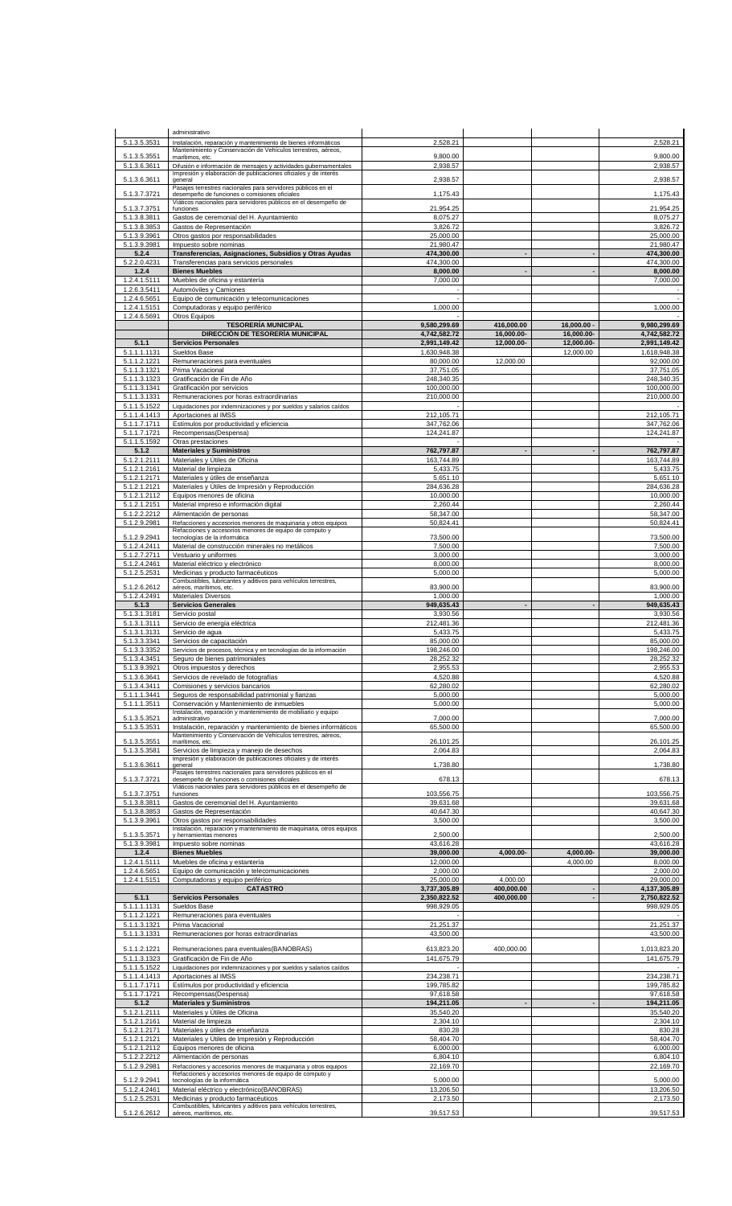| | | | | | |
|---|---|---|---|---|---|
| | administrativo | | | | |
| 5.1.3.5.3531 | Instalación, reparación y mantenimiento de bienes informáticos | 2,528.21 | | | 2,528.21 |
| 5.1.3.5.3551 | Mantenimiento y Conservación de Vehículos terrestres, aéreos, marítimos, etc. | 9,800.00 | | | 9,800.00 |
| 5.1.3.6.3611 | Difusión e información de mensajes y actividades gubernamentales | 2,938.57 | | | 2,938.57 |
| 5.1.3.6.3611 | Impresión y elaboración de publicaciones oficiales y de interés general | 2,938.57 | | | 2,938.57 |
| 5.1.3.7.3721 | Pasajes terrestres nacionales para servidores públicos en el desempeño de funciones o comisiones oficiales | 1,175.43 | | | 1,175.43 |
| 5.1.3.7.3751 | Viáticos nacionales para servidores públicos en el desempeño de funciones | 21,954.25 | | | 21,954.25 |
| 5.1.3.8.3811 | Gastos de ceremonial del H. Ayuntamiento | 8,075.27 | | | 8,075.27 |
| 5.1.3.8.3853 | Gastos de Representación | 3,826.72 | | | 3,826.72 |
| 5.1.3.9.3961 | Otros gastos por responsabilidades | 25,000.00 | | | 25,000.00 |
| 5.1.3.9.3981 | Impuesto sobre nominas | 21,980.47 | | | 21,980.47 |
| **5.2.4** | **Transferencias, Asignaciones, Subsidios y Otras Ayudas** | **474,300.00** | **-** | **-** | **474,300.00** |
| 5.2.2.0.4231 | Transferencias para servicios personales | 474,300.00 | | | 474,300.00 |
| **1.2.4** | **Bienes Muebles** | **8,000.00** | **-** | **-** | **8,000.00** |
| 1.2.4.1.5111 | Muebles de oficina y estantería | 7,000.00 | | | 7,000.00 |
| 1.2.6.3.5411 | Automóviles y Camiones | - | | | - |
| 1.2.4.6.5651 | Equipo de comunicación y telecomunicaciones | - | | | - |
| 1.2.4.1.5151 | Computadoras y equipo periférico | 1,000.00 | | | 1,000.00 |
| 1.2.4.6.5691 | Otros Equipos | - | | | |
| | **TESORERÍA MUNICIPAL** | **9,580,299.69** | **416,000.00** | **16,000.00 -** | **9,980,299.69** |
| | **DIRECCIÓN DE TESORERÍA MUNICIPAL** | **4,742,582.72** | **16,000.00-** | **16,000.00-** | **4,742,582.72** |
| **5.1.1** | **Servicios Personales** | **2,991,149.42** | **12,000.00-** | **12,000.00-** | **2,991,149.42** |
| 5.1.1.1.1131 | Sueldos Base | 1,630,948.38 | | 12,000.00 | 1,618,948.38 |
| 5.1.1.2.1221 | Remuneraciones para eventuales | 80,000.00 | 12,000.00 | | 92,000.00 |
| 5.1.1.3.1321 | Prima Vacacional | 37,751.05 | | | 37,751.05 |
| 5.1.1.3.1323 | Gratificación de Fin de Año | 248,340.35 | | | 248,340.35 |
| 5.1.1.3.1341 | Gratificación por servicios | 100,000.00 | | | 100,000.00 |
| 5.1.1.3.1331 | Remuneraciones por horas extraordinarias | 210,000.00 | | | 210,000.00 |
| 5.1.1.5.1522 | Liquidaciones por indemnizaciones y por sueldos y salarios caídos | - | | | |
| 5.1.1.4.1413 | Aportaciones al IMSS | 212,105.71 | | | 212,105.71 |
| 5.1.1.7.1711 | Estímulos por productividad y eficiencia | 347,762.06 | | | 347,762.06 |
| 5.1.1.7.1721 | Recompensas(Despensa) | 124,241.87 | | | 124,241.87 |
| 5.1.1.5.1592 | Otras prestaciones | - | | | - |
| **5.1.2** | **Materiales y Suministros** | **762,797.87** | **-** | **-** | **762,797.87** |
| 5.1.2.1.2111 | Materiales y Útiles de Oficina | 163,744.89 | | | 163,744.89 |
| 5.1.2.1.2161 | Material de limpieza | 5,433.75 | | | 5,433.75 |
| 5.1.2.1.2171 | Materiales y útiles de enseñanza | 5,651.10 | | | 5,651.10 |
| 5.1.2.1.2121 | Materiales y Útiles de Impresión y Reproducción | 284,636.28 | | | 284,636.28 |
| 5.1.2.1.2112 | Equipos menores de oficina | 10,000.00 | | | 10,000.00 |
| 5.1.2.1.2151 | Material impreso e información digital | 2,260.44 | | | 2,260.44 |
| 5.1.2.2.2212 | Alimentación de personas | 58,347.00 | | | 58,347.00 |
| 5.1.2.9.2981 | Refacciones y accesorios menores de maquinaria y otros equipos | 50,824.41 | | | 50,824.41 |
| 5.1.2.9.2941 | Refacciones y accesorios menores de equipo de computo y tecnologías de la informática | 73,500.00 | | | 73,500.00 |
| 5.1.2.4.2411 | Material de construcción minerales no metálicos | 7,500.00 | | | 7,500.00 |
| 5.1.2.7.2711 | Vestuario y uniformes | 3,000.00 | | | 3,000.00 |
| 5.1.2.4.2461 | Material eléctrico y electrónico | 8,000.00 | | | 8,000.00 |
| 5.1.2.5.2531 | Medicinas y producto farmacéuticos | 5,000.00 | | | 5,000.00 |
| 5.1.2.6.2612 | Combustibles, lubricantes y aditivos para vehículos terrestres, aéreos, marítimos, etc. | 83,900.00 | | | 83,900.00 |
| 5.1.2.4.2491 | Materiales Diversos | 1,000.00 | | | 1,000.00 |
| **5.1.3** | **Servicios Generales** | **949,635.43** | **-** | **-** | **949,635.43** |
| 5.1.3.1.3181 | Servicio postal | 3,930.56 | | | 3,930.56 |
| 5.1.3.1.3111 | Servicio de energía eléctrica | 212,481.36 | | | 212,481.36 |
| 5.1.3.1.3131 | Servicio de agua | 5,433.75 | | | 5,433.75 |
| 5.1.3.3.3341 | Servicios de capacitación | 85,000.00 | | | 85,000.00 |
| 5.1.3.3.3352 | Servicios de procesos, técnica y en tecnologías de la información | 198,246.00 | | | 198,246.00 |
| 5.1.3.4.3451 | Seguro de bienes patrimoniales | 28,252.32 | | | 28,252.32 |
| 5.1.3.9.3921 | Otros impuestos y derechos | 2,955.53 | | | 2,955.53 |
| 5.1.3.6.3641 | Servicios de revelado de fotografías | 4,520.88 | | | 4,520.88 |
| 5.1.3.4.3411 | Comisiones y servicios bancarios | 62,280.02 | | | 62,280.02 |
| 5.1.1.1.3441 | Seguros de responsabilidad patrimonial y fianzas | 5,000.00 | | | 5,000.00 |
| 5.1.1.1.3511 | Conservación y Mantenimiento de inmuebles | 5,000.00 | | | 5,000.00 |
| 5.1.3.5.3521 | Instalación, reparación y mantenimiento de mobiliario y equipo administrativo | 7,000.00 | | | 7,000.00 |
| 5.1.3.5.3531 | Instalación, reparación y mantenimiento de bienes informáticos | 65,500.00 | | | 65,500.00 |
| 5.1.3.5.3551 | Mantenimiento y Conservación de Vehículos terrestres, aéreos, marítimos, etc. | 26,101.25 | | | 26,101.25 |
| 5.1.3.5.3581 | Servicios de limpieza y manejo de desechos | 2,064.83 | | | 2,064.83 |
| 5.1.3.6.3611 | Impresión y elaboración de publicaciones oficiales y de interés general | 1,738.80 | | | 1,738.80 |
| 5.1.3.7.3721 | Pasajes terrestres nacionales para servidores públicos en el desempeño de funciones o comisiones oficiales | 678.13 | | | 678.13 |
| 5.1.3.7.3751 | Viáticos nacionales para servidores públicos en el desempeño de funciones | 103,556.75 | | | 103,556.75 |
| 5.1.3.8.3811 | Gastos de ceremonial del H. Ayuntamiento | 39,631.68 | | | 39,631.68 |
| 5.1.3.8.3853 | Gastos de Representación | 40,647.30 | | | 40,647.30 |
| 5.1.3.9.3961 | Otros gastos por responsabilidades | 3,500.00 | | | 3,500.00 |
| 5.1.3.5.3571 | Instalación, reparación y mantenimiento de maquinaria, otros equipos y herramientas menores | 2,500.00 | | | 2,500.00 |
| 5.1.3.9.3981 | Impuesto sobre nominas | 43,616.28 | | | 43,616.28 |
| **1.2.4** | **Bienes Muebles** | **39,000.00** | **4,000.00-** | **4,000.00-** | **39,000.00** |
| 1.2.4.1.5111 | Muebles de oficina y estantería | 12,000.00 | | 4,000.00 | 8,000.00 |
| 1.2.4.6.5651 | Equipo de comunicación y telecomunicaciones | 2,000.00 | | | 2,000.00 |
| 1.2.4.1.5151 | Computadoras y equipo periférico | 25,000.00 | 4,000.00 | | 29,000.00 |
| | **CATASTRO** | **3,737,305.89** | **400,000.00** | **-** | **4,137,305.89** |
| **5.1.1** | **Servicios Personales** | **2,350,822.52** | **400,000.00** | **-** | **2,750,822.52** |
| 5.1.1.1.1131 | Sueldos Base | 998,929.05 | | | 998,929.05 |
| 5.1.1.2.1221 | Remuneraciones para eventuales | - | | | - |
| 5.1.1.3.1321 | Prima Vacacional | 21,251.37 | | | 21,251.37 |
| 5.1.1.3.1331 | Remuneraciones por horas extraordinarias | 43,500.00 | | | 43,500.00 |
| 5.1.1.2.1221 | Remuneraciones para eventuales(BANOBRAS) | 613,823.20 | 400,000.00 | | 1,013,823.20 |
| 5.1.1.3.1323 | Gratificación de Fin de Año | 141,675.79 | | | 141,675.79 |
| 5.1.1.5.1522 | Liquidaciones por indemnizaciones y por sueldos y salarios caídos | - | | | |
| 5.1.1.4.1413 | Aportaciones al IMSS | 234,238.71 | | | 234,238.71 |
| 5.1.1.7.1711 | Estímulos por productividad y eficiencia | 199,785.82 | | | 199,785.82 |
| 5.1.1.7.1721 | Recompensas(Despensa) | 97,618.58 | | | 97,618.58 |
| **5.1.2** | **Materiales y Suministros** | **194,211.05** | **-** | **-** | **194,211.05** |
| 5.1.2.1.2111 | Materiales y Útiles de Oficina | 35,540.20 | | | 35,540.20 |
| 5.1.2.1.2161 | Material de limpieza | 2,304.10 | | | 2,304.10 |
| 5.1.2.1.2171 | Materiales y útiles de enseñanza | 830.28 | | | 830.28 |
| 5.1.2.1.2121 | Materiales y Útiles de Impresión y Reproducción | 58,404.70 | | | 58,404.70 |
| 5.1.2.1.2112 | Equipos menores de oficina | 6,000.00 | | | 6,000.00 |
| 5.1.2.2.2212 | Alimentación de personas | 6,804.10 | | | 6,804.10 |
| 5.1.2.9.2981 | Refacciones y accesorios menores de maquinaria y otros equipos | 22,169.70 | | | 22,169.70 |
| 5.1.2.9.2941 | Refacciones y accesorios menores de equipo de computo y tecnologías de la informática | 5,000.00 | | | 5,000.00 |
| 5.1.2.4.2461 | Material eléctrico y electrónico(BANOBRAS) | 13,206.50 | | | 13,206.50 |
| 5.1.2.5.2531 | Medicinas y producto farmacéuticos | 2,173.50 | | | 2,173.50 |
| 5.1.2.6.2612 | Combustibles, lubricantes y aditivos para vehículos terrestres, aéreos, marítimos, etc. | 39,517.53 | | | 39,517.53 |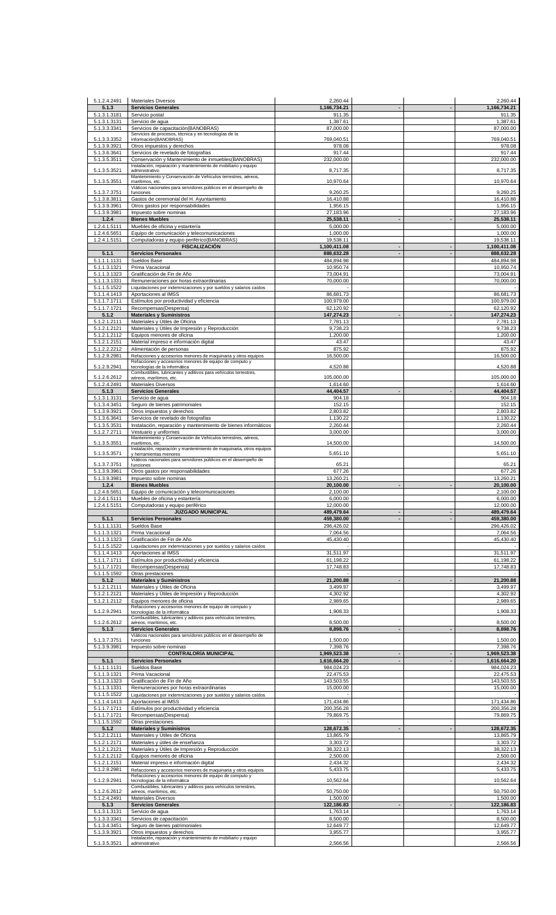| | | | | | |
|---|---|---|---|---|---|
| 5.1.2.4.2491 | Materiales Diversos | 2,260.44 | | | 2,260.44 |
| **5.1.3** | **Servicios Generales** | **1,166,734.21** | **-** | **-** | **1,166,734.21** |
| 5.1.3.1.3181 | Servicio postal | 911.35 | | | 911.35 |
| 5.1.3.1.3131 | Servicio de agua | 1,387.61 | | | 1,387.61 |
| 5.1.3.3.3341 | Servicios de capacitación(BANOBRAS) | 87,000.00 | | | 87,000.00 |
| 5.1.3.3.3352 | Servicios de procesos, técnica y en tecnologías de la información(BANOBRAS) | 769,040.51 | | | 769,040.51 |
| 5.1.3.9.3921 | Otros impuestos y derechos | 978.08 | | | 978.08 |
| 5.1.3.6.3641 | Servicios de revelado de fotografías | 917.44 | | | 917.44 |
| 5.1.3.5.3511 | Conservación y Mantenimiento de inmuebles(BANOBRAS) | 232,000.00 | | | 232,000.00 |
| 5.1.3.5.3521 | Instalación, reparación y mantenimiento de mobiliario y equipo administrativo | 8,717.35 | | | 8,717.35 |
| 5.1.3.5.3551 | Mantenimiento y Conservación de Vehículos terrestres, aéreos, marítimos, etc. | 10,970.64 | | | 10,970.64 |
| 5.1.3.7.3751 | Viáticos nacionales para servidores públicos en el desempeño de funciones | 9,260.25 | | | 9,260.25 |
| 5.1.3.8.3811 | Gastos de ceremonial del H. Ayuntamiento | 16,410.88 | | | 16,410.88 |
| 5.1.3.9.3961 | Otros gastos por responsabilidades | 1,956.15 | | | 1,956.15 |
| 5.1.3.9.3981 | Impuesto sobre nominas | 27,183.96 | | | 27,183.96 |
| **1.2.4** | **Bienes Muebles** | **25,538.11** | **-** | **-** | **25,538.11** |
| 1.2.4.1.5111 | Muebles de oficina y estantería | 5,000.00 | | | 5,000.00 |
| 1.2.4.6.5651 | Equipo de comunicación y telecomunicaciones | 1,000.00 | | | 1,000.00 |
| 1.2.4.1.5151 | Computadoras y equipo periférico(BANOBRAS) | 19,538.11 | | | 19,538.11 |
| | **FISCALIZACIÓN** | **1,100,411.08** | **-** | **-** | **1,100,411.08** |
| **5.1.1** | **Servicios Personales** | **888,632.28** | **-** | **-** | **888,632.28** |
| 5.1.1.1.1131 | Sueldos Base | 484,894.98 | | | 484,894.98 |
| 5.1.1.3.1321 | Prima Vacacional | 10,950.74 | | | 10,950.74 |
| 5.1.1.3.1323 | Gratificación de Fin de Año | 73,004.91 | | | 73,004.91 |
| 5.1.1.3.1331 | Remuneraciones por horas extraordinarias | 70,000.00 | | | 70,000.00 |
| 5.1.1.5.1522 | Liquidaciones por indemnizaciones y por sueldos y salarios caídos | - | | | - |
| 5.1.1.4.1413 | Aportaciones al IMSS | 86,681.73 | | | 86,681.73 |
| 5.1.1.7.1711 | Estímulos por productividad y eficiencia | 100,979.00 | | | 100,979.00 |
| 5.1.1.7.1721 | Recompensas(Despensa) | 62,120.92 | | | 62,120.92 |
| **5.1.2** | **Materiales y Suministros** | **147,274.23** | **-** | **-** | **147,274.23** |
| 5.1.2.1.2111 | Materiales y Útiles de Oficina | 7,781.13 | | | 7,781.13 |
| 5.1.2.1.2121 | Materiales y Útiles de Impresión y Reproducción | 9,738.23 | | | 9,738.23 |
| 5.1.2.1.2112 | Equipos menores de oficina | 1,200.00 | | | 1,200.00 |
| 5.1.2.1.2151 | Material impreso e información digital | 43.47 | | | 43.47 |
| 5.1.2.2.2212 | Alimentación de personas | 875.92 | | | 875.92 |
| 5.1.2.9.2981 | Refacciones y accesorios menores de maquinaria y otros equipos | 16,500.00 | | | 16,500.00 |
| 5.1.2.9.2941 | Refacciones y accesorios menores de equipo de computo y tecnologías de la informática | 4,520.88 | | | 4,520.88 |
| 5.1.2.6.2612 | Combustibles, lubricantes y aditivos para vehículos terrestres, aéreos, marítimos, etc. | 105,000.00 | | | 105,000.00 |
| 5.1.2.4.2491 | Materiales Diversos | 1,614.60 | | | 1,614.60 |
| **5.1.3** | **Servicios Generales** | **44,404.57** | **-** | **-** | **44,404.57** |
| 5.1.3.1.3131 | Servicio de agua | 904.18 | | | 904.18 |
| 5.1.3.4.3451 | Seguro de bienes patrimoniales | 152.15 | | | 152.15 |
| 5.1.3.9.3921 | Otros impuestos y derechos | 2,803.82 | | | 2,803.82 |
| 5.1.3.6.3641 | Servicios de revelado de fotografías | 1,130.22 | | | 1,130.22 |
| 5.1.3.5.3531 | Instalación, reparación y mantenimiento de bienes informáticos | 2,260.44 | | | 2,260.44 |
| 5.1.2.7.2711 | Vestuario y uniformes | 3,000.00 | | | 3,000.00 |
| 5.1.3.5.3551 | Mantenimiento y Conservación de Vehículos terrestres, aéreos, marítimos, etc. | 14,500.00 | | | 14,500.00 |
| 5.1.3.5.3571 | Instalación, reparación y mantenimiento de maquinaria, otros equipos y herramientas menores | 5,651.10 | | | 5,651.10 |
| 5.1.3.7.3751 | Viáticos nacionales para servidores públicos en el desempeño de funciones | 65.21 | | | 65.21 |
| 5.1.3.9.3961 | Otros gastos por responsabilidades | 677.26 | | | 677.26 |
| 5.1.3.9.3981 | Impuesto sobre nominas | 13,260.21 | | | 13,260.21 |
| **1.2.4** | **Bienes Muebles** | **20,100.00** | **-** | **-** | **20,100.00** |
| 1.2.4.6.5651 | Equipo de comunicación y telecomunicaciones | 2,100.00 | | | 2,100.00 |
| 1.2.4.1.5111 | Muebles de oficina y estantería | 6,000.00 | | | 6,000.00 |
| 1.2.4.1.5151 | Computadoras y equipo periférico | 12,000.00 | | | 12,000.00 |
| | **JUZGADO MUNICIPAL** | **489,479.64** | **-** | **-** | **489,479.64** |
| **5.1.1** | **Servicios Personales** | **459,380.00** | **-** | **-** | **459,380.00** |
| 5.1.1.1.1131 | Sueldos Base | 296,426.02 | | | 296,426.02 |
| 5.1.1.3.1321 | Prima Vacacional | 7,064.56 | | | 7,064.56 |
| 5.1.1.3.1323 | Gratificación de Fin de Año | 45,430.40 | | | 45,430.40 |
| 5.1.1.5.1522 | Liquidaciones por indemnizaciones y por sueldos y salarios caídos | - | | | - |
| 5.1.1.4.1413 | Aportaciones al IMSS | 31,511.97 | | | 31,511.97 |
| 5.1.1.7.1711 | Estímulos por productividad y eficiencia | 61,198.22 | | | 61,198.22 |
| 5.1.1.7.1721 | Recompensas(Despensa) | 17,748.83 | | | 17,748.83 |
| 5.1.1.5.1592 | Otras prestaciones | - | | | - |
| **5.1.2** | **Materiales y Suministros** | **21,200.88** | **-** | **-** | **21,200.88** |
| 5.1.2.1.2111 | Materiales y Útiles de Oficina | 3,499.97 | | | 3,499.97 |
| 5.1.2.1.2121 | Materiales y Útiles de Impresión y Reproducción | 4,302.92 | | | 4,302.92 |
| 5.1.2.1.2112 | Equipos menores de oficina | 2,989.65 | | | 2,989.65 |
| 5.1.2.9.2941 | Refacciones y accesorios menores de equipo de computo y tecnologías de la informática | 1,908.33 | | | 1,908.33 |
| 5.1.2.6.2612 | Combustibles, lubricantes y aditivos para vehículos terrestres, aéreos, marítimos, etc. | 8,500.00 | | | 8,500.00 |
| **5.1.3** | **Servicios Generales** | **8,898.76** | **-** | **-** | **8,898.76** |
| 5.1.3.7.3751 | Viáticos nacionales para servidores públicos en el desempeño de funciones | 1,500.00 | | | 1,500.00 |
| 5.1.3.9.3981 | Impuesto sobre nominas | 7,398.76 | | | 7,398.76 |
| | **CONTRALORÍA MUNICIPAL** | **1,969,523.38** | **-** | **-** | **1,969,523.38** |
| **5.1.1** | **Servicios Personales** | **1,616,664.20** | **-** | **-** | **1,616,664.20** |
| 5.1.1.1.1131 | Sueldos Base | 984,024.23 | | | 984,024.23 |
| 5.1.1.3.1321 | Prima Vacacional | 22,475.53 | | | 22,475.53 |
| 5.1.1.3.1323 | Gratificación de Fin de Año | 143,503.55 | | | 143,503.55 |
| 5.1.1.3.1331 | Remuneraciones por horas extraordinarias | 15,000.00 | | | 15,000.00 |
| 5.1.1.5.1522 | Liquidaciones por indemnizaciones y por sueldos y salarios caídos | - | | | - |
| 5.1.1.4.1413 | Aportaciones al IMSS | 171,434.86 | | | 171,434.86 |
| 5.1.1.7.1711 | Estímulos por productividad y eficiencia | 200,356.28 | | | 200,356.28 |
| 5.1.1.7.1721 | Recompensas(Despensa) | 79,869.75 | | | 79,869.75 |
| 5.1.1.5.1592 | Otras prestaciones | - | | | - |
| **5.1.2** | **Materiales y Suministros** | **128,672.35** | **-** | **-** | **128,672.35** |
| 5.1.2.1.2111 | Materiales y Útiles de Oficina | 13,865.79 | | | 13,865.79 |
| 5.1.2.1.2171 | Materiales y útiles de enseñanza | 3,303.72 | | | 3,303.72 |
| 5.1.2.1.2121 | Materiales y Útiles de Impresión y Reproducción | 38,322.13 | | | 38,322.13 |
| 5.1.2.1.2112 | Equipos menores de oficina | 2,500.00 | | | 2,500.00 |
| 5.1.2.1.2151 | Material impreso e información digital | 2,434.32 | | | 2,434.32 |
| 5.1.2.9.2981 | Refacciones y accesorios menores de maquinaria y otros equipos | 5,433.75 | | | 5,433.75 |
| 5.1.2.9.2941 | Refacciones y accesorios menores de equipo de computo y tecnologías de la informática | 10,562.64 | | | 10,562.64 |
| 5.1.2.6.2612 | Combustibles, lubricantes y aditivos para vehículos terrestres, aéreos, marítimos, etc. | 50,750.00 | | | 50,750.00 |
| 5.1.2.4.2491 | Materiales Diversos | 1,500.00 | | | 1,500.00 |
| **5.1.3** | **Servicios Generales** | **122,186.83** | **-** | **-** | **122,186.83** |
| 5.1.3.1.3131 | Servicio de agua | 1,763.14 | | | 1,763.14 |
| 5.1.3.3.3341 | Servicios de capacitación | 8,500.00 | | | 8,500.00 |
| 5.1.3.4.3451 | Seguro de bienes patrimoniales | 12,649.77 | | | 12,649.77 |
| 5.1.3.9.3921 | Otros impuestos y derechos | 3,955.77 | | | 3,955.77 |
| 5.1.3.5.3521 | Instalación, reparación y mantenimiento de mobiliario y equipo administrativo | 2,566.56 | | | 2,566.56 |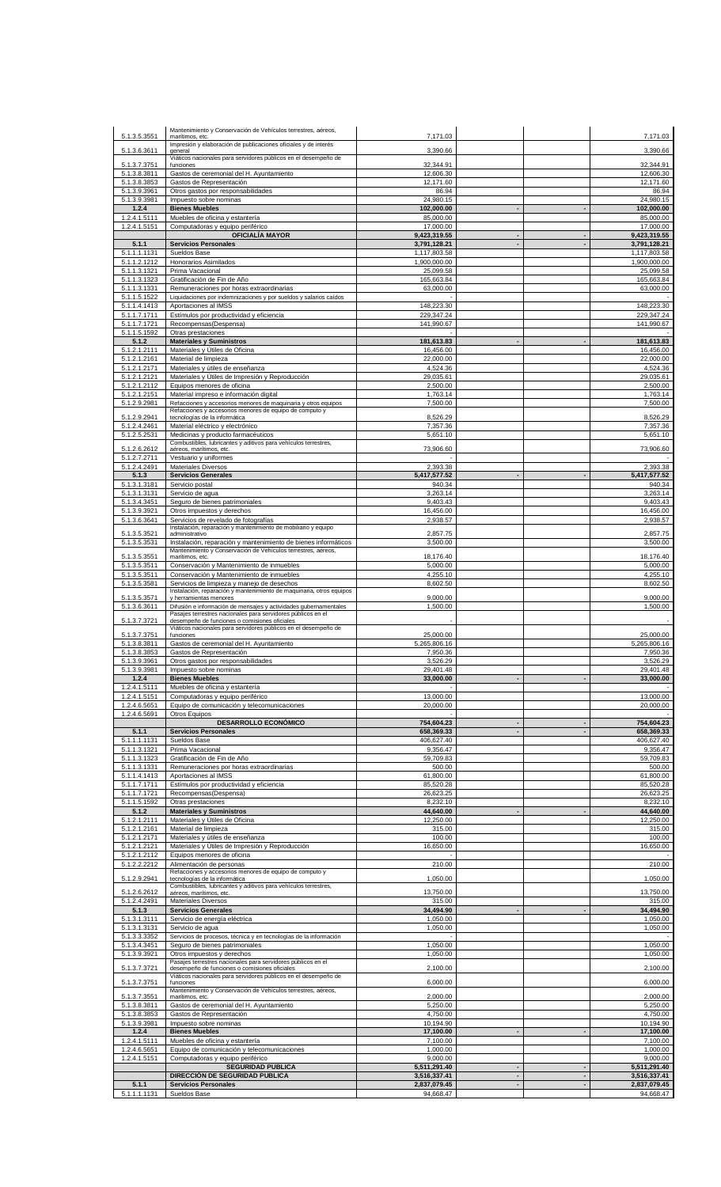| | | | | | |
|---|---|---|---|---|---|
| 5.1.3.5.3551 | Mantenimiento y Conservación de Vehículos terrestres, aéreos, marítimos, etc. | 7,171.03 | | | 7,171.03 |
| 5.1.3.6.3611 | Impresión y elaboración de publicaciones oficiales y de interés general | 3,390.66 | | | 3,390.66 |
| 5.1.3.7.3751 | Viáticos nacionales para servidores públicos en el desempeño de funciones | 32,344.91 | | | 32,344.91 |
| 5.1.3.8.3811 | Gastos de ceremonial del H. Ayuntamiento | 12,606.30 | | | 12,606.30 |
| 5.1.3.8.3853 | Gastos de Representación | 12,171.60 | | | 12,171.60 |
| 5.1.3.9.3961 | Otros gastos por responsabilidades | 86.94 | | | 86.94 |
| 5.1.3.9.3981 | Impuesto sobre nominas | 24,980.15 | | | 24,980.15 |
| **1.2.4** | **Bienes Muebles** | **102,000.00** | **-** | **-** | **102,000.00** |
| 1.2.4.1.5111 | Muebles de oficina y estantería | 85,000.00 | | | 85,000.00 |
| 1.2.4.1.5151 | Computadoras y equipo periférico | 17,000.00 | | | 17,000.00 |
| | **OFICIALÍA MAYOR** | **9,423,319.55** | **-** | **-** | **9,423,319.55** |
| **5.1.1** | **Servicios Personales** | **3,791,128.21** | **-** | **-** | **3,791,128.21** |
| 5.1.1.1.1131 | Sueldos Base | 1,117,803.58 | | | 1,117,803.58 |
| 5.1.1.2.1212 | Honorarios Asimilados | 1,900,000.00 | | | 1,900,000.00 |
| 5.1.1.3.1321 | Prima Vacacional | 25,099.58 | | | 25,099.58 |
| 5.1.1.3.1323 | Gratificación de Fin de Año | 165,663.84 | | | 165,663.84 |
| 5.1.1.3.1331 | Remuneraciones por horas extraordinarias | 63,000.00 | | | 63,000.00 |
| 5.1.1.5.1522 | Liquidaciones por indemnizaciones y por sueldos y salarios caídos | - | | | - |
| 5.1.1.4.1413 | Aportaciones al IMSS | 148,223.30 | | | 148,223.30 |
| 5.1.1.7.1711 | Estímulos por productividad y eficiencia | 229,347.24 | | | 229,347.24 |
| 5.1.1.7.1721 | Recompensas(Despensa) | 141,990.67 | | | 141,990.67 |
| 5.1.1.5.1592 | Otras prestaciones | - | | | - |
| **5.1.2** | **Materiales y Suministros** | **181,613.83** | **-** | **-** | **181,613.83** |
| 5.1.2.1.2111 | Materiales y Útiles de Oficina | 16,456.00 | | | 16,456.00 |
| 5.1.2.1.2161 | Material de limpieza | 22,000.00 | | | 22,000.00 |
| 5.1.2.1.2171 | Materiales y útiles de enseñanza | 4,524.36 | | | 4,524.36 |
| 5.1.2.1.2121 | Materiales y Útiles de Impresión y Reproducción | 29,035.61 | | | 29,035.61 |
| 5.1.2.1.2112 | Equipos menores de oficina | 2,500.00 | | | 2,500.00 |
| 5.1.2.1.2151 | Material impreso e información digital | 1,763.14 | | | 1,763.14 |
| 5.1.2.9.2981 | Refacciones y accesorios menores de maquinaria y otros equipos | 7,500.00 | | | 7,500.00 |
| 5.1.2.9.2941 | Refacciones y accesorios menores de equipo de computo y tecnologías de la informática | 8,526.29 | | | 8,526.29 |
| 5.1.2.4.2461 | Material eléctrico y electrónico | 7,357.36 | | | 7,357.36 |
| 5.1.2.5.2531 | Medicinas y producto farmacéuticos | 5,651.10 | | | 5,651.10 |
| 5.1.2.6.2612 | Combustibles, lubricantes y aditivos para vehículos terrestres, aéreos, marítimos, etc. | 73,906.60 | | | 73,906.60 |
| 5.1.2.7.2711 | Vestuario y uniformes | - | | | - |
| 5.1.2.4.2491 | Materiales Diversos | 2,393.38 | | | 2,393.38 |
| **5.1.3** | **Servicios Generales** | **5,417,577.52** | **-** | **-** | **5,417,577.52** |
| 5.1.3.1.3181 | Servicio postal | 940.34 | | | 940.34 |
| 5.1.3.1.3131 | Servicio de agua | 3,263.14 | | | 3,263.14 |
| 5.1.3.4.3451 | Seguro de bienes patrimoniales | 9,403.43 | | | 9,403.43 |
| 5.1.3.9.3921 | Otros impuestos y derechos | 16,456.00 | | | 16,456.00 |
| 5.1.3.6.3641 | Servicios de revelado de fotografías | 2,938.57 | | | 2,938.57 |
| 5.1.3.5.3521 | Instalación, reparación y mantenimiento de mobiliario y equipo administrativo | 2,857.75 | | | 2,857.75 |
| 5.1.3.5.3531 | Instalación, reparación y mantenimiento de bienes informáticos | 3,500.00 | | | 3,500.00 |
| 5.1.3.5.3551 | Mantenimiento y Conservación de Vehículos terrestres, aéreos, marítimos, etc. | 18,176.40 | | | 18,176.40 |
| 5.1.3.5.3511 | Conservación y Mantenimiento de inmuebles | 5,000.00 | | | 5,000.00 |
| 5.1.3.5.3511 | Conservación y Mantenimiento de inmuebles | 4,255.10 | | | 4,255.10 |
| 5.1.3.5.3581 | Servicios de limpieza y manejo de desechos | 8,602.50 | | | 8,602.50 |
| 5.1.3.5.3571 | Instalación, reparación y mantenimiento de maquinaria, otros equipos y herramientas menores | 9,000.00 | | | 9,000.00 |
| 5.1.3.6.3611 | Difusión e información de mensajes y actividades gubernamentales | 1,500.00 | | | 1,500.00 |
| 5.1.3.7.3721 | Pasajes terrestres nacionales para servidores públicos en el desempeño de funciones o comisiones oficiales | - | | | - |
| 5.1.3.7.3751 | Viáticos nacionales para servidores públicos en el desempeño de funciones | 25,000.00 | | | 25,000.00 |
| 5.1.3.8.3811 | Gastos de ceremonial del H. Ayuntamiento | 5,265,806.16 | | | 5,265,806.16 |
| 5.1.3.8.3853 | Gastos de Representación | 7,950.36 | | | 7,950.36 |
| 5.1.3.9.3961 | Otros gastos por responsabilidades | 3,526.29 | | | 3,526.29 |
| 5.1.3.9.3981 | Impuesto sobre nominas | 29,401.48 | | | 29,401.48 |
| **1.2.4** | **Bienes Muebles** | **33,000.00** | **-** | **-** | **33,000.00** |
| 1.2.4.1.5111 | Muebles de oficina y estantería | - | | | - |
| 1.2.4.1.5151 | Computadoras y equipo periférico | 13,000.00 | | | 13,000.00 |
| 1.2.4.6.5651 | Equipo de comunicación y telecomunicaciones | 20,000.00 | | | 20,000.00 |
| 1.2.4.6.5691 | Otros Equipos | - | | | - |
| | **DESARROLLO ECONÓMICO** | **754,604.23** | **-** | **-** | **754,604.23** |
| **5.1.1** | **Servicios Personales** | **658,369.33** | **-** | **-** | **658,369.33** |
| 5.1.1.1.1131 | Sueldos Base | 406,627.40 | | | 406,627.40 |
| 5.1.1.3.1321 | Prima Vacacional | 9,356.47 | | | 9,356.47 |
| 5.1.1.3.1323 | Gratificación de Fin de Año | 59,709.83 | | | 59,709.83 |
| 5.1.1.3.1331 | Remuneraciones por horas extraordinarias | 500.00 | | | 500.00 |
| 5.1.1.4.1413 | Aportaciones al IMSS | 61,800.00 | | | 61,800.00 |
| 5.1.1.7.1711 | Estímulos por productividad y eficiencia | 85,520.28 | | | 85,520.28 |
| 5.1.1.7.1721 | Recompensas(Despensa) | 26,623.25 | | | 26,623.25 |
| 5.1.1.5.1592 | Otras prestaciones | 8,232.10 | | | 8,232.10 |
| **5.1.2** | **Materiales y Suministros** | **44,640.00** | **-** | **-** | **44,640.00** |
| 5.1.2.1.2111 | Materiales y Útiles de Oficina | 12,250.00 | | | 12,250.00 |
| 5.1.2.1.2161 | Material de limpieza | 315.00 | | | 315.00 |
| 5.1.2.1.2171 | Materiales y útiles de enseñanza | 100.00 | | | 100.00 |
| 5.1.2.1.2121 | Materiales y Útiles de Impresión y Reproducción | 16,650.00 | | | 16,650.00 |
| 5.1.2.1.2112 | Equipos menores de oficina | - | | | - |
| 5.1.2.2.2212 | Alimentación de personas | 210.00 | | | 210.00 |
| 5.1.2.9.2941 | Refacciones y accesorios menores de equipo de computo y tecnologías de la informática | 1,050.00 | | | 1,050.00 |
| 5.1.2.6.2612 | Combustibles, lubricantes y aditivos para vehículos terrestres, aéreos, marítimos, etc. | 13,750.00 | | | 13,750.00 |
| 5.1.2.4.2491 | Materiales Diversos | 315.00 | | | 315.00 |
| **5.1.3** | **Servicios Generales** | **34,494.90** | **-** | **-** | **34,494.90** |
| 5.1.3.1.3111 | Servicio de energía eléctrica | 1,050.00 | | | 1,050.00 |
| 5.1.3.1.3131 | Servicio de agua | 1,050.00 | | | 1,050.00 |
| 5.1.3.3.3352 | Servicios de procesos, técnica y en tecnologías de la información | - | | | - |
| 5.1.3.4.3451 | Seguro de bienes patrimoniales | 1,050.00 | | | 1,050.00 |
| 5.1.3.9.3921 | Otros impuestos y derechos | 1,050.00 | | | 1,050.00 |
| 5.1.3.7.3721 | Pasajes terrestres nacionales para servidores públicos en el desempeño de funciones o comisiones oficiales | 2,100.00 | | | 2,100.00 |
| 5.1.3.7.3751 | Viáticos nacionales para servidores públicos en el desempeño de funciones | 6,000.00 | | | 6,000.00 |
| 5.1.3.7.3551 | Mantenimiento y Conservación de Vehículos terrestres, aéreos, marítimos, etc. | 2,000.00 | | | 2,000.00 |
| 5.1.3.8.3811 | Gastos de ceremonial del H. Ayuntamiento | 5,250.00 | | | 5,250.00 |
| 5.1.3.8.3853 | Gastos de Representación | 4,750.00 | | | 4,750.00 |
| 5.1.3.9.3981 | Impuesto sobre nominas | 10,194.90 | | | 10,194.90 |
| **1.2.4** | **Bienes Muebles** | **17,100.00** | **-** | **-** | **17,100.00** |
| 1.2.4.1.5111 | Muebles de oficina y estantería | 7,100.00 | | | 7,100.00 |
| 1.2.4.6.5651 | Equipo de comunicación y telecomunicaciones | 1,000.00 | | | 1,000.00 |
| 1.2.4.1.5151 | Computadoras y equipo periférico | 9,000.00 | | | 9,000.00 |
| | **SEGURIDAD PUBLICA** | **5,511,291.40** | **-** | **-** | **5,511,291.40** |
| | **DIRECCIÓN DE SEGURIDAD PUBLICA** | **3,516,337.41** | **-** | **-** | **3,516,337.41** |
| **5.1.1** | **Servicios Personales** | **2,837,079.45** | **-** | **-** | **2,837,079.45** |
| 5.1.1.1.1131 | Sueldos Base | 94,668.47 | | | 94,668.47 |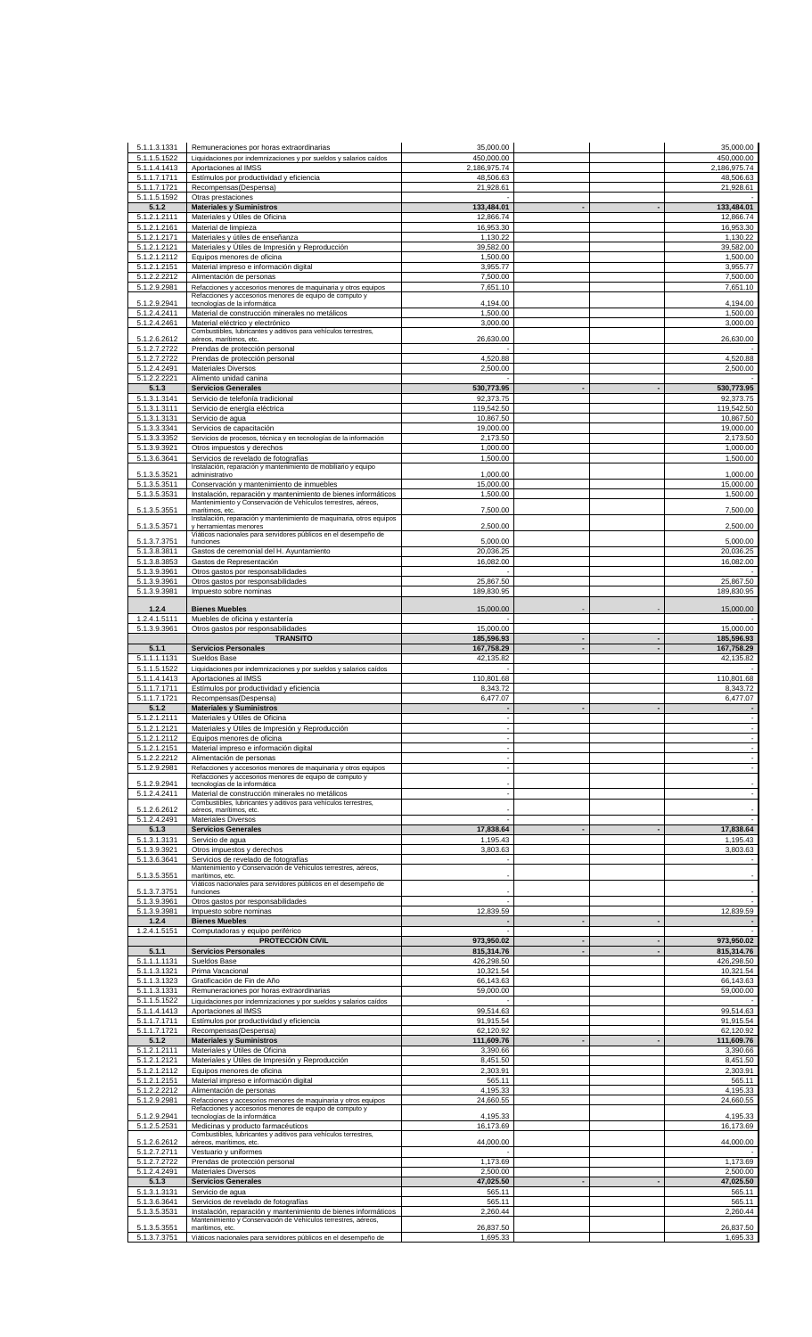| | | | | | |
|---|---|---|---|---|---|
| 5.1.1.3.1331 | Remuneraciones por horas extraordinarias | 35,000.00 | | | 35,000.00 |
| 5.1.1.5.1522 | Liquidaciones por indemnizaciones y por sueldos y salarios caídos | 450,000.00 | | | 450,000.00 |
| 5.1.1.4.1413 | Aportaciones al IMSS | 2,186,975.74 | | | 2,186,975.74 |
| 5.1.1.7.1711 | Estímulos por productividad y eficiencia | 48,506.63 | | | 48,506.63 |
| 5.1.1.7.1721 | Recompensas(Despensa) | 21,928.61 | | | 21,928.61 |
| 5.1.1.5.1592 | Otras prestaciones | - | | | - |
| **5.1.2** | **Materiales y Suministros** | **133,484.01** | **-** | **-** | **133,484.01** |
| 5.1.2.1.2111 | Materiales y Útiles de Oficina | 12,866.74 | | | 12,866.74 |
| 5.1.2.1.2161 | Material de limpieza | 16,953.30 | | | 16,953.30 |
| 5.1.2.1.2171 | Materiales y útiles de enseñanza | 1,130.22 | | | 1,130.22 |
| 5.1.2.1.2121 | Materiales y Útiles de Impresión y Reproducción | 39,582.00 | | | 39,582.00 |
| 5.1.2.1.2112 | Equipos menores de oficina | 1,500.00 | | | 1,500.00 |
| 5.1.2.1.2151 | Material impreso e información digital | 3,955.77 | | | 3,955.77 |
| 5.1.2.2.2212 | Alimentación de personas | 7,500.00 | | | 7,500.00 |
| 5.1.2.9.2981 | Refacciones y accesorios menores de maquinaria y otros equipos | 7,651.10 | | | 7,651.10 |
| 5.1.2.9.2941 | Refacciones y accesorios menores de equipo de computo y tecnologías de la informática | 4,194.00 | | | 4,194.00 |
| 5.1.2.4.2411 | Material de construcción minerales no metálicos | 1,500.00 | | | 1,500.00 |
| 5.1.2.4.2461 | Material eléctrico y electrónico | 3,000.00 | | | 3,000.00 |
| 5.1.2.6.2612 | Combustibles, lubricantes y aditivos para vehículos terrestres, aéreos, marítimos, etc. | 26,630.00 | | | 26,630.00 |
| 5.1.2.7.2722 | Prendas de protección personal | - | | | - |
| 5.1.2.7.2722 | Prendas de protección personal | 4,520.88 | | | 4,520.88 |
| 5.1.2.4.2491 | Materiales Diversos | 2,500.00 | | | 2,500.00 |
| 5.1.2.2.2221 | Alimento unidad canina | - | | | - |
| **5.1.3** | **Servicios Generales** | **530,773.95** | **-** | **-** | **530,773.95** |
| 5.1.3.1.3141 | Servicio de telefonía tradicional | 92,373.75 | | | 92,373.75 |
| 5.1.3.1.3111 | Servicio de energía eléctrica | 119,542.50 | | | 119,542.50 |
| 5.1.3.1.3131 | Servicio de agua | 10,867.50 | | | 10,867.50 |
| 5.1.3.3.3341 | Servicios de capacitación | 19,000.00 | | | 19,000.00 |
| 5.1.3.3.3352 | Servicios de procesos, técnica y en tecnologías de la información | 2,173.50 | | | 2,173.50 |
| 5.1.3.9.3921 | Otros impuestos y derechos | 1,000.00 | | | 1,000.00 |
| 5.1.3.6.3641 | Servicios de revelado de fotografías | 1,500.00 | | | 1,500.00 |
| 5.1.3.5.3521 | Instalación, reparación y mantenimiento de mobiliario y equipo administrativo | 1,000.00 | | | 1,000.00 |
| 5.1.3.5.3511 | Conservación y mantenimiento de inmuebles | 15,000.00 | | | 15,000.00 |
| 5.1.3.5.3531 | Instalación, reparación y mantenimiento de bienes informáticos | 1,500.00 | | | 1,500.00 |
| 5.1.3.5.3551 | Mantenimiento y Conservación de Vehículos terrestres, aéreos, marítimos, etc. | 7,500.00 | | | 7,500.00 |
| 5.1.3.5.3571 | Instalación, reparación y mantenimiento de maquinaria, otros equipos y herramientas menores | 2,500.00 | | | 2,500.00 |
| 5.1.3.7.3751 | Viáticos nacionales para servidores públicos en el desempeño de funciones | 5,000.00 | | | 5,000.00 |
| 5.1.3.8.3811 | Gastos de ceremonial del H. Ayuntamiento | 20,036.25 | | | 20,036.25 |
| 5.1.3.8.3853 | Gastos de Representación | 16,082.00 | | | 16,082.00 |
| 5.1.3.9.3961 | Otros gastos por responsabilidades | - | | | - |
| 5.1.3.9.3961 | Otros gastos por responsabilidades | 25,867.50 | | | 25,867.50 |
| 5.1.3.9.3981 | Impuesto sobre nominas | 189,830.95 | | | 189,830.95 |
| **1.2.4** | **Bienes Muebles** | 15,000.00 | - | - | 15,000.00 |
| 1.2.4.1.5111 | Muebles de oficina y estantería | - | | | - |
| 5.1.3.9.3961 | Otros gastos por responsabilidades | 15,000.00 | | | 15,000.00 |
| | **TRANSITO** | **185,596.93** | **-** | **-** | **185,596.93** |
| **5.1.1** | **Servicios Personales** | **167,758.29** | **-** | **-** | **167,758.29** |
| 5.1.1.1.1131 | Sueldos Base | 42,135.82 | | | 42,135.82 |
| 5.1.1.5.1522 | Liquidaciones por indemnizaciones y por sueldos y salarios caídos | - | | | - |
| 5.1.1.4.1413 | Aportaciones al IMSS | 110,801.68 | | | 110,801.68 |
| 5.1.1.7.1711 | Estímulos por productividad y eficiencia | 8,343.72 | | | 8,343.72 |
| 5.1.1.7.1721 | Recompensas(Despensa) | 6,477.07 | | | 6,477.07 |
| **5.1.2** | **Materiales y Suministros** | **-** | **-** | **-** | **-** |
| 5.1.2.1.2111 | Materiales y Útiles de Oficina | - | | | - |
| 5.1.2.1.2121 | Materiales y Útiles de Impresión y Reproducción | - | | | - |
| 5.1.2.1.2112 | Equipos menores de oficina | - | | | - |
| 5.1.2.1.2151 | Material impreso e información digital | - | | | - |
| 5.1.2.2.2212 | Alimentación de personas | - | | | - |
| 5.1.2.9.2981 | Refacciones y accesorios menores de maquinaria y otros equipos | - | | | - |
| 5.1.2.9.2941 | Refacciones y accesorios menores de equipo de computo y tecnologías de la informática | - | | | - |
| 5.1.2.4.2411 | Material de construcción minerales no metálicos | - | | | - |
| 5.1.2.6.2612 | Combustibles, lubricantes y aditivos para vehículos terrestres, aéreos, marítimos, etc. | - | | | - |
| 5.1.2.4.2491 | Materiales Diversos | - | | | - |
| **5.1.3** | **Servicios Generales** | **17,838.64** | **-** | **-** | **17,838.64** |
| 5.1.3.1.3131 | Servicio de agua | 1,195.43 | | | 1,195.43 |
| 5.1.3.9.3921 | Otros impuestos y derechos | 3,803.63 | | | 3,803.63 |
| 5.1.3.6.3641 | Servicios de revelado de fotografías | - | | | - |
| 5.1.3.5.3551 | Mantenimiento y Conservación de Vehículos terrestres, aéreos, marítimos, etc. | - | | | - |
| 5.1.3.7.3751 | Viáticos nacionales para servidores públicos en el desempeño de funciones | - | | | - |
| 5.1.3.9.3961 | Otros gastos por responsabilidades | - | | | - |
| 5.1.3.9.3981 | Impuesto sobre nominas | 12,839.59 | | | 12,839.59 |
| **1.2.4** | **Bienes Muebles** | **-** | **-** | **-** | **-** |
| 1.2.4.1.5151 | Computadoras y equipo periférico | - | | | - |
| | **PROTECCIÓN CIVIL** | **973,950.02** | **-** | **-** | **973,950.02** |
| **5.1.1** | **Servicios Personales** | **815,314.76** | **-** | **-** | **815,314.76** |
| 5.1.1.1.1131 | Sueldos Base | 426,298.50 | | | 426,298.50 |
| 5.1.1.3.1321 | Prima Vacacional | 10,321.54 | | | 10,321.54 |
| 5.1.1.3.1323 | Gratificación de Fin de Año | 66,143.63 | | | 66,143.63 |
| 5.1.1.3.1331 | Remuneraciones por horas extraordinarias | 59,000.00 | | | 59,000.00 |
| 5.1.1.5.1522 | Liquidaciones por indemnizaciones y por sueldos y salarios caídos | - | | | - |
| 5.1.1.4.1413 | Aportaciones al IMSS | 99,514.63 | | | 99,514.63 |
| 5.1.1.7.1711 | Estímulos por productividad y eficiencia | 91,915.54 | | | 91,915.54 |
| 5.1.1.7.1721 | Recompensas(Despensa) | 62,120.92 | | | 62,120.92 |
| **5.1.2** | **Materiales y Suministros** | **111,609.76** | **-** | **-** | **111,609.76** |
| 5.1.2.1.2111 | Materiales y Útiles de Oficina | 3,390.66 | | | 3,390.66 |
| 5.1.2.1.2121 | Materiales y Útiles de Impresión y Reproducción | 8,451.50 | | | 8,451.50 |
| 5.1.2.1.2112 | Equipos menores de oficina | 2,303.91 | | | 2,303.91 |
| 5.1.2.1.2151 | Material impreso e información digital | 565.11 | | | 565.11 |
| 5.1.2.2.2212 | Alimentación de personas | 4,195.33 | | | 4,195.33 |
| 5.1.2.9.2981 | Refacciones y accesorios menores de maquinaria y otros equipos | 24,660.55 | | | 24,660.55 |
| 5.1.2.9.2941 | Refacciones y accesorios menores de equipo de computo y tecnologías de la informática | 4,195.33 | | | 4,195.33 |
| 5.1.2.5.2531 | Medicinas y producto farmacéuticos | 16,173.69 | | | 16,173.69 |
| 5.1.2.6.2612 | Combustibles, lubricantes y aditivos para vehículos terrestres, aéreos, marítimos, etc. | 44,000.00 | | | 44,000.00 |
| 5.1.2.7.2711 | Vestuario y uniformes | - | | | - |
| 5.1.2.7.2722 | Prendas de protección personal | 1,173.69 | | | 1,173.69 |
| 5.1.2.4.2491 | Materiales Diversos | 2,500.00 | | | 2,500.00 |
| **5.1.3** | **Servicios Generales** | **47,025.50** | **-** | **-** | **47,025.50** |
| 5.1.3.1.3131 | Servicio de agua | 565.11 | | | 565.11 |
| 5.1.3.6.3641 | Servicios de revelado de fotografías | 565.11 | | | 565.11 |
| 5.1.3.5.3531 | Instalación, reparación y mantenimiento de bienes informáticos | 2,260.44 | | | 2,260.44 |
| 5.1.3.5.3551 | Mantenimiento y Conservación de Vehículos terrestres, aéreos, marítimos, etc. | 26,837.50 | | | 26,837.50 |
| 5.1.3.7.3751 | Viáticos nacionales para servidores públicos en el desempeño de | 1,695.33 | | | 1,695.33 |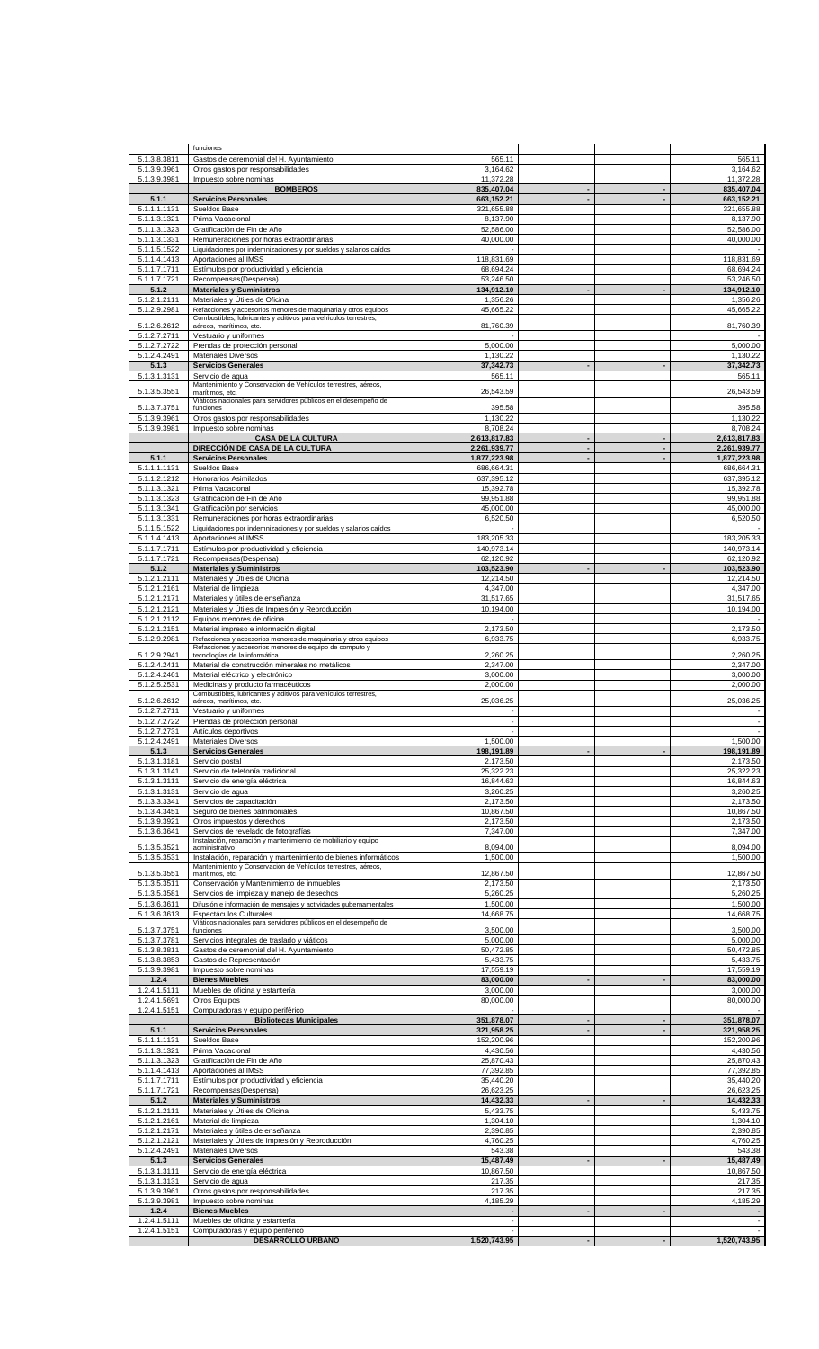| | | | | | |
|---|---|---|---|---|---|
| | funciones | | | | |
| 5.1.3.8.3811 | Gastos de ceremonial del H. Ayuntamiento | 565.11 | | | 565.11 |
| 5.1.3.9.3961 | Otros gastos por responsabilidades | 3,164.62 | | | 3,164.62 |
| 5.1.3.9.3981 | Impuesto sobre nominas | 11,372.28 | | | 11,372.28 |
| | **BOMBEROS** | **835,407.04** | **-** | **-** | **835,407.04** |
| **5.1.1** | **Servicios Personales** | **663,152.21** | **-** | **-** | **663,152.21** |
| 5.1.1.1.1131 | Sueldos Base | 321,655.88 | | | 321,655.88 |
| 5.1.1.3.1321 | Prima Vacacional | 8,137.90 | | | 8,137.90 |
| 5.1.1.3.1323 | Gratificación de Fin de Año | 52,586.00 | | | 52,586.00 |
| 5.1.1.3.1331 | Remuneraciones por horas extraordinarias | 40,000.00 | | | 40,000.00 |
| 5.1.1.5.1522 | Liquidaciones por indemnizaciones y por sueldos y salarios caídos | - | | | - |
| 5.1.1.4.1413 | Aportaciones al IMSS | 118,831.69 | | | 118,831.69 |
| 5.1.1.7.1711 | Estímulos por productividad y eficiencia | 68,694.24 | | | 68,694.24 |
| 5.1.1.7.1721 | Recompensas(Despensa) | 53,246.50 | | | 53,246.50 |
| **5.1.2** | **Materiales y Suministros** | **134,912.10** | **-** | **-** | **134,912.10** |
| 5.1.2.1.2111 | Materiales y Útiles de Oficina | 1,356.26 | | | 1,356.26 |
| 5.1.2.9.2981 | Refacciones y accesorios menores de maquinaria y otros equipos | 45,665.22 | | | 45,665.22 |
| 5.1.2.6.2612 | Combustibles, lubricantes y aditivos para vehículos terrestres, aéreos, marítimos, etc. | 81,760.39 | | | 81,760.39 |
| 5.1.2.7.2711 | Vestuario y uniformes | - | | | - |
| 5.1.2.7.2722 | Prendas de protección personal | 5,000.00 | | | 5,000.00 |
| 5.1.2.4.2491 | Materiales Diversos | 1,130.22 | | | 1,130.22 |
| **5.1.3** | **Servicios Generales** | **37,342.73** | **-** | **-** | **37,342.73** |
| 5.1.3.1.3131 | Servicio de agua | 565.11 | | | 565.11 |
| 5.1.3.5.3551 | Mantenimiento y Conservación de Vehículos terrestres, aéreos, marítimos, etc. | 26,543.59 | | | 26,543.59 |
| 5.1.3.7.3751 | Viáticos nacionales para servidores públicos en el desempeño de funciones | 395.58 | | | 395.58 |
| 5.1.3.9.3961 | Otros gastos por responsabilidades | 1,130.22 | | | 1,130.22 |
| 5.1.3.9.3981 | Impuesto sobre nominas | 8,708.24 | | | 8,708.24 |
| | **CASA DE LA CULTURA** | **2,613,817.83** | **-** | **-** | **2,613,817.83** |
| | **DIRECCIÓN DE CASA DE LA CULTURA** | **2,261,939.77** | **-** | **-** | **2,261,939.77** |
| **5.1.1** | **Servicios Personales** | **1,877,223.98** | **-** | **-** | **1,877,223.98** |
| 5.1.1.1.1131 | Sueldos Base | 686,664.31 | | | 686,664.31 |
| 5.1.1.2.1212 | Honorarios Asimilados | 637,395.12 | | | 637,395.12 |
| 5.1.1.3.1321 | Prima Vacacional | 15,392.78 | | | 15,392.78 |
| 5.1.1.3.1323 | Gratificación de Fin de Año | 99,951.88 | | | 99,951.88 |
| 5.1.1.3.1341 | Gratificación por servicios | 45,000.00 | | | 45,000.00 |
| 5.1.1.3.1331 | Remuneraciones por horas extraordinarias | 6,520.50 | | | 6,520.50 |
| 5.1.1.5.1522 | Liquidaciones por indemnizaciones y por sueldos y salarios caídos | - | | | - |
| 5.1.1.4.1413 | Aportaciones al IMSS | 183,205.33 | | | 183,205.33 |
| 5.1.1.7.1711 | Estímulos por productividad y eficiencia | 140,973.14 | | | 140,973.14 |
| 5.1.1.7.1721 | Recompensas(Despensa) | 62,120.92 | | | 62,120.92 |
| **5.1.2** | **Materiales y Suministros** | **103,523.90** | **-** | **-** | **103,523.90** |
| 5.1.2.1.2111 | Materiales y Útiles de Oficina | 12,214.50 | | | 12,214.50 |
| 5.1.2.1.2161 | Material de limpieza | 4,347.00 | | | 4,347.00 |
| 5.1.2.1.2171 | Materiales y útiles de enseñanza | 31,517.65 | | | 31,517.65 |
| 5.1.2.1.2121 | Materiales y Útiles de Impresión y Reproducción | 10,194.00 | | | 10,194.00 |
| 5.1.2.1.2112 | Equipos menores de oficina | - | | | - |
| 5.1.2.1.2151 | Material impreso e información digital | 2,173.50 | | | 2,173.50 |
| 5.1.2.9.2981 | Refacciones y accesorios menores de maquinaria y otros equipos | 6,933.75 | | | 6,933.75 |
| 5.1.2.9.2941 | Refacciones y accesorios menores de equipo de computo y tecnologías de la informática | 2,260.25 | | | 2,260.25 |
| 5.1.2.4.2411 | Material de construcción minerales no metálicos | 2,347.00 | | | 2,347.00 |
| 5.1.2.4.2461 | Material eléctrico y electrónico | 3,000.00 | | | 3,000.00 |
| 5.1.2.5.2531 | Medicinas y producto farmacéuticos | 2,000.00 | | | 2,000.00 |
| 5.1.2.6.2612 | Combustibles, lubricantes y aditivos para vehículos terrestres, aéreos, marítimos, etc. | 25,036.25 | | | 25,036.25 |
| 5.1.2.7.2711 | Vestuario y uniformes | - | | | - |
| 5.1.2.7.2722 | Prendas de protección personal | - | | | - |
| 5.1.2.7.2731 | Artículos deportivos | - | | | - |
| 5.1.2.4.2491 | Materiales Diversos | 1,500.00 | | | 1,500.00 |
| **5.1.3** | **Servicios Generales** | **198,191.89** | **-** | **-** | **198,191.89** |
| 5.1.3.1.3181 | Servicio postal | 2,173.50 | | | 2,173.50 |
| 5.1.3.1.3141 | Servicio de telefonía tradicional | 25,322.23 | | | 25,322.23 |
| 5.1.3.1.3111 | Servicio de energía eléctrica | 16,844.63 | | | 16,844.63 |
| 5.1.3.1.3131 | Servicio de agua | 3,260.25 | | | 3,260.25 |
| 5.1.3.3.3341 | Servicios de capacitación | 2,173.50 | | | 2,173.50 |
| 5.1.3.4.3451 | Seguro de bienes patrimoniales | 10,867.50 | | | 10,867.50 |
| 5.1.3.9.3921 | Otros impuestos y derechos | 2,173.50 | | | 2,173.50 |
| 5.1.3.6.3641 | Servicios de revelado de fotografías | 7,347.00 | | | 7,347.00 |
| 5.1.3.5.3521 | Instalación, reparación y mantenimiento de mobiliario y equipo administrativo | 8,094.00 | | | 8,094.00 |
| 5.1.3.5.3531 | Instalación, reparación y mantenimiento de bienes informáticos | 1,500.00 | | | 1,500.00 |
| 5.1.3.5.3551 | Mantenimiento y Conservación de Vehículos terrestres, aéreos, marítimos, etc. | 12,867.50 | | | 12,867.50 |
| 5.1.3.5.3511 | Conservación y Mantenimiento de inmuebles | 2,173.50 | | | 2,173.50 |
| 5.1.3.5.3581 | Servicios de limpieza y manejo de desechos | 5,260.25 | | | 5,260.25 |
| 5.1.3.6.3611 | Difusión e información de mensajes y actividades gubernamentales | 1,500.00 | | | 1,500.00 |
| 5.1.3.6.3613 | Espectáculos Culturales | 14,668.75 | | | 14,668.75 |
| 5.1.3.7.3751 | Viáticos nacionales para servidores públicos en el desempeño de funciones | 3,500.00 | | | 3,500.00 |
| 5.1.3.7.3781 | Servicios integrales de traslado y viáticos | 5,000.00 | | | 5,000.00 |
| 5.1.3.8.3811 | Gastos de ceremonial del H. Ayuntamiento | 50,472.85 | | | 50,472.85 |
| 5.1.3.8.3853 | Gastos de Representación | 5,433.75 | | | 5,433.75 |
| 5.1.3.9.3981 | Impuesto sobre nominas | 17,559.19 | | | 17,559.19 |
| **1.2.4** | **Bienes Muebles** | **83,000.00** | **-** | **-** | **83,000.00** |
| 1.2.4.1.5111 | Muebles de oficina y estantería | 3,000.00 | | | 3,000.00 |
| 1.2.4.1.5691 | Otros Equipos | 80,000.00 | | | 80,000.00 |
| 1.2.4.1.5151 | Computadoras y equipo periférico | - | | | - |
| | **Bibliotecas Municipales** | **351,878.07** | **-** | **-** | **351,878.07** |
| **5.1.1** | **Servicios Personales** | **321,958.25** | **-** | **-** | **321,958.25** |
| 5.1.1.1.1131 | Sueldos Base | 152,200.96 | | | 152,200.96 |
| 5.1.1.3.1321 | Prima Vacacional | 4,430.56 | | | 4,430.56 |
| 5.1.1.3.1323 | Gratificación de Fin de Año | 25,870.43 | | | 25,870.43 |
| 5.1.1.4.1413 | Aportaciones al IMSS | 77,392.85 | | | 77,392.85 |
| 5.1.1.7.1711 | Estímulos por productividad y eficiencia | 35,440.20 | | | 35,440.20 |
| 5.1.1.7.1721 | Recompensas(Despensa) | 26,623.25 | | | 26,623.25 |
| **5.1.2** | **Materiales y Suministros** | **14,432.33** | **-** | **-** | **14,432.33** |
| 5.1.2.1.2111 | Materiales y Útiles de Oficina | 5,433.75 | | | 5,433.75 |
| 5.1.2.1.2161 | Material de limpieza | 1,304.10 | | | 1,304.10 |
| 5.1.2.1.2171 | Materiales y útiles de enseñanza | 2,390.85 | | | 2,390.85 |
| 5.1.2.1.2121 | Materiales y Útiles de Impresión y Reproducción | 4,760.25 | | | 4,760.25 |
| 5.1.2.4.2491 | Materiales Diversos | 543.38 | | | 543.38 |
| **5.1.3** | **Servicios Generales** | **15,487.49** | **-** | **-** | **15,487.49** |
| 5.1.3.1.3111 | Servicio de energía eléctrica | 10,867.50 | | | 10,867.50 |
| 5.1.3.1.3131 | Servicio de agua | 217.35 | | | 217.35 |
| 5.1.3.9.3961 | Otros gastos por responsabilidades | 217.35 | | | 217.35 |
| 5.1.3.9.3981 | Impuesto sobre nominas | 4,185.29 | | | 4,185.29 |
| **1.2.4** | **Bienes Muebles** | **-** | **-** | **-** | **-** |
| 1.2.4.1.5111 | Muebles de oficina y estantería | - | | | - |
| 1.2.4.1.5151 | Computadoras y equipo periférico | - | | | - |
| | **DESARROLLO URBANO** | **1,520,743.95** | **-** | **-** | **1,520,743.95** |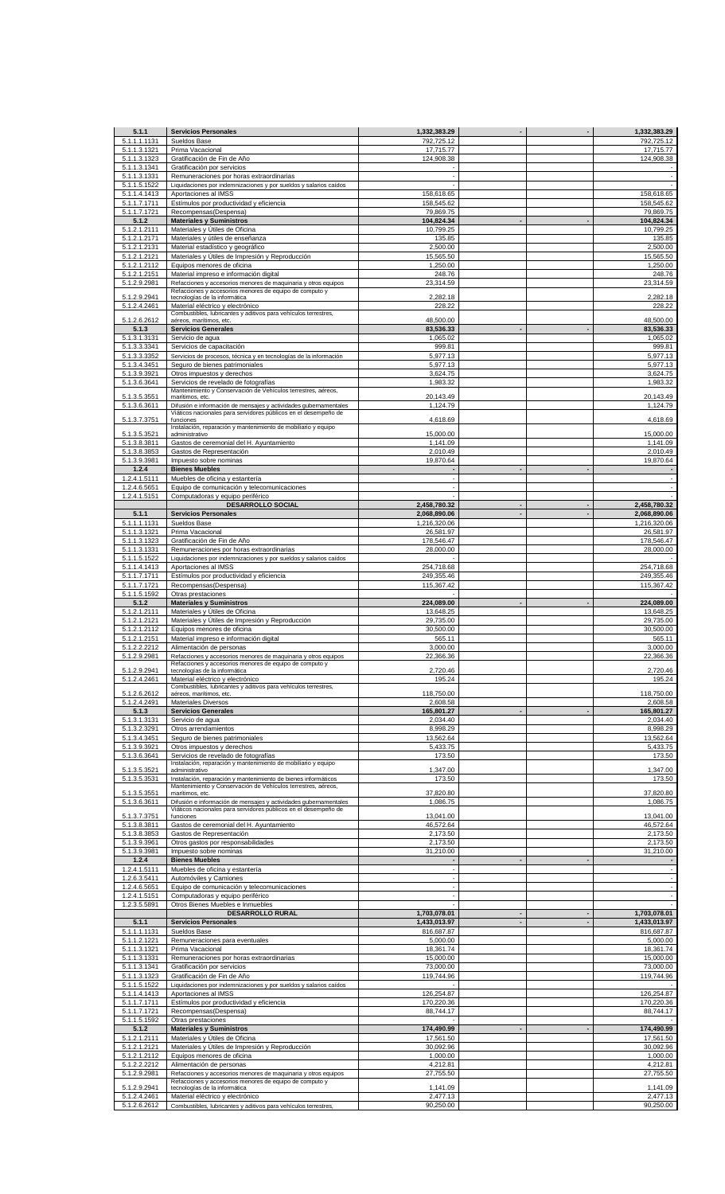| | | | | | |
|---|---|---|---|---|---|
| **5.1.1** | **Servicios Personales** | **1,332,383.29** | **-** | **-** | **1,332,383.29** |
| 5.1.1.1.1131 | Sueldos Base | 792,725.12 | | | 792,725.12 |
| 5.1.1.3.1321 | Prima Vacacional | 17,715.77 | | | 17,715.77 |
| 5.1.1.3.1323 | Gratificación de Fin de Año | 124,908.38 | | | 124,908.38 |
| 5.1.1.3.1341 | Gratificación por servicios | - | | | - |
| 5.1.1.3.1331 | Remuneraciones por horas extraordinarias | - | | | - |
| 5.1.1.5.1522 | Liquidaciones por indemnizaciones y por sueldos y salarios caídos | - | | | - |
| 5.1.1.4.1413 | Aportaciones al IMSS | 158,618.65 | | | 158,618.65 |
| 5.1.1.7.1711 | Estímulos por productividad y eficiencia | 158,545.62 | | | 158,545.62 |
| 5.1.1.7.1721 | Recompensas(Despensa) | 79,869.75 | | | 79,869.75 |
| **5.1.2** | **Materiales y Suministros** | **104,824.34** | **-** | **-** | **104,824.34** |
| 5.1.2.1.2111 | Materiales y Útiles de Oficina | 10,799.25 | | | 10,799.25 |
| 5.1.2.1.2171 | Materiales y útiles de enseñanza | 135.85 | | | 135.85 |
| 5.1.2.1.2131 | Material estadístico y geográfico | 2,500.00 | | | 2,500.00 |
| 5.1.2.1.2121 | Materiales y Útiles de Impresión y Reproducción | 15,565.50 | | | 15,565.50 |
| 5.1.2.1.2112 | Equipos menores de oficina | 1,250.00 | | | 1,250.00 |
| 5.1.2.1.2151 | Material impreso e información digital | 248.76 | | | 248.76 |
| 5.1.2.9.2981 | Refacciones y accesorios menores de maquinaria y otros equipos | 23,314.59 | | | 23,314.59 |
| 5.1.2.9.2941 | Refacciones y accesorios menores de equipo de computo y tecnologías de la informática | 2,282.18 | | | 2,282.18 |
| 5.1.2.4.2461 | Material eléctrico y electrónico | 228.22 | | | 228.22 |
| 5.1.2.6.2612 | Combustibles, lubricantes y aditivos para vehículos terrestres, aéreos, marítimos, etc. | 48,500.00 | | | 48,500.00 |
| **5.1.3** | **Servicios Generales** | **83,536.33** | **-** | **-** | **83,536.33** |
| 5.1.3.1.3131 | Servicio de agua | 1,065.02 | | | 1,065.02 |
| 5.1.3.3.3341 | Servicios de capacitación | 999.81 | | | 999.81 |
| 5.1.3.3.3352 | Servicios de procesos, técnica y en tecnologías de la información | 5,977.13 | | | 5,977.13 |
| 5.1.3.4.3451 | Seguro de bienes patrimoniales | 5,977.13 | | | 5,977.13 |
| 5.1.3.9.3921 | Otros impuestos y derechos | 3,624.75 | | | 3,624.75 |
| 5.1.3.6.3641 | Servicios de revelado de fotografías | 1,983.32 | | | 1,983.32 |
| 5.1.3.5.3551 | Mantenimiento y Conservación de Vehículos terrestres, aéreos, marítimos, etc. | 20,143.49 | | | 20,143.49 |
| 5.1.3.6.3611 | Difusión e información de mensajes y actividades gubernamentales | 1,124.79 | | | 1,124.79 |
| 5.1.3.7.3751 | Viáticos nacionales para servidores públicos en el desempeño de funciones | 4,618.69 | | | 4,618.69 |
| 5.1.3.5.3521 | Instalación, reparación y mantenimiento de mobiliario y equipo administrativo | 15,000.00 | | | 15,000.00 |
| 5.1.3.8.3811 | Gastos de ceremonial del H. Ayuntamiento | 1,141.09 | | | 1,141.09 |
| 5.1.3.8.3853 | Gastos de Representación | 2,010.49 | | | 2,010.49 |
| 5.1.3.9.3981 | Impuesto sobre nominas | 19,870.64 | | | 19,870.64 |
| **1.2.4** | **Bienes Muebles** | **-** | **-** | **-** | **-** |
| 1.2.4.1.5111 | Muebles de oficina y estantería | - | | | - |
| 1.2.4.6.5651 | Equipo de comunicación y telecomunicaciones | - | | | - |
| 1.2.4.1.5151 | Computadoras y equipo periférico | - | | | - |
| | **DESARROLLO SOCIAL** | **2,458,780.32** | **-** | **-** | **2,458,780.32** |
| **5.1.1** | **Servicios Personales** | **2,068,890.06** | **-** | **-** | **2,068,890.06** |
| 5.1.1.1.1131 | Sueldos Base | 1,216,320.06 | | | 1,216,320.06 |
| 5.1.1.3.1321 | Prima Vacacional | 26,581.97 | | | 26,581.97 |
| 5.1.1.3.1323 | Gratificación de Fin de Año | 178,546.47 | | | 178,546.47 |
| 5.1.1.3.1331 | Remuneraciones por horas extraordinarias | 28,000.00 | | | 28,000.00 |
| 5.1.1.5.1522 | Liquidaciones por indemnizaciones y por sueldos y salarios caídos | - | | | - |
| 5.1.1.4.1413 | Aportaciones al IMSS | 254,718.68 | | | 254,718.68 |
| 5.1.1.7.1711 | Estímulos por productividad y eficiencia | 249,355.46 | | | 249,355.46 |
| 5.1.1.7.1721 | Recompensas(Despensa) | 115,367.42 | | | 115,367.42 |
| 5.1.1.5.1592 | Otras prestaciones | - | | | - |
| **5.1.2** | **Materiales y Suministros** | **224,089.00** | **-** | **-** | **224,089.00** |
| 5.1.2.1.2111 | Materiales y Útiles de Oficina | 13,648.25 | | | 13,648.25 |
| 5.1.2.1.2121 | Materiales y Útiles de Impresión y Reproducción | 29,735.00 | | | 29,735.00 |
| 5.1.2.1.2112 | Equipos menores de oficina | 30,500.00 | | | 30,500.00 |
| 5.1.2.1.2151 | Material impreso e información digital | 565.11 | | | 565.11 |
| 5.1.2.2.2212 | Alimentación de personas | 3,000.00 | | | 3,000.00 |
| 5.1.2.9.2981 | Refacciones y accesorios menores de maquinaria y otros equipos | 22,366.36 | | | 22,366.36 |
| 5.1.2.9.2941 | Refacciones y accesorios menores de equipo de computo y tecnologías de la informática | 2,720.46 | | | 2,720.46 |
| 5.1.2.4.2461 | Material eléctrico y electrónico | 195.24 | | | 195.24 |
| 5.1.2.6.2612 | Combustibles, lubricantes y aditivos para vehículos terrestres, aéreos, marítimos, etc. | 118,750.00 | | | 118,750.00 |
| 5.1.2.4.2491 | Materiales Diversos | 2,608.58 | | | 2,608.58 |
| **5.1.3** | **Servicios Generales** | **165,801.27** | **-** | **-** | **165,801.27** |
| 5.1.3.1.3131 | Servicio de agua | 2,034.40 | | | 2,034.40 |
| 5.1.3.2.3291 | Otros arrendamientos | 8,998.29 | | | 8,998.29 |
| 5.1.3.4.3451 | Seguro de bienes patrimoniales | 13,562.64 | | | 13,562.64 |
| 5.1.3.9.3921 | Otros impuestos y derechos | 5,433.75 | | | 5,433.75 |
| 5.1.3.6.3641 | Servicios de revelado de fotografías | 173.50 | | | 173.50 |
| 5.1.3.5.3521 | Instalación, reparación y mantenimiento de mobiliario y equipo administrativo | 1,347.00 | | | 1,347.00 |
| 5.1.3.5.3531 | Instalación, reparación y mantenimiento de bienes informáticos | 173.50 | | | 173.50 |
| 5.1.3.5.3551 | Mantenimiento y Conservación de Vehículos terrestres, aéreos, marítimos, etc. | 37,820.80 | | | 37,820.80 |
| 5.1.3.6.3611 | Difusión e información de mensajes y actividades gubernamentales | 1,086.75 | | | 1,086.75 |
| 5.1.3.7.3751 | Viáticos nacionales para servidores públicos en el desempeño de funciones | 13,041.00 | | | 13,041.00 |
| 5.1.3.8.3811 | Gastos de ceremonial del H. Ayuntamiento | 46,572.64 | | | 46,572.64 |
| 5.1.3.8.3853 | Gastos de Representación | 2,173.50 | | | 2,173.50 |
| 5.1.3.9.3961 | Otros gastos por responsabilidades | 2,173.50 | | | 2,173.50 |
| 5.1.3.9.3981 | Impuesto sobre nominas | 31,210.00 | | | 31,210.00 |
| **1.2.4** | **Bienes Muebles** | **-** | **-** | **-** | **-** |
| 1.2.4.1.5111 | Muebles de oficina y estantería | - | | | - |
| 1.2.6.3.5411 | Automóviles y Camiones | - | | | - |
| 1.2.4.6.5651 | Equipo de comunicación y telecomunicaciones | - | | | - |
| 1.2.4.1.5151 | Computadoras y equipo periférico | - | | | - |
| 1.2.3.5.5891 | Otros Bienes Muebles e Inmuebles | - | | | - |
| | **DESARROLLO RURAL** | **1,703,078.01** | **-** | **-** | **1,703,078.01** |
| **5.1.1** | **Servicios Personales** | **1,433,013.97** | **-** | **-** | **1,433,013.97** |
| 5.1.1.1.1131 | Sueldos Base | 816,687.87 | | | 816,687.87 |
| 5.1.1.2.1221 | Remuneraciones para eventuales | 5,000.00 | | | 5,000.00 |
| 5.1.1.3.1321 | Prima Vacacional | 18,361.74 | | | 18,361.74 |
| 5.1.1.3.1331 | Remuneraciones por horas extraordinarias | 15,000.00 | | | 15,000.00 |
| 5.1.1.3.1341 | Gratificación por servicios | 73,000.00 | | | 73,000.00 |
| 5.1.1.3.1323 | Gratificación de Fin de Año | 119,744.96 | | | 119,744.96 |
| 5.1.1.5.1522 | Liquidaciones por indemnizaciones y por sueldos y salarios caídos | - | | | - |
| 5.1.1.4.1413 | Aportaciones al IMSS | 126,254.87 | | | 126,254.87 |
| 5.1.1.7.1711 | Estímulos por productividad y eficiencia | 170,220.36 | | | 170,220.36 |
| 5.1.1.7.1721 | Recompensas(Despensa) | 88,744.17 | | | 88,744.17 |
| 5.1.1.5.1592 | Otras prestaciones | - | | | - |
| **5.1.2** | **Materiales y Suministros** | **174,490.99** | **-** | **-** | **174,490.99** |
| 5.1.2.1.2111 | Materiales y Útiles de Oficina | 17,561.50 | | | 17,561.50 |
| 5.1.2.1.2121 | Materiales y Útiles de Impresión y Reproducción | 30,092.96 | | | 30,092.96 |
| 5.1.2.1.2112 | Equipos menores de oficina | 1,000.00 | | | 1,000.00 |
| 5.1.2.2.2212 | Alimentación de personas | 4,212.81 | | | 4,212.81 |
| 5.1.2.9.2981 | Refacciones y accesorios menores de maquinaria y otros equipos | 27,755.50 | | | 27,755.50 |
| 5.1.2.9.2941 | Refacciones y accesorios menores de equipo de computo y tecnologías de la informática | 1,141.09 | | | 1,141.09 |
| 5.1.2.4.2461 | Material eléctrico y electrónico | 2,477.13 | | | 2,477.13 |
| 5.1.2.6.2612 | Combustibles, lubricantes y aditivos para vehículos terrestres, | 90,250.00 | | | 90,250.00 |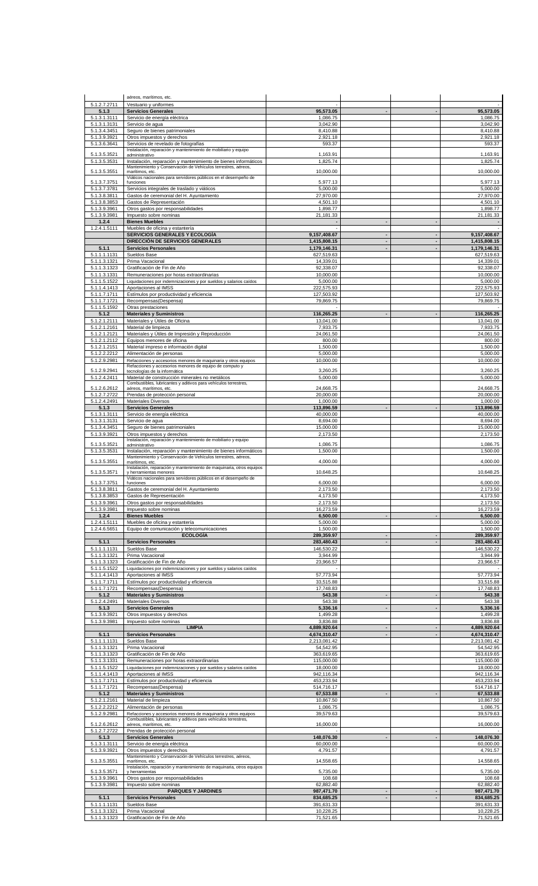| | | | | | |
|---|---|---|---|---|---|
| | aéreos, marítimos, etc. | | | | |
| 5.1.2.7.2711 | Vestuario y uniformes | - | | | - |
| **5.1.3** | **Servicios Generales** | **95,573.05** | **-** | **-** | **95,573.05** |
| 5.1.3.1.3111 | Servicio de energía eléctrica | 1,086.75 | | | 1,086.75 |
| 5.1.3.1.3131 | Servicio de agua | 3,042.90 | | | 3,042.90 |
| 5.1.3.4.3451 | Seguro de bienes patrimoniales | 8,410.88 | | | 8,410.88 |
| 5.1.3.9.3921 | Otros impuestos y derechos | 2,921.18 | | | 2,921.18 |
| 5.1.3.6.3641 | Servicios de revelado de fotografías | 593.37 | | | 593.37 |
| 5.1.3.5.3521 | Instalación, reparación y mantenimiento de mobiliario y equipo administrativo | 1,163.91 | | | 1,163.91 |
| 5.1.3.5.3531 | Instalación, reparación y mantenimiento de bienes informáticos | 1,825.74 | | | 1,825.74 |
| 5.1.3.5.3551 | Mantenimiento y Conservación de Vehículos terrestres, aéreos, marítimos, etc. | 10,000.00 | | | 10,000.00 |
| 5.1.3.7.3751 | Viáticos nacionales para servidores públicos en el desempeño de funciones | 5,977.13 | | | 5,977.13 |
| 5.1.3.7.3781 | Servicios integrales de traslado y viáticos | 5,000.00 | | | 5,000.00 |
| 5.1.3.8.3811 | Gastos de ceremonial del H. Ayuntamiento | 27,970.00 | | | 27,970.00 |
| 5.1.3.8.3853 | Gastos de Representación | 4,501.10 | | | 4,501.10 |
| 5.1.3.9.3961 | Otros gastos por responsabilidades | 1,898.77 | | | 1,898.77 |
| 5.1.3.9.3981 | Impuesto sobre nominas | 21,181.33 | | | 21,181.33 |
| **1.2.4** | **Bienes Muebles** | **-** | **-** | **-** | **-** |
| 1.2.4.1.5111 | Muebles de oficina y estantería | - | | | - |
| | **SERVICIOS GENERALES Y ECOLOGÍA** | **9,157,408.67** | **-** | **-** | **9,157,408.67** |
| | **DIRECCIÓN DE SERVICIOS GENERALES** | **1,415,808.15** | **-** | **-** | **1,415,808.15** |
| **5.1.1** | **Servicios Personales** | **1,179,146.31** | **-** | **-** | **1,179,146.31** |
| 5.1.1.1.1131 | Sueldos Base | 627,519.63 | | | 627,519.63 |
| 5.1.1.3.1321 | Prima Vacacional | 14,339.01 | | | 14,339.01 |
| 5.1.1.3.1323 | Gratificación de Fin de Año | 92,338.07 | | | 92,338.07 |
| 5.1.1.3.1331 | Remuneraciones por horas extraordinarias | 10,000.00 | | | 10,000.00 |
| 5.1.1.5.1522 | Liquidaciones por indemnizaciones y por sueldos y salarios caídos | 5,000.00 | | | 5,000.00 |
| 5.1.1.4.1413 | Aportaciones al IMSS | 222,575.93 | | | 222,575.93 |
| 5.1.1.7.1711 | Estímulos por productividad y eficiencia | 127,503.92 | | | 127,503.92 |
| 5.1.1.7.1721 | Recompensas(Despensa) | 79,869.75 | | | 79,869.75 |
| 5.1.1.5.1592 | Otras prestaciones | - | | | - |
| **5.1.2** | **Materiales y Suministros** | **116,265.25** | **-** | **-** | **116,265.25** |
| 5.1.2.1.2111 | Materiales y Útiles de Oficina | 13,041.00 | | | 13,041.00 |
| 5.1.2.1.2161 | Material de limpieza | 7,933.75 | | | 7,933.75 |
| 5.1.2.1.2121 | Materiales y Útiles de Impresión y Reproducción | 24,061.50 | | | 24,061.50 |
| 5.1.2.1.2112 | Equipos menores de oficina | 800.00 | | | 800.00 |
| 5.1.2.1.2151 | Material impreso e información digital | 1,500.00 | | | 1,500.00 |
| 5.1.2.2.2212 | Alimentación de personas | 5,000.00 | | | 5,000.00 |
| 5.1.2.9.2981 | Refacciones y accesorios menores de maquinaria y otros equipos | 10,000.00 | | | 10,000.00 |
| 5.1.2.9.2941 | Refacciones y accesorios menores de equipo de computo y tecnologías de la informática | 3,260.25 | | | 3,260.25 |
| 5.1.2.4.2411 | Material de construcción minerales no metálicos | 5,000.00 | | | 5,000.00 |
| 5.1.2.6.2612 | Combustibles, lubricantes y aditivos para vehículos terrestres, aéreos, marítimos, etc. | 24,668.75 | | | 24,668.75 |
| 5.1.2.7.2722 | Prendas de protección personal | 20,000.00 | | | 20,000.00 |
| 5.1.2.4.2491 | Materiales Diversos | 1,000.00 | | | 1,000.00 |
| **5.1.3** | **Servicios Generales** | **113,896.59** | **-** | **-** | **113,896.59** |
| 5.1.3.1.3111 | Servicio de energía eléctrica | 40,000.00 | | | 40,000.00 |
| 5.1.3.1.3131 | Servicio de agua | 8,694.00 | | | 8,694.00 |
| 5.1.3.4.3451 | Seguro de bienes patrimoniales | 15,000.00 | | | 15,000.00 |
| 5.1.3.9.3921 | Otros impuestos y derechos | 2,173.50 | | | 2,173.50 |
| 5.1.3.5.3521 | Instalación, reparación y mantenimiento de mobiliario y equipo administrativo | 1,086.75 | | | 1,086.75 |
| 5.1.3.5.3531 | Instalación, reparación y mantenimiento de bienes informáticos | 1,500.00 | | | 1,500.00 |
| 5.1.3.5.3551 | Mantenimiento y Conservación de Vehículos terrestres, aéreos, marítimos, etc. | 4,000.00 | | | 4,000.00 |
| 5.1.3.5.3571 | Instalación, reparación y mantenimiento de maquinaria, otros equipos y herramientas menores | 10,648.25 | | | 10,648.25 |
| 5.1.3.7.3751 | Viáticos nacionales para servidores públicos en el desempeño de funciones | 6,000.00 | | | 6,000.00 |
| 5.1.3.8.3811 | Gastos de ceremonial del H. Ayuntamiento | 2,173.50 | | | 2,173.50 |
| 5.1.3.8.3853 | Gastos de Representación | 4,173.50 | | | 4,173.50 |
| 5.1.3.9.3961 | Otros gastos por responsabilidades | 2,173.50 | | | 2,173.50 |
| 5.1.3.9.3981 | Impuesto sobre nominas | 16,273.59 | | | 16,273.59 |
| **1.2.4** | **Bienes Muebles** | **6,500.00** | **-** | **-** | **6,500.00** |
| 1.2.4.1.5111 | Muebles de oficina y estantería | 5,000.00 | | | 5,000.00 |
| 1.2.4.6.5651 | Equipo de comunicación y telecomunicaciones | 1,500.00 | | | 1,500.00 |
| | **ECOLOGÍA** | **289,359.97** | **-** | **-** | **289,359.97** |
| **5.1.1** | **Servicios Personales** | **283,480.43** | **-** | **-** | **283,480.43** |
| 5.1.1.1.1131 | Sueldos Base | 146,530.22 | | | 146,530.22 |
| 5.1.1.3.1321 | Prima Vacacional | 3,944.99 | | | 3,944.99 |
| 5.1.1.3.1323 | Gratificación de Fin de Año | 23,966.57 | | | 23,966.57 |
| 5.1.1.5.1522 | Liquidaciones por indemnizaciones y por sueldos y salarios caídos | - | | | - |
| 5.1.1.4.1413 | Aportaciones al IMSS | 57,773.94 | | | 57,773.94 |
| 5.1.1.7.1711 | Estímulos por productividad y eficiencia | 33,515.88 | | | 33,515.88 |
| 5.1.1.7.1721 | Recompensas(Despensa) | 17,748.83 | | | 17,748.83 |
| **5.1.2** | **Materiales y Suministros** | **543.38** | **-** | **-** | **543.38** |
| 5.1.2.4.2491 | Materiales Diversos | 543.38 | | | 543.38 |
| **5.1.3** | **Servicios Generales** | **5,336.16** | **-** | **-** | **5,336.16** |
| 5.1.3.9.3921 | Otros impuestos y derechos | 1,499.28 | | | 1,499.28 |
| 5.1.3.9.3981 | Impuesto sobre nominas | 3,836.88 | | | 3,836.88 |
| | **LIMPIA** | **4,889,920.64** | **-** | **-** | **4,889,920.64** |
| **5.1.1** | **Servicios Personales** | **4,674,310.47** | **-** | **-** | **4,674,310.47** |
| 5.1.1.1.1131 | Sueldos Base | 2,213,081.42 | | | 2,213,081.42 |
| 5.1.1.3.1321 | Prima Vacacional | 54,542.95 | | | 54,542.95 |
| 5.1.1.3.1323 | Gratificación de Fin de Año | 363,619.65 | | | 363,619.65 |
| 5.1.1.3.1331 | Remuneraciones por horas extraordinarias | 115,000.00 | | | 115,000.00 |
| 5.1.1.5.1522 | Liquidaciones por indemnizaciones y por sueldos y salarios caídos | 18,000.00 | | | 18,000.00 |
| 5.1.1.4.1413 | Aportaciones al IMSS | 942,116.34 | | | 942,116.34 |
| 5.1.1.7.1711 | Estímulos por productividad y eficiencia | 453,233.94 | | | 453,233.94 |
| 5.1.1.7.1721 | Recompensas(Despensa) | 514,716.17 | | | 514,716.17 |
| **5.1.2** | **Materiales y Suministros** | **67,533.88** | **-** | **-** | **67,533.88** |
| 5.1.2.1.2161 | Material de limpieza | 10,867.50 | | | 10,867.50 |
| 5.1.2.2.2212 | Alimentación de personas | 1,086.75 | | | 1,086.75 |
| 5.1.2.9.2981 | Refacciones y accesorios menores de maquinaria y otros equipos | 39,579.63 | | | 39,579.63 |
| 5.1.2.6.2612 | Combustibles, lubricantes y aditivos para vehículos terrestres, aéreos, marítimos, etc. | 16,000.00 | | | 16,000.00 |
| 5.1.2.7.2722 | Prendas de protección personal | - | | | - |
| **5.1.3** | **Servicios Generales** | **148,076.30** | **-** | **-** | **148,076.30** |
| 5.1.3.1.3111 | Servicio de energía eléctrica | 60,000.00 | | | 60,000.00 |
| 5.1.3.9.3921 | Otros impuestos y derechos | 4,791.57 | | | 4,791.57 |
| 5.1.3.5.3551 | Mantenimiento y Conservación de Vehículos terrestres, aéreos, marítimos, etc. | 14,558.65 | | | 14,558.65 |
| 5.1.3.5.3571 | Instalación, reparación y mantenimiento de maquinaria, otros equipos y herramientas | 5,735.00 | | | 5,735.00 |
| 5.1.3.9.3961 | Otros gastos por responsabilidades | 108.68 | | | 108.68 |
| 5.1.3.9.3981 | Impuesto sobre nominas | 62,882.40 | | | 62,882.40 |
| | **PARQUES Y JARDINES** | **987,471.70** | **-** | **-** | **987,471.70** |
| **5.1.1** | **Servicios Personales** | **834,685.25** | **-** | **-** | **834,685.25** |
| 5.1.1.1.1131 | Sueldos Base | 391,631.33 | | | 391,631.33 |
| 5.1.1.3.1321 | Prima Vacacional | 10,228.25 | | | 10,228.25 |
| 5.1.1.3.1323 | Gratificación de Fin de Año | 71,521.65 | | | 71,521.65 |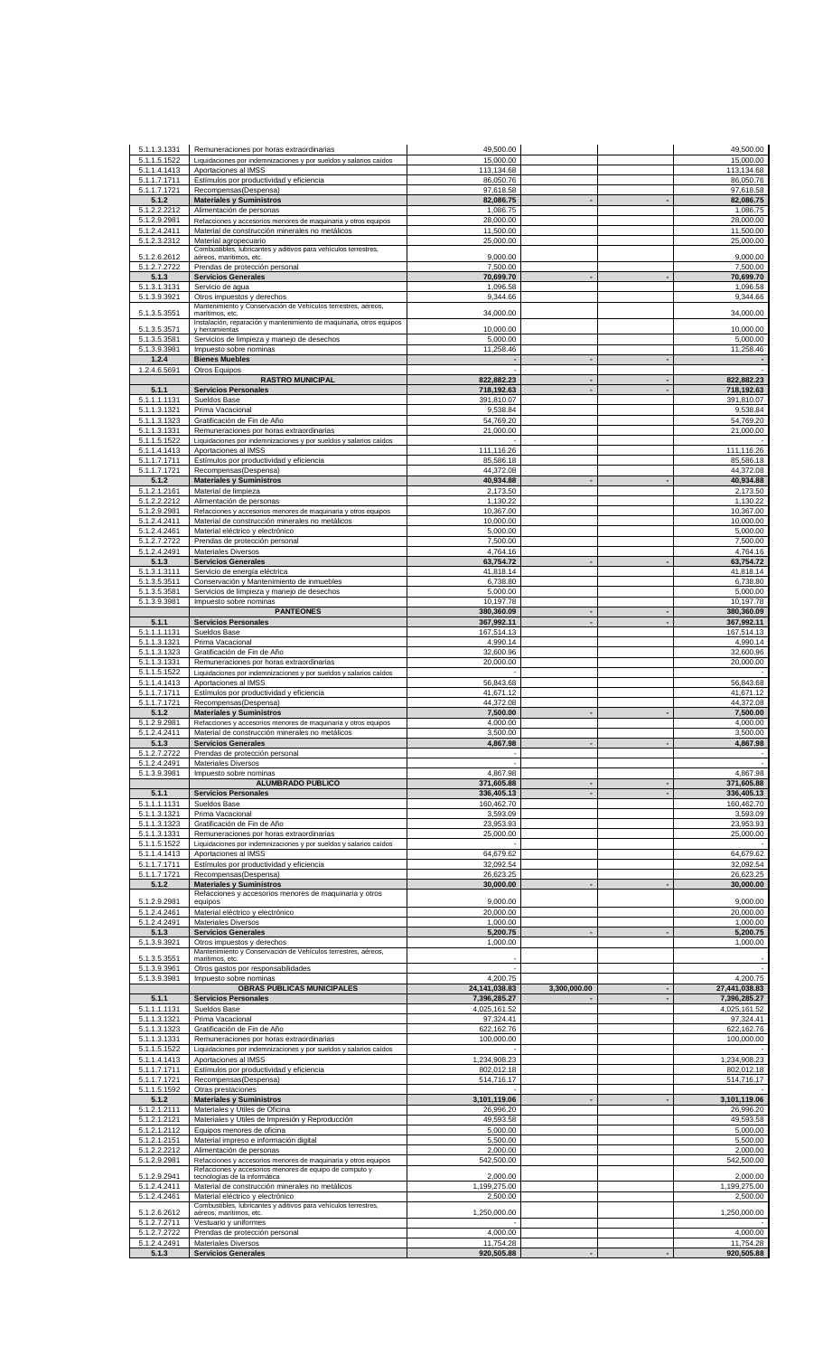| | | | | | |
|---|---|---|---|---|---|
| 5.1.1.3.1331 | Remuneraciones por horas extraordinarias | 49,500.00 | | | 49,500.00 |
| 5.1.1.5.1522 | Liquidaciones por indemnizaciones y por sueldos y salarios caídos | 15,000.00 | | | 15,000.00 |
| 5.1.1.4.1413 | Aportaciones al IMSS | 113,134.68 | | | 113,134.68 |
| 5.1.1.7.1711 | Estímulos por productividad y eficiencia | 86,050.76 | | | 86,050.76 |
| 5.1.1.7.1721 | Recompensas(Despensa) | 97,618.58 | | | 97,618.58 |
| **5.1.2** | **Materiales y Suministros** | **82,086.75** | **-** | **-** | **82,086.75** |
| 5.1.2.2.2212 | Alimentación de personas | 1,086.75 | | | 1,086.75 |
| 5.1.2.9.2981 | Refacciones y accesorios menores de maquinaria y otros equipos | 28,000.00 | | | 28,000.00 |
| 5.1.2.4.2411 | Material de construcción minerales no metálicos | 11,500.00 | | | 11,500.00 |
| 5.1.2.3.2312 | Material agropecuario | 25,000.00 | | | 25,000.00 |
| 5.1.2.6.2612 | Combustibles, lubricantes y aditivos para vehículos terrestres, aéreos, marítimos, etc. | 9,000.00 | | | 9,000.00 |
| 5.1.2.7.2722 | Prendas de protección personal | 7,500.00 | | | 7,500.00 |
| **5.1.3** | **Servicios Generales** | **70,699.70** | **-** | **-** | **70,699.70** |
| 5.1.3.1.3131 | Servicio de agua | 1,096.58 | | | 1,096.58 |
| 5.1.3.9.3921 | Otros impuestos y derechos | 9,344.66 | | | 9,344.66 |
| 5.1.3.5.3551 | Mantenimiento y Conservación de Vehículos terrestres, aéreos, marítimos, etc. | 34,000.00 | | | 34,000.00 |
| 5.1.3.5.3571 | Instalación, reparación y mantenimiento de maquinaria, otros equipos y herramientas | 10,000.00 | | | 10,000.00 |
| 5.1.3.5.3581 | Servicios de limpieza y manejo de desechos | 5,000.00 | | | 5,000.00 |
| 5.1.3.9.3981 | Impuesto sobre nominas | 11,258.46 | | | 11,258.46 |
| **1.2.4** | **Bienes Muebles** | **-** | **-** | **-** | **-** |
| 1.2.4.6.5691 | Otros Equipos | - | | | - |
| | **RASTRO MUNICIPAL** | **822,882.23** | **-** | **-** | **822,882.23** |
| **5.1.1** | **Servicios Personales** | **718,192.63** | **-** | **-** | **718,192.63** |
| 5.1.1.1.1131 | Sueldos Base | 391,810.07 | | | 391,810.07 |
| 5.1.1.3.1321 | Prima Vacacional | 9,538.84 | | | 9,538.84 |
| 5.1.1.3.1323 | Gratificación de Fin de Año | 54,769.20 | | | 54,769.20 |
| 5.1.1.3.1331 | Remuneraciones por horas extraordinarias | 21,000.00 | | | 21,000.00 |
| 5.1.1.5.1522 | Liquidaciones por indemnizaciones y por sueldos y salarios caídos | - | | | - |
| 5.1.1.4.1413 | Aportaciones al IMSS | 111,116.26 | | | 111,116.26 |
| 5.1.1.7.1711 | Estímulos por productividad y eficiencia | 85,586.18 | | | 85,586.18 |
| 5.1.1.7.1721 | Recompensas(Despensa) | 44,372.08 | | | 44,372.08 |
| **5.1.2** | **Materiales y Suministros** | **40,934.88** | **-** | **-** | **40,934.88** |
| 5.1.2.1.2161 | Material de limpieza | 2,173.50 | | | 2,173.50 |
| 5.1.2.2.2212 | Alimentación de personas | 1,130.22 | | | 1,130.22 |
| 5.1.2.9.2981 | Refacciones y accesorios menores de maquinaria y otros equipos | 10,367.00 | | | 10,367.00 |
| 5.1.2.4.2411 | Material de construcción minerales no metálicos | 10,000.00 | | | 10,000.00 |
| 5.1.2.4.2461 | Material eléctrico y electrónico | 5,000.00 | | | 5,000.00 |
| 5.1.2.7.2722 | Prendas de protección personal | 7,500.00 | | | 7,500.00 |
| 5.1.2.4.2491 | Materiales Diversos | 4,764.16 | | | 4,764.16 |
| **5.1.3** | **Servicios Generales** | **63,754.72** | **-** | **-** | **63,754.72** |
| 5.1.3.1.3111 | Servicio de energía eléctrica | 41,818.14 | | | 41,818.14 |
| 5.1.3.5.3511 | Conservación y Mantenimiento de inmuebles | 6,738.80 | | | 6,738.80 |
| 5.1.3.5.3581 | Servicios de limpieza y manejo de desechos | 5,000.00 | | | 5,000.00 |
| 5.1.3.9.3981 | Impuesto sobre nominas | 10,197.78 | | | 10,197.78 |
| | **PANTEONES** | **380,360.09** | **-** | **-** | **380,360.09** |
| **5.1.1** | **Servicios Personales** | **367,992.11** | **-** | **-** | **367,992.11** |
| 5.1.1.1.1131 | Sueldos Base | 167,514.13 | | | 167,514.13 |
| 5.1.1.3.1321 | Prima Vacacional | 4,990.14 | | | 4,990.14 |
| 5.1.1.3.1323 | Gratificación de Fin de Año | 32,600.96 | | | 32,600.96 |
| 5.1.1.3.1331 | Remuneraciones por horas extraordinarias | 20,000.00 | | | 20,000.00 |
| 5.1.1.5.1522 | Liquidaciones por indemnizaciones y por sueldos y salarios caídos | - | | | - |
| 5.1.1.4.1413 | Aportaciones al IMSS | 56,843.68 | | | 56,843.68 |
| 5.1.1.7.1711 | Estímulos por productividad y eficiencia | 41,671.12 | | | 41,671.12 |
| 5.1.1.7.1721 | Recompensas(Despensa) | 44,372.08 | | | 44,372.08 |
| **5.1.2** | **Materiales y Suministros** | **7,500.00** | **-** | **-** | **7,500.00** |
| 5.1.2.9.2981 | Refacciones y accesorios menores de maquinaria y otros equipos | 4,000.00 | | | 4,000.00 |
| 5.1.2.4.2411 | Material de construcción minerales no metálicos | 3,500.00 | | | 3,500.00 |
| **5.1.3** | **Servicios Generales** | **4,867.98** | **-** | **-** | **4,867.98** |
| 5.1.2.7.2722 | Prendas de protección personal | - | | | - |
| 5.1.2.4.2491 | Materiales Diversos | - | | | - |
| 5.1.3.9.3981 | Impuesto sobre nominas | 4,867.98 | | | 4,867.98 |
| | **ALUMBRADO PUBLICO** | **371,605.88** | **-** | **-** | **371,605.88** |
| **5.1.1** | **Servicios Personales** | **336,405.13** | **-** | **-** | **336,405.13** |
| 5.1.1.1.1131 | Sueldos Base | 160,462.70 | | | 160,462.70 |
| 5.1.1.3.1321 | Prima Vacacional | 3,593.09 | | | 3,593.09 |
| 5.1.1.3.1323 | Gratificación de Fin de Año | 23,953.93 | | | 23,953.93 |
| 5.1.1.3.1331 | Remuneraciones por horas extraordinarias | 25,000.00 | | | 25,000.00 |
| 5.1.1.5.1522 | Liquidaciones por indemnizaciones y por sueldos y salarios caídos | - | | | - |
| 5.1.1.4.1413 | Aportaciones al IMSS | 64,679.62 | | | 64,679.62 |
| 5.1.1.7.1711 | Estímulos por productividad y eficiencia | 32,092.54 | | | 32,092.54 |
| 5.1.1.7.1721 | Recompensas(Despensa) | 26,623.25 | | | 26,623.25 |
| **5.1.2** | **Materiales y Suministros** | **30,000.00** | **-** | **-** | **30,000.00** |
| 5.1.2.9.2981 | Refacciones y accesorios menores de maquinaria y otros equipos | 9,000.00 | | | 9,000.00 |
| 5.1.2.4.2461 | Material eléctrico y electrónico | 20,000.00 | | | 20,000.00 |
| 5.1.2.4.2491 | Materiales Diversos | 1,000.00 | | | 1,000.00 |
| **5.1.3** | **Servicios Generales** | **5,200.75** | **-** | **-** | **5,200.75** |
| 5.1.3.9.3921 | Otros impuestos y derechos | 1,000.00 | | | 1,000.00 |
| 5.1.3.5.3551 | Mantenimiento y Conservación de Vehículos terrestres, aéreos, marítimos, etc. | - | | | - |
| 5.1.3.9.3961 | Otros gastos por responsabilidades | - | | | - |
| 5.1.3.9.3981 | Impuesto sobre nominas | 4,200.75 | | | 4,200.75 |
| | **OBRAS PUBLICAS MUNICIPALES** | **24,141,038.83** | **3,300,000.00** | **-** | **27,441,038.83** |
| **5.1.1** | **Servicios Personales** | **7,396,285.27** | **-** | **-** | **7,396,285.27** |
| 5.1.1.1.1131 | Sueldos Base | 4,025,161.52 | | | 4,025,161.52 |
| 5.1.1.3.1321 | Prima Vacacional | 97,324.41 | | | 97,324.41 |
| 5.1.1.3.1323 | Gratificación de Fin de Año | 622,162.76 | | | 622,162.76 |
| 5.1.1.3.1331 | Remuneraciones por horas extraordinarias | 100,000.00 | | | 100,000.00 |
| 5.1.1.5.1522 | Liquidaciones por indemnizaciones y por sueldos y salarios caídos | - | | | - |
| 5.1.1.4.1413 | Aportaciones al IMSS | 1,234,908.23 | | | 1,234,908.23 |
| 5.1.1.7.1711 | Estímulos por productividad y eficiencia | 802,012.18 | | | 802,012.18 |
| 5.1.1.7.1721 | Recompensas(Despensa) | 514,716.17 | | | 514,716.17 |
| 5.1.1.5.1592 | Otras prestaciones | - | | | - |
| **5.1.2** | **Materiales y Suministros** | **3,101,119.06** | **-** | **-** | **3,101,119.06** |
| 5.1.2.1.2111 | Materiales y Útiles de Oficina | 26,996.20 | | | 26,996.20 |
| 5.1.2.1.2121 | Materiales y Útiles de Impresión y Reproducción | 49,593.58 | | | 49,593.58 |
| 5.1.2.1.2112 | Equipos menores de oficina | 5,000.00 | | | 5,000.00 |
| 5.1.2.1.2151 | Material impreso e información digital | 5,500.00 | | | 5,500.00 |
| 5.1.2.2.2212 | Alimentación de personas | 2,000.00 | | | 2,000.00 |
| 5.1.2.9.2981 | Refacciones y accesorios menores de maquinaria y otros equipos | 542,500.00 | | | 542,500.00 |
| 5.1.2.9.2941 | Refacciones y accesorios menores de equipo de computo y tecnologías de la informática | 2,000.00 | | | 2,000.00 |
| 5.1.2.4.2411 | Material de construcción minerales no metálicos | 1,199,275.00 | | | 1,199,275.00 |
| 5.1.2.4.2461 | Material eléctrico y electrónico | 2,500.00 | | | 2,500.00 |
| 5.1.2.6.2612 | Combustibles, lubricantes y aditivos para vehículos terrestres, aéreos, marítimos, etc. | 1,250,000.00 | | | 1,250,000.00 |
| 5.1.2.7.2711 | Vestuario y uniformes | - | | | - |
| 5.1.2.7.2722 | Prendas de protección personal | 4,000.00 | | | 4,000.00 |
| 5.1.2.4.2491 | Materiales Diversos | 11,754.28 | | | 11,754.28 |
| **5.1.3** | **Servicios Generales** | **920,505.88** | **-** | **-** | **920,505.88** |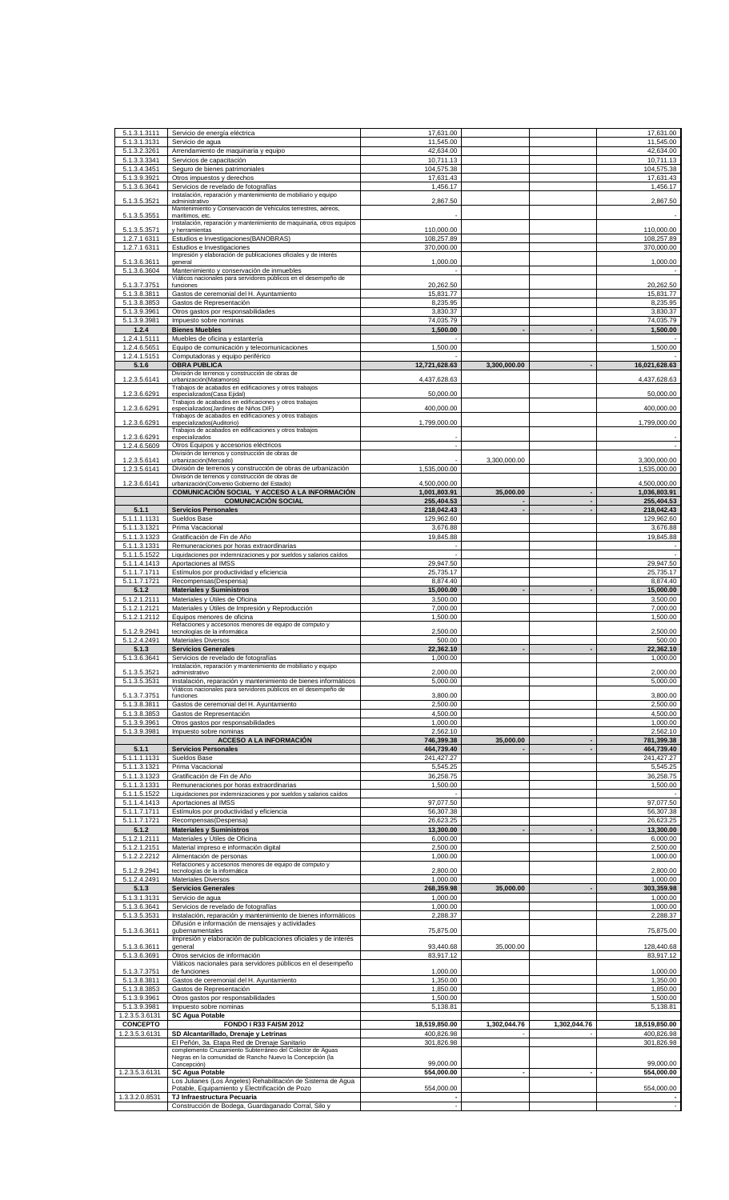| | | | | | |
|---|---|---|---|---|---|
| 5.1.3.1.3111 | Servicio de energía eléctrica | 17,631.00 | | | 17,631.00 |
| 5.1.3.1.3131 | Servicio de agua | 11,545.00 | | | 11,545.00 |
| 5.1.3.2.3261 | Arrendamiento de maquinaria y equipo | 42,634.00 | | | 42,634.00 |
| 5.1.3.3.3341 | Servicios de capacitación | 10,711.13 | | | 10,711.13 |
| 5.1.3.4.3451 | Seguro de bienes patrimoniales | 104,575.38 | | | 104,575.38 |
| 5.1.3.9.3921 | Otros impuestos y derechos | 17,631.43 | | | 17,631.43 |
| 5.1.3.6.3641 | Servicios de revelado de fotografías | 1,456.17 | | | 1,456.17 |
| 5.1.3.5.3521 | Instalación, reparación y mantenimiento de mobiliario y equipo administrativo | 2,867.50 | | | 2,867.50 |
| 5.1.3.5.3551 | Mantenimiento y Conservación de Vehículos terrestres, aéreos, marítimos, etc. | - | | | - |
| 5.1.3.5.3571 | Instalación, reparación y mantenimiento de maquinaria, otros equipos y herramientas | 110,000.00 | | | 110,000.00 |
| 1.2.7.1 6311 | Estudios e Investigaciones(BANOBRAS) | 108,257.89 | | | 108,257.89 |
| 1.2.7.1 6311 | Estudios e Investigaciones | 370,000.00 | | | 370,000.00 |
| 5.1.3.6.3611 | Impresión y elaboración de publicaciones oficiales y de interés general | 1,000.00 | | | 1,000.00 |
| 5.1.3.6.3604 | Mantenimiento y conservación de inmuebles | - | | | - |
| 5.1.3.7.3751 | Viáticos nacionales para servidores públicos en el desempeño de funciones | 20,262.50 | | | 20,262.50 |
| 5.1.3.8.3811 | Gastos de ceremonial del H. Ayuntamiento | 15,831.77 | | | 15,831.77 |
| 5.1.3.8.3853 | Gastos de Representación | 8,235.95 | | | 8,235.95 |
| 5.1.3.9.3961 | Otros gastos por responsabilidades | 3,830.37 | | | 3,830.37 |
| 5.1.3.9.3981 | Impuesto sobre nominas | 74,035.79 | | | 74,035.79 |
| **1.2.4** | **Bienes Muebles** | **1,500.00** | **-** | **-** | **1,500.00** |
| 1.2.4.1.5111 | Muebles de oficina y estantería | - | | | - |
| 1.2.4.6.5651 | Equipo de comunicación y telecomunicaciones | 1,500.00 | | | 1,500.00 |
| 1.2.4.1.5151 | Computadoras y equipo periférico | - | | | - |
| **5.1.6** | **OBRA PUBLICA** | **12,721,628.63** | **3,300,000.00** | **-** | **16,021,628.63** |
| 1.2.3.5.6141 | División de terrenos y construcción de obras de urbanización(Matamoros) | 4,437,628.63 | | | 4,437,628.63 |
| 1.2.3.6.6291 | Trabajos de acabados en edificaciones y otros trabajos especializados(Casa Ejidal) | 50,000.00 | | | 50,000.00 |
| 1.2.3.6.6291 | Trabajos de acabados en edificaciones y otros trabajos especializados(Jardines de Niños DIF) | 400,000.00 | | | 400,000.00 |
| 1.2.3.6.6291 | Trabajos de acabados en edificaciones y otros trabajos especializados(Auditorio) | 1,799,000.00 | | | 1,799,000.00 |
| 1.2.3.6.6291 | Trabajos de acabados en edificaciones y otros trabajos especializados | - | | | - |
| 1.2.4.6.5609 | Otros Equipos y accesorios eléctricos | - | | | - |
| 1.2.3.5.6141 | División de terrenos y construcción de obras de urbanización(Mercado) | - | 3,300,000.00 | | 3,300,000.00 |
| 1.2.3.5.6141 | División de terrenos y construcción de obras de urbanización | 1,535,000.00 | | | 1,535,000.00 |
| 1.2.3.6.6141 | División de terrenos y construcción de obras de urbanización(Convenio Gobierno del Estado) | 4,500,000.00 | | | 4,500,000.00 |
| | **COMUNICACIÓN SOCIAL Y ACCESO A LA INFORMACIÓN** | **1,001,803.91** | **35,000.00** | **-** | **1,036,803.91** |
| | **COMUNICACIÓN SOCIAL** | **255,404.53** | **-** | **-** | **255,404.53** |
| **5.1.1** | **Servicios Personales** | **218,042.43** | **-** | **-** | **218,042.43** |
| 5.1.1.1.1131 | Sueldos Base | 129,962.60 | | | 129,962.60 |
| 5.1.1.3.1321 | Prima Vacacional | 3,676.88 | | | 3,676.88 |
| 5.1.1.3.1323 | Gratificación de Fin de Año | 19,845.88 | | | 19,845.88 |
| 5.1.1.3.1331 | Remuneraciones por horas extraordinarias | - | | | - |
| 5.1.1.5.1522 | Liquidaciones por indemnizaciones y por sueldos y salarios caídos | - | | | - |
| 5.1.1.4.1413 | Aportaciones al IMSS | 29,947.50 | | | 29,947.50 |
| 5.1.1.7.1711 | Estímulos por productividad y eficiencia | 25,735.17 | | | 25,735.17 |
| 5.1.1.7.1721 | Recompensas(Despensa) | 8,874.40 | | | 8,874.40 |
| **5.1.2** | **Materiales y Suministros** | **15,000.00** | **-** | **-** | **15,000.00** |
| 5.1.2.1.2111 | Materiales y Útiles de Oficina | 3,500.00 | | | 3,500.00 |
| 5.1.2.1.2121 | Materiales y Útiles de Impresión y Reproducción | 7,000.00 | | | 7,000.00 |
| 5.1.2.1.2112 | Equipos menores de oficina | 1,500.00 | | | 1,500.00 |
| 5.1.2.9.2941 | Refacciones y accesorios menores de equipo de computo y tecnologías de la informática | 2,500.00 | | | 2,500.00 |
| 5.1.2.4.2491 | Materiales Diversos | 500.00 | | | 500.00 |
| **5.1.3** | **Servicios Generales** | **22,362.10** | **-** | **-** | **22,362.10** |
| 5.1.3.6.3641 | Servicios de revelado de fotografías | 1,000.00 | | | 1,000.00 |
| 5.1.3.5.3521 | Instalación, reparación y mantenimiento de mobiliario y equipo administrativo | 2,000.00 | | | 2,000.00 |
| 5.1.3.5.3531 | Instalación, reparación y mantenimiento de bienes informáticos | 5,000.00 | | | 5,000.00 |
| 5.1.3.7.3751 | Viáticos nacionales para servidores públicos en el desempeño de funciones | 3,800.00 | | | 3,800.00 |
| 5.1.3.8.3811 | Gastos de ceremonial del H. Ayuntamiento | 2,500.00 | | | 2,500.00 |
| 5.1.3.8.3853 | Gastos de Representación | 4,500.00 | | | 4,500.00 |
| 5.1.3.9.3961 | Otros gastos por responsabilidades | 1,000.00 | | | 1,000.00 |
| 5.1.3.9.3981 | Impuesto sobre nominas | 2,562.10 | | | 2,562.10 |
| | **ACCESO A LA INFORMACIÓN** | **746,399.38** | **35,000.00** | **-** | **781,399.38** |
| **5.1.1** | **Servicios Personales** | **464,739.40** | **-** | **-** | **464,739.40** |
| 5.1.1.1.1131 | Sueldos Base | 241,427.27 | | | 241,427.27 |
| 5.1.1.3.1321 | Prima Vacacional | 5,545.25 | | | 5,545.25 |
| 5.1.1.3.1323 | Gratificación de Fin de Año | 36,258.75 | | | 36,258.75 |
| 5.1.1.3.1331 | Remuneraciones por horas extraordinarias | 1,500.00 | | | 1,500.00 |
| 5.1.1.5.1522 | Liquidaciones por indemnizaciones y por sueldos y salarios caídos | - | | | - |
| 5.1.1.4.1413 | Aportaciones al IMSS | 97,077.50 | | | 97,077.50 |
| 5.1.1.7.1711 | Estímulos por productividad y eficiencia | 56,307.38 | | | 56,307.38 |
| 5.1.1.7.1721 | Recompensas(Despensa) | 26,623.25 | | | 26,623.25 |
| **5.1.2** | **Materiales y Suministros** | **13,300.00** | **-** | **-** | **13,300.00** |
| 5.1.2.1.2111 | Materiales y Útiles de Oficina | 6,000.00 | | | 6,000.00 |
| 5.1.2.1.2151 | Material impreso e información digital | 2,500.00 | | | 2,500.00 |
| 5.1.2.2.2212 | Alimentación de personas | 1,000.00 | | | 1,000.00 |
| 5.1.2.9.2941 | Refacciones y accesorios menores de equipo de computo y tecnologías de la informática | 2,800.00 | | | 2,800.00 |
| 5.1.2.4.2491 | Materiales Diversos | 1,000.00 | | | 1,000.00 |
| **5.1.3** | **Servicios Generales** | **268,359.98** | **35,000.00** | **-** | **303,359.98** |
| 5.1.3.1.3131 | Servicio de agua | 1,000.00 | | | 1,000.00 |
| 5.1.3.6.3641 | Servicios de revelado de fotografías | 1,000.00 | | | 1,000.00 |
| 5.1.3.5.3531 | Instalación, reparación y mantenimiento de bienes informáticos | 2,288.37 | | | 2,288.37 |
| 5.1.3.6.3611 | Difusión e información de mensajes y actividades gubernamentales | 75,875.00 | | | 75,875.00 |
| 5.1.3.6.3611 | Impresión y elaboración de publicaciones oficiales y de interés general | 93,440.68 | 35,000.00 | | 128,440.68 |
| 5.1.3.6.3691 | Otros servicios de información | 83,917.12 | | | 83,917.12 |
| 5.1.3.7.3751 | Viáticos nacionales para servidores públicos en el desempeño de funciones | 1,000.00 | | | 1,000.00 |
| 5.1.3.8.3811 | Gastos de ceremonial del H. Ayuntamiento | 1,350.00 | | | 1,350.00 |
| 5.1.3.8.3853 | Gastos de Representación | 1,850.00 | | | 1,850.00 |
| 5.1.3.9.3961 | Otros gastos por responsabilidades | 1,500.00 | | | 1,500.00 |
| 5.1.3.9.3981 | Impuesto sobre nominas | 5,138.81 | | | 5,138.81 |
| 1.2.3.5.3.6131 | **SC Agua Potable** | | | | |
| **CONCEPTO** | **FONDO I R33 FAISM 2012** | **18,519,850.00** | **1,302,044.76** | **1,302,044.76** | **18,519,850.00** |
| 1.2.3.5.3.6131 | **SD Alcantarillado, Drenaje y Letrinas** | 400,826.98 | - | - | 400,826.98 |
| | El Peñón, 3a. Etapa Red de Drenaje Sanitario | 301,826.98 | | | 301,826.98 |
| | complemento Cruzamiento Subterráneo del Colector de Aguas Negras en la comunidad de Rancho Nuevo la Concepción (la Concepción) | 99,000.00 | | | 99,000.00 |
| 1.2.3.5.3.6131 | **SC Agua Potable** | **554,000.00** | **-** | **-** | **554,000.00** |
| | Los Julianes (Los Ángeles) Rehabilitación de Sistema de Agua Potable, Equipamiento y Electrificación de Pozo | 554,000.00 | | | 554,000.00 |
| 1.3.3.2.0.8531 | **TJ Infraestructura Pecuaria** | **-** | | | **-** |
| | Construcción de Bodega, Guardaganado Corral, Silo y | - | | | - |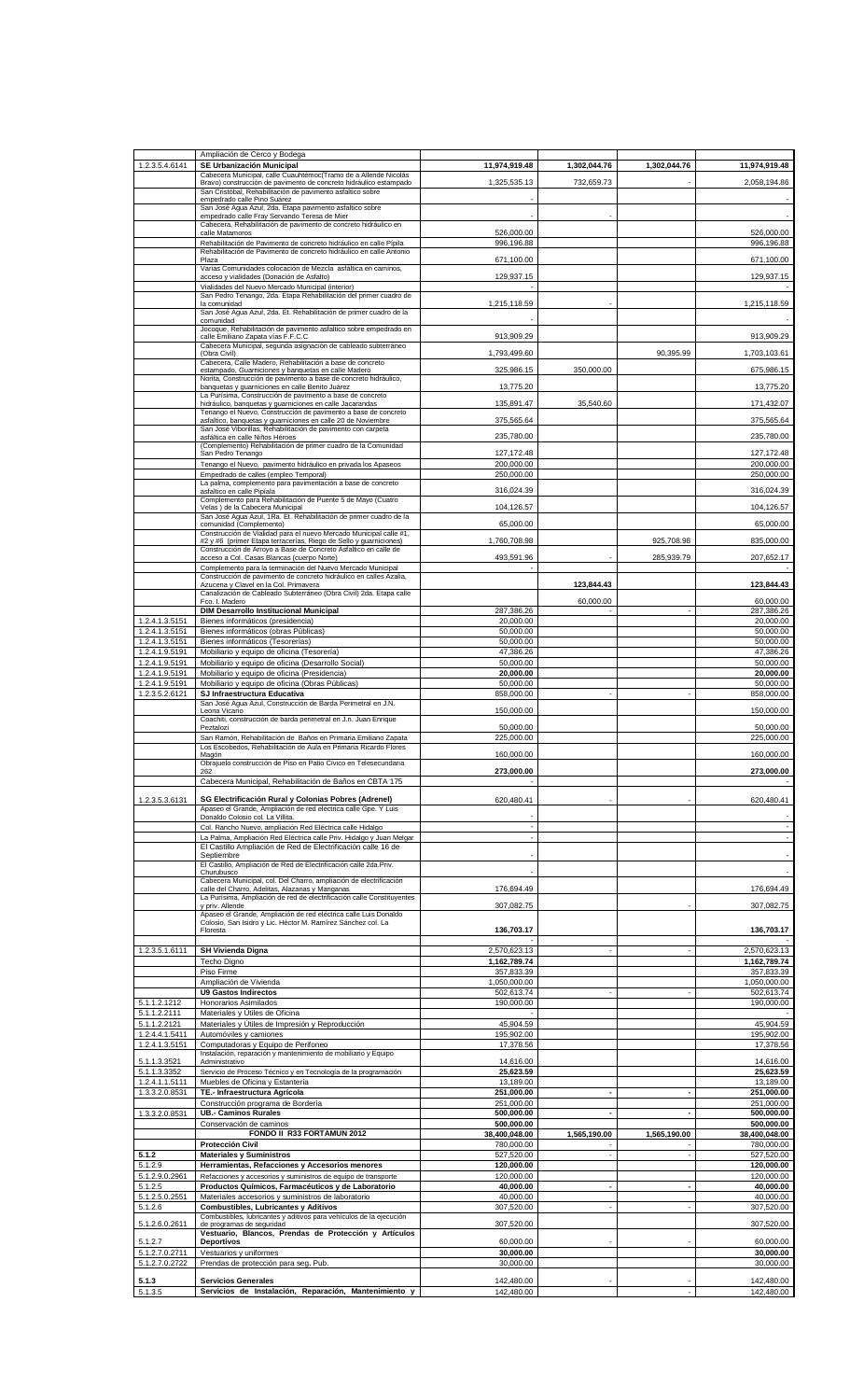| | | | | | |
|---|---|---|---|---|---|
| | Ampliación de Cerco y Bodega | | | | |
| 1.2.3.5.4.6141 | **SE Urbanización Municipal** | **11,974,919.48** | **1,302,044.76** | **1,302,044.76** | **11,974,919.48** |
| | Cabecera Municipal, calle Cuauhtémoc(Tramo de a Allende Nicolás Bravo) construcción de pavimento de concreto hidráulico estampado | 1,325,535.13 | 732,659.73 | | 2,058,194.86 |
| | San Cristóbal, Rehabilitación de pavimento asfáltico sobre empedrado calle Pino Suárez | - | | | - |
| | San José Agua Azul, 2da. Etapa pavimento asfáltico sobre empedrado calle Fray Servando Teresa de Mier | - | - | | - |
| | Cabecera, Rehabilitación de pavimento de concreto hidráulico en calle Matamoros | 526,000.00 | | | 526,000.00 |
| | Rehabilitación de Pavimento de concreto hidráulico en calle Pípila | 996,196.88 | | | 996,196.88 |
| | Rehabilitación de Pavimento de concreto hidráulico en calle Antonio Plaza | 671,100.00 | | | 671,100.00 |
| | Varias Comunidades colocación de Mezcla asfáltica en caminos, acceso y vialidades (Donación de Asfalto) | 129,937.15 | | | 129,937.15 |
| | Vialidades del Nuevo Mercado Municipal (interior) | - | | | - |
| | San Pedro Tenango, 2da. Etapa Rehabilitación del primer cuadro de la comunidad | 1,215,118.59 | - | | 1,215,118.59 |
| | San José Agua Azul, 2da. Et. Rehabilitación de primer cuadro de la comunidad | - | | | - |
| | Jocoque, Rehabilitación de pavimento asfáltico sobre empedrado en calle Emiliano Zapata vías F.F.C.C | 913,909.29 | | | 913,909.29 |
| | Cabecera Municipal, segunda asignación de cableado subterráneo (Obra Civil) | 1,793,499.60 | | 90,395.99 | 1,703,103.61 |
| | Cabecera, Calle Madero, Rehabilitación a base de concreto estampado, Guarniciones y banquetas en calle Madero | 325,986.15 | 350,000.00 | | 675,986.15 |
| | Noria, Construcción de pavimento a base de concreto hidráulico, banquetas y guarniciones en calle Benito Juárez | 13,775.20 | | | 13,775.20 |
| | La Purísima, Construcción de pavimento a base de concreto hidráulico, banquetas y guarniciones en calle Jacarandas | 135,891.47 | 35,540.60 | | 171,432.07 |
| | Tenango el Nuevo, Construcción de pavimento a base de concreto asfaltico, banquetas y guarniciones en calle 20 de Noviembre | 375,565.64 | | | 375,565.64 |
| | San José Viborillas, Rehabilitación de pavimento con carpeta asfáltica en calle Niños Héroes | 235,780.00 | | | 235,780.00 |
| | (Complemento) Rehabilitación de primer cuadro de la Comunidad San Pedro Tenango | 127,172.48 | | | 127,172.48 |
| | Tenango el Nuevo, pavimento hidráulico en privada los Apaseos | 200,000.00 | | | 200,000.00 |
| | Empedrado de calles (empleo Temporal) | 250,000.00 | | | 250,000.00 |
| | La palma, complemento para pavimentación a base de concreto asfaltico en calle Pipiala | 316,024.39 | | | 316,024.39 |
| | Complemento para Rehabilitación de Puente 5 de Mayo (Cuatro Velas ) de la Cabecera Municipal | 104,126.57 | | | 104,126.57 |
| | San José Agua Azul, 1Ra. Et. Rehabilitación de primer cuadro de la comunidad (Complemento) | 65,000.00 | | | 65,000.00 |
| | Construcción de Vialidad para el nuevo Mercado Municipal calle #1, #2 y #6 (primer Etapa terracerías, Riego de Sello y guarniciones) | 1,760,708.98 | | 925,708.98 | 835,000.00 |
| | Construcción de Arroyo a Base de Concreto Asfáltico en calle de acceso a Col. Casas Blancas (cuerpo Norte) | 493,591.96 | - | 285,939.79 | 207,652.17 |
| | Complemento para la terminación del Nuevo Mercado Municipal | - | | | - |
| | Construcción de pavimento de concreto hidráulico en calles Azalia, Azucena y Clavel en la Col. Primavera | | **123,844.43** | | **123,844.43** |
| | Canalización de Cableado Subterráneo (Obra Civil) 2da. Etapa calle Fco. I. Madero | | 60,000.00 | | 60,000.00 |
| | **DIM Desarrollo Institucional Municipal** | 287,386.26 | - | - | 287,386.26 |
| 1.2.4.1.3.5151 | Bienes informáticos (presidencia) | 20,000.00 | | | 20,000.00 |
| 1.2.4.1.3.5151 | Bienes informáticos (obras Públicas) | 50,000.00 | | | 50,000.00 |
| 1.2.4.1.3.5151 | Bienes informáticos (Tesorerías) | 50,000.00 | | | 50,000.00 |
| 1.2.4.1.9.5191 | Mobiliario y equipo de oficina (Tesorería) | 47,386.26 | | | 47,386.26 |
| 1.2.4.1.9.5191 | Mobiliario y equipo de oficina (Desarrollo Social) | 50,000.00 | | | 50,000.00 |
| 1.2.4.1.9.5191 | Mobiliario y equipo de oficina (Presidencia) | **20,000.00** | | | **20,000.00** |
| 1.2.4.1.9.5191 | Mobiliario y equipo de oficina (Obras Públicas) | 50,000.00 | | | 50,000.00 |
| 1.2.3.5.2.6121 | **SJ Infraestructura Educativa** | 858,000.00 | - | - | 858,000.00 |
| | San José Agua Azul, Construcción de Barda Perimetral en J.N. Leona Vicario | 150,000.00 | | | 150,000.00 |
| | Coachiti, construcción de barda perimetral en J.n. Juan Enrique Peztalozi | 50,000.00 | | | 50,000.00 |
| | San Ramón, Rehabilitación de Baños en Primaria Emiliano Zapata | 225,000.00 | | | 225,000.00 |
| | Los Escobedos, Rehabilitación de Aula en Primaria Ricardo Flores Magón | 160,000.00 | | | 160,000.00 |
| | Obrajuelo construcción de Piso en Patio Cívico en Telesecundaria 262 | **273,000.00** | | | **273,000.00** |
| | Cabecera Municipal, Rehabilitación de Baños en CBTA 175 | - | | | - |
| 1.2.3.5.3.6131 | **SG Electrificación Rural y Colonias Pobres (Adrenel)** | 620,480.41 | - | - | 620,480.41 |
| | Apaseo el Grande, Ampliación de red eléctrica calle Gpe. Y Luis Donaldo Colosio col. La Villita. | - | | | - |
| | Col. Rancho Nuevo, ampliación Red Eléctrica calle Hidalgo | - | | | - |
| | La Palma, Ampliación Red Eléctrica calle Priv. Hidalgo y Juan Melgar | - | | | - |
| | El Castillo Ampliación de Red de Electrificación calle 16 de Septiembre | - | | | - |
| | El Castillo, Ampliación de Red de Electrificación calle 2da.Priv. Churubusco | - | | | - |
| | Cabecera Municipal, col. Del Charro, ampliación de electrificación calle del Charro, Adelitas, Alazanas y Manganas | 176,694.49 | | | 176,694.49 |
| | La Purísima, Ampliación de red de electrificación calle Constituyentes y priv. Allende | 307,082.75 | | - | 307,082.75 |
| | Apaseo el Grande, Ampliación de red eléctrica calle Luis Donaldo Colosio, San Isidro y Lic. Héctor M. Ramírez Sánchez col. La Floresta | **136,703.17** | | | **136,703.17** |
| 1.2.3.5.1.6111 | **SH Vivienda Digna** | 2,570,623.13 | - | - | 2,570,623.13 |
| | Techo Digno | **1,162,789.74** | | | **1,162,789.74** |
| | Piso Firme | 357,833.39 | | | 357,833.39 |
| | Ampliación de Vivienda | 1,050,000.00 | | | 1,050,000.00 |
| | **U9 Gastos Indirectos** | 502,613.74 | - | - | 502,613.74 |
| 5.1.1.2.1212 | Honorarios Asimilados | 190,000.00 | | | 190,000.00 |
| 5.1.1.2.2111 | Materiales y Útiles de Oficina | - | | | - |
| 5.1.1.2.2121 | Materiales y Útiles de Impresión y Reproducción | 45,904.59 | | | 45,904.59 |
| 1.2.4.4.1.5411 | Automóviles y camiones | 195,902.00 | | | 195,902.00 |
| 1.2.4.1.3.5151 | Computadoras y Equipo de Periferico | 17,378.56 | | | 17,378.56 |
| 5.1.1.3.3521 | Instalación, reparación y mantenimiento de mobiliario y Equipo Administrativo | 14,616.00 | | | 14,616.00 |
| 5.1.1.3.3352 | Servicio de Proceso Técnico y en Tecnología de la programación | **25,623.59** | | | **25,623.59** |
| 1.2.4.1.1.5111 | Muebles de Oficina y Estantería | 13,189.00 | | | 13,189.00 |
| 1.3.3.2.0.8531 | **TE.- Infraestructura Agrícola** | **251,000.00** | **-** | **-** | **251,000.00** |
| | Construcción programa de Bordería | 251,000.00 | | | 251,000.00 |
| 1.3.3.2.0.8531 | **UB.- Caminos Rurales** | **500,000.00** | **-** | **-** | **500,000.00** |
| | Conservación de caminos | **500,000.00** | | | **500,000.00** |
| | **FONDO II R33 FORTAMUN 2012** | **38,400,048.00** | **1,565,190.00** | **1,565,190.00** | **38,400,048.00** |
| | **Protección Civil** | 780,000.00 | - | - | 780,000.00 |
| **5.1.2** | **Materiales y Suministros** | 527,520.00 | - | - | 527,520.00 |
| 5.1.2.9 | **Herramientas, Refacciones y Accesorios menores** | **120,000.00** | | | **120,000.00** |
| 5.1.2.9.0.2961 | Refacciones y accesorios y suministros de equipo de transporte | 120,000.00 | | | 120,000.00 |
| 5.1.2.5 | **Productos Químicos, Farmacéuticos y de Laboratorio** | **40,000.00** | **-** | **-** | **40,000.00** |
| 5.1.2.5.0.2551 | Materiales accesorios y suministros de laboratorio | 40,000.00 | | | 40,000.00 |
| 5.1.2.6 | **Combustibles, Lubricantes y Aditivos** | 307,520.00 | - | - | 307,520.00 |
| 5.1.2.6.0.2611 | Combustibles, lubricantes y aditivos para vehículos de la ejecución de programas de seguridad | 307,520.00 | | | 307,520.00 |
| 5.1.2.7 | **Vestuario, Blancos, Prendas de Protección y Artículos Deportivos** | 60,000.00 | - | - | 60,000.00 |
| 5.1.2.7.0.2711 | Vestuarios y uniformes | **30,000.00** | | | **30,000.00** |
| 5.1.2.7.0.2722 | Prendas de protección para seg. Pub. | 30,000.00 | | | 30,000.00 |
| **5.1.3** | **Servicios Generales** | 142,480.00 | | - | 142,480.00 |
| 5.1.3.5 | **Servicios de Instalación, Reparación, Mantenimiento y** | 142,480.00 | | - | 142,480.00 |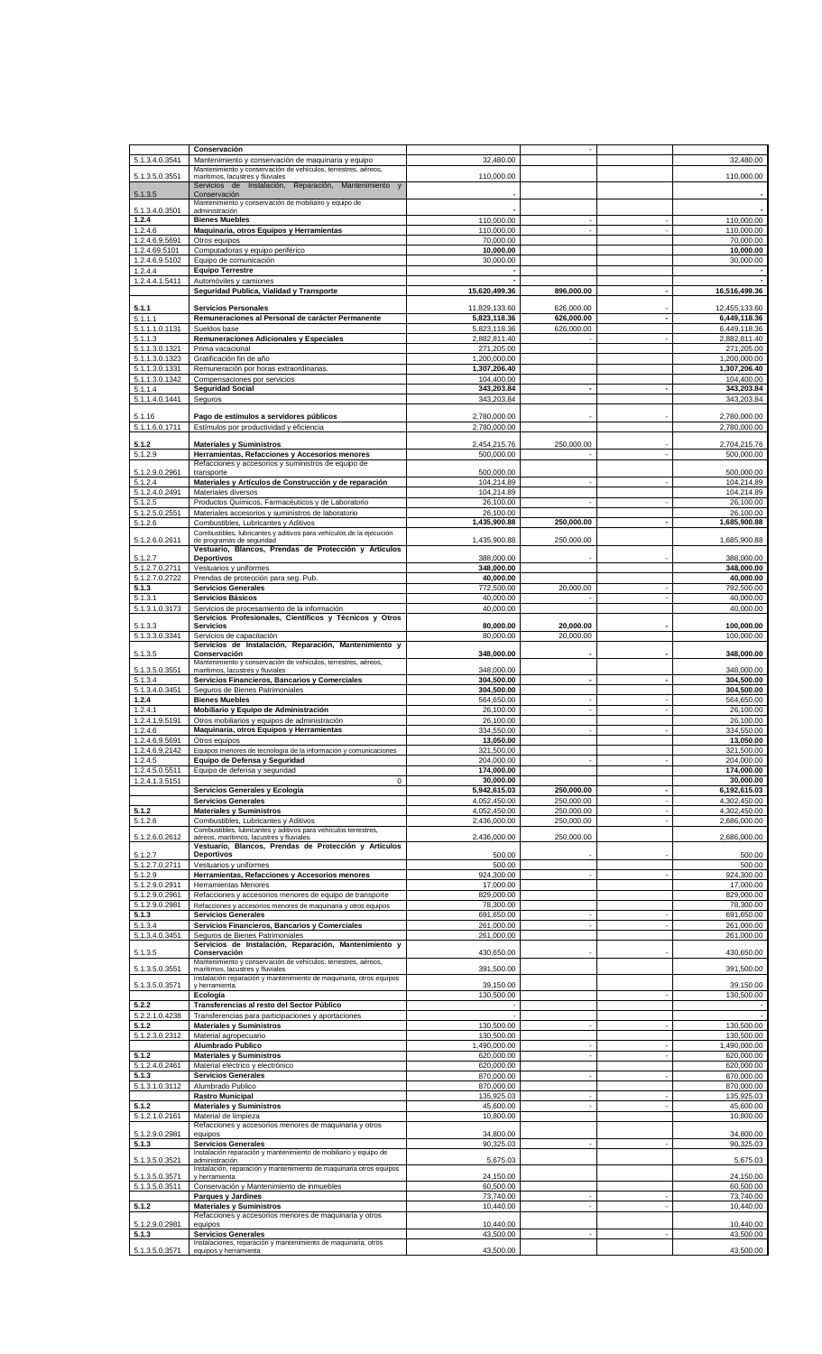| | | | | | |
|---|---|---|---|---|---|
| | **Conservación** | | - | | |
| 5.1.3.4.0.3541 | Mantenimiento y conservación de maquinaria y equipo | 32,480.00 | | | 32,480.00 |
| 5.1.3.5.0.3551 | Mantenimiento y conservación de vehículos, terrestres, aéreos, marítimos, lacustres y fluviales | 110,000.00 | | | 110,000.00 |
| 5.1.3.5 | Servicios de Instalación, Reparación, Mantenimiento y Conservación | - | | | - |
| 5.1.3.4.0.3501 | Mantenimiento y conservación de mobiliario y equipo de administración | - | | | - |
| **1.2.4** | **Bienes Muebles** | 110,000.00 | - | - | 110,000.00 |
| 1.2.4.6 | **Maquinaria, otros Equipos y Herramientas** | 110,000.00 | - | - | 110,000.00 |
| 1.2.4.6.9.5691 | Otros equipos | 70,000.00 | | | 70,000.00 |
| 1.2.4.69.5101 | Computadoras y equipo periférico | **10,000.00** | | | **10,000.00** |
| 1.2.4.6.9.5102 | Equipo de comunicación | 30,000.00 | | | 30,000.00 |
| 1.2.4.4 | **Equipo Terrestre** | - | | | - |
| 1.2.4.4.1.5411 | Automóviles y camiones | - | | | - |
| | **Seguridad Publica, Vialidad y Transporte** | **15,620,499.36** | **896,000.00** | - | **16,516,499.36** |
| **5.1.1** | **Servicios Personales** | 11,829,133.60 | 626,000.00 | - | 12,455,133.60 |
| 5.1.1.1 | **Remuneraciones al Personal de carácter Permanente** | **5,823,118.36** | **626,000.00** | - | **6,449,118.36** |
| 5.1.1.1.0.1131 | Sueldos base | 5,823,118.36 | 626,000.00 | | 6,449,118.36 |
| 5.1.1.3 | **Remuneraciones Adicionales y Especiales** | 2,882,811.40 | - | - | 2,882,811.40 |
| 5.1.1.3.0.1321 | Prima vacacional | 271,205.00 | | | 271,205.00 |
| 5.1.1.3.0.1323 | Gratificación fin de año | 1,200,000.00 | | | 1,200,000.00 |
| 5.1.1.3.0.1331 | Remuneración por horas extraordinarias. | **1,307,206.40** | | | **1,307,206.40** |
| 5.1.1.3.0.1342 | Compensaciones por servicios | 104,400.00 | | | 104,400.00 |
| 5.1.1.4 | **Seguridad Social** | **343,203.84** | - | - | **343,203.84** |
| 5.1.1.4.0.1441 | Seguros | 343,203.84 | | | 343,203.84 |
| 5.1.16 | **Pago de estímulos a servidores públicos** | 2,780,000.00 | - | - | 2,780,000.00 |
| 5.1.1.6.0.1711 | Estímulos por productividad y eficiencia | 2,780,000.00 | | | 2,780,000.00 |
| **5.1.2** | **Materiales y Suministros** | 2,454,215.76 | 250,000.00 | - | 2,704,215.76 |
| 5.1.2.9 | **Herramientas, Refacciones y Accesorios menores** | 500,000.00 | - | - | 500,000.00 |
| 5.1.2.9.0.2961 | Refacciones y accesorios y suministros de equipo de transporte | 500,000.00 | | | 500,000.00 |
| 5.1.2.4 | **Materiales y Artículos de Construcción y de reparación** | 104,214.89 | - | - | 104,214.89 |
| 5.1.2.4.0.2491 | Materiales diversos | 104,214.89 | | | 104,214.89 |
| 5.1.2.5 | Productos Químicos, Farmacéuticos y de Laboratorio | 26,100.00 | - | - | 26,100.00 |
| 5.1.2.5.0.2551 | Materiales accesorios y suministros de laboratorio | 26,100.00 | | | 26,100.00 |
| 5.1.2.6 | Combustibles, Lubricantes y Aditivos | **1,435,900.88** | **250,000.00** | - | **1,685,900.88** |
| 5.1.2.6.0.2611 | Combustibles, lubricantes y aditivos para vehículos de la ejecución de programas de seguridad | 1,435,900.88 | 250,000.00 | | 1,685,900.88 |
| 5.1.2.7 | **Vestuario, Blancos, Prendas de Protección y Artículos Deportivos** | 388,000.00 | - | - | 388,000.00 |
| 5.1.2.7.0.2711 | Vestuarios y uniformes | **348,000.00** | | | **348,000.00** |
| 5.1.2.7.0.2722 | Prendas de protección para seg. Pub. | **40,000.00** | | | **40,000.00** |
| **5.1.3** | **Servicios Generales** | 772,500.00 | 20,000.00 | - | 792,500.00 |
| 5.1.3.1 | **Servicios Básicos** | 40,000.00 | - | - | 40,000.00 |
| 5.1.3.1.0.3173 | Servicios de procesamiento de la información | 40,000.00 | | | 40,000.00 |
| 5.1.3.3 | **Servicios Profesionales, Científicos y Técnicos y Otros Servicios** | **80,000.00** | **20,000.00** | - | **100,000.00** |
| 5.1.3.3.0.3341 | Servicios de capacitación | 80,000.00 | 20,000.00 | | 100,000.00 |
| 5.1.3.5 | **Servicios de Instalación, Reparación, Mantenimiento y Conservación** | **348,000.00** | - | - | **348,000.00** |
| 5.1.3.5.0.3551 | Mantenimiento y conservación de vehículos, terrestres, aéreos, marítimos, lacustres y fluviales | 348,000.00 | | | 348,000.00 |
| 5.1.3.4 | **Servicios Financieros, Bancarios y Comerciales** | **304,500.00** | - | - | **304,500.00** |
| 5.1.3.4.0.3451 | Seguros de Bienes Patrimoniales | **304,500.00** | | | **304,500.00** |
| **1.2.4** | **Bienes Muebles** | 564,650.00 | - | - | 564,650.00 |
| 1.2.4.1 | **Mobiliario y Equipo de Administración** | 26,100.00 | - | - | 26,100.00 |
| 1.2.4.1.9.5191 | Otros mobiliarios y equipos de administración | 26,100.00 | | | 26,100.00 |
| 1.2.4.6 | **Maquinaria, otros Equipos y Herramientas** | 334,550.00 | - | - | 334,550.00 |
| 1.2.4.6.9.5691 | Otros equipos | **13,050.00** | | | **13,050.00** |
| 1.2.4.6.9.2142 | Equipos menores de tecnología de la información y comunicaciones | 321,500.00 | | | 321,500.00 |
| 1.2.4.5 | **Equipo de Defensa y Seguridad** | 204,000.00 | - | - | 204,000.00 |
| 1.2.4.5.0.5511 | Equipo de defensa y seguridad | **174,000.00** | | | **174,000.00** |
| 1.2.4.1.3.5151 | 0 | **30,000.00** | | | **30,000.00** |
| | **Servicios Generales y Ecología** | **5,942,615.03** | **250,000.00** | - | **6,192,615.03** |
| | **Servicios Generales** | 4,052,450.00 | 250,000.00 | - | 4,302,450.00 |
| **5.1.2** | **Materiales y Suministros** | 4,052,450.00 | 250,000.00 | - | 4,302,450.00 |
| 5.1.2.6 | Combustibles, Lubricantes y Aditivos | 2,436,000.00 | 250,000.00 | - | 2,686,000.00 |
| 5.1.2.6.0.2612 | Combustibles, lubricantes y aditivos para vehículos terrestres, aéreos, marítimos, lacustres y fluviales. | 2,436,000.00 | 250,000.00 | | 2,686,000.00 |
| 5.1.2.7 | **Vestuario, Blancos, Prendas de Protección y Artículos Deportivos** | 500.00 | - | - | 500.00 |
| 5.1.2.7.0.2711 | Vestuarios y uniformes | 500.00 | | | 500.00 |
| 5.1.2.9 | **Herramientas, Refacciones y Accesorios menores** | 924,300.00 | - | - | 924,300.00 |
| 5.1.2.9.0.2911 | Herramientas Menores | 17,000.00 | | | 17,000.00 |
| 5.1.2.9.0.2961 | Refacciones y accesorios menores de equipo de transporte | 829,000.00 | | | 829,000.00 |
| 5.1.2.9.0.2981 | Refacciones y accesorios menores de maquinaria y otros equipos | 78,300.00 | | | 78,300.00 |
| **5.1.3** | **Servicios Generales** | 691,650.00 | - | - | 691,650.00 |
| 5.1.3.4 | **Servicios Financieros, Bancarios y Comerciales** | 261,000.00 | - | - | 261,000.00 |
| 5.1.3.4.0.3451 | Seguros de Bienes Patrimoniales | 261,000.00 | | | 261,000.00 |
| 5.1.3.5 | **Servicios de Instalación, Reparación, Mantenimiento y Conservación** | 430,650.00 | - | - | 430,650.00 |
| 5.1.3.5.0.3551 | Mantenimiento y conservación de vehículos, terrestres, aéreos, marítimos, lacustres y fluviales | 391,500.00 | | | 391,500.00 |
| 5.1.3.5.0.3571 | Instalación reparación y mantenimiento de maquinaria, otros equipos y herramienta. | 39,150.00 | | | 39,150.00 |
| | **Ecología** | 130,500.00 | | - | 130,500.00 |
| **5.2.2** | **Transferencias al resto del Sector Público** | - | | | - |
| 5.2.2.1.0.4238 | Transferencias para participaciones y aportaciones | - | | | - |
| **5.1.2** | **Materiales y Suministros** | 130,500.00 | - | - | 130,500.00 |
| 5.1.2.3.0.2312 | Material agropecuario | 130,500.00 | | | 130,500.00 |
| | **Alumbrado Publico** | 1,490,000.00 | - | - | 1,490,000.00 |
| **5.1.2** | **Materiales y Suministros** | 620,000.00 | - | - | 620,000.00 |
| 5.1.2.4.0.2461 | Material eléctrico y electrónico | 620,000.00 | | | 620,000.00 |
| **5.1.3** | **Servicios Generales** | 870,000.00 | - | - | 870,000.00 |
| 5.1.3.1.0.3112 | Alumbrado Publico | 870,000.00 | | | 870,000.00 |
| | **Rastro Municipal** | 135,925.03 | - | - | 135,925.03 |
| **5.1.2** | **Materiales y Suministros** | 45,600.00 | - | - | 45,600.00 |
| 5.1.2.1.0.2161 | Material de limpieza | 10,800.00 | | | 10,800.00 |
| 5.1.2.9.0.2981 | Refacciones y accesorios menores de maquinaria y otros equipos | 34,800.00 | | | 34,800.00 |
| **5.1.3** | **Servicios Generales** | 90,325.03 | - | - | 90,325.03 |
| 5.1.3.5.0.3521 | Instalación reparación y mantenimiento de mobiliario y equipo de administración. | 5,675.03 | | | 5,675.03 |
| 5.1.3.5.0.3571 | Instalación, reparación y mantenimiento de maquinaria otros equipos y herramienta | 24,150.00 | | | 24,150.00 |
| 5.1.3.5.0.3511 | Conservación y Mantenimiento de inmuebles | 60,500.00 | | | 60,500.00 |
| | **Parques y Jardines** | 73,740.00 | - | - | 73,740.00 |
| **5.1.2** | **Materiales y Suministros** | 10,440.00 | - | - | 10,440.00 |
| 5.1.2.9.0.2981 | Refacciones y accesorios menores de maquinaria y otros equipos | 10,440.00 | | | 10,440.00 |
| **5.1.3** | **Servicios Generales** | 43,500.00 | - | - | 43,500.00 |
| 5.1.3.5.0.3571 | Instalaciones, reparación y mantenimiento de maquinaria, otros equipos y herramienta | 43,500.00 | | | 43,500.00 |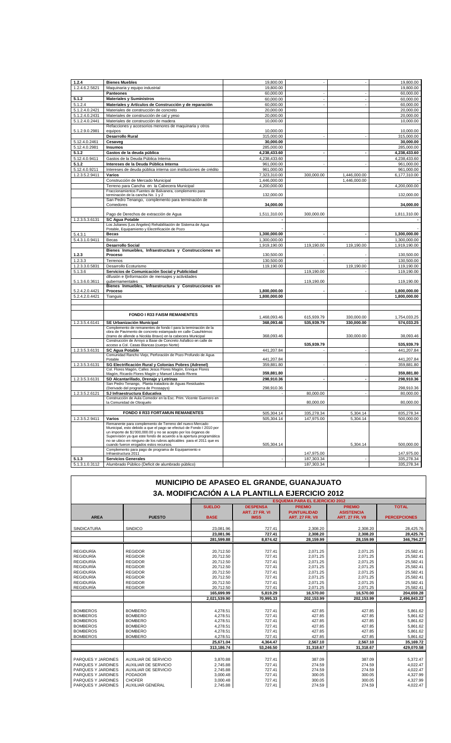| | | | | | |
|---|---|---|---|---|---|
| **1.2.4** | **Bienes Muebles** | 19,800.00 | - | - | 19,800.00 |
| 1.2.4.6.2.5621 | Maquinaria y equipo industrial | 19,800.00 | | | 19,800.00 |
| | **Panteones** | 60,000.00 | - | - | 60,000.00 |
| **5.1.2** | **Materiales y Suministros** | 60,000.00 | - | - | 60,000.00 |
| 5.1.2.4 | **Materiales y Artículos de Construcción y de reparación** | 60,000.00 | - | - | 60,000.00 |
| 5.1.2.4.0.2421 | Materiales de construcción de concreto | 20,000.00 | | | 20,000.00 |
| 5.1.2.4.0.2431 | Materiales de construcción de cal y yeso | 20,000.00 | | | 20,000.00 |
| 5.1.2.4.0.2441 | Materiales de construcción de madera | 10,000.00 | | | 10,000.00 |
| 5.1.2.9.0.2981 | Refacciones y accesorios menores de maquinaria y otros equipos | 10,000.00 | | | 10,000.00 |
| | **Desarrollo Rural** | 315,000.00 | - | - | 315,000.00 |
| 5.12.4.0.2461 | **Cesaveg** | **30,000.00** | | | **30,000.00** |
| 5.12.4.0.2981 | **Insumos** | 285,000.00 | | | 285,000.00 |
| **5.1.2** | **Gastos de la deuda pública** | **4,238,433.60** | **-** | **-** | **4,238,433.60** |
| 5.12.4.0.9411 | Gastos de la Deuda Pública Interna | 4,238,433.60 | | | 4,238,433.60 |
| **5.1.2** | **Intereses de la Deuda Pública Interna** | 961,000.00 | - | - | 961,000.00 |
| 5.12.4.0.9211 | Intereses de deuda pública interna con instituciones de crédito | 961,000.00 | | | 961,000.00 |
| 1.2.3.5.2.9411 | **Varios** | 7,323,310.00 | 300,000.00 | 1,446,000.00 | 6,177,310.00 |
| | Construcción de Mercado Municipal | 1,446,000.00 | | 1,446,000.00 | - |
| | Terreno para Cancha en la Cabecera Municipal | 4,200,000.00 | | | 4,200,000.00 |
| | Fraccionamientos Fuentes de Balvanera, complemento para terminación de la cancha No. 1 y 2 | 132,000.00 | | | 132,000.00 |
| | San Pedro Tenango, complemento para terminación de Comedores | **34,000.00** | | | **34,000.00** |
| | Pago de Derechos de extracción de Agua | 1,511,310.00 | 300,000.00 | | 1,811,310.00 |
| 1.2.3.5.3.6131 | **SC Agua Potable** | - | | | - |
| | Los Julianes (Los Angeles) Rehabilitación de Sistema de Agua Potable, Equipamiento y Electrificación de Pozo | - | | | - |
| 5.4.3.1 | **Becas** | **1,300,000.00** | **-** | **-** | **1,300,000.00** |
| 5.4.3.1.0.9411 | Becas | 1,300,000.00 | | | 1,300,000.00 |
| | **Desarrollo Social** | 1,919,190.00 | 119,190.00 | 119,190.00 | 1,919,190.00 |
| **1.2.3** | **Bienes Inmuebles, Infraestructura y Construcciones en Proceso** | 130,500.00 | - | - | 130,500.00 |
| 1.2.3.3 | Terrenos | 130,500.00 | - | - | 130,500.00 |
| 1.2.3.3.0.5831 | Desarrollo Ecoturismo | 119,190.00 | | 119,190.00 | 119,190.00 |
| 5.1.3.6 | **Servicios de Comunicación Social y Publicidad** | | 119,190.00 | - | 119,190.00 |
| 5.1.3.6.0.3611 | difusión e I[información de mensajes y actividades gubernamentales | | 119,190.00 | | 119,190.00 |
| 5.2.4.2.0.4421 | **Bienes Inmuebles, Infraestructura y Construcciones en Proceso** | **1,800,000.00** | **-** | **-** | **1,800,000.00** |
| 5.2.4.2.0.4421 | Tianguis | **1,800,000.00** | | | **1,800,000.00** |
| | | | | | |
| | **FONDO I R33 FAISM REMANENTES** | 1,468,093.46 | 615,939.79 | 330,000.00 | 1,754,033.25 |
| 1.2.3.5.4.6141 | **SE Urbanización Municipal** | **368,093.46** | **535,939.79** | **330,000.00** | **574,033.25** |
| | Complemento de remanentes de fondo I para la terminación de la obra de Pavimento de concreto estampado en calle Cuauhtémoc (tramo de allende a Nicolás Bravo) en la cabecera Municipal | 368,093.46 | | 330,000.00 | 38,093.46 |
| | Construcción de Arroyo a Base de Concreto Asfáltico en calle de acceso a Col. Casas Blancas (cuerpo Norte) | | **535,939.79** | | **535,939.79** |
| 1.2.3.5.3.6131 | **SC Agua Potable** | 441,207.84 | - | - | 441,207.84 |
| | Comunidad Rancho Viejo, Perforación de Pozo Profundo de Agua Potable | 441,207.84 | | | 441,207.84 |
| 1.2.3.5.3.6131 | **SG Electrificación Rural y Colonias Pobres (Adrenel)** | 359,881.80 | - | - | 359,881.80 |
| | Col. Flores Magón, Calles Jesús Flores Magón, Enrique Flores Magón, Ricardo Flores Magón y Manuel Librado Rivera | **359,881.80** | | | **359,881.80** |
| 1.2.3.5.3.6131 | **SD Alcantarillado, Drenaje y Letrinas** | **298,910.36** | **-** | **-** | **298,910.36** |
| | San Pedro Tenango, Planta tratadora de Aguas Residuales (Derivado del programa de Prossapys) | 298,910.36 | | | 298,910.36 |
| 1.2.3.5.2.6121 | **SJ Infraestructura Educativa** | - | 80,000.00 | - | 80,000.00 |
| | Construcción de Aula Comedor en la Esc. Prim. Vicente Guerrero en la Comunidad de Obrajuelo | | 80,000.00 | | 80,000.00 |
| | | | | | |
| | **FONDO II R33 FORTAMUN REMANENTES** | 505,304.14 | 335,278.34 | 5,304.14 | 835,278.34 |
| 1.2.3.5.2.9411 | **Varios** | 505,304.14 | 147,975.00 | 5,304.14 | 500,000.00 |
| | Remanente para complemento de Terreno del nuevo Mercado Municipal, esto debido a que el pago se efectuó de Fondo I 2010 por un importe de $1'000,000.00 y no se acepto por los órganos de Supervisión ya que este fondo de acuerdo a la apertura programática no se ubico en ninguno de los rubros aplicables para el 2011 que es cuando fueron erogados estos recursos. | 505,304.14 | | 5,304.14 | 500,000.00 |
| | Complemento para pago de programa de Equipamiento e Infraestructura 2011 | | 147,975.00 | | 147,975.00 |
| **5.1.3** | **Servicios Generales** | - | 187,303.34 | - | 335,278.34 |
| 5.1.3.1.0.3112 | Alumbrado Público (Deficit de alumbrado público) | | 187,303.34 | | 335,278.34 |

# MUNICIPIO DE APASEO EL GRANDE, GUANAJUATO

## 3A. MODIFICACIÓN A LA PLANTILLA EJERCICIO 2012

| | | ESQUEMA PARA EL EJERCICIO 2012 | | | | |
|---|---|---|---|---|---|---|
| **AREA** | **PUESTO** | **SUELDO BASE** | **DESPENSA ART. 27 FR. VI IMSS** | **PREMIO PUNTUALIDAD ART. 27 FR. VII** | **PREMIO ASISTENCIA ART. 27 FR. VII** | **TOTAL PERCEPCIONES** |
| SINDICATURA | SINDICO | 23,081.96 | 727.41 | 2,308.20 | 2,308.20 | 28,425.76 |
| | | 23,081.96 | 727.41 | 2,308.20 | 2,308.20 | 28,425.76 |
| | | 281,599.88 | 8,874.42 | 28,159.99 | 28,159.99 | 346,794.27 |
| REGIDURÍA | REGIDOR | 20,712.50 | 727.41 | 2,071.25 | 2,071.25 | 25,582.41 |
| REGIDURÍA | REGIDOR | 20,712.50 | 727.41 | 2,071.25 | 2,071.25 | 25,582.41 |
| REGIDURÍA | REGIDOR | 20,712.50 | 727.41 | 2,071.25 | 2,071.25 | 25,582.41 |
| REGIDURÍA | REGIDOR | 20,712.50 | 727.41 | 2,071.25 | 2,071.25 | 25,582.41 |
| REGIDURÍA | REGIDOR | 20,712.50 | 727.41 | 2,071.25 | 2,071.25 | 25,582.41 |
| REGIDURÍA | REGIDOR | 20,712.50 | 727.41 | 2,071.25 | 2,071.25 | 25,582.41 |
| REGIDURÍA | REGIDOR | 20,712.50 | 727.41 | 2,071.25 | 2,071.25 | 25,582.41 |
| REGIDURÍA | REGIDOR | 20,712.50 | 727.41 | 2,071.25 | 2,071.25 | 25,582.41 |
| | | 165,699.99 | 5,819.29 | 16,570.00 | 16,570.00 | 204,659.28 |
| | | 2,021,539.90 | 70,995.33 | 202,153.99 | 202,153.99 | 2,496,843.22 |
| BOMBEROS | BOMBERO | 4,278.51 | 727.41 | 427.85 | 427.85 | 5,861.62 |
| BOMBEROS | BOMBERO | 4,278.51 | 727.41 | 427.85 | 427.85 | 5,861.62 |
| BOMBEROS | BOMBERO | 4,278.51 | 727.41 | 427.85 | 427.85 | 5,861.62 |
| BOMBEROS | BOMBERO | 4,278.51 | 727.41 | 427.85 | 427.85 | 5,861.62 |
| BOMBEROS | BOMBERO | 4,278.51 | 727.41 | 427.85 | 427.85 | 5,861.62 |
| BOMBEROS | BOMBERO | 4,278.51 | 727.41 | 427.85 | 427.85 | 5,861.62 |
| | | 25,671.04 | 4,364.47 | 2,567.10 | 2,567.10 | 35,169.72 |
| | | 313,186.74 | 53,246.50 | 31,318.67 | 31,318.67 | 429,070.58 |
| PARQUES Y JARDINES | AUXILIAR DE SERVICIO | 3,870.88 | 727.41 | 387.09 | 387.09 | 5,372.47 |
| PARQUES Y JARDINES | AUXILIAR DE SERVICIO | 2,745.88 | 727.41 | 274.59 | 274.59 | 4,022.47 |
| PARQUES Y JARDINES | AUXILIAR DE SERVICIO | 2,745.88 | 727.41 | 274.59 | 274.59 | 4,022.47 |
| PARQUES Y JARDINES | PODADOR | 3,000.48 | 727.41 | 300.05 | 300.05 | 4,327.99 |
| PARQUES Y JARDINES | CHOFER | 3,000.48 | 727.41 | 300.05 | 300.05 | 4,327.99 |
| PARQUES Y JARDINES | AUXILIAR GENERAL | 2,745.88 | 727.41 | 274.59 | 274.59 | 4,022.47 |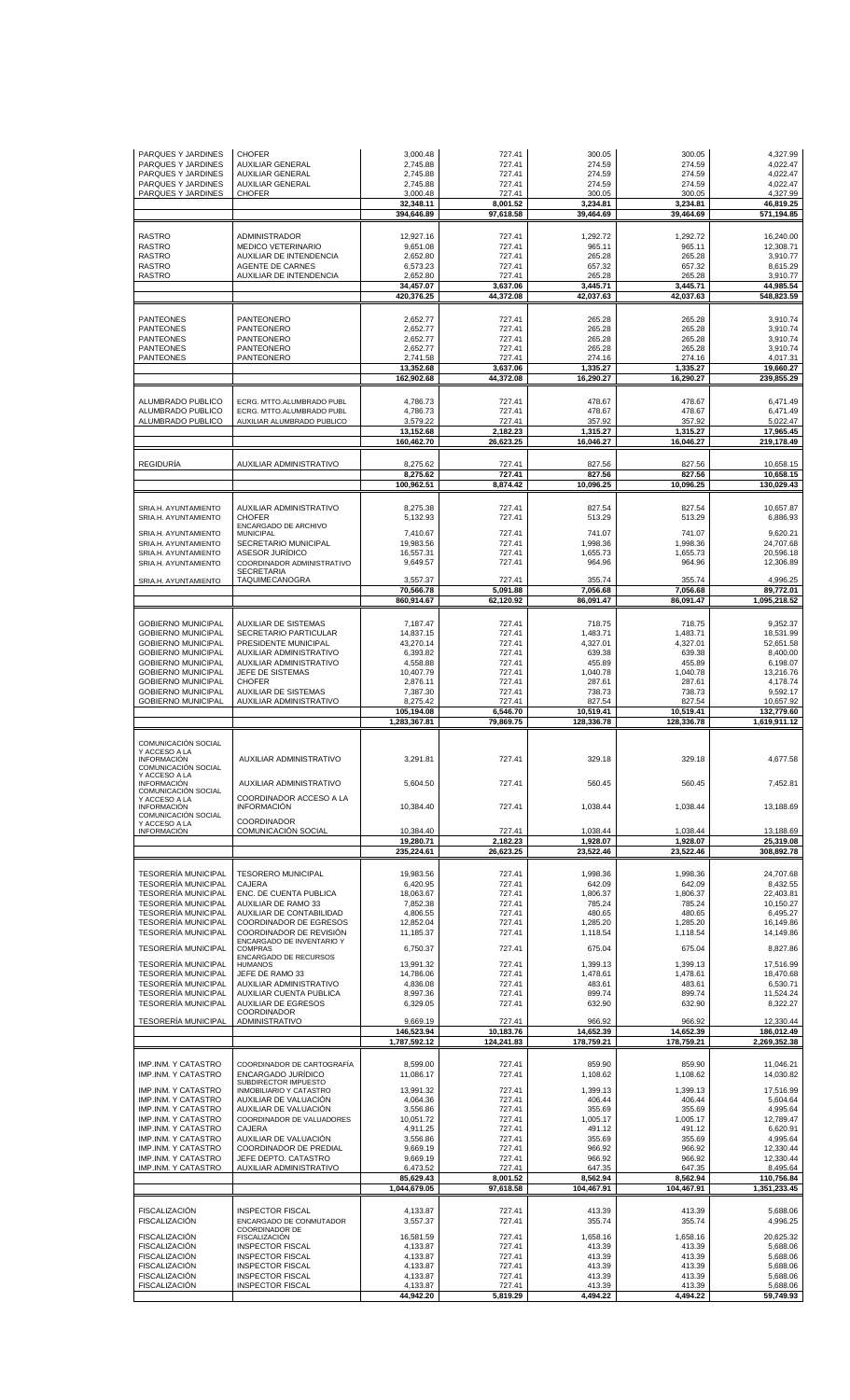| | | | | | | |
|---|---|---|---|---|---|---|
| PARQUES Y JARDINES | CHOFER | 3,000.48 | 727.41 | 300.05 | 300.05 | 4,327.99 |
| PARQUES Y JARDINES | AUXILIAR GENERAL | 2,745.88 | 727.41 | 274.59 | 274.59 | 4,022.47 |
| PARQUES Y JARDINES | AUXILIAR GENERAL | 2,745.88 | 727.41 | 274.59 | 274.59 | 4,022.47 |
| PARQUES Y JARDINES | AUXILIAR GENERAL | 2,745.88 | 727.41 | 274.59 | 274.59 | 4,022.47 |
| PARQUES Y JARDINES | CHOFER | 3,000.48 | 727.41 | 300.05 | 300.05 | 4,327.99 |
| | | 32,348.11 | 8,001.52 | 3,234.81 | 3,234.81 | 46,819.25 |
| | | 394,646.89 | 97,618.58 | 39,464.69 | 39,464.69 | 571,194.85 |
| RASTRO | ADMINISTRADOR | 12,927.16 | 727.41 | 1,292.72 | 1,292.72 | 16,240.00 |
| RASTRO | MEDICO VETERINARIO | 9,651.08 | 727.41 | 965.11 | 965.11 | 12,308.71 |
| RASTRO | AUXILIAR DE INTENDENCIA | 2,652.80 | 727.41 | 265.28 | 265.28 | 3,910.77 |
| RASTRO | AGENTE DE CARNES | 6,573.23 | 727.41 | 657.32 | 657.32 | 8,615.29 |
| RASTRO | AUXILIAR DE INTENDENCIA | 2,652.80 | 727.41 | 265.28 | 265.28 | 3,910.77 |
| | | 34,457.07 | 3,637.06 | 3,445.71 | 3,445.71 | 44,985.54 |
| | | 420,376.25 | 44,372.08 | 42,037.63 | 42,037.63 | 548,823.59 |
| PANTEONES | PANTEONERO | 2,652.77 | 727.41 | 265.28 | 265.28 | 3,910.74 |
| PANTEONES | PANTEONERO | 2,652.77 | 727.41 | 265.28 | 265.28 | 3,910.74 |
| PANTEONES | PANTEONERO | 2,652.77 | 727.41 | 265.28 | 265.28 | 3,910.74 |
| PANTEONES | PANTEONERO | 2,652.77 | 727.41 | 265.28 | 265.28 | 3,910.74 |
| PANTEONES | PANTEONERO | 2,741.58 | 727.41 | 274.16 | 274.16 | 4,017.31 |
| | | 13,352.68 | 3,637.06 | 1,335.27 | 1,335.27 | 19,660.27 |
| | | 162,902.68 | 44,372.08 | 16,290.27 | 16,290.27 | 239,855.29 |
| ALUMBRADO PUBLICO | ECRG. MTTO.ALUMBRADO PUBL | 4,786.73 | 727.41 | 478.67 | 478.67 | 6,471.49 |
| ALUMBRADO PUBLICO | ECRG. MTTO.ALUMBRADO PUBL | 4,786.73 | 727.41 | 478.67 | 478.67 | 6,471.49 |
| ALUMBRADO PUBLICO | AUXILIAR ALUMBRADO PUBLICO | 3,579.22 | 727.41 | 357.92 | 357.92 | 5,022.47 |
| | | 13,152.68 | 2,182.23 | 1,315.27 | 1,315.27 | 17,965.45 |
| | | 160,462.70 | 26,623.25 | 16,046.27 | 16,046.27 | 219,178.49 |
| REGIDURÍA | AUXILIAR ADMINISTRATIVO | 8,275.62 | 727.41 | 827.56 | 827.56 | 10,658.15 |
| | | 8,275.62 | 727.41 | 827.56 | 827.56 | 10,658.15 |
| | | 100,962.51 | 8,874.42 | 10,096.25 | 10,096.25 | 130,029.43 |
| SRIA.H. AYUNTAMIENTO | AUXILIAR ADMINISTRATIVO | 8,275.38 | 727.41 | 827.54 | 827.54 | 10,657.87 |
| SRIA.H. AYUNTAMIENTO | CHOFER | 5,132.93 | 727.41 | 513.29 | 513.29 | 6,886.93 |
| SRIA.H. AYUNTAMIENTO | ENCARGADO DE ARCHIVO MUNICIPAL | 7,410.67 | 727.41 | 741.07 | 741.07 | 9,620.21 |
| SRIA.H. AYUNTAMIENTO | SECRETARIO MUNICIPAL | 19,983.56 | 727.41 | 1,998.36 | 1,998.36 | 24,707.68 |
| SRIA.H. AYUNTAMIENTO | ASESOR JURÍDICO | 16,557.31 | 727.41 | 1,655.73 | 1,655.73 | 20,596.18 |
| SRIA.H. AYUNTAMIENTO | COORDINADOR ADMINISTRATIVO SECRETARIA | 9,649.57 | 727.41 | 964.96 | 964.96 | 12,306.89 |
| SRIA.H. AYUNTAMIENTO | TAQUIMECANOGRA | 3,557.37 | 727.41 | 355.74 | 355.74 | 4,996.25 |
| | | 70,566.78 | 5,091.88 | 7,056.68 | 7,056.68 | 89,772.01 |
| | | 860,914.67 | 62,120.92 | 86,091.47 | 86,091.47 | 1,095,218.52 |
| GOBIERNO MUNICIPAL | AUXILIAR DE SISTEMAS | 7,187.47 | 727.41 | 718.75 | 718.75 | 9,352.37 |
| GOBIERNO MUNICIPAL | SECRETARIO PARTICULAR | 14,837.15 | 727.41 | 1,483.71 | 1,483.71 | 18,531.99 |
| GOBIERNO MUNICIPAL | PRESIDENTE MUNICIPAL | 43,270.14 | 727.41 | 4,327.01 | 4,327.01 | 52,651.58 |
| GOBIERNO MUNICIPAL | AUXILIAR ADMINISTRATIVO | 6,393.82 | 727.41 | 639.38 | 639.38 | 8,400.00 |
| GOBIERNO MUNICIPAL | AUXILIAR ADMINISTRATIVO | 4,558.88 | 727.41 | 455.89 | 455.89 | 6,198.07 |
| GOBIERNO MUNICIPAL | JEFE DE SISTEMAS | 10,407.79 | 727.41 | 1,040.78 | 1,040.78 | 13,216.76 |
| GOBIERNO MUNICIPAL | CHOFER | 2,876.11 | 727.41 | 287.61 | 287.61 | 4,178.74 |
| GOBIERNO MUNICIPAL | AUXILIAR DE SISTEMAS | 7,387.30 | 727.41 | 738.73 | 738.73 | 9,592.17 |
| GOBIERNO MUNICIPAL | AUXILIAR ADMINISTRATIVO | 8,275.42 | 727.41 | 827.54 | 827.54 | 10,657.92 |
| | | 105,194.08 | 6,546.70 | 10,519.41 | 10,519.41 | 132,779.60 |
| | | 1,283,367.81 | 79,869.75 | 128,336.78 | 128,336.78 | 1,619,911.12 |
| COMUNICACIÓN SOCIAL Y ACCESO A LA INFORMACIÓN | AUXILIAR ADMINISTRATIVO | 3,291.81 | 727.41 | 329.18 | 329.18 | 4,677.58 |
| COMUNICACIÓN SOCIAL Y ACCESO A LA INFORMACIÓN | AUXILIAR ADMINISTRATIVO | 5,604.50 | 727.41 | 560.45 | 560.45 | 7,452.81 |
| COMUNICACIÓN SOCIAL Y ACCESO A LA INFORMACIÓN | COORDINADOR ACCESO A LA INFORMACIÓN | 10,384.40 | 727.41 | 1,038.44 | 1,038.44 | 13,188.69 |
| COMUNICACIÓN SOCIAL Y ACCESO A LA INFORMACIÓN | COORDINADOR COMUNICACIÓN SOCIAL | 10,384.40 | 727.41 | 1,038.44 | 1,038.44 | 13,188.69 |
| | | 19,280.71 | 2,182.23 | 1,928.07 | 1,928.07 | 25,319.08 |
| | | 235,224.61 | 26,623.25 | 23,522.46 | 23,522.46 | 308,892.78 |
| TESORERÍA MUNICIPAL | TESORERO MUNICIPAL | 19,983.56 | 727.41 | 1,998.36 | 1,998.36 | 24,707.68 |
| TESORERÍA MUNICIPAL | CAJERA | 6,420.95 | 727.41 | 642.09 | 642.09 | 8,432.55 |
| TESORERÍA MUNICIPAL | ENC. DE CUENTA PUBLICA | 18,063.67 | 727.41 | 1,806.37 | 1,806.37 | 22,403.81 |
| TESORERÍA MUNICIPAL | AUXILIAR DE RAMO 33 | 7,852.38 | 727.41 | 785.24 | 785.24 | 10,150.27 |
| TESORERÍA MUNICIPAL | AUXILIAR DE CONTABILIDAD | 4,806.55 | 727.41 | 480.65 | 480.65 | 6,495.27 |
| TESORERÍA MUNICIPAL | COORDINADOR DE EGRESOS | 12,852.04 | 727.41 | 1,285.20 | 1,285.20 | 16,149.86 |
| TESORERÍA MUNICIPAL | COORDINADOR DE REVISIÓN | 11,185.37 | 727.41 | 1,118.54 | 1,118.54 | 14,149.86 |
| TESORERÍA MUNICIPAL | ENCARGADO DE INVENTARIO Y COMPRAS | 6,750.37 | 727.41 | 675.04 | 675.04 | 8,827.86 |
| TESORERÍA MUNICIPAL | ENCARGADO DE RECURSOS HUMANOS | 13,991.32 | 727.41 | 1,399.13 | 1,399.13 | 17,516.99 |
| TESORERÍA MUNICIPAL | JEFE DE RAMO 33 | 14,786.06 | 727.41 | 1,478.61 | 1,478.61 | 18,470.68 |
| TESORERÍA MUNICIPAL | AUXILIAR ADMINISTRATIVO | 4,836.08 | 727.41 | 483.61 | 483.61 | 6,530.71 |
| TESORERÍA MUNICIPAL | AUXILIAR CUENTA PUBLICA | 8,997.36 | 727.41 | 899.74 | 899.74 | 11,524.24 |
| TESORERÍA MUNICIPAL | AUXILIAR DE EGRESOS | 6,329.05 | 727.41 | 632.90 | 632.90 | 8,322.27 |
| TESORERÍA MUNICIPAL | COORDINADOR ADMINISTRATIVO | 9,669.19 | 727.41 | 966.92 | 966.92 | 12,330.44 |
| | | 146,523.94 | 10,183.76 | 14,652.39 | 14,652.39 | 186,012.49 |
| | | 1,787,592.12 | 124,241.83 | 178,759.21 | 178,759.21 | 2,269,352.38 |
| IMP.INM. Y CATASTRO | COORDINADOR DE CARTOGRAFÍA | 8,599.00 | 727.41 | 859.90 | 859.90 | 11,046.21 |
| IMP.INM. Y CATASTRO | ENCARGADO JURÍDICO | 11,086.17 | 727.41 | 1,108.62 | 1,108.62 | 14,030.82 |
| IMP.INM. Y CATASTRO | SUBDIRECTOR IMPUESTO INMOBILIARIO Y CATASTRO | 13,991.32 | 727.41 | 1,399.13 | 1,399.13 | 17,516.99 |
| IMP.INM. Y CATASTRO | AUXILIAR DE VALUACIÓN | 4,064.36 | 727.41 | 406.44 | 406.44 | 5,604.64 |
| IMP.INM. Y CATASTRO | AUXILIAR DE VALUACIÓN | 3,556.86 | 727.41 | 355.69 | 355.69 | 4,995.64 |
| IMP.INM. Y CATASTRO | COORDINADOR DE VALUADORES | 10,051.72 | 727.41 | 1,005.17 | 1,005.17 | 12,789.47 |
| IMP.INM. Y CATASTRO | CAJERA | 4,911.25 | 727.41 | 491.12 | 491.12 | 6,620.91 |
| IMP.INM. Y CATASTRO | AUXILIAR DE VALUACIÓN | 3,556.86 | 727.41 | 355.69 | 355.69 | 4,995.64 |
| IMP.INM. Y CATASTRO | COORDINADOR DE PREDIAL | 9,669.19 | 727.41 | 966.92 | 966.92 | 12,330.44 |
| IMP.INM. Y CATASTRO | JEFE DEPTO. CATASTRO | 9,669.19 | 727.41 | 966.92 | 966.92 | 12,330.44 |
| IMP.INM. Y CATASTRO | AUXILIAR ADMINISTRATIVO | 6,473.52 | 727.41 | 647.35 | 647.35 | 8,495.64 |
| | | 85,629.43 | 8,001.52 | 8,562.94 | 8,562.94 | 110,756.84 |
| | | 1,044,679.05 | 97,618.58 | 104,467.91 | 104,467.91 | 1,351,233.45 |
| FISCALIZACIÓN | INSPECTOR FISCAL | 4,133.87 | 727.41 | 413.39 | 413.39 | 5,688.06 |
| FISCALIZACIÓN | ENCARGADO DE CONMUTADOR | 3,557.37 | 727.41 | 355.74 | 355.74 | 4,996.25 |
| FISCALIZACIÓN | COORDINADOR DE FISCALIZACIÓN | 16,581.59 | 727.41 | 1,658.16 | 1,658.16 | 20,625.32 |
| FISCALIZACIÓN | INSPECTOR FISCAL | 4,133.87 | 727.41 | 413.39 | 413.39 | 5,688.06 |
| FISCALIZACIÓN | INSPECTOR FISCAL | 4,133.87 | 727.41 | 413.39 | 413.39 | 5,688.06 |
| FISCALIZACIÓN | INSPECTOR FISCAL | 4,133.87 | 727.41 | 413.39 | 413.39 | 5,688.06 |
| FISCALIZACIÓN | INSPECTOR FISCAL | 4,133.87 | 727.41 | 413.39 | 413.39 | 5,688.06 |
| FISCALIZACIÓN | INSPECTOR FISCAL | 4,133.87 | 727.41 | 413.39 | 413.39 | 5,688.06 |
| | | 44,942.20 | 5,819.29 | 4,494.22 | 4,494.22 | 59,749.93 |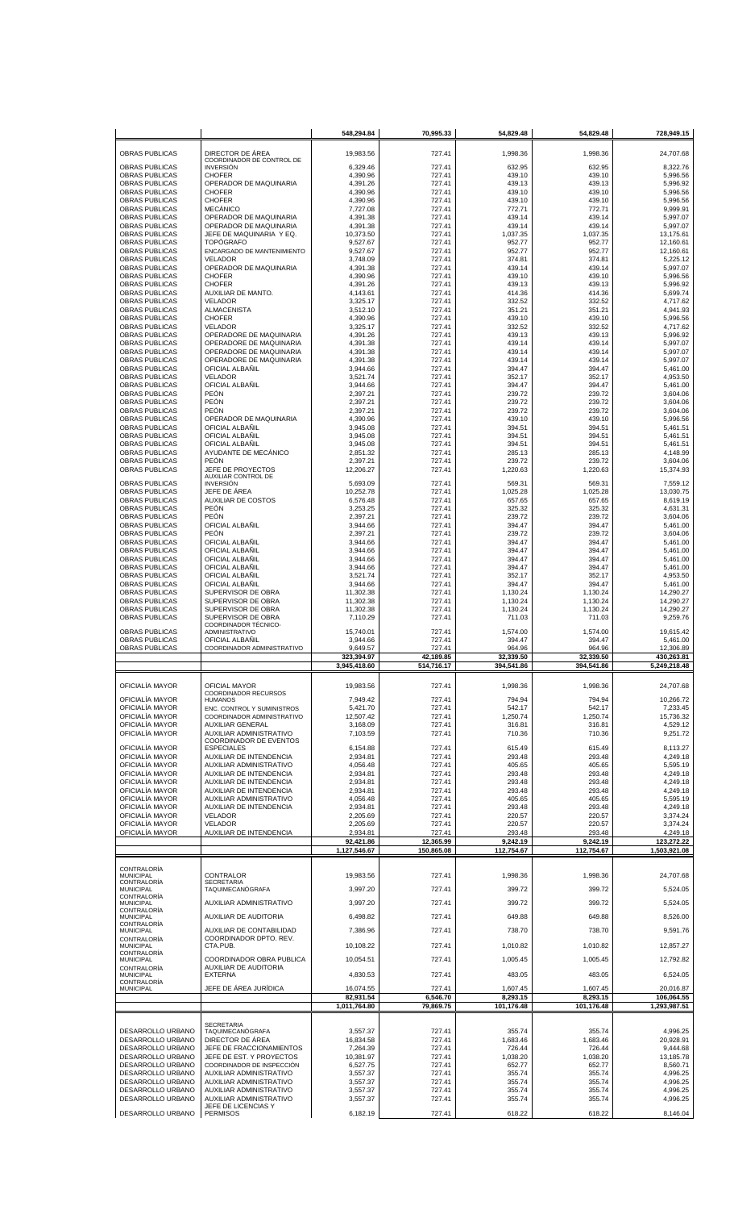| | | 548,294.84 | 70,995.33 | 54,829.48 | 54,829.48 | 728,949.15 |
|---|---|---|---|---|---|---|
| OBRAS PUBLICAS | DIRECTOR DE ÁREA | 19,983.56 | 727.41 | 1,998.36 | 1,998.36 | 24,707.68 |
| OBRAS PUBLICAS | COORDINADOR DE CONTROL DE INVERSIÓN | 6,329.46 | 727.41 | 632.95 | 632.95 | 8,322.76 |
| OBRAS PUBLICAS | CHOFER | 4,390.96 | 727.41 | 439.10 | 439.10 | 5,996.56 |
| OBRAS PUBLICAS | OPERADOR DE MAQUINARIA | 4,391.26 | 727.41 | 439.13 | 439.13 | 5,996.92 |
| OBRAS PUBLICAS | CHOFER | 4,390.96 | 727.41 | 439.10 | 439.10 | 5,996.56 |
| OBRAS PUBLICAS | CHOFER | 4,390.96 | 727.41 | 439.10 | 439.10 | 5,996.56 |
| OBRAS PUBLICAS | MECÁNICO | 7,727.08 | 727.41 | 772.71 | 772.71 | 9,999.91 |
| OBRAS PUBLICAS | OPERADOR DE MAQUINARIA | 4,391.38 | 727.41 | 439.14 | 439.14 | 5,997.07 |
| OBRAS PUBLICAS | OPERADOR DE MAQUINARIA | 4,391.38 | 727.41 | 439.14 | 439.14 | 5,997.07 |
| OBRAS PUBLICAS | JEFE DE MAQUINARIA Y EQ. | 10,373.50 | 727.41 | 1,037.35 | 1,037.35 | 13,175.61 |
| OBRAS PUBLICAS | TOPÓGRAFO | 9,527.67 | 727.41 | 952.77 | 952.77 | 12,160.61 |
| OBRAS PUBLICAS | ENCARGADO DE MANTENIMIENTO | 9,527.67 | 727.41 | 952.77 | 952.77 | 12,160.61 |
| OBRAS PUBLICAS | VELADOR | 3,748.09 | 727.41 | 374.81 | 374.81 | 5,225.12 |
| OBRAS PUBLICAS | OPERADOR DE MAQUINARIA | 4,391.38 | 727.41 | 439.14 | 439.14 | 5,997.07 |
| OBRAS PUBLICAS | CHOFER | 4,390.96 | 727.41 | 439.10 | 439.10 | 5,996.56 |
| OBRAS PUBLICAS | CHOFER | 4,391.26 | 727.41 | 439.13 | 439.13 | 5,996.92 |
| OBRAS PUBLICAS | AUXILIAR DE MANTO. | 4,143.61 | 727.41 | 414.36 | 414.36 | 5,699.74 |
| OBRAS PUBLICAS | VELADOR | 3,325.17 | 727.41 | 332.52 | 332.52 | 4,717.62 |
| OBRAS PUBLICAS | ALMACENISTA | 3,512.10 | 727.41 | 351.21 | 351.21 | 4,941.93 |
| OBRAS PUBLICAS | CHOFER | 4,390.96 | 727.41 | 439.10 | 439.10 | 5,996.56 |
| OBRAS PUBLICAS | VELADOR | 3,325.17 | 727.41 | 332.52 | 332.52 | 4,717.62 |
| OBRAS PUBLICAS | OPERADORE DE MAQUINARIA | 4,391.26 | 727.41 | 439.13 | 439.13 | 5,996.92 |
| OBRAS PUBLICAS | OPERADORE DE MAQUINARIA | 4,391.38 | 727.41 | 439.14 | 439.14 | 5,997.07 |
| OBRAS PUBLICAS | OPERADORE DE MAQUINARIA | 4,391.38 | 727.41 | 439.14 | 439.14 | 5,997.07 |
| OBRAS PUBLICAS | OPERADORE DE MAQUINARIA | 4,391.38 | 727.41 | 439.14 | 439.14 | 5,997.07 |
| OBRAS PUBLICAS | OFICIAL ALBAÑIL | 3,944.66 | 727.41 | 394.47 | 394.47 | 5,461.00 |
| OBRAS PUBLICAS | VELADOR | 3,521.74 | 727.41 | 352.17 | 352.17 | 4,953.50 |
| OBRAS PUBLICAS | OFICIAL ALBAÑIL | 3,944.66 | 727.41 | 394.47 | 394.47 | 5,461.00 |
| OBRAS PUBLICAS | PEÓN | 2,397.21 | 727.41 | 239.72 | 239.72 | 3,604.06 |
| OBRAS PUBLICAS | PEÓN | 2,397.21 | 727.41 | 239.72 | 239.72 | 3,604.06 |
| OBRAS PUBLICAS | PEÓN | 2,397.21 | 727.41 | 239.72 | 239.72 | 3,604.06 |
| OBRAS PUBLICAS | OPERADOR DE MAQUINARIA | 4,390.96 | 727.41 | 439.10 | 439.10 | 5,996.56 |
| OBRAS PUBLICAS | OFICIAL ALBAÑIL | 3,945.08 | 727.41 | 394.51 | 394.51 | 5,461.51 |
| OBRAS PUBLICAS | OFICIAL ALBAÑIL | 3,945.08 | 727.41 | 394.51 | 394.51 | 5,461.51 |
| OBRAS PUBLICAS | OFICIAL ALBAÑIL | 3,945.08 | 727.41 | 394.51 | 394.51 | 5,461.51 |
| OBRAS PUBLICAS | AYUDANTE DE MECÁNICO | 2,851.32 | 727.41 | 285.13 | 285.13 | 4,148.99 |
| OBRAS PUBLICAS | PEÓN | 2,397.21 | 727.41 | 239.72 | 239.72 | 3,604.06 |
| OBRAS PUBLICAS | JEFE DE PROYECTOS | 12,206.27 | 727.41 | 1,220.63 | 1,220.63 | 15,374.93 |
| OBRAS PUBLICAS | AUXILIAR CONTROL DE INVERSIÓN | 5,693.09 | 727.41 | 569.31 | 569.31 | 7,559.12 |
| OBRAS PUBLICAS | JEFE DE ÁREA | 10,252.78 | 727.41 | 1,025.28 | 1,025.28 | 13,030.75 |
| OBRAS PUBLICAS | AUXILIAR DE COSTOS | 6,576.48 | 727.41 | 657.65 | 657.65 | 8,619.19 |
| OBRAS PUBLICAS | PEÓN | 3,253.25 | 727.41 | 325.32 | 325.32 | 4,631.31 |
| OBRAS PUBLICAS | PEÓN | 2,397.21 | 727.41 | 239.72 | 239.72 | 3,604.06 |
| OBRAS PUBLICAS | OFICIAL ALBAÑIL | 3,944.66 | 727.41 | 394.47 | 394.47 | 5,461.00 |
| OBRAS PUBLICAS | PEÓN | 2,397.21 | 727.41 | 239.72 | 239.72 | 3,604.06 |
| OBRAS PUBLICAS | OFICIAL ALBAÑIL | 3,944.66 | 727.41 | 394.47 | 394.47 | 5,461.00 |
| OBRAS PUBLICAS | OFICIAL ALBAÑIL | 3,944.66 | 727.41 | 394.47 | 394.47 | 5,461.00 |
| OBRAS PUBLICAS | OFICIAL ALBAÑIL | 3,944.66 | 727.41 | 394.47 | 394.47 | 5,461.00 |
| OBRAS PUBLICAS | OFICIAL ALBAÑIL | 3,944.66 | 727.41 | 394.47 | 394.47 | 5,461.00 |
| OBRAS PUBLICAS | OFICIAL ALBAÑIL | 3,521.74 | 727.41 | 352.17 | 352.17 | 4,953.50 |
| OBRAS PUBLICAS | OFICIAL ALBAÑIL | 3,944.66 | 727.41 | 394.47 | 394.47 | 5,461.00 |
| OBRAS PUBLICAS | SUPERVISOR DE OBRA | 11,302.38 | 727.41 | 1,130.24 | 1,130.24 | 14,290.27 |
| OBRAS PUBLICAS | SUPERVISOR DE OBRA | 11,302.38 | 727.41 | 1,130.24 | 1,130.24 | 14,290.27 |
| OBRAS PUBLICAS | SUPERVISOR DE OBRA | 11,302.38 | 727.41 | 1,130.24 | 1,130.24 | 14,290.27 |
| OBRAS PUBLICAS | SUPERVISOR DE OBRA | 7,110.29 | 727.41 | 711.03 | 711.03 | 9,259.76 |
| OBRAS PUBLICAS | COORDINADOR TÉCNICO-ADMINISTRATIVO | 15,740.01 | 727.41 | 1,574.00 | 1,574.00 | 19,615.42 |
| OBRAS PUBLICAS | OFICIAL ALBAÑIL | 3,944.66 | 727.41 | 394.47 | 394.47 | 5,461.00 |
| OBRAS PUBLICAS | COORDINADOR ADMINISTRATIVO | 9,649.57 | 727.41 | 964.96 | 964.96 | 12,306.89 |
| | | 323,394.97 | 42,189.85 | 32,339.50 | 32,339.50 | 430,263.81 |
| | | 3,945,418.60 | 514,716.17 | 394,541.86 | 394,541.86 | 5,249,218.48 |
| OFICIALÍA MAYOR | OFICIAL MAYOR | 19,983.56 | 727.41 | 1,998.36 | 1,998.36 | 24,707.68 |
| OFICIALÍA MAYOR | COORDINADOR RECURSOS HUMANOS | 7,949.42 | 727.41 | 794.94 | 794.94 | 10,266.72 |
| OFICIALÍA MAYOR | ENC. CONTROL Y SUMINISTROS | 5,421.70 | 727.41 | 542.17 | 542.17 | 7,233.45 |
| OFICIALÍA MAYOR | COORDINADOR ADMINISTRATIVO | 12,507.42 | 727.41 | 1,250.74 | 1,250.74 | 15,736.32 |
| OFICIALÍA MAYOR | AUXILIAR GENERAL | 3,168.09 | 727.41 | 316.81 | 316.81 | 4,529.12 |
| OFICIALÍA MAYOR | AUXILIAR ADMINISTRATIVO | 7,103.59 | 727.41 | 710.36 | 710.36 | 9,251.72 |
| OFICIALÍA MAYOR | COORDINADOR DE EVENTOS ESPECIALES | 6,154.88 | 727.41 | 615.49 | 615.49 | 8,113.27 |
| OFICIALÍA MAYOR | AUXILIAR DE INTENDENCIA | 2,934.81 | 727.41 | 293.48 | 293.48 | 4,249.18 |
| OFICIALÍA MAYOR | AUXILIAR ADMINISTRATIVO | 4,056.48 | 727.41 | 405.65 | 405.65 | 5,595.19 |
| OFICIALÍA MAYOR | AUXILIAR DE INTENDENCIA | 2,934.81 | 727.41 | 293.48 | 293.48 | 4,249.18 |
| OFICIALÍA MAYOR | AUXILIAR DE INTENDENCIA | 2,934.81 | 727.41 | 293.48 | 293.48 | 4,249.18 |
| OFICIALÍA MAYOR | AUXILIAR DE INTENDENCIA | 2,934.81 | 727.41 | 293.48 | 293.48 | 4,249.18 |
| OFICIALÍA MAYOR | AUXILIAR ADMINISTRATIVO | 4,056.48 | 727.41 | 405.65 | 405.65 | 5,595.19 |
| OFICIALÍA MAYOR | AUXILIAR DE INTENDENCIA | 2,934.81 | 727.41 | 293.48 | 293.48 | 4,249.18 |
| OFICIALÍA MAYOR | VELADOR | 2,205.69 | 727.41 | 220.57 | 220.57 | 3,374.24 |
| OFICIALÍA MAYOR | VELADOR | 2,205.69 | 727.41 | 220.57 | 220.57 | 3,374.24 |
| OFICIALÍA MAYOR | AUXILIAR DE INTENDENCIA | 2,934.81 | 727.41 | 293.48 | 293.48 | 4,249.18 |
| | | 92,421.86 | 12,365.99 | 9,242.19 | 9,242.19 | 123,272.22 |
| | | 1,127,546.67 | 150,865.08 | 112,754.67 | 112,754.67 | 1,503,921.08 |
| CONTRALORÍA MUNICIPAL | CONTRALOR | 19,983.56 | 727.41 | 1,998.36 | 1,998.36 | 24,707.68 |
| CONTRALORÍA MUNICIPAL | SECRETARIA TAQUIMECANÓGRAFA | 3,997.20 | 727.41 | 399.72 | 399.72 | 5,524.05 |
| CONTRALORÍA MUNICIPAL | AUXILIAR ADMINISTRATIVO | 3,997.20 | 727.41 | 399.72 | 399.72 | 5,524.05 |
| CONTRALORÍA MUNICIPAL | AUXILIAR DE AUDITORIA | 6,498.82 | 727.41 | 649.88 | 649.88 | 8,526.00 |
| CONTRALORÍA MUNICIPAL | AUXILIAR DE CONTABILIDAD | 7,386.96 | 727.41 | 738.70 | 738.70 | 9,591.76 |
| CONTRALORÍA MUNICIPAL | COORDINADOR DPTO. REV. CTA.PUB. | 10,108.22 | 727.41 | 1,010.82 | 1,010.82 | 12,857.27 |
| CONTRALORÍA MUNICIPAL | COORDINADOR OBRA PUBLICA | 10,054.51 | 727.41 | 1,005.45 | 1,005.45 | 12,792.82 |
| CONTRALORÍA MUNICIPAL | AUXILIAR DE AUDITORIA EXTERNA | 4,830.53 | 727.41 | 483.05 | 483.05 | 6,524.05 |
| CONTRALORÍA MUNICIPAL | JEFE DE ÁREA JURÍDICA | 16,074.55 | 727.41 | 1,607.45 | 1,607.45 | 20,016.87 |
| | | 82,931.54 | 6,546.70 | 8,293.15 | 8,293.15 | 106,064.55 |
| | | 1,011,764.80 | 79,869.75 | 101,176.48 | 101,176.48 | 1,293,987.51 |
| DESARROLLO URBANO | SECRETARIA TAQUIMECANÓGRAFA | 3,557.37 | 727.41 | 355.74 | 355.74 | 4,996.25 |
| DESARROLLO URBANO | DIRECTOR DE ÁREA | 16,834.58 | 727.41 | 1,683.46 | 1,683.46 | 20,928.91 |
| DESARROLLO URBANO | JEFE DE FRACCIONAMIENTOS | 7,264.39 | 727.41 | 726.44 | 726.44 | 9,444.68 |
| DESARROLLO URBANO | JEFE DE EST. Y PROYECTOS | 10,381.97 | 727.41 | 1,038.20 | 1,038.20 | 13,185.78 |
| DESARROLLO URBANO | COORDINADOR DE INSPECCIÓN | 6,527.75 | 727.41 | 652.77 | 652.77 | 8,560.71 |
| DESARROLLO URBANO | AUXILIAR ADMINISTRATIVO | 3,557.37 | 727.41 | 355.74 | 355.74 | 4,996.25 |
| DESARROLLO URBANO | AUXILIAR ADMINISTRATIVO | 3,557.37 | 727.41 | 355.74 | 355.74 | 4,996.25 |
| DESARROLLO URBANO | AUXILIAR ADMINISTRATIVO | 3,557.37 | 727.41 | 355.74 | 355.74 | 4,996.25 |
| DESARROLLO URBANO | AUXILIAR ADMINISTRATIVO | 3,557.37 | 727.41 | 355.74 | 355.74 | 4,996.25 |
| DESARROLLO URBANO | JEFE DE LICENCIAS Y PERMISOS | 6,182.19 | 727.41 | 618.22 | 618.22 | 8,146.04 |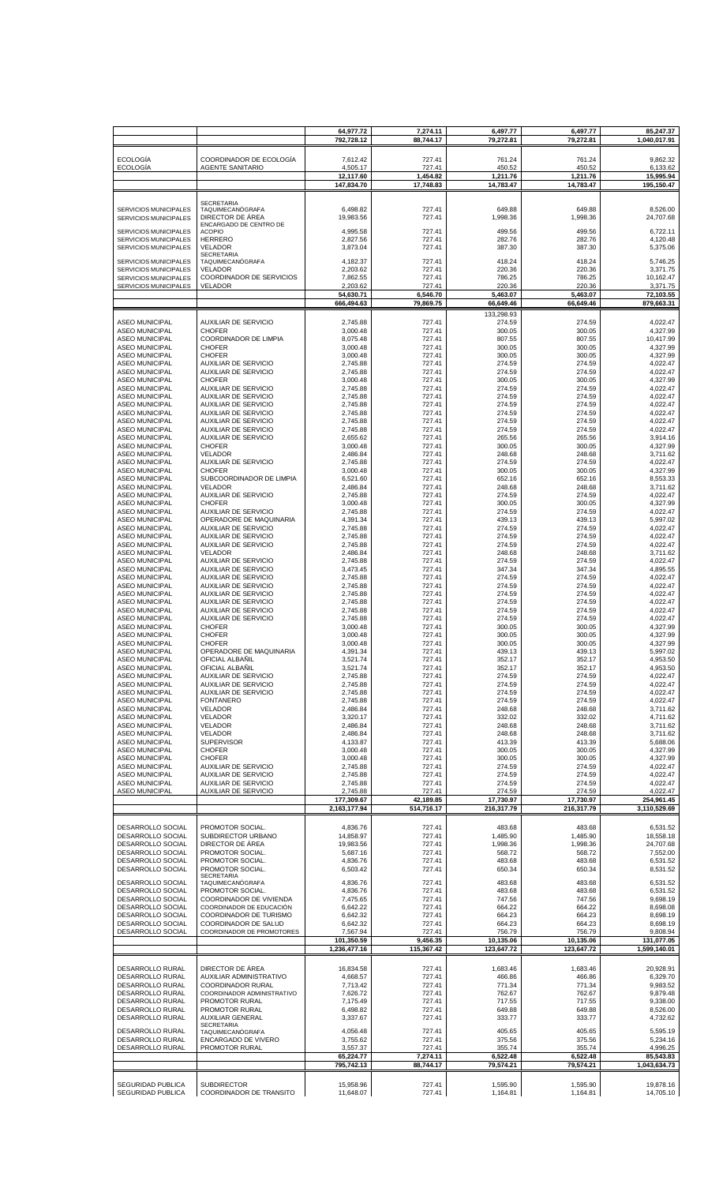| | | | | | | |
|---|---|---|---|---|---|---|
| | | 64,977.72 | 7,274.11 | 6,497.77 | 6,497.77 | 85,247.37 |
| | | 792,728.12 | 88,744.17 | 79,272.81 | 79,272.81 | 1,040,017.91 |
| ECOLOGÍA | COORDINADOR DE ECOLOGÍA | 7,612.42 | 727.41 | 761.24 | 761.24 | 9,862.32 |
| ECOLOGÍA | AGENTE SANITARIO | 4,505.17 | 727.41 | 450.52 | 450.52 | 6,133.62 |
| | | 12,117.60 | 1,454.82 | 1,211.76 | 1,211.76 | 15,995.94 |
| | | 147,834.70 | 17,748.83 | 14,783.47 | 14,783.47 | 195,150.47 |
| SERVICIOS MUNICIPALES | SECRETARIA TAQUIMECANÓGRAFA | 6,498.82 | 727.41 | 649.88 | 649.88 | 8,526.00 |
| SERVICIOS MUNICIPALES | DIRECTOR DE ÁREA | 19,983.56 | 727.41 | 1,998.36 | 1,998.36 | 24,707.68 |
| SERVICIOS MUNICIPALES | ENCARGADO DE CENTRO DE ACOPIO | 4,995.58 | 727.41 | 499.56 | 499.56 | 6,722.11 |
| SERVICIOS MUNICIPALES | HERRERO | 2,827.56 | 727.41 | 282.76 | 282.76 | 4,120.48 |
| SERVICIOS MUNICIPALES | VELADOR | 3,873.04 | 727.41 | 387.30 | 387.30 | 5,375.06 |
| SERVICIOS MUNICIPALES | SECRETARIA TAQUIMECANÓGRAFA | 4,182.37 | 727.41 | 418.24 | 418.24 | 5,746.25 |
| SERVICIOS MUNICIPALES | VELADOR | 2,203.62 | 727.41 | 220.36 | 220.36 | 3,371.75 |
| SERVICIOS MUNICIPALES | COORDINADOR DE SERVICIOS | 7,862.55 | 727.41 | 786.25 | 786.25 | 10,162.47 |
| SERVICIOS MUNICIPALES | VELADOR | 2,203.62 | 727.41 | 220.36 | 220.36 | 3,371.75 |
| | | 54,630.71 | 6,546.70 | 5,463.07 | 5,463.07 | 72,103.55 |
| | | 666,494.63 | 79,869.75 | 66,649.46 | 66,649.46 | 879,663.31 |
| | | | | 133,298.93 | | |
| ASEO MUNICIPAL | AUXILIAR DE SERVICIO | 2,745.88 | 727.41 | 274.59 | 274.59 | 4,022.47 |
| ASEO MUNICIPAL | CHOFER | 3,000.48 | 727.41 | 300.05 | 300.05 | 4,327.99 |
| ASEO MUNICIPAL | COORDINADOR DE LIMPIA | 8,075.48 | 727.41 | 807.55 | 807.55 | 10,417.99 |
| ASEO MUNICIPAL | CHOFER | 3,000.48 | 727.41 | 300.05 | 300.05 | 4,327.99 |
| ASEO MUNICIPAL | CHOFER | 3,000.48 | 727.41 | 300.05 | 300.05 | 4,327.99 |
| ASEO MUNICIPAL | AUXILIAR DE SERVICIO | 2,745.88 | 727.41 | 274.59 | 274.59 | 4,022.47 |
| ASEO MUNICIPAL | AUXILIAR DE SERVICIO | 2,745.88 | 727.41 | 274.59 | 274.59 | 4,022.47 |
| ASEO MUNICIPAL | CHOFER | 3,000.48 | 727.41 | 300.05 | 300.05 | 4,327.99 |
| ASEO MUNICIPAL | AUXILIAR DE SERVICIO | 2,745.88 | 727.41 | 274.59 | 274.59 | 4,022.47 |
| ASEO MUNICIPAL | AUXILIAR DE SERVICIO | 2,745.88 | 727.41 | 274.59 | 274.59 | 4,022.47 |
| ASEO MUNICIPAL | AUXILIAR DE SERVICIO | 2,745.88 | 727.41 | 274.59 | 274.59 | 4,022.47 |
| ASEO MUNICIPAL | AUXILIAR DE SERVICIO | 2,745.88 | 727.41 | 274.59 | 274.59 | 4,022.47 |
| ASEO MUNICIPAL | AUXILIAR DE SERVICIO | 2,745.88 | 727.41 | 274.59 | 274.59 | 4,022.47 |
| ASEO MUNICIPAL | AUXILIAR DE SERVICIO | 2,745.88 | 727.41 | 274.59 | 274.59 | 4,022.47 |
| ASEO MUNICIPAL | AUXILIAR DE SERVICIO | 2,655.62 | 727.41 | 265.56 | 265.56 | 3,914.16 |
| ASEO MUNICIPAL | CHOFER | 3,000.48 | 727.41 | 300.05 | 300.05 | 4,327.99 |
| ASEO MUNICIPAL | VELADOR | 2,486.84 | 727.41 | 248.68 | 248.68 | 3,711.62 |
| ASEO MUNICIPAL | AUXILIAR DE SERVICIO | 2,745.88 | 727.41 | 274.59 | 274.59 | 4,022.47 |
| ASEO MUNICIPAL | CHOFER | 3,000.48 | 727.41 | 300.05 | 300.05 | 4,327.99 |
| ASEO MUNICIPAL | SUBCOORDINADOR DE LIMPIA | 6,521.60 | 727.41 | 652.16 | 652.16 | 8,553.33 |
| ASEO MUNICIPAL | VELADOR | 2,486.84 | 727.41 | 248.68 | 248.68 | 3,711.62 |
| ASEO MUNICIPAL | AUXILIAR DE SERVICIO | 2,745.88 | 727.41 | 274.59 | 274.59 | 4,022.47 |
| ASEO MUNICIPAL | CHOFER | 3,000.48 | 727.41 | 300.05 | 300.05 | 4,327.99 |
| ASEO MUNICIPAL | AUXILIAR DE SERVICIO | 2,745.88 | 727.41 | 274.59 | 274.59 | 4,022.47 |
| ASEO MUNICIPAL | OPERADORE DE MAQUINARIA | 4,391.34 | 727.41 | 439.13 | 439.13 | 5,997.02 |
| ASEO MUNICIPAL | AUXILIAR DE SERVICIO | 2,745.88 | 727.41 | 274.59 | 274.59 | 4,022.47 |
| ASEO MUNICIPAL | AUXILIAR DE SERVICIO | 2,745.88 | 727.41 | 274.59 | 274.59 | 4,022.47 |
| ASEO MUNICIPAL | AUXILIAR DE SERVICIO | 2,745.88 | 727.41 | 274.59 | 274.59 | 4,022.47 |
| ASEO MUNICIPAL | VELADOR | 2,486.84 | 727.41 | 248.68 | 248.68 | 3,711.62 |
| ASEO MUNICIPAL | AUXILIAR DE SERVICIO | 2,745.88 | 727.41 | 274.59 | 274.59 | 4,022.47 |
| ASEO MUNICIPAL | AUXILIAR DE SERVICIO | 3,473.45 | 727.41 | 347.34 | 347.34 | 4,895.55 |
| ASEO MUNICIPAL | AUXILIAR DE SERVICIO | 2,745.88 | 727.41 | 274.59 | 274.59 | 4,022.47 |
| ASEO MUNICIPAL | AUXILIAR DE SERVICIO | 2,745.88 | 727.41 | 274.59 | 274.59 | 4,022.47 |
| ASEO MUNICIPAL | AUXILIAR DE SERVICIO | 2,745.88 | 727.41 | 274.59 | 274.59 | 4,022.47 |
| ASEO MUNICIPAL | AUXILIAR DE SERVICIO | 2,745.88 | 727.41 | 274.59 | 274.59 | 4,022.47 |
| ASEO MUNICIPAL | AUXILIAR DE SERVICIO | 2,745.88 | 727.41 | 274.59 | 274.59 | 4,022.47 |
| ASEO MUNICIPAL | AUXILIAR DE SERVICIO | 2,745.88 | 727.41 | 274.59 | 274.59 | 4,022.47 |
| ASEO MUNICIPAL | CHOFER | 3,000.48 | 727.41 | 300.05 | 300.05 | 4,327.99 |
| ASEO MUNICIPAL | CHOFER | 3,000.48 | 727.41 | 300.05 | 300.05 | 4,327.99 |
| ASEO MUNICIPAL | CHOFER | 3,000.48 | 727.41 | 300.05 | 300.05 | 4,327.99 |
| ASEO MUNICIPAL | OPERADORE DE MAQUINARIA | 4,391.34 | 727.41 | 439.13 | 439.13 | 5,997.02 |
| ASEO MUNICIPAL | OFICIAL ALBAÑIL | 3,521.74 | 727.41 | 352.17 | 352.17 | 4,953.50 |
| ASEO MUNICIPAL | OFICIAL ALBAÑIL | 3,521.74 | 727.41 | 352.17 | 352.17 | 4,953.50 |
| ASEO MUNICIPAL | AUXILIAR DE SERVICIO | 2,745.88 | 727.41 | 274.59 | 274.59 | 4,022.47 |
| ASEO MUNICIPAL | AUXILIAR DE SERVICIO | 2,745.88 | 727.41 | 274.59 | 274.59 | 4,022.47 |
| ASEO MUNICIPAL | AUXILIAR DE SERVICIO | 2,745.88 | 727.41 | 274.59 | 274.59 | 4,022.47 |
| ASEO MUNICIPAL | FONTANERO | 2,745.88 | 727.41 | 274.59 | 274.59 | 4,022.47 |
| ASEO MUNICIPAL | VELADOR | 2,486.84 | 727.41 | 248.68 | 248.68 | 3,711.62 |
| ASEO MUNICIPAL | VELADOR | 3,320.17 | 727.41 | 332.02 | 332.02 | 4,711.62 |
| ASEO MUNICIPAL | VELADOR | 2,486.84 | 727.41 | 248.68 | 248.68 | 3,711.62 |
| ASEO MUNICIPAL | VELADOR | 2,486.84 | 727.41 | 248.68 | 248.68 | 3,711.62 |
| ASEO MUNICIPAL | SUPERVISOR | 4,133.87 | 727.41 | 413.39 | 413.39 | 5,688.06 |
| ASEO MUNICIPAL | CHOFER | 3,000.48 | 727.41 | 300.05 | 300.05 | 4,327.99 |
| ASEO MUNICIPAL | CHOFER | 3,000.48 | 727.41 | 300.05 | 300.05 | 4,327.99 |
| ASEO MUNICIPAL | AUXILIAR DE SERVICIO | 2,745.88 | 727.41 | 274.59 | 274.59 | 4,022.47 |
| ASEO MUNICIPAL | AUXILIAR DE SERVICIO | 2,745.88 | 727.41 | 274.59 | 274.59 | 4,022.47 |
| ASEO MUNICIPAL | AUXILIAR DE SERVICIO | 2,745.88 | 727.41 | 274.59 | 274.59 | 4,022.47 |
| ASEO MUNICIPAL | AUXILIAR DE SERVICIO | 2,745.88 | 727.41 | 274.59 | 274.59 | 4,022.47 |
| | | 177,309.67 | 42,189.85 | 17,730.97 | 17,730.97 | 254,961.45 |
| | | 2,163,177.94 | 514,716.17 | 216,317.79 | 216,317.79 | 3,110,529.69 |
| DESARROLLO SOCIAL | PROMOTOR SOCIAL. | 4,836.76 | 727.41 | 483.68 | 483.68 | 6,531.52 |
| DESARROLLO SOCIAL | SUBDIRECTOR URBANO | 14,858.97 | 727.41 | 1,485.90 | 1,485.90 | 18,558.18 |
| DESARROLLO SOCIAL | DIRECTOR DE ÁREA | 19,983.56 | 727.41 | 1,998.36 | 1,998.36 | 24,707.68 |
| DESARROLLO SOCIAL | PROMOTOR SOCIAL. | 5,687.16 | 727.41 | 568.72 | 568.72 | 7,552.00 |
| DESARROLLO SOCIAL | PROMOTOR SOCIAL. | 4,836.76 | 727.41 | 483.68 | 483.68 | 6,531.52 |
| DESARROLLO SOCIAL | PROMOTOR SOCIAL. | 6,503.42 | 727.41 | 650.34 | 650.34 | 8,531.52 |
| DESARROLLO SOCIAL | SECRETARIA TAQUIMECANÓGRAFA | 4,836.76 | 727.41 | 483.68 | 483.68 | 6,531.52 |
| DESARROLLO SOCIAL | PROMOTOR SOCIAL. | 4,836.76 | 727.41 | 483.68 | 483.68 | 6,531.52 |
| DESARROLLO SOCIAL | COORDINADOR DE VIVIENDA | 7,475.65 | 727.41 | 747.56 | 747.56 | 9,698.19 |
| DESARROLLO SOCIAL | COORDINADOR DE EDUCACIÓN | 6,642.22 | 727.41 | 664.22 | 664.22 | 8,698.08 |
| DESARROLLO SOCIAL | COORDINADOR DE TURISMO | 6,642.32 | 727.41 | 664.23 | 664.23 | 8,698.19 |
| DESARROLLO SOCIAL | COORDINADOR DE SALUD | 6,642.32 | 727.41 | 664.23 | 664.23 | 8,698.19 |
| DESARROLLO SOCIAL | COORDINADOR DE PROMOTORES | 7,567.94 | 727.41 | 756.79 | 756.79 | 9,808.94 |
| | | 101,350.59 | 9,456.35 | 10,135.06 | 10,135.06 | 131,077.05 |
| | | 1,236,477.16 | 115,367.42 | 123,647.72 | 123,647.72 | 1,599,140.01 |
| DESARROLLO RURAL | DIRECTOR DE ÁREA | 16,834.58 | 727.41 | 1,683.46 | 1,683.46 | 20,928.91 |
| DESARROLLO RURAL | AUXILIAR ADMINISTRATIVO | 4,668.57 | 727.41 | 466.86 | 466.86 | 6,329.70 |
| DESARROLLO RURAL | COORDINADOR RURAL | 7,713.42 | 727.41 | 771.34 | 771.34 | 9,983.52 |
| DESARROLLO RURAL | COORDINADOR ADMINISTRATIVO | 7,626.72 | 727.41 | 762.67 | 762.67 | 9,879.48 |
| DESARROLLO RURAL | PROMOTOR RURAL | 7,175.49 | 727.41 | 717.55 | 717.55 | 9,338.00 |
| DESARROLLO RURAL | PROMOTOR RURAL | 6,498.82 | 727.41 | 649.88 | 649.88 | 8,526.00 |
| DESARROLLO RURAL | AUXILIAR GENERAL | 3,337.67 | 727.41 | 333.77 | 333.77 | 4,732.62 |
| DESARROLLO RURAL | SECRETARIA TAQUIMECANÓGRAFA | 4,056.48 | 727.41 | 405.65 | 405.65 | 5,595.19 |
| DESARROLLO RURAL | ENCARGADO DE VIVERO | 3,755.62 | 727.41 | 375.56 | 375.56 | 5,234.16 |
| DESARROLLO RURAL | PROMOTOR RURAL | 3,557.37 | 727.41 | 355.74 | 355.74 | 4,996.25 |
| | | 65,224.77 | 7,274.11 | 6,522.48 | 6,522.48 | 85,543.83 |
| | | 795,742.13 | 88,744.17 | 79,574.21 | 79,574.21 | 1,043,634.73 |
| SEGURIDAD PUBLICA | SUBDIRECTOR | 15,958.96 | 727.41 | 1,595.90 | 1,595.90 | 19,878.16 |
| SEGURIDAD PUBLICA | COORDINADOR DE TRANSITO | 11,648.07 | 727.41 | 1,164.81 | 1,164.81 | 14,705.10 |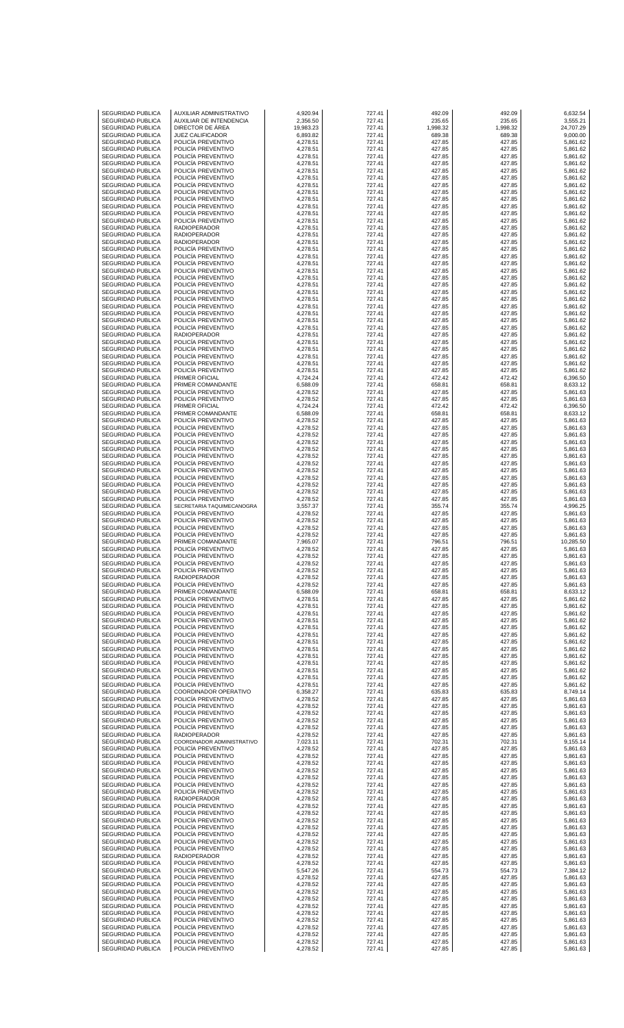| | | | | | | |
|---|---|---|---|---|---|---|
| SEGURIDAD PUBLICA | AUXILIAR ADMINISTRATIVO | 4,920.94 | 727.41 | 492.09 | 492.09 | 6,632.54 |
| SEGURIDAD PUBLICA | AUXILIAR DE INTENDENCIA | 2,356.50 | 727.41 | 235.65 | 235.65 | 3,555.21 |
| SEGURIDAD PUBLICA | DIRECTOR DE ÁREA | 19,983.23 | 727.41 | 1,998.32 | 1,998.32 | 24,707.29 |
| SEGURIDAD PUBLICA | JUEZ CALIFICADOR | 6,893.82 | 727.41 | 689.38 | 689.38 | 9,000.00 |
| SEGURIDAD PUBLICA | POLICÍA PREVENTIVO | 4,278.51 | 727.41 | 427.85 | 427.85 | 5,861.62 |
| SEGURIDAD PUBLICA | POLICÍA PREVENTIVO | 4,278.51 | 727.41 | 427.85 | 427.85 | 5,861.62 |
| SEGURIDAD PUBLICA | POLICÍA PREVENTIVO | 4,278.51 | 727.41 | 427.85 | 427.85 | 5,861.62 |
| SEGURIDAD PUBLICA | POLICÍA PREVENTIVO | 4,278.51 | 727.41 | 427.85 | 427.85 | 5,861.62 |
| SEGURIDAD PUBLICA | POLICÍA PREVENTIVO | 4,278.51 | 727.41 | 427.85 | 427.85 | 5,861.62 |
| SEGURIDAD PUBLICA | POLICÍA PREVENTIVO | 4,278.51 | 727.41 | 427.85 | 427.85 | 5,861.62 |
| SEGURIDAD PUBLICA | POLICIA PREVENTIVO | 4,278.51 | 727.41 | 427.85 | 427.85 | 5,861.62 |
| SEGURIDAD PUBLICA | RADIOPERADOR | 4,278.51 | 727.41 | 427.85 | 427.85 | 5,861.62 |
| SEGURIDAD PUBLICA | RADIOPERADOR | 4,278.51 | 727.41 | 427.85 | 427.85 | 5,861.62 |
| SEGURIDAD PUBLICA | RADIOPERADOR | 4,278.51 | 727.41 | 427.85 | 427.85 | 5,861.62 |
| SEGURIDAD PUBLICA | POLICÍA PREVENTIVO | 4,278.51 | 727.41 | 427.85 | 427.85 | 5,861.62 |
| SEGURIDAD PUBLICA | POLICÍA PREVENTIVO | 4,278.51 | 727.41 | 427.85 | 427.85 | 5,861.62 |
| SEGURIDAD PUBLICA | POLICÍA PREVENTIVO | 4,278.51 | 727.41 | 427.85 | 427.85 | 5,861.62 |
| SEGURIDAD PUBLICA | POLICÍA PREVENTIVO | 4,278.51 | 727.41 | 427.85 | 427.85 | 5,861.62 |
| SEGURIDAD PUBLICA | POLICÍA PREVENTIVO | 4,278.51 | 727.41 | 427.85 | 427.85 | 5,861.62 |
| SEGURIDAD PUBLICA | POLICÍA PREVENTIVO | 4,278.51 | 727.41 | 427.85 | 427.85 | 5,861.62 |
| SEGURIDAD PUBLICA | POLICÍA PREVENTIVO | 4,278.51 | 727.41 | 427.85 | 427.85 | 5,861.62 |
| SEGURIDAD PUBLICA | POLICÍA PREVENTIVO | 4,278.51 | 727.41 | 427.85 | 427.85 | 5,861.62 |
| SEGURIDAD PUBLICA | POLICÍA PREVENTIVO | 4,278.51 | 727.41 | 427.85 | 427.85 | 5,861.62 |
| SEGURIDAD PUBLICA | POLICÍA PREVENTIVO | 4,278.51 | 727.41 | 427.85 | 427.85 | 5,861.62 |
| SEGURIDAD PUBLICA | POLICÍA PREVENTIVO | 4,278.51 | 727.41 | 427.85 | 427.85 | 5,861.62 |
| SEGURIDAD PUBLICA | POLICÍA PREVENTIVO | 4,278.51 | 727.41 | 427.85 | 427.85 | 5,861.62 |
| SEGURIDAD PUBLICA | POLICÍA PREVENTIVO | 4,278.51 | 727.41 | 427.85 | 427.85 | 5,861.62 |
| SEGURIDAD PUBLICA | POLICÍA PREVENTIVO | 4,278.51 | 727.41 | 427.85 | 427.85 | 5,861.62 |
| SEGURIDAD PUBLICA | POLICÍA PREVENTIVO | 4,278.51 | 727.41 | 427.85 | 427.85 | 5,861.62 |
| SEGURIDAD PUBLICA | RADIOPERADOR | 4,278.51 | 727.41 | 427.85 | 427.85 | 5,861.62 |
| SEGURIDAD PUBLICA | POLICÍA PREVENTIVO | 4,278.51 | 727.41 | 427.85 | 427.85 | 5,861.62 |
| SEGURIDAD PUBLICA | POLICÍA PREVENTIVO | 4,278.51 | 727.41 | 427.85 | 427.85 | 5,861.62 |
| SEGURIDAD PUBLICA | POLICÍA PREVENTIVO | 4,278.51 | 727.41 | 427.85 | 427.85 | 5,861.62 |
| SEGURIDAD PUBLICA | POLICÍA PREVENTIVO | 4,278.51 | 727.41 | 427.85 | 427.85 | 5,861.62 |
| SEGURIDAD PUBLICA | POLICÍA PREVENTIVO | 4,278.51 | 727.41 | 427.85 | 427.85 | 5,861.62 |
| SEGURIDAD PUBLICA | PRIMER OFICIAL | 4,724.24 | 727.41 | 472.42 | 472.42 | 6,396.50 |
| SEGURIDAD PUBLICA | PRIMER COMANDANTE | 6,588.09 | 727.41 | 658.81 | 658.81 | 8,633.12 |
| SEGURIDAD PUBLICA | POLICÍA PREVENTIVO | 4,278.52 | 727.41 | 427.85 | 427.85 | 5,861.63 |
| SEGURIDAD PUBLICA | POLICÍA PREVENTIVO | 4,278.52 | 727.41 | 427.85 | 427.85 | 5,861.63 |
| SEGURIDAD PUBLICA | PRIMER OFICIAL | 4,724.24 | 727.41 | 472.42 | 472.42 | 6,396.50 |
| SEGURIDAD PUBLICA | PRIMER COMANDANTE | 6,588.09 | 727.41 | 658.81 | 658.81 | 8,633.12 |
| SEGURIDAD PUBLICA | POLICÍA PREVENTIVO | 4,278.52 | 727.41 | 427.85 | 427.85 | 5,861.63 |
| SEGURIDAD PUBLICA | POLICÍA PREVENTIVO | 4,278.52 | 727.41 | 427.85 | 427.85 | 5,861.63 |
| SEGURIDAD PUBLICA | POLICÍA PREVENTIVO | 4,278.52 | 727.41 | 427.85 | 427.85 | 5,861.63 |
| SEGURIDAD PUBLICA | POLICÍA PREVENTIVO | 4,278.52 | 727.41 | 427.85 | 427.85 | 5,861.63 |
| SEGURIDAD PUBLICA | POLICÍA PREVENTIVO | 4,278.52 | 727.41 | 427.85 | 427.85 | 5,861.63 |
| SEGURIDAD PUBLICA | POLICÍA PREVENTIVO | 4,278.52 | 727.41 | 427.85 | 427.85 | 5,861.63 |
| SEGURIDAD PUBLICA | POLICÍA PREVENTIVO | 4,278.52 | 727.41 | 427.85 | 427.85 | 5,861.63 |
| SEGURIDAD PUBLICA | POLICÍA PREVENTIVO | 4,278.52 | 727.41 | 427.85 | 427.85 | 5,861.63 |
| SEGURIDAD PUBLICA | POLICÍA PREVENTIVO | 4,278.52 | 727.41 | 427.85 | 427.85 | 5,861.63 |
| SEGURIDAD PUBLICA | POLICÍA PREVENTIVO | 4,278.52 | 727.41 | 427.85 | 427.85 | 5,861.63 |
| SEGURIDAD PUBLICA | POLICÍA PREVENTIVO | 4,278.52 | 727.41 | 427.85 | 427.85 | 5,861.63 |
| SEGURIDAD PUBLICA | POLICÍA PREVENTIVO | 4,278.52 | 727.41 | 427.85 | 427.85 | 5,861.63 |
| SEGURIDAD PUBLICA | POLICIA PREVENTIVO | 4,278.52 | 727.41 | 427.85 | 427.85 | 5,861.63 |
| SEGURIDAD PUBLICA | SECRETARIA TAQUIMECANOGRA | 3,557.37 | 727.41 | 355.74 | 355.74 | 4,996.25 |
| SEGURIDAD PUBLICA | POLICÍA PREVENTIVO | 4,278.52 | 727.41 | 427.85 | 427.85 | 5,861.63 |
| SEGURIDAD PUBLICA | POLICÍA PREVENTIVO | 4,278.52 | 727.41 | 427.85 | 427.85 | 5,861.63 |
| SEGURIDAD PUBLICA | POLICÍA PREVENTIVO | 4,278.52 | 727.41 | 427.85 | 427.85 | 5,861.63 |
| SEGURIDAD PUBLICA | POLICÍA PREVENTIVO | 4,278.52 | 727.41 | 427.85 | 427.85 | 5,861.63 |
| SEGURIDAD PUBLICA | PRIMER COMANDANTE | 7,965.07 | 727.41 | 796.51 | 796.51 | 10,285.50 |
| SEGURIDAD PUBLICA | POLICÍA PREVENTIVO | 4,278.52 | 727.41 | 427.85 | 427.85 | 5,861.63 |
| SEGURIDAD PUBLICA | POLICÍA PREVENTIVO | 4,278.52 | 727.41 | 427.85 | 427.85 | 5,861.63 |
| SEGURIDAD PUBLICA | POLICÍA PREVENTIVO | 4,278.52 | 727.41 | 427.85 | 427.85 | 5,861.63 |
| SEGURIDAD PUBLICA | POLICÍA PREVENTIVO | 4,278.52 | 727.41 | 427.85 | 427.85 | 5,861.63 |
| SEGURIDAD PUBLICA | RADIOPERADOR | 4,278.52 | 727.41 | 427.85 | 427.85 | 5,861.63 |
| SEGURIDAD PUBLICA | POLICÍA PREVENTIVO | 4,278.52 | 727.41 | 427.85 | 427.85 | 5,861.63 |
| SEGURIDAD PUBLICA | PRIMER COMANDANTE | 6,588.09 | 727.41 | 658.81 | 658.81 | 8,633.12 |
| SEGURIDAD PUBLICA | POLICÍA PREVENTIVO | 4,278.51 | 727.41 | 427.85 | 427.85 | 5,861.62 |
| SEGURIDAD PUBLICA | POLICÍA PREVENTIVO | 4,278.51 | 727.41 | 427.85 | 427.85 | 5,861.62 |
| SEGURIDAD PUBLICA | POLICÍA PREVENTIVO | 4,278.51 | 727.41 | 427.85 | 427.85 | 5,861.62 |
| SEGURIDAD PUBLICA | POLICÍA PREVENTIVO | 4,278.51 | 727.41 | 427.85 | 427.85 | 5,861.62 |
| SEGURIDAD PUBLICA | POLICÍA PREVENTIVO | 4,278.51 | 727.41 | 427.85 | 427.85 | 5,861.62 |
| SEGURIDAD PUBLICA | POLICÍA PREVENTIVO | 4,278.51 | 727.41 | 427.85 | 427.85 | 5,861.62 |
| SEGURIDAD PUBLICA | POLICÍA PREVENTIVO | 4,278.51 | 727.41 | 427.85 | 427.85 | 5,861.62 |
| SEGURIDAD PUBLICA | POLICÍA PREVENTIVO | 4,278.51 | 727.41 | 427.85 | 427.85 | 5,861.62 |
| SEGURIDAD PUBLICA | POLICÍA PREVENTIVO | 4,278.51 | 727.41 | 427.85 | 427.85 | 5,861.62 |
| SEGURIDAD PUBLICA | POLICÍA PREVENTIVO | 4,278.51 | 727.41 | 427.85 | 427.85 | 5,861.62 |
| SEGURIDAD PUBLICA | POLICÍA PREVENTIVO | 4,278.51 | 727.41 | 427.85 | 427.85 | 5,861.62 |
| SEGURIDAD PUBLICA | POLICÍA PREVENTIVO | 4,278.51 | 727.41 | 427.85 | 427.85 | 5,861.62 |
| SEGURIDAD PUBLICA | POLICÍA PREVENTIVO | 4,278.51 | 727.41 | 427.85 | 427.85 | 5,861.62 |
| SEGURIDAD PUBLICA | POLICÍA PREVENTIVO | 4,278.51 | 727.41 | 427.85 | 427.85 | 5,861.62 |
| SEGURIDAD PUBLICA | COORDINADOR OPERATIVO | 6,358.27 | 727.41 | 635.83 | 635.83 | 8,749.14 |
| SEGURIDAD PUBLICA | POLICÍA PREVENTIVO | 4,278.52 | 727.41 | 427.85 | 427.85 | 5,861.63 |
| SEGURIDAD PUBLICA | POLICÍA PREVENTIVO | 4,278.52 | 727.41 | 427.85 | 427.85 | 5,861.63 |
| SEGURIDAD PUBLICA | POLICÍA PREVENTIVO | 4,278.52 | 727.41 | 427.85 | 427.85 | 5,861.63 |
| SEGURIDAD PUBLICA | POLICÍA PREVENTIVO | 4,278.52 | 727.41 | 427.85 | 427.85 | 5,861.63 |
| SEGURIDAD PUBLICA | POLICÍA PREVENTIVO | 4,278.52 | 727.41 | 427.85 | 427.85 | 5,861.63 |
| SEGURIDAD PUBLICA | RADIOPERADOR | 4,278.52 | 727.41 | 427.85 | 427.85 | 5,861.63 |
| SEGURIDAD PUBLICA | COORDINADOR ADMINISTRATIVO | 7,023.11 | 727.41 | 702.31 | 702.31 | 9,155.14 |
| SEGURIDAD PUBLICA | POLICÍA PREVENTIVO | 4,278.52 | 727.41 | 427.85 | 427.85 | 5,861.63 |
| SEGURIDAD PUBLICA | POLICÍA PREVENTIVO | 4,278.52 | 727.41 | 427.85 | 427.85 | 5,861.63 |
| SEGURIDAD PUBLICA | POLICÍA PREVENTIVO | 4,278.52 | 727.41 | 427.85 | 427.85 | 5,861.63 |
| SEGURIDAD PUBLICA | POLICÍA PREVENTIVO | 4,278.52 | 727.41 | 427.85 | 427.85 | 5,861.63 |
| SEGURIDAD PUBLICA | POLICÍA PREVENTIVO | 4,278.52 | 727.41 | 427.85 | 427.85 | 5,861.63 |
| SEGURIDAD PUBLICA | POLICÍA PREVENTIVO | 4,278.52 | 727.41 | 427.85 | 427.85 | 5,861.63 |
| SEGURIDAD PUBLICA | POLICÍA PREVENTIVO | 4,278.52 | 727.41 | 427.85 | 427.85 | 5,861.63 |
| SEGURIDAD PUBLICA | RADIOPERADOR | 4,278.52 | 727.41 | 427.85 | 427.85 | 5,861.63 |
| SEGURIDAD PUBLICA | POLICÍA PREVENTIVO | 4,278.52 | 727.41 | 427.85 | 427.85 | 5,861.63 |
| SEGURIDAD PUBLICA | POLICÍA PREVENTIVO | 4,278.52 | 727.41 | 427.85 | 427.85 | 5,861.63 |
| SEGURIDAD PUBLICA | POLICÍA PREVENTIVO | 4,278.52 | 727.41 | 427.85 | 427.85 | 5,861.63 |
| SEGURIDAD PUBLICA | POLICÍA PREVENTIVO | 4,278.52 | 727.41 | 427.85 | 427.85 | 5,861.63 |
| SEGURIDAD PUBLICA | POLICÍA PREVENTIVO | 4,278.52 | 727.41 | 427.85 | 427.85 | 5,861.63 |
| SEGURIDAD PUBLICA | POLICÍA PREVENTIVO | 4,278.52 | 727.41 | 427.85 | 427.85 | 5,861.63 |
| SEGURIDAD PUBLICA | RADIOPERADOR | 4,278.52 | 727.41 | 427.85 | 427.85 | 5,861.63 |
| SEGURIDAD PUBLICA | POLICÍA PREVENTIVO | 4,278.52 | 727.41 | 427.85 | 427.85 | 5,861.63 |
| SEGURIDAD PUBLICA | POLICÍA PREVENTIVO | 5,547.26 | 727.41 | 554.73 | 554.73 | 7,384.12 |
| SEGURIDAD PUBLICA | POLICÍA PREVENTIVO | 4,278.52 | 727.41 | 427.85 | 427.85 | 5,861.63 |
| SEGURIDAD PUBLICA | POLICÍA PREVENTIVO | 4,278.52 | 727.41 | 427.85 | 427.85 | 5,861.63 |
| SEGURIDAD PUBLICA | POLICÍA PREVENTIVO | 4,278.52 | 727.41 | 427.85 | 427.85 | 5,861.63 |
| SEGURIDAD PUBLICA | POLICÍA PREVENTIVO | 4,278.52 | 727.41 | 427.85 | 427.85 | 5,861.63 |
| SEGURIDAD PUBLICA | POLICÍA PREVENTIVO | 4,278.52 | 727.41 | 427.85 | 427.85 | 5,861.63 |
| SEGURIDAD PUBLICA | POLICÍA PREVENTIVO | 4,278.52 | 727.41 | 427.85 | 427.85 | 5,861.63 |
| SEGURIDAD PUBLICA | POLICÍA PREVENTIVO | 4,278.52 | 727.41 | 427.85 | 427.85 | 5,861.63 |
| SEGURIDAD PUBLICA | POLICÍA PREVENTIVO | 4,278.52 | 727.41 | 427.85 | 427.85 | 5,861.63 |
| SEGURIDAD PUBLICA | POLICÍA PREVENTIVO | 4,278.52 | 727.41 | 427.85 | 427.85 | 5,861.63 |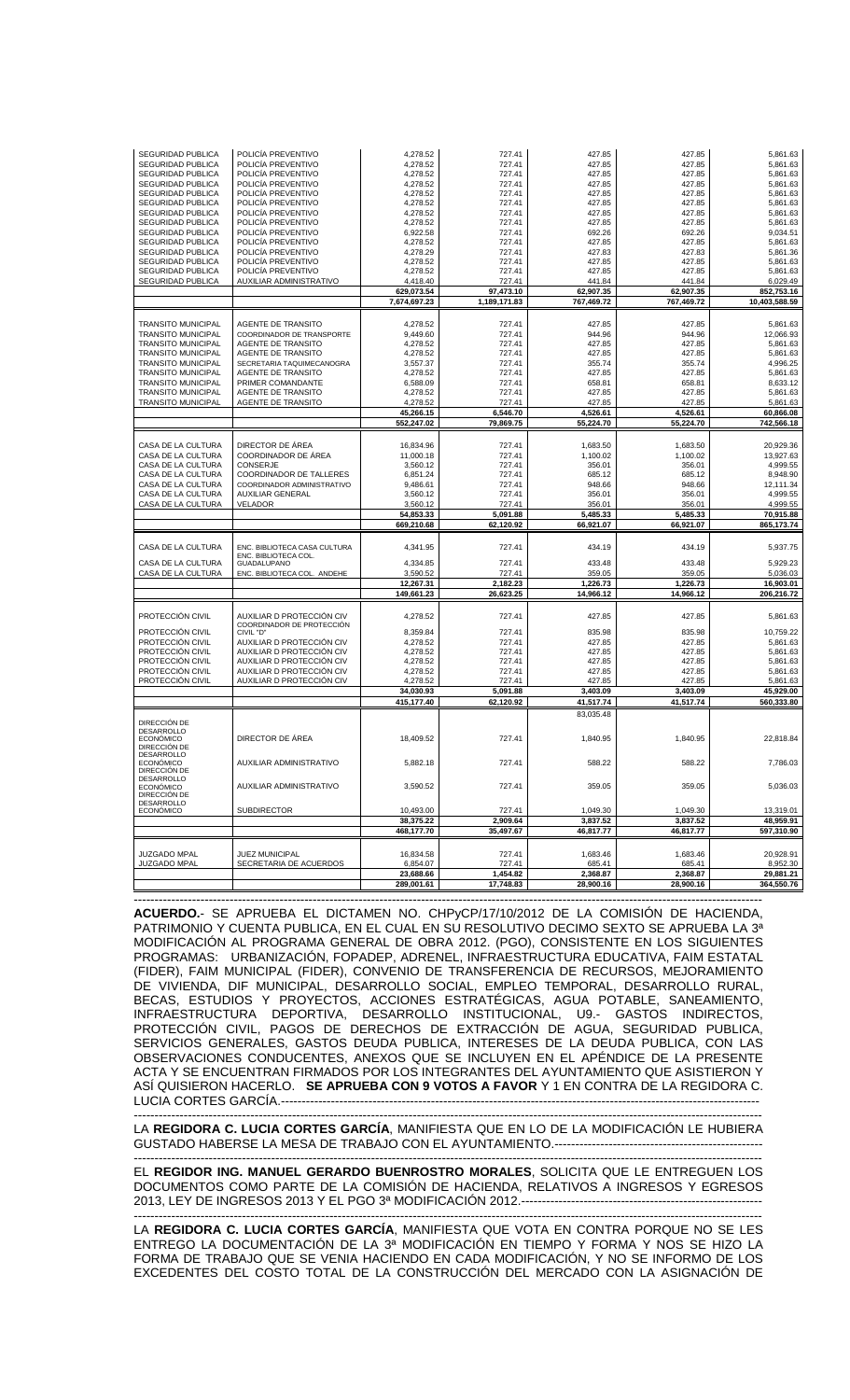| | | | | | | |
|---|---|---|---|---|---|---|
| SEGURIDAD PUBLICA | POLICÍA PREVENTIVO | 4,278.52 | 727.41 | 427.85 | 427.85 | 5,861.63 |
| SEGURIDAD PUBLICA | POLICÍA PREVENTIVO | 4,278.52 | 727.41 | 427.85 | 427.85 | 5,861.63 |
| SEGURIDAD PUBLICA | POLICÍA PREVENTIVO | 4,278.52 | 727.41 | 427.85 | 427.85 | 5,861.63 |
| SEGURIDAD PUBLICA | POLICÍA PREVENTIVO | 4,278.52 | 727.41 | 427.85 | 427.85 | 5,861.63 |
| SEGURIDAD PUBLICA | POLICÍA PREVENTIVO | 4,278.52 | 727.41 | 427.85 | 427.85 | 5,861.63 |
| SEGURIDAD PUBLICA | POLICÍA PREVENTIVO | 4,278.52 | 727.41 | 427.85 | 427.85 | 5,861.63 |
| SEGURIDAD PUBLICA | POLICÍA PREVENTIVO | 4,278.52 | 727.41 | 427.85 | 427.85 | 5,861.63 |
| SEGURIDAD PUBLICA | POLICÍA PREVENTIVO | 4,278.52 | 727.41 | 427.85 | 427.85 | 5,861.63 |
| SEGURIDAD PUBLICA | POLICÍA PREVENTIVO | 6,922.58 | 727.41 | 692.26 | 692.26 | 9,034.51 |
| SEGURIDAD PUBLICA | POLICÍA PREVENTIVO | 4,278.52 | 727.41 | 427.85 | 427.85 | 5,861.63 |
| SEGURIDAD PUBLICA | POLICÍA PREVENTIVO | 4,278.29 | 727.41 | 427.83 | 427.83 | 5,861.36 |
| SEGURIDAD PUBLICA | POLICÍA PREVENTIVO | 4,278.52 | 727.41 | 427.85 | 427.85 | 5,861.63 |
| SEGURIDAD PUBLICA | AUXILIAR ADMINISTRATIVO | 4,418.40 | 727.41 | 441.84 | 441.84 | 6,029.49 |
| | | 629,073.54 | 97,473.10 | 62,907.35 | 62,907.35 | 852,753.16 |
| | | 7,674,697.23 | 1,189,171.83 | 767,469.72 | 767,469.72 | 10,403,588.59 |
| | | | | | | |
| TRANSITO MUNICIPAL | AGENTE DE TRANSITO | 4,278.52 | 727.41 | 427.85 | 427.85 | 5,861.63 |
| TRANSITO MUNICIPAL | COORDINADOR DE TRANSPORTE | 9,449.60 | 727.41 | 944.96 | 944.96 | 12,066.93 |
| TRANSITO MUNICIPAL | AGENTE DE TRANSITO | 4,278.52 | 727.41 | 427.85 | 427.85 | 5,861.63 |
| TRANSITO MUNICIPAL | AGENTE DE TRANSITO | 4,278.52 | 727.41 | 427.85 | 427.85 | 5,861.63 |
| TRANSITO MUNICIPAL | SECRETARIA TAQUIMECANOGRA | 3,557.37 | 727.41 | 355.74 | 355.74 | 4,996.25 |
| TRANSITO MUNICIPAL | AGENTE DE TRANSITO | 4,278.52 | 727.41 | 427.85 | 427.85 | 5,861.63 |
| TRANSITO MUNICIPAL | PRIMER COMANDANTE | 6,588.09 | 727.41 | 658.81 | 658.81 | 8,633.12 |
| TRANSITO MUNICIPAL | AGENTE DE TRANSITO | 4,278.52 | 727.41 | 427.85 | 427.85 | 5,861.63 |
| TRANSITO MUNICIPAL | AGENTE DE TRANSITO | 4,278.52 | 727.41 | 427.85 | 427.85 | 5,861.63 |
| | | 45,266.15 | 6,546.70 | 4,526.61 | 4,526.61 | 60,866.08 |
| | | 552,247.02 | 79,869.75 | 55,224.70 | 55,224.70 | 742,566.18 |
| | | | | | | |
| CASA DE LA CULTURA | DIRECTOR DE ÁREA | 16,834.96 | 727.41 | 1,683.50 | 1,683.50 | 20,929.36 |
| CASA DE LA CULTURA | COORDINADOR DE ÁREA | 11,000.18 | 727.41 | 1,100.02 | 1,100.02 | 13,927.63 |
| CASA DE LA CULTURA | CONSERJE | 3,560.12 | 727.41 | 356.01 | 356.01 | 4,999.55 |
| CASA DE LA CULTURA | COORDINADOR DE TALLERES | 6,851.24 | 727.41 | 685.12 | 685.12 | 8,948.90 |
| CASA DE LA CULTURA | COORDINADOR ADMINISTRATIVO | 9,486.61 | 727.41 | 948.66 | 948.66 | 12,111.34 |
| CASA DE LA CULTURA | AUXILIAR GENERAL | 3,560.12 | 727.41 | 356.01 | 356.01 | 4,999.55 |
| CASA DE LA CULTURA | VELADOR | 3,560.12 | 727.41 | 356.01 | 356.01 | 4,999.55 |
| | | 54,853.33 | 5,091.88 | 5,485.33 | 5,485.33 | 70,915.88 |
| | | 669,210.68 | 62,120.92 | 66,921.07 | 66,921.07 | 865,173.74 |
| | | | | | | |
| CASA DE LA CULTURA | ENC. BIBLIOTECA CASA CULTURA | 4,341.95 | 727.41 | 434.19 | 434.19 | 5,937.75 |
| CASA DE LA CULTURA | ENC. BIBLIOTECA COL. GUADALUPANO | 4,334.85 | 727.41 | 433.48 | 433.48 | 5,929.23 |
| CASA DE LA CULTURA | ENC. BIBLIOTECA COL. ANDEHE | 3,590.52 | 727.41 | 359.05 | 359.05 | 5,036.03 |
| | | 12,267.31 | 2,182.23 | 1,226.73 | 1,226.73 | 16,903.01 |
| | | 149,661.23 | 26,623.25 | 14,966.12 | 14,966.12 | 206,216.72 |
| | | | | | | |
| PROTECCIÓN CIVIL | AUXILIAR D PROTECCIÓN CIV | 4,278.52 | 727.41 | 427.85 | 427.85 | 5,861.63 |
| PROTECCIÓN CIVIL | COORDINADOR DE PROTECCIÓN CIVIL "D" | 8,359.84 | 727.41 | 835.98 | 835.98 | 10,759.22 |
| PROTECCIÓN CIVIL | AUXILIAR D PROTECCIÓN CIV | 4,278.52 | 727.41 | 427.85 | 427.85 | 5,861.63 |
| PROTECCIÓN CIVIL | AUXILIAR D PROTECCIÓN CIV | 4,278.52 | 727.41 | 427.85 | 427.85 | 5,861.63 |
| PROTECCIÓN CIVIL | AUXILIAR D PROTECCIÓN CIV | 4,278.52 | 727.41 | 427.85 | 427.85 | 5,861.63 |
| PROTECCIÓN CIVIL | AUXILIAR D PROTECCIÓN CIV | 4,278.52 | 727.41 | 427.85 | 427.85 | 5,861.63 |
| PROTECCIÓN CIVIL | AUXILIAR D PROTECCIÓN CIV | 4,278.52 | 727.41 | 427.85 | 427.85 | 5,861.63 |
| | | 34,030.93 | 5,091.88 | 3,403.09 | 3,403.09 | 45,929.00 |
| | | 415,177.40 | 62,120.92 | 41,517.74 | 41,517.74 | 560,333.80 |
| | | | | 83,035.48 | | |
| DIRECCIÓN DE DESARROLLO ECONÓMICO | DIRECTOR DE ÁREA | 18,409.52 | 727.41 | 1,840.95 | 1,840.95 | 22,818.84 |
| DIRECCIÓN DE DESARROLLO ECONÓMICO | AUXILIAR ADMINISTRATIVO | 5,882.18 | 727.41 | 588.22 | 588.22 | 7,786.03 |
| DIRECCIÓN DE DESARROLLO ECONÓMICO | AUXILIAR ADMINISTRATIVO | 3,590.52 | 727.41 | 359.05 | 359.05 | 5,036.03 |
| DIRECCIÓN DE DESARROLLO ECONÓMICO | SUBDIRECTOR | 10,493.00 | 727.41 | 1,049.30 | 1,049.30 | 13,319.01 |
| | | 38,375.22 | 2,909.64 | 3,837.52 | 3,837.52 | 48,959.91 |
| | | 468,177.70 | 35,497.67 | 46,817.77 | 46,817.77 | 597,310.90 |
| | | | | | | |
| JUZGADO MPAL | JUEZ MUNICIPAL | 16,834.58 | 727.41 | 1,683.46 | 1,683.46 | 20,928.91 |
| JUZGADO MPAL | SECRETARIA DE ACUERDOS | 6,854.07 | 727.41 | 685.41 | 685.41 | 8,952.30 |
| | | 23,688.66 | 1,454.82 | 2,368.87 | 2,368.87 | 29,881.21 |
| | | 289,001.61 | 17,748.83 | 28,900.16 | 28,900.16 | 364,550.76 |

----------------------------------------------------------------------------------------------------------------------------

**ACUERDO.**- SE APRUEBA EL DICTAMEN NO. CHPyCP/17/10/2012 DE LA COMISIÓN DE HACIENDA, PATRIMONIO Y CUENTA PUBLICA, EN EL CUAL EN SU RESOLUTIVO DECIMO SEXTO SE APRUEBA LA 3ª MODIFICACIÓN AL PROGRAMA GENERAL DE OBRA 2012. (PGO), CONSISTENTE EN LOS SIGUIENTES PROGRAMAS: URBANIZACIÓN, FOPADEP, ADRENEL, INFRAESTRUCTURA EDUCATIVA, FAIM ESTATAL (FIDER), FAIM MUNICIPAL (FIDER), CONVENIO DE TRANSFERENCIA DE RECURSOS, MEJORAMIENTO DE VIVIENDA, DIF MUNICIPAL, DESARROLLO SOCIAL, EMPLEO TEMPORAL, DESARROLLO RURAL, BECAS, ESTUDIOS Y PROYECTOS, ACCIONES ESTRATÉGICAS, AGUA POTABLE, SANEAMIENTO, INFRAESTRUCTURA DEPORTIVA, DESARROLLO INSTITUCIONAL, U9.- GASTOS INDIRECTOS, PROTECCIÓN CIVIL, PAGOS DE DERECHOS DE EXTRACCIÓN DE AGUA, SEGURIDAD PUBLICA, SERVICIOS GENERALES, GASTOS DEUDA PUBLICA, INTERESES DE LA DEUDA PUBLICA, CON LAS OBSERVACIONES CONDUCENTES, ANEXOS QUE SE INCLUYEN EN EL APÉNDICE DE LA PRESENTE ACTA Y SE ENCUENTRAN FIRMADOS POR LOS INTEGRANTES DEL AYUNTAMIENTO QUE ASISTIERON Y ASÍ QUISIERON HACERLO. **SE APRUEBA CON 9 VOTOS A FAVOR** Y 1 EN CONTRA DE LA REGIDORA C. LUCIA CORTES GARCÍA.----------------------------------------------------------------------------------------------------

----------------------------------------------------------------------------------------------------------------------------

LA **REGIDORA C. LUCIA CORTES GARCÍA**, MANIFIESTA QUE EN LO DE LA MODIFICACIÓN LE HUBIERA GUSTADO HABERSE LA MESA DE TRABAJO CON EL AYUNTAMIENTO.--------------------------------------------------

----------------------------------------------------------------------------------------------------------------------------

EL **REGIDOR ING. MANUEL GERARDO BUENROSTRO MORALES**, SOLICITA QUE LE ENTREGUEN LOS DOCUMENTOS COMO PARTE DE LA COMISIÓN DE HACIENDA, RELATIVOS A INGRESOS Y EGRESOS 2013, LEY DE INGRESOS 2013 Y EL PGO 3ª MODIFICACIÓN 2012.----------------------------------------------------------

----------------------------------------------------------------------------------------------------------------------------

LA **REGIDORA C. LUCIA CORTES GARCÍA**, MANIFIESTA QUE VOTA EN CONTRA PORQUE NO SE LES ENTREGO LA DOCUMENTACIÓN DE LA 3ª MODIFICACIÓN EN TIEMPO Y FORMA Y NOS SE HIZO LA FORMA DE TRABAJO QUE SE VENIA HACIENDO EN CADA MODIFICACIÓN, Y NO SE INFORMO DE LOS EXCEDENTES DEL COSTO TOTAL DE LA CONSTRUCCIÓN DEL MERCADO CON LA ASIGNACIÓN DE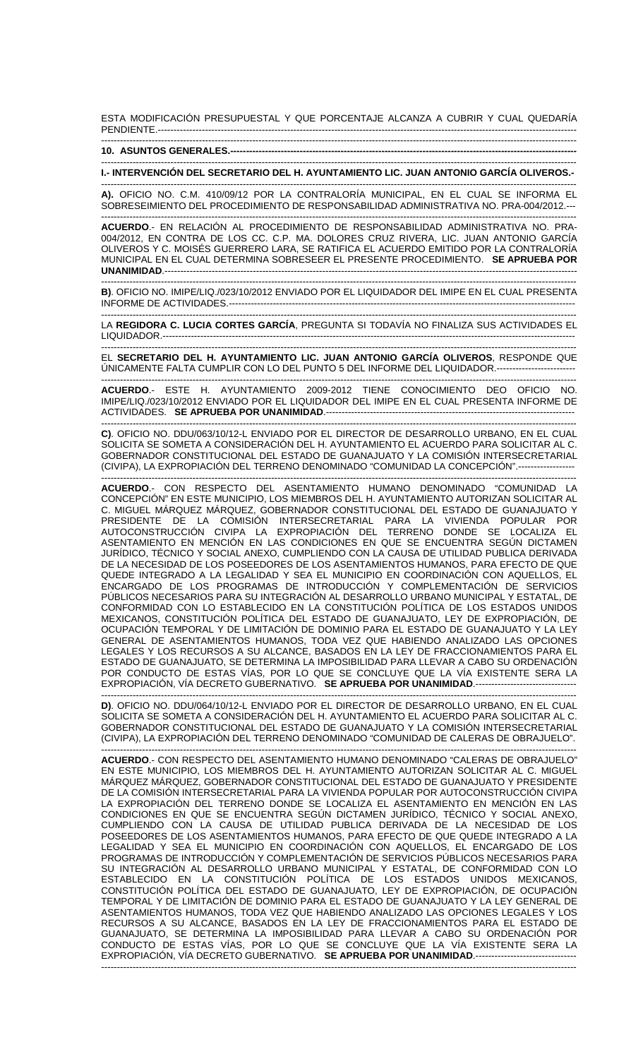ESTA MODIFICACIÓN PRESUPUESTAL Y QUE PORCENTAJE ALCANZA A CUBRIR Y CUAL QUEDARÍA PENDIENTE.------------------------------------------------------------------------------------------------------------------------

---

**10. ASUNTOS GENERALES.-----------------------------------------------------------------------------------------------------**

---

**I.- INTERVENCIÓN DEL SECRETARIO DEL H. AYUNTAMIENTO LIC. JUAN ANTONIO GARCÍA OLIVEROS.-**

---

**A).** OFICIO NO. C.M. 410/09/12 POR LA CONTRALORÍA MUNICIPAL, EN EL CUAL SE INFORMA EL SOBRESEIMIENTO DEL PROCEDIMIENTO DE RESPONSABILIDAD ADMINISTRATIVA NO. PRA-004/2012.---

---

**ACUERDO**.- EN RELACIÓN AL PROCEDIMIENTO DE RESPONSABILIDAD ADMINISTRATIVA NO. PRA-004/2012, EN CONTRA DE LOS CC. C.P. MA. DOLORES CRUZ RIVERA, LIC. JUAN ANTONIO GARCÍA OLIVEROS Y C. MOISÉS GUERRERO LARA, SE RATIFICA EL ACUERDO EMITIDO POR LA CONTRALORÍA MUNICIPAL EN EL CUAL DETERMINA SOBRESEER EL PRESENTE PROCEDIMIENTO. **SE APRUEBA POR UNANIMIDAD**.-----------------------------------------------------------------------------------------------------------------

---

**B)**. OFICIO NO. IMIPE/LIQ./023/10/2012 ENVIADO POR EL LIQUIDADOR DEL IMIPE EN EL CUAL PRESENTA INFORME DE ACTIVIDADES.-----------------------------------------------------------------------------------------------------

---

LA **REGIDORA C. LUCIA CORTES GARCÍA**, PREGUNTA SI TODAVÍA NO FINALIZA SUS ACTIVIDADES EL LIQUIDADOR.----------------------------------------------------------------------------------------------------------------------

---

EL **SECRETARIO DEL H. AYUNTAMIENTO LIC. JUAN ANTONIO GARCÍA OLIVEROS**, RESPONDE QUE ÚNICAMENTE FALTA CUMPLIR CON LO DEL PUNTO 5 DEL INFORME DEL LIQUIDADOR.-------------------------

---

**ACUERDO**.- ESTE H. AYUNTAMIENTO 2009-2012 TIENE CONOCIMIENTO DEO OFICIO NO. IMIPE/LIQ./023/10/2012 ENVIADO POR EL LIQUIDADOR DEL IMIPE EN EL CUAL PRESENTA INFORME DE ACTIVIDADES. **SE APRUEBA POR UNANIMIDAD**.-------------------------------------------------------------------------

---

**C)**. OFICIO NO. DDU/063/10/12-L ENVIADO POR EL DIRECTOR DE DESARROLLO URBANO, EN EL CUAL SOLICITA SE SOMETA A CONSIDERACIÓN DEL H. AYUNTAMIENTO EL ACUERDO PARA SOLICITAR AL C. GOBERNADOR CONSTITUCIONAL DEL ESTADO DE GUANAJUATO Y LA COMISIÓN INTERSECRETARIAL (CIVIPA), LA EXPROPIACIÓN DEL TERRENO DENOMINADO "COMUNIDAD LA CONCEPCIÓN".------------------

---

**ACUERDO**.- CON RESPECTO DEL ASENTAMIENTO HUMANO DENOMINADO "COMUNIDAD LA CONCEPCIÓN" EN ESTE MUNICIPIO, LOS MIEMBROS DEL H. AYUNTAMIENTO AUTORIZAN SOLICITAR AL C. MIGUEL MÁRQUEZ MÁRQUEZ, GOBERNADOR CONSTITUCIONAL DEL ESTADO DE GUANAJUATO Y PRESIDENTE DE LA COMISIÓN INTERSECRETARIAL PARA LA VIVIENDA POPULAR POR AUTOCONSTRUCCIÓN CIVIPA LA EXPROPIACIÓN DEL TERRENO DONDE SE LOCALIZA EL ASENTAMIENTO EN MENCIÓN EN LAS CONDICIONES EN QUE SE ENCUENTRA SEGÚN DICTAMEN JURÍDICO, TÉCNICO Y SOCIAL ANEXO, CUMPLIENDO CON LA CAUSA DE UTILIDAD PUBLICA DERIVADA DE LA NECESIDAD DE LOS POSEEDORES DE LOS ASENTAMIENTOS HUMANOS, PARA EFECTO DE QUE QUEDE INTEGRADO A LA LEGALIDAD Y SEA EL MUNICIPIO EN COORDINACIÓN CON AQUELLOS, EL ENCARGADO DE LOS PROGRAMAS DE INTRODUCCIÓN Y COMPLEMENTACIÓN DE SERVICIOS PÚBLICOS NECESARIOS PARA SU INTEGRACIÓN AL DESARROLLO URBANO MUNICIPAL Y ESTATAL, DE CONFORMIDAD CON LO ESTABLECIDO EN LA CONSTITUCIÓN POLÍTICA DE LOS ESTADOS UNIDOS MEXICANOS, CONSTITUCIÓN POLÍTICA DEL ESTADO DE GUANAJUATO, LEY DE EXPROPIACIÓN, DE OCUPACIÓN TEMPORAL Y DE LIMITACIÓN DE DOMINIO PARA EL ESTADO DE GUANAJUATO Y LA LEY GENERAL DE ASENTAMIENTOS HUMANOS, TODA VEZ QUE HABIENDO ANALIZADO LAS OPCIONES LEGALES Y LOS RECURSOS A SU ALCANCE, BASADOS EN LA LEY DE FRACCIONAMIENTOS PARA EL ESTADO DE GUANAJUATO, SE DETERMINA LA IMPOSIBILIDAD PARA LLEVAR A CABO SU ORDENACIÓN POR CONDUCTO DE ESTAS VÍAS, POR LO QUE SE CONCLUYE QUE LA VÍA EXISTENTE SERA LA EXPROPIACIÓN, VÍA DECRETO GUBERNATIVO. **SE APRUEBA POR UNANIMIDAD**.--------------------------------

---

**D)**. OFICIO NO. DDU/064/10/12-L ENVIADO POR EL DIRECTOR DE DESARROLLO URBANO, EN EL CUAL SOLICITA SE SOMETA A CONSIDERACIÓN DEL H. AYUNTAMIENTO EL ACUERDO PARA SOLICITAR AL C. GOBERNADOR CONSTITUCIONAL DEL ESTADO DE GUANAJUATO Y LA COMISIÓN INTERSECRETARIAL (CIVIPA), LA EXPROPIACIÓN DEL TERRENO DENOMINADO "COMUNIDAD DE CALERAS DE OBRAJUELO".

---

**ACUERDO**.- CON RESPECTO DEL ASENTAMIENTO HUMANO DENOMINADO "CALERAS DE OBRAJUELO" EN ESTE MUNICIPIO, LOS MIEMBROS DEL H. AYUNTAMIENTO AUTORIZAN SOLICITAR AL C. MIGUEL MÁRQUEZ MÁRQUEZ, GOBERNADOR CONSTITUCIONAL DEL ESTADO DE GUANAJUATO Y PRESIDENTE DE LA COMISIÓN INTERSECRETARIAL PARA LA VIVIENDA POPULAR POR AUTOCONSTRUCCIÓN CIVIPA LA EXPROPIACIÓN DEL TERRENO DONDE SE LOCALIZA EL ASENTAMIENTO EN MENCIÓN EN LAS CONDICIONES EN QUE SE ENCUENTRA SEGÚN DICTAMEN JURÍDICO, TÉCNICO Y SOCIAL ANEXO, CUMPLIENDO CON LA CAUSA DE UTILIDAD PUBLICA DERIVADA DE LA NECESIDAD DE LOS POSEEDORES DE LOS ASENTAMIENTOS HUMANOS, PARA EFECTO DE QUE QUEDE INTEGRADO A LA LEGALIDAD Y SEA EL MUNICIPIO EN COORDINACIÓN CON AQUELLOS, EL ENCARGADO DE LOS PROGRAMAS DE INTRODUCCIÓN Y COMPLEMENTACIÓN DE SERVICIOS PÚBLICOS NECESARIOS PARA SU INTEGRACIÓN AL DESARROLLO URBANO MUNICIPAL Y ESTATAL, DE CONFORMIDAD CON LO ESTABLECIDO EN LA CONSTITUCIÓN POLÍTICA DE LOS ESTADOS UNIDOS MEXICANOS, CONSTITUCIÓN POLÍTICA DEL ESTADO DE GUANAJUATO, LEY DE EXPROPIACIÓN, DE OCUPACIÓN TEMPORAL Y DE LIMITACIÓN DE DOMINIO PARA EL ESTADO DE GUANAJUATO Y LA LEY GENERAL DE ASENTAMIENTOS HUMANOS, TODA VEZ QUE HABIENDO ANALIZADO LAS OPCIONES LEGALES Y LOS RECURSOS A SU ALCANCE, BASADOS EN LA LEY DE FRACCIONAMIENTOS PARA EL ESTADO DE GUANAJUATO, SE DETERMINA LA IMPOSIBILIDAD PARA LLEVAR A CABO SU ORDENACIÓN POR CONDUCTO DE ESTAS VÍAS, POR LO QUE SE CONCLUYE QUE LA VÍA EXISTENTE SERA LA EXPROPIACIÓN, VÍA DECRETO GUBERNATIVO. **SE APRUEBA POR UNANIMIDAD**.--------------------------------

---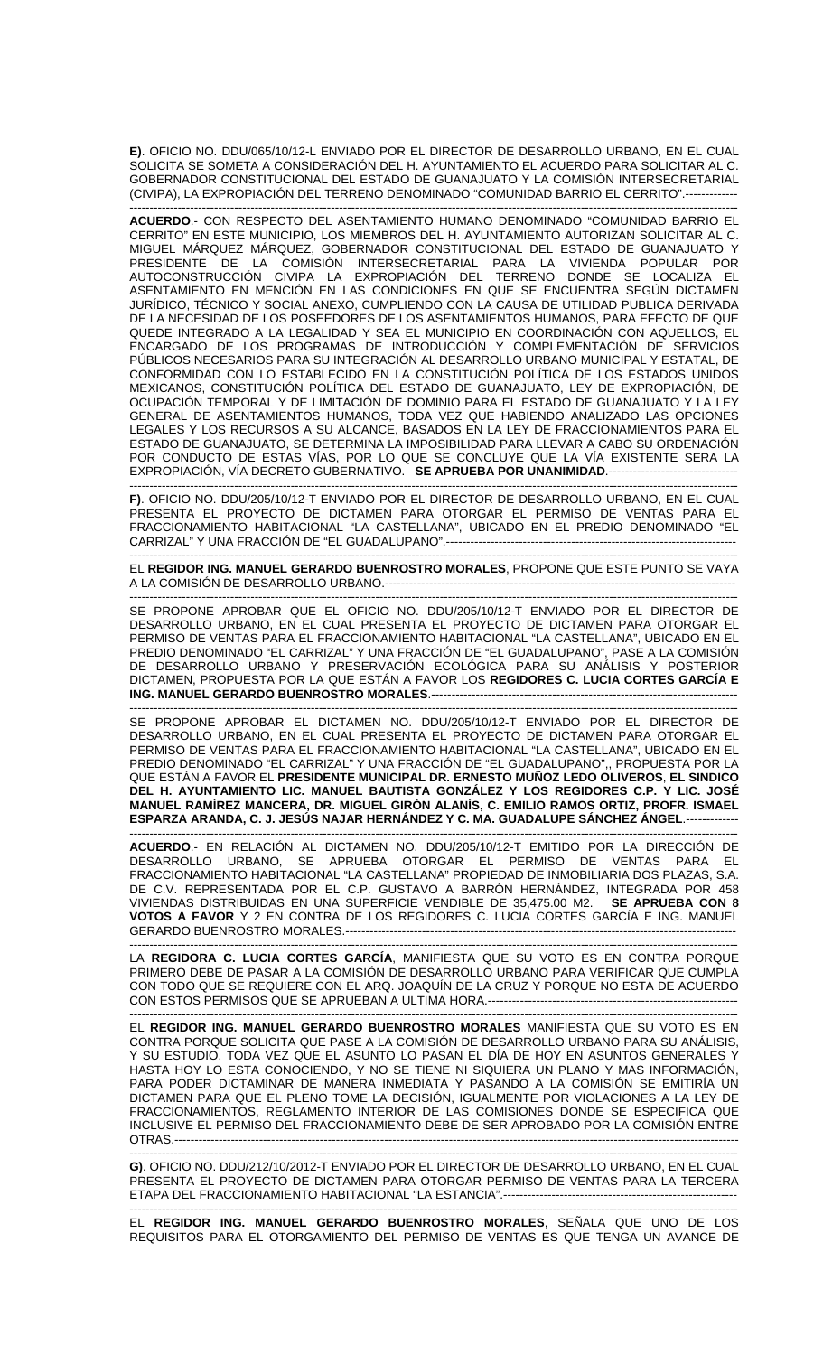**E)**. OFICIO NO. DDU/065/10/12-L ENVIADO POR EL DIRECTOR DE DESARROLLO URBANO, EN EL CUAL SOLICITA SE SOMETA A CONSIDERACIÓN DEL H. AYUNTAMIENTO EL ACUERDO PARA SOLICITAR AL C. GOBERNADOR CONSTITUCIONAL DEL ESTADO DE GUANAJUATO Y LA COMISIÓN INTERSECRETARIAL (CIVIPA), LA EXPROPIACIÓN DEL TERRENO DENOMINADO "COMUNIDAD BARRIO EL CERRITO".-------------

--------------------------------------------------------------------------------------------------------------------------------------------

**ACUERDO**.- CON RESPECTO DEL ASENTAMIENTO HUMANO DENOMINADO "COMUNIDAD BARRIO EL CERRITO" EN ESTE MUNICIPIO, LOS MIEMBROS DEL H. AYUNTAMIENTO AUTORIZAN SOLICITAR AL C. MIGUEL MÁRQUEZ MÁRQUEZ, GOBERNADOR CONSTITUCIONAL DEL ESTADO DE GUANAJUATO Y PRESIDENTE DE LA COMISIÓN INTERSECRETARIAL PARA LA VIVIENDA POPULAR POR AUTOCONSTRUCCIÓN CIVIPA LA EXPROPIACIÓN DEL TERRENO DONDE SE LOCALIZA EL ASENTAMIENTO EN MENCIÓN EN LAS CONDICIONES EN QUE SE ENCUENTRA SEGÚN DICTAMEN JURÍDICO, TÉCNICO Y SOCIAL ANEXO, CUMPLIENDO CON LA CAUSA DE UTILIDAD PUBLICA DERIVADA DE LA NECESIDAD DE LOS POSEEDORES DE LOS ASENTAMIENTOS HUMANOS, PARA EFECTO DE QUE QUEDE INTEGRADO A LA LEGALIDAD Y SEA EL MUNICIPIO EN COORDINACIÓN CON AQUELLOS, EL ENCARGADO DE LOS PROGRAMAS DE INTRODUCCIÓN Y COMPLEMENTACIÓN DE SERVICIOS PÚBLICOS NECESARIOS PARA SU INTEGRACIÓN AL DESARROLLO URBANO MUNICIPAL Y ESTATAL, DE CONFORMIDAD CON LO ESTABLECIDO EN LA CONSTITUCIÓN POLÍTICA DE LOS ESTADOS UNIDOS MEXICANOS, CONSTITUCIÓN POLÍTICA DEL ESTADO DE GUANAJUATO, LEY DE EXPROPIACIÓN, DE OCUPACIÓN TEMPORAL Y DE LIMITACIÓN DE DOMINIO PARA EL ESTADO DE GUANAJUATO Y LA LEY GENERAL DE ASENTAMIENTOS HUMANOS, TODA VEZ QUE HABIENDO ANALIZADO LAS OPCIONES LEGALES Y LOS RECURSOS A SU ALCANCE, BASADOS EN LA LEY DE FRACCIONAMIENTOS PARA EL ESTADO DE GUANAJUATO, SE DETERMINA LA IMPOSIBILIDAD PARA LLEVAR A CABO SU ORDENACIÓN POR CONDUCTO DE ESTAS VÍAS, POR LO QUE SE CONCLUYE QUE LA VÍA EXISTENTE SERA LA EXPROPIACIÓN, VÍA DECRETO GUBERNATIVO. **SE APRUEBA POR UNANIMIDAD**.--------------------------------

--------------------------------------------------------------------------------------------------------------------------------------------

**F)**. OFICIO NO. DDU/205/10/12-T ENVIADO POR EL DIRECTOR DE DESARROLLO URBANO, EN EL CUAL PRESENTA EL PROYECTO DE DICTAMEN PARA OTORGAR EL PERMISO DE VENTAS PARA EL FRACCIONAMIENTO HABITACIONAL "LA CASTELLANA", UBICADO EN EL PREDIO DENOMINADO "EL CARRIZAL" Y UNA FRACCIÓN DE "EL GUADALUPANO".------------------------------------------------------------------------

--------------------------------------------------------------------------------------------------------------------------------------------

EL **REGIDOR ING. MANUEL GERARDO BUENROSTRO MORALES**, PROPONE QUE ESTE PUNTO SE VAYA A LA COMISIÓN DE DESARROLLO URBANO.---------------------------------------------------------------------------------------

--------------------------------------------------------------------------------------------------------------------------------------------

SE PROPONE APROBAR QUE EL OFICIO NO. DDU/205/10/12-T ENVIADO POR EL DIRECTOR DE DESARROLLO URBANO, EN EL CUAL PRESENTA EL PROYECTO DE DICTAMEN PARA OTORGAR EL PERMISO DE VENTAS PARA EL FRACCIONAMIENTO HABITACIONAL "LA CASTELLANA", UBICADO EN EL PREDIO DENOMINADO "EL CARRIZAL" Y UNA FRACCIÓN DE "EL GUADALUPANO", PASE A LA COMISIÓN DE DESARROLLO URBANO Y PRESERVACIÓN ECOLÓGICA PARA SU ANÁLISIS Y POSTERIOR DICTAMEN, PROPUESTA POR LA QUE ESTÁN A FAVOR LOS **REGIDORES C. LUCIA CORTES GARCÍA E ING. MANUEL GERARDO BUENROSTRO MORALES**.-----------------------------------------------------------------------------

--------------------------------------------------------------------------------------------------------------------------------------------

SE PROPONE APROBAR EL DICTAMEN NO. DDU/205/10/12-T ENVIADO POR EL DIRECTOR DE DESARROLLO URBANO, EN EL CUAL PRESENTA EL PROYECTO DE DICTAMEN PARA OTORGAR EL PERMISO DE VENTAS PARA EL FRACCIONAMIENTO HABITACIONAL "LA CASTELLANA", UBICADO EN EL PREDIO DENOMINADO "EL CARRIZAL" Y UNA FRACCIÓN DE "EL GUADALUPANO",, PROPUESTA POR LA QUE ESTÁN A FAVOR EL **PRESIDENTE MUNICIPAL DR. ERNESTO MUÑOZ LEDO OLIVEROS**, **EL SINDICO DEL H. AYUNTAMIENTO LIC. MANUEL BAUTISTA GONZÁLEZ Y LOS REGIDORES C.P. Y LIC. JOSÉ MANUEL RAMÍREZ MANCERA, DR. MIGUEL GIRÓN ALANÍS, C. EMILIO RAMOS ORTIZ, PROFR. ISMAEL ESPARZA ARANDA, C. J. JESÚS NAJAR HERNÁNDEZ Y C. MA. GUADALUPE SÁNCHEZ ÁNGEL**.------------

--------------------------------------------------------------------------------------------------------------------------------------------

**ACUERDO**.- EN RELACIÓN AL DICTAMEN NO. DDU/205/10/12-T EMITIDO POR LA DIRECCIÓN DE DESARROLLO URBANO, SE APRUEBA OTORGAR EL PERMISO DE VENTAS PARA EL FRACCIONAMIENTO HABITACIONAL "LA CASTELLANA" PROPIEDAD DE INMOBILIARIA DOS PLAZAS, S.A. DE C.V. REPRESENTADA POR EL C.P. GUSTAVO A BARRÓN HERNÁNDEZ, INTEGRADA POR 458 VIVIENDAS DISTRIBUIDAS EN UNA SUPERFICIE VENDIBLE DE 35,475.00 M2. **SE APRUEBA CON 8 VOTOS A FAVOR** Y 2 EN CONTRA DE LOS REGIDORES C. LUCIA CORTES GARCÍA E ING. MANUEL GERARDO BUENROSTRO MORALES.-----------------------------------------------------------------------------------------------

--------------------------------------------------------------------------------------------------------------------------------------------

LA **REGIDORA C. LUCIA CORTES GARCÍA**, MANIFIESTA QUE SU VOTO ES EN CONTRA PORQUE PRIMERO DEBE DE PASAR A LA COMISIÓN DE DESARROLLO URBANO PARA VERIFICAR QUE CUMPLA CON TODO QUE SE REQUIERE CON EL ARQ. JOAQUÍN DE LA CRUZ Y PORQUE NO ESTA DE ACUERDO CON ESTOS PERMISOS QUE SE APRUEBAN A ULTIMA HORA.-------------------------------------------------------------

--------------------------------------------------------------------------------------------------------------------------------------------

EL **REGIDOR ING. MANUEL GERARDO BUENROSTRO MORALES** MANIFIESTA QUE SU VOTO ES EN CONTRA PORQUE SOLICITA QUE PASE A LA COMISIÓN DE DESARROLLO URBANO PARA SU ANÁLISIS, Y SU ESTUDIO, TODA VEZ QUE EL ASUNTO LO PASAN EL DÍA DE HOY EN ASUNTOS GENERALES Y HASTA HOY LO ESTA CONOCIENDO, Y NO SE TIENE NI SIQUIERA UN PLANO Y MAS INFORMACIÓN, PARA PODER DICTAMINAR DE MANERA INMEDIATA Y PASANDO A LA COMISIÓN SE EMITIRÍA UN DICTAMEN PARA QUE EL PLENO TOME LA DECISIÓN, IGUALMENTE POR VIOLACIONES A LA LEY DE FRACCIONAMIENTOS, REGLAMENTO INTERIOR DE LAS COMISIONES DONDE SE ESPECIFICA QUE INCLUSIVE EL PERMISO DEL FRACCIONAMIENTO DEBE DE SER APROBADO POR LA COMISIÓN ENTRE OTRAS.------------------------------------------------------------------------------------------------------------------------------------

--------------------------------------------------------------------------------------------------------------------------------------------

**G)**. OFICIO NO. DDU/212/10/2012-T ENVIADO POR EL DIRECTOR DE DESARROLLO URBANO, EN EL CUAL PRESENTA EL PROYECTO DE DICTAMEN PARA OTORGAR PERMISO DE VENTAS PARA LA TERCERA ETAPA DEL FRACCIONAMIENTO HABITACIONAL "LA ESTANCIA".-----------------------------------------------------------

--------------------------------------------------------------------------------------------------------------------------------------------

EL **REGIDOR ING. MANUEL GERARDO BUENROSTRO MORALES**, SEÑALA QUE UNO DE LOS REQUISITOS PARA EL OTORGAMIENTO DEL PERMISO DE VENTAS ES QUE TENGA UN AVANCE DE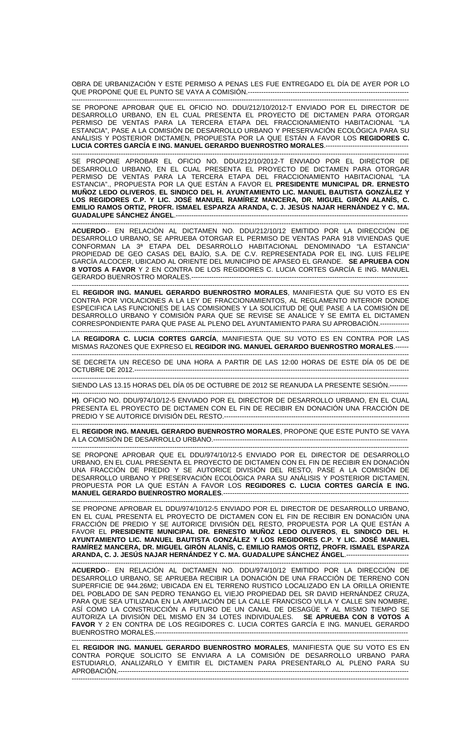OBRA DE URBANIZACIÓN Y ESTE PERMISO A PENAS LES FUE ENTREGADO EL DÍA DE AYER POR LO QUE PROPONE QUE EL PUNTO SE VAYA A COMISIÓN.-----------------------------------------------------------------------

---

SE PROPONE APROBAR QUE EL OFICIO NO. DDU/212/10/2012-T ENVIADO POR EL DIRECTOR DE DESARROLLO URBANO, EN EL CUAL PRESENTA EL PROYECTO DE DICTAMEN PARA OTORGAR PERMISO DE VENTAS PARA LA TERCERA ETAPA DEL FRACCIONAMIENTO HABITACIONAL "LA ESTANCIA", PASE A LA COMISIÓN DE DESARROLLO URBANO Y PRESERVACIÓN ECOLÓGICA PARA SU ANÁLISIS Y POSTERIOR DICTAMEN, PROPUESTA POR LA QUE ESTÁN A FAVOR LOS **REGIDORES C. LUCIA CORTES GARCÍA E ING. MANUEL GERARDO BUENROSTRO MORALES**.--------------------------------------

---

SE PROPONE APROBAR EL OFICIO NO. DDU/212/10/2012-T ENVIADO POR EL DIRECTOR DE DESARROLLO URBANO, EN EL CUAL PRESENTA EL PROYECTO DE DICTAMEN PARA OTORGAR PERMISO DE VENTAS PARA LA TERCERA ETAPA DEL FRACCIONAMIENTO HABITACIONAL "LA ESTANCIA"., PROPUESTA POR LA QUE ESTÁN A FAVOR EL **PRESIDENTE MUNICIPAL DR. ERNESTO MUÑOZ LEDO OLIVEROS**, **EL SINDICO DEL H. AYUNTAMIENTO LIC. MANUEL BAUTISTA GONZÁLEZ Y LOS REGIDORES C.P. Y LIC. JOSÉ MANUEL RAMÍREZ MANCERA, DR. MIGUEL GIRÓN ALANÍS, C. EMILIO RAMOS ORTIZ, PROFR. ISMAEL ESPARZA ARANDA, C. J. JESÚS NAJAR HERNÁNDEZ Y C. MA. GUADALUPE SÁNCHEZ ÁNGEL**.-------------------------------------------------------------------------------------------------------

---

**ACUERDO**.- EN RELACIÓN AL DICTAMEN NO. DDU/212/10/12 EMITIDO POR LA DIRECCIÓN DE DESARROLLO URBANO, SE APRUEBA OTORGAR EL PERMISO DE VENTAS PARA 918 VIVIENDAS QUE CONFORMAN LA 3ª ETAPA DEL DESARROLLO HABITACIONAL DENOMINADO "LA ESTANCIA" PROPIEDAD DE GEO CASAS DEL BAJÍO, S.A. DE C.V. REPRESENTADA POR EL ING. LUIS FELIPE GARCÍA ALCOCER, UBICADO AL ORIENTE DEL MUNICIPIO DE APASEO EL GRANDE. **SE APRUEBA CON 8 VOTOS A FAVOR** Y 2 EN CONTRA DE LOS REGIDORES C. LUCIA CORTES GARCÍA E ING. MANUEL GERARDO BUENROSTRO MORALES.--------------------------------------------------------------------------------------------

---

EL **REGIDOR ING. MANUEL GERARDO BUENROSTRO MORALES**, MANIFIESTA QUE SU VOTO ES EN CONTRA POR VIOLACIONES A LA LEY DE FRACCIONAMIENTOS, AL REGLAMENTO INTERIOR DONDE ESPECIFICA LAS FUNCIONES DE LAS COMISIONES Y LA SOLICITUD DE QUE PASE A LA COMISIÓN DE DESARROLLO URBANO Y COMISIÓN PARA QUE SE REVISE SE ANALICE Y SE EMITA EL DICTAMEN CORRESPONDIENTE PARA QUE PASE AL PLENO DEL AYUNTAMIENTO PARA SU APROBACIÓN.-------------

---

LA **REGIDORA C. LUCIA CORTES GARCÍA**, MANIFIESTA QUE SU VOTO ES EN CONTRA POR LAS MISMAS RAZONES QUE EXPRESO EL **REGIDOR ING. MANUEL GERARDO BUENROSTRO MORALES**.------

---

SE DECRETA UN RECESO DE UNA HORA A PARTIR DE LAS 12:00 HORAS DE ESTE DÍA 05 DE DE OCTUBRE DE 2012.-----------------------------------------------------------------------------------------------------------------

---

SIENDO LAS 13.15 HORAS DEL DÍA 05 DE OCTUBRE DE 2012 SE REANUDA LA PRESENTE SESIÓN.--------

---

**H)**. OFICIO NO. DDU/974/10/12-5 ENVIADO POR EL DIRECTOR DE DESARROLLO URBANO, EN EL CUAL PRESENTA EL PROYECTO DE DICTAMEN CON EL FIN DE RECIBIR EN DONACIÓN UNA FRACCIÓN DE PREDIO Y SE AUTORICE DIVISIÓN DEL RESTO.------------------------------------------------------------------------------

---

EL **REGIDOR ING. MANUEL GERARDO BUENROSTRO MORALES**, PROPONE QUE ESTE PUNTO SE VAYA A LA COMISIÓN DE DESARROLLO URBANO.-----------------------------------------------------------------------------------

---

SE PROPONE APROBAR QUE EL DDU/974/10/12-5 ENVIADO POR EL DIRECTOR DE DESARROLLO URBANO, EN EL CUAL PRESENTA EL PROYECTO DE DICTAMEN CON EL FIN DE RECIBIR EN DONACIÓN UNA FRACCIÓN DE PREDIO Y SE AUTORICE DIVISIÓN DEL RESTO, PASE A LA COMISIÓN DE DESARROLLO URBANO Y PRESERVACIÓN ECOLÓGICA PARA SU ANÁLISIS Y POSTERIOR DICTAMEN, PROPUESTA POR LA QUE ESTÁN A FAVOR LOS **REGIDORES C. LUCIA CORTES GARCÍA E ING. MANUEL GERARDO BUENROSTRO MORALES**.----------------------------------------------------------------------------------

---

SE PROPONE APROBAR EL DDU/974/10/12-5 ENVIADO POR EL DIRECTOR DE DESARROLLO URBANO, EN EL CUAL PRESENTA EL PROYECTO DE DICTAMEN CON EL FIN DE RECIBIR EN DONACIÓN UNA FRACCIÓN DE PREDIO Y SE AUTORICE DIVISIÓN DEL RESTO, PROPUESTA POR LA QUE ESTÁN A FAVOR EL **PRESIDENTE MUNICIPAL DR. ERNESTO MUÑOZ LEDO OLIVEROS**, **EL SINDICO DEL H. AYUNTAMIENTO LIC. MANUEL BAUTISTA GONZÁLEZ Y LOS REGIDORES C.P. Y LIC. JOSÉ MANUEL RAMÍREZ MANCERA, DR. MIGUEL GIRÓN ALANÍS, C. EMILIO RAMOS ORTIZ, PROFR. ISMAEL ESPARZA ARANDA, C. J. JESÚS NAJAR HERNÁNDEZ Y C. MA. GUADALUPE SÁNCHEZ ÁNGEL**.---------------------------

---

**ACUERDO**.- EN RELACIÓN AL DICTAMEN NO. DDU/974/10/12 EMITIDO POR LA DIRECCIÓN DE DESARROLLO URBANO, SE APRUEBA RECIBIR LA DONACIÓN DE UNA FRACCIÓN DE TERRENO CON SUPERFICIE DE 944.26M2; UBICADA EN EL TERRENO RUSTICO LOCALIZADO EN LA ORILLA ORIENTE DEL POBLADO DE SAN PEDRO TENANGO EL VIEJO PROPIEDAD DEL SR DAVID HERNÁNDEZ CRUZA, PARA QUE SEA UTILIZADA EN LA AMPLIACIÓN DE LA CALLE FRANCISCO VILLA Y CALLE SIN NOMBRE, ASÍ COMO LA CONSTRUCCIÓN A FUTURO DE UN CANAL DE DESAGÜE Y AL MISMO TIEMPO SE AUTORIZA LA DIVISIÓN DEL MISMO EN 34 LOTES INDIVIDUALES. **SE APRUEBA CON 8 VOTOS A FAVOR** Y 2 EN CONTRA DE LOS REGIDORES C. LUCIA CORTES GARCÍA E ING. MANUEL GERARDO BUENROSTRO MORALES.--------------------------------------------------------------------------------------------------------

---

EL **REGIDOR ING. MANUEL GERARDO BUENROSTRO MORALES**, MANIFIESTA QUE SU VOTO ES EN CONTRA PORQUE SOLICITO SE ENVIARA A LA COMISIÓN DE DESARROLLO URBANO PARA ESTUDIARLO, ANALIZARLO Y EMITIR EL DICTAMEN PARA PRESENTARLO AL PLENO PARA SU APROBACIÓN.-------------------------------------------------------------------------------------------------------------------------

---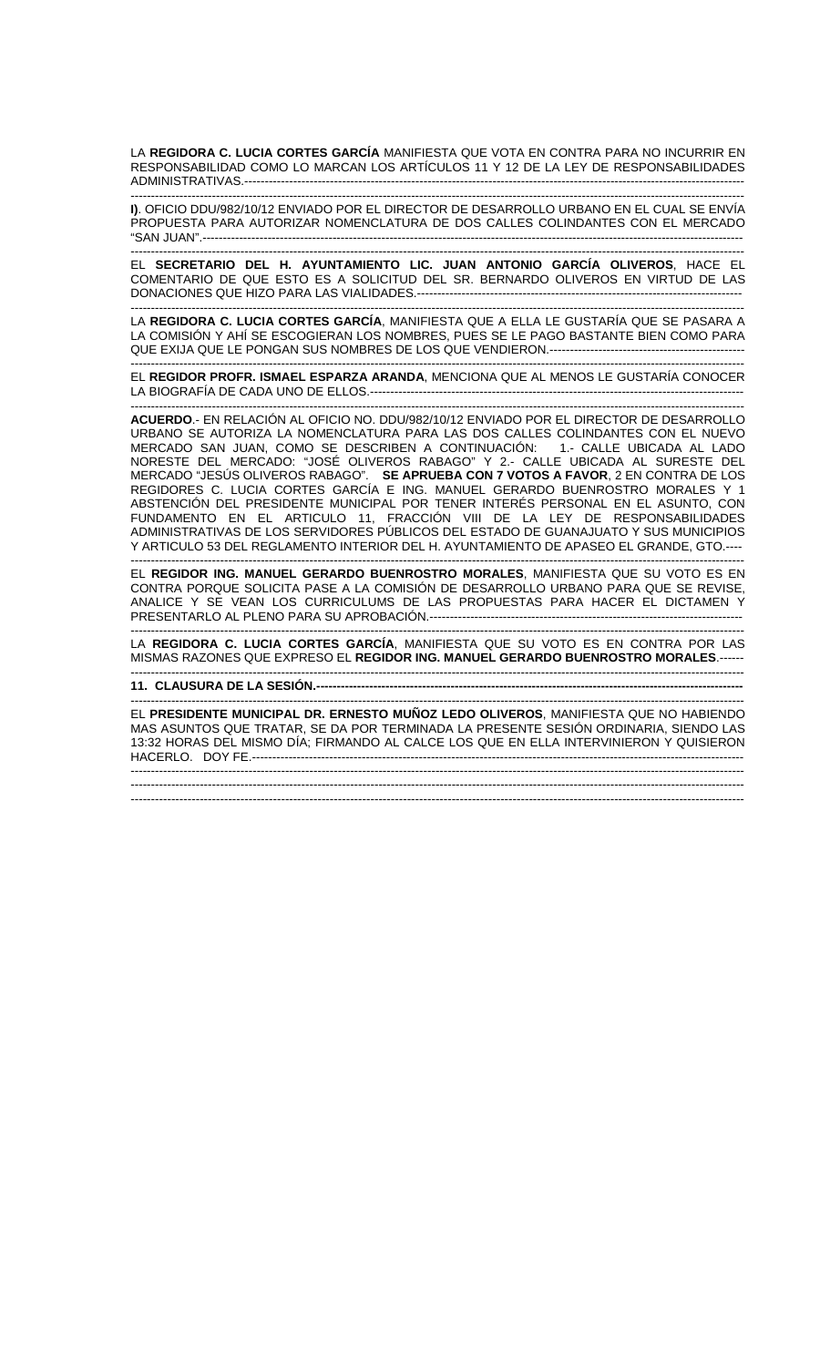LA **REGIDORA C. LUCIA CORTES GARCÍA** MANIFIESTA QUE VOTA EN CONTRA PARA NO INCURRIR EN RESPONSABILIDAD COMO LO MARCAN LOS ARTÍCULOS 11 Y 12 DE LA LEY DE RESPONSABILIDADES ADMINISTRATIVAS.--------------------------------------------------------------------------------------------------------------------------

---

**I)**. OFICIO DDU/982/10/12 ENVIADO POR EL DIRECTOR DE DESARROLLO URBANO EN EL CUAL SE ENVÍA PROPUESTA PARA AUTORIZAR NOMENCLATURA DE DOS CALLES COLINDANTES CON EL MERCADO "SAN JUAN".--------------------------------------------------------------------------------------------------------------------------

---

EL **SECRETARIO DEL H. AYUNTAMIENTO LIC. JUAN ANTONIO GARCÍA OLIVEROS**, HACE EL COMENTARIO DE QUE ESTO ES A SOLICITUD DEL SR. BERNARDO OLIVEROS EN VIRTUD DE LAS DONACIONES QUE HIZO PARA LAS VIALIDADES.----------------------------------------------------------------------------

---

LA **REGIDORA C. LUCIA CORTES GARCÍA**, MANIFIESTA QUE A ELLA LE GUSTARÍA QUE SE PASARA A LA COMISIÓN Y AHÍ SE ESCOGIERAN LOS NOMBRES, PUES SE LE PAGO BASTANTE BIEN COMO PARA QUE EXIJA QUE LE PONGAN SUS NOMBRES DE LOS QUE VENDIERON.------------------------------------------------

---

EL **REGIDOR PROFR. ISMAEL ESPARZA ARANDA**, MENCIONA QUE AL MENOS LE GUSTARÍA CONOCER LA BIOGRAFÍA DE CADA UNO DE ELLOS.---------------------------------------------------------------------------------------------

---

**ACUERDO**.- EN RELACIÓN AL OFICIO NO. DDU/982/10/12 ENVIADO POR EL DIRECTOR DE DESARROLLO URBANO SE AUTORIZA LA NOMENCLATURA PARA LAS DOS CALLES COLINDANTES CON EL NUEVO MERCADO SAN JUAN, COMO SE DESCRIBEN A CONTINUACIÓN: 1.- CALLE UBICADA AL LADO NORESTE DEL MERCADO: "JOSÉ OLIVEROS RABAGO" Y 2.- CALLE UBICADA AL SURESTE DEL MERCADO "JESÚS OLIVEROS RABAGO". **SE APRUEBA CON 7 VOTOS A FAVOR**, 2 EN CONTRA DE LOS REGIDORES C. LUCIA CORTES GARCÍA E ING. MANUEL GERARDO BUENROSTRO MORALES Y 1 ABSTENCIÓN DEL PRESIDENTE MUNICIPAL POR TENER INTERÉS PERSONAL EN EL ASUNTO, CON FUNDAMENTO EN EL ARTICULO 11, FRACCIÓN VIII DE LA LEY DE RESPONSABILIDADES ADMINISTRATIVAS DE LOS SERVIDORES PÚBLICOS DEL ESTADO DE GUANAJUATO Y SUS MUNICIPIOS Y ARTICULO 53 DEL REGLAMENTO INTERIOR DEL H. AYUNTAMIENTO DE APASEO EL GRANDE, GTO.----

---

EL **REGIDOR ING. MANUEL GERARDO BUENROSTRO MORALES**, MANIFIESTA QUE SU VOTO ES EN CONTRA PORQUE SOLICITA PASE A LA COMISIÓN DE DESARROLLO URBANO PARA QUE SE REVISE, ANALICE Y SE VEAN LOS CURRICULUMS DE LAS PROPUESTAS PARA HACER EL DICTAMEN Y PRESENTARLO AL PLENO PARA SU APROBACIÓN.------------------------------------------------------------------------------

---

LA **REGIDORA C. LUCIA CORTES GARCÍA**, MANIFIESTA QUE SU VOTO ES EN CONTRA POR LAS MISMAS RAZONES QUE EXPRESO EL **REGIDOR ING. MANUEL GERARDO BUENROSTRO MORALES**.------

---

**11. CLAUSURA DE LA SESIÓN.---------------------------------------------------------------------------------------------------**

---

EL **PRESIDENTE MUNICIPAL DR. ERNESTO MUÑOZ LEDO OLIVEROS**, MANIFIESTA QUE NO HABIENDO MAS ASUNTOS QUE TRATAR, SE DA POR TERMINADA LA PRESENTE SESIÓN ORDINARIA, SIENDO LAS 13:32 HORAS DEL MISMO DÍA; FIRMANDO AL CALCE LOS QUE EN ELLA INTERVINIERON Y QUISIERON HACERLO. DOY FE.------------------------------------------------------------------------------------------------------------------

---